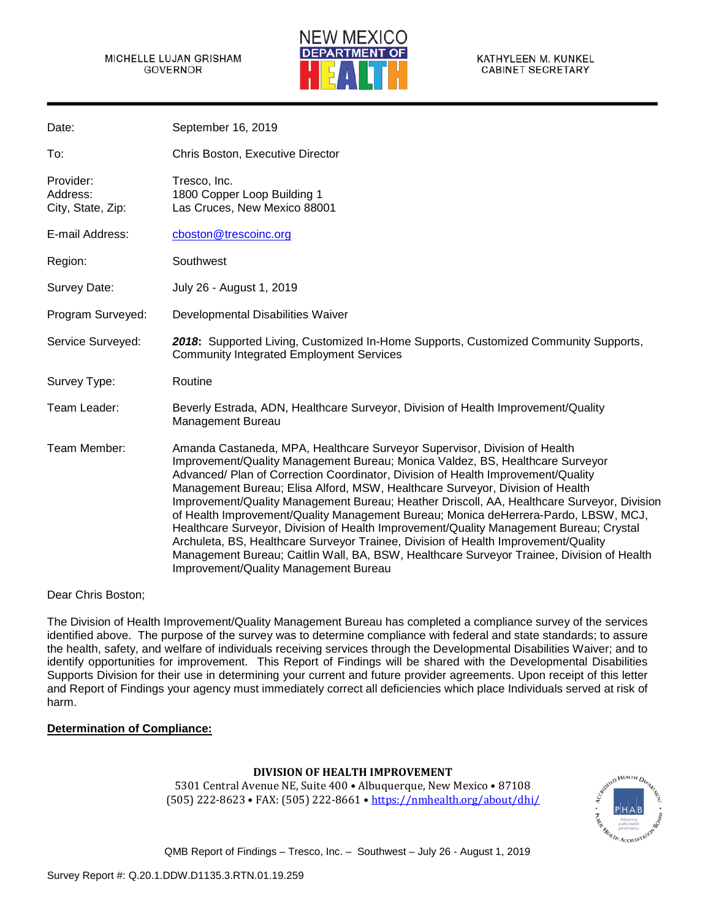MICHELLE LUJAN GRISHAM
GOVERNOR

NEW MEXICO DEPARTMENT OF HEALTH

KATHYLEEN M. KUNKEL
CABINET SECRETARY

| | |
|---|---|
| Date: | September 16, 2019 |
| To: | Chris Boston, Executive Director |
| Provider:<br>Address:<br>City, State, Zip: | Tresco, Inc.<br>1800 Copper Loop Building 1<br>Las Cruces, New Mexico 88001 |
| E-mail Address: | cboston@trescoinc.org |
| Region: | Southwest |
| Survey Date: | July 26 - August 1, 2019 |
| Program Surveyed: | Developmental Disabilities Waiver |
| Service Surveyed: | ***2018*****:** Supported Living, Customized In-Home Supports, Customized Community Supports, Community Integrated Employment Services |
| Survey Type: | Routine |
| Team Leader: | Beverly Estrada, ADN, Healthcare Surveyor, Division of Health Improvement/Quality Management Bureau |
| Team Member: | Amanda Castaneda, MPA, Healthcare Surveyor Supervisor, Division of Health Improvement/Quality Management Bureau; Monica Valdez, BS, Healthcare Surveyor Advanced/ Plan of Correction Coordinator, Division of Health Improvement/Quality Management Bureau; Elisa Alford, MSW, Healthcare Surveyor, Division of Health Improvement/Quality Management Bureau; Heather Driscoll, AA, Healthcare Surveyor, Division of Health Improvement/Quality Management Bureau; Monica deHerrera-Pardo, LBSW, MCJ, Healthcare Surveyor, Division of Health Improvement/Quality Management Bureau; Crystal Archuleta, BS, Healthcare Surveyor Trainee, Division of Health Improvement/Quality Management Bureau; Caitlin Wall, BA, BSW, Healthcare Surveyor Trainee, Division of Health Improvement/Quality Management Bureau |

Dear Chris Boston;

The Division of Health Improvement/Quality Management Bureau has completed a compliance survey of the services identified above. The purpose of the survey was to determine compliance with federal and state standards; to assure the health, safety, and welfare of individuals receiving services through the Developmental Disabilities Waiver; and to identify opportunities for improvement. This Report of Findings will be shared with the Developmental Disabilities Supports Division for their use in determining your current and future provider agreements. Upon receipt of this letter and Report of Findings your agency must immediately correct all deficiencies which place Individuals served at risk of harm.

**Determination of Compliance:**

**DIVISION OF HEALTH IMPROVEMENT**
5301 Central Avenue NE, Suite 400 • Albuquerque, New Mexico • 87108
(505) 222-8623 • FAX: (505) 222-8661 • https://nmhealth.org/about/dhi/

Survey Report #: Q.20.1.DDW.D1135.3.RTN.01.19.259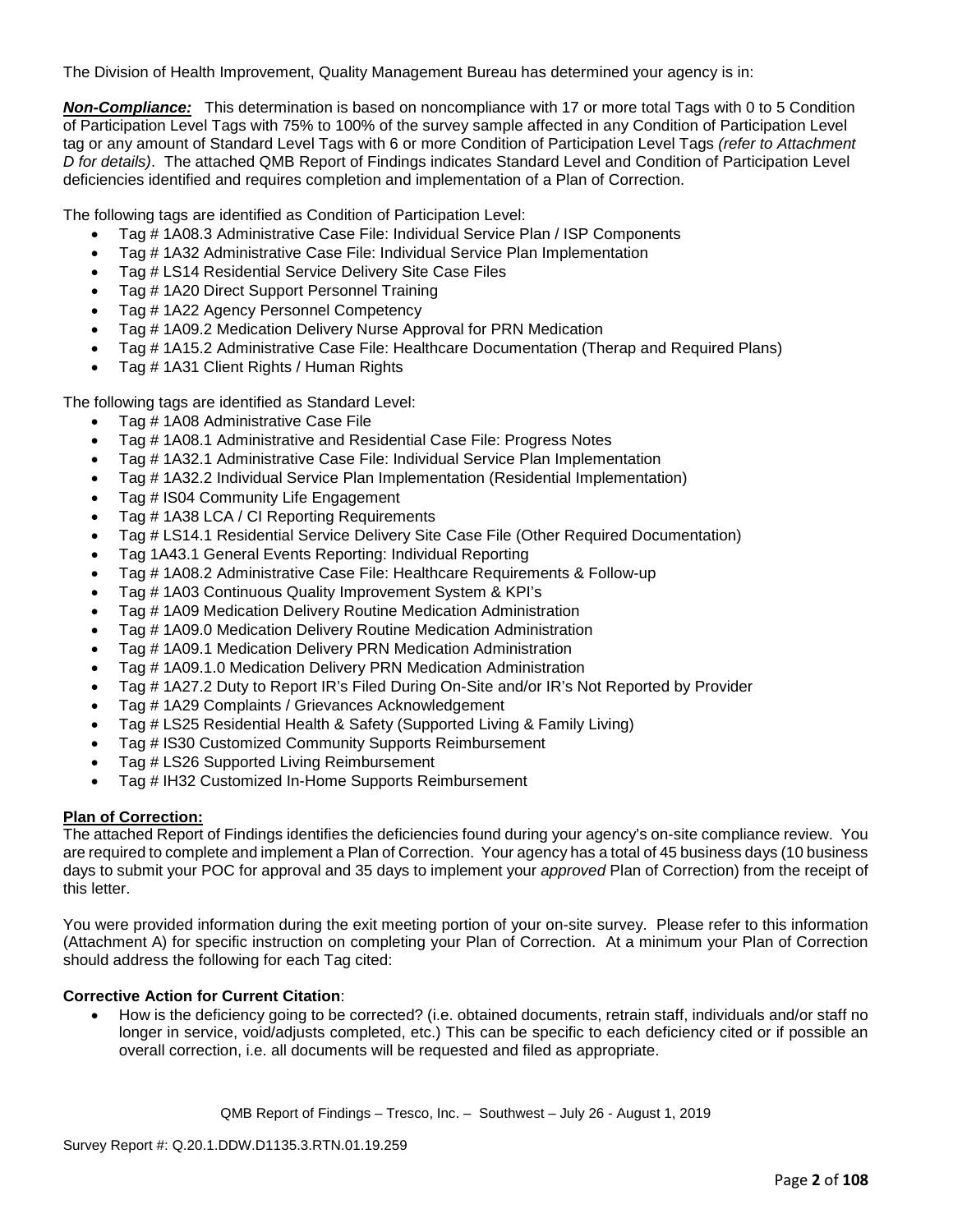The Division of Health Improvement, Quality Management Bureau has determined your agency is in:

***Non-Compliance:*** This determination is based on noncompliance with 17 or more total Tags with 0 to 5 Condition of Participation Level Tags with 75% to 100% of the survey sample affected in any Condition of Participation Level tag or any amount of Standard Level Tags with 6 or more Condition of Participation Level Tags *(refer to Attachment D for details)*. The attached QMB Report of Findings indicates Standard Level and Condition of Participation Level deficiencies identified and requires completion and implementation of a Plan of Correction.

The following tags are identified as Condition of Participation Level:

- Tag # 1A08.3 Administrative Case File: Individual Service Plan / ISP Components
- Tag # 1A32 Administrative Case File: Individual Service Plan Implementation
- Tag # LS14 Residential Service Delivery Site Case Files
- Tag # 1A20 Direct Support Personnel Training
- Tag # 1A22 Agency Personnel Competency
- Tag # 1A09.2 Medication Delivery Nurse Approval for PRN Medication
- Tag # 1A15.2 Administrative Case File: Healthcare Documentation (Therap and Required Plans)
- Tag # 1A31 Client Rights / Human Rights

The following tags are identified as Standard Level:

- Tag # 1A08 Administrative Case File
- Tag # 1A08.1 Administrative and Residential Case File: Progress Notes
- Tag # 1A32.1 Administrative Case File: Individual Service Plan Implementation
- Tag # 1A32.2 Individual Service Plan Implementation (Residential Implementation)
- Tag # IS04 Community Life Engagement
- Tag # 1A38 LCA / CI Reporting Requirements
- Tag # LS14.1 Residential Service Delivery Site Case File (Other Required Documentation)
- Tag 1A43.1 General Events Reporting: Individual Reporting
- Tag # 1A08.2 Administrative Case File: Healthcare Requirements & Follow-up
- Tag # 1A03 Continuous Quality Improvement System & KPI's
- Tag # 1A09 Medication Delivery Routine Medication Administration
- Tag # 1A09.0 Medication Delivery Routine Medication Administration
- Tag # 1A09.1 Medication Delivery PRN Medication Administration
- Tag # 1A09.1.0 Medication Delivery PRN Medication Administration
- Tag # 1A27.2 Duty to Report IR's Filed During On-Site and/or IR's Not Reported by Provider
- Tag # 1A29 Complaints / Grievances Acknowledgement
- Tag # LS25 Residential Health & Safety (Supported Living & Family Living)
- Tag # IS30 Customized Community Supports Reimbursement
- Tag # LS26 Supported Living Reimbursement
- Tag # IH32 Customized In-Home Supports Reimbursement

**Plan of Correction:**

The attached Report of Findings identifies the deficiencies found during your agency's on-site compliance review. You are required to complete and implement a Plan of Correction. Your agency has a total of 45 business days (10 business days to submit your POC for approval and 35 days to implement your *approved* Plan of Correction) from the receipt of this letter.

You were provided information during the exit meeting portion of your on-site survey. Please refer to this information (Attachment A) for specific instruction on completing your Plan of Correction. At a minimum your Plan of Correction should address the following for each Tag cited:

**Corrective Action for Current Citation**:

- How is the deficiency going to be corrected? (i.e. obtained documents, retrain staff, individuals and/or staff no longer in service, void/adjusts completed, etc.) This can be specific to each deficiency cited or if possible an overall correction, i.e. all documents will be requested and filed as appropriate.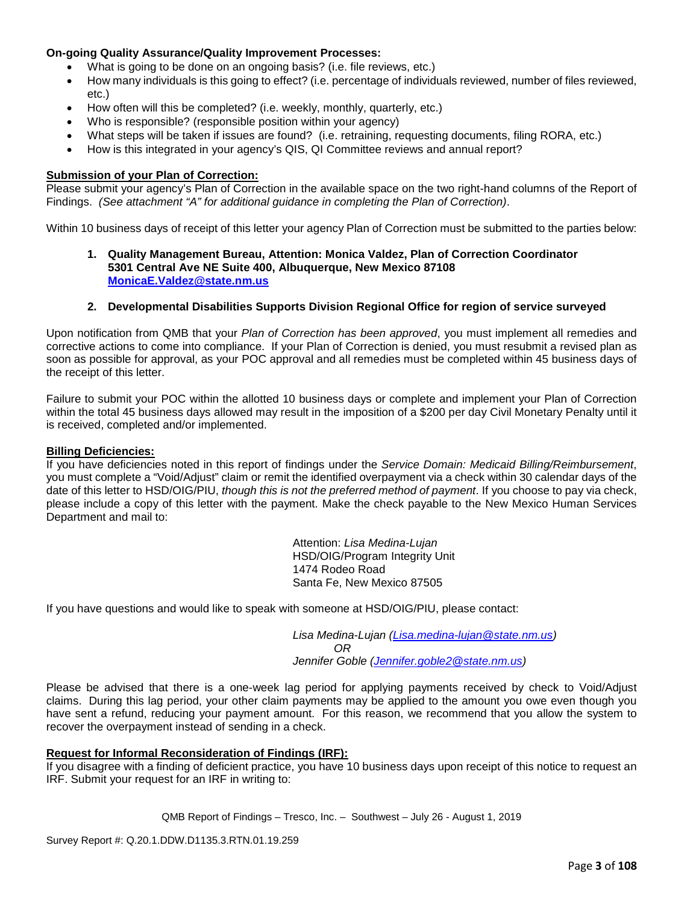**On-going Quality Assurance/Quality Improvement Processes:**

- What is going to be done on an ongoing basis? (i.e. file reviews, etc.)
- How many individuals is this going to effect? (i.e. percentage of individuals reviewed, number of files reviewed, etc.)
- How often will this be completed? (i.e. weekly, monthly, quarterly, etc.)
- Who is responsible? (responsible position within your agency)
- What steps will be taken if issues are found? (i.e. retraining, requesting documents, filing RORA, etc.)
- How is this integrated in your agency's QIS, QI Committee reviews and annual report?

**Submission of your Plan of Correction:**

Please submit your agency's Plan of Correction in the available space on the two right-hand columns of the Report of Findings. *(See attachment "A" for additional guidance in completing the Plan of Correction)*.

Within 10 business days of receipt of this letter your agency Plan of Correction must be submitted to the parties below:

1. **Quality Management Bureau, Attention: Monica Valdez, Plan of Correction Coordinator 5301 Central Ave NE Suite 400, Albuquerque, New Mexico 87108 [MonicaE.Valdez@state.nm.us](mailto:MonicaE.Valdez@state.nm.us)**

2. **Developmental Disabilities Supports Division Regional Office for region of service surveyed**

Upon notification from QMB that your *Plan of Correction has been approved*, you must implement all remedies and corrective actions to come into compliance. If your Plan of Correction is denied, you must resubmit a revised plan as soon as possible for approval, as your POC approval and all remedies must be completed within 45 business days of the receipt of this letter.

Failure to submit your POC within the allotted 10 business days or complete and implement your Plan of Correction within the total 45 business days allowed may result in the imposition of a $200 per day Civil Monetary Penalty until it is received, completed and/or implemented.

**Billing Deficiencies:**

If you have deficiencies noted in this report of findings under the *Service Domain: Medicaid Billing/Reimbursement*, you must complete a "Void/Adjust" claim or remit the identified overpayment via a check within 30 calendar days of the date of this letter to HSD/OIG/PIU, *though this is not the preferred method of payment*. If you choose to pay via check, please include a copy of this letter with the payment. Make the check payable to the New Mexico Human Services Department and mail to:

Attention: *Lisa Medina-Lujan*
HSD/OIG/Program Integrity Unit
1474 Rodeo Road
Santa Fe, New Mexico 87505

If you have questions and would like to speak with someone at HSD/OIG/PIU, please contact:

*Lisa Medina-Lujan ([Lisa.medina-lujan@state.nm.us](mailto:Lisa.medina-lujan@state.nm.us))*
*OR*
*Jennifer Goble ([Jennifer.goble2@state.nm.us](mailto:Jennifer.goble2@state.nm.us))*

Please be advised that there is a one-week lag period for applying payments received by check to Void/Adjust claims. During this lag period, your other claim payments may be applied to the amount you owe even though you have sent a refund, reducing your payment amount. For this reason, we recommend that you allow the system to recover the overpayment instead of sending in a check.

**Request for Informal Reconsideration of Findings (IRF):**

If you disagree with a finding of deficient practice, you have 10 business days upon receipt of this notice to request an IRF. Submit your request for an IRF in writing to: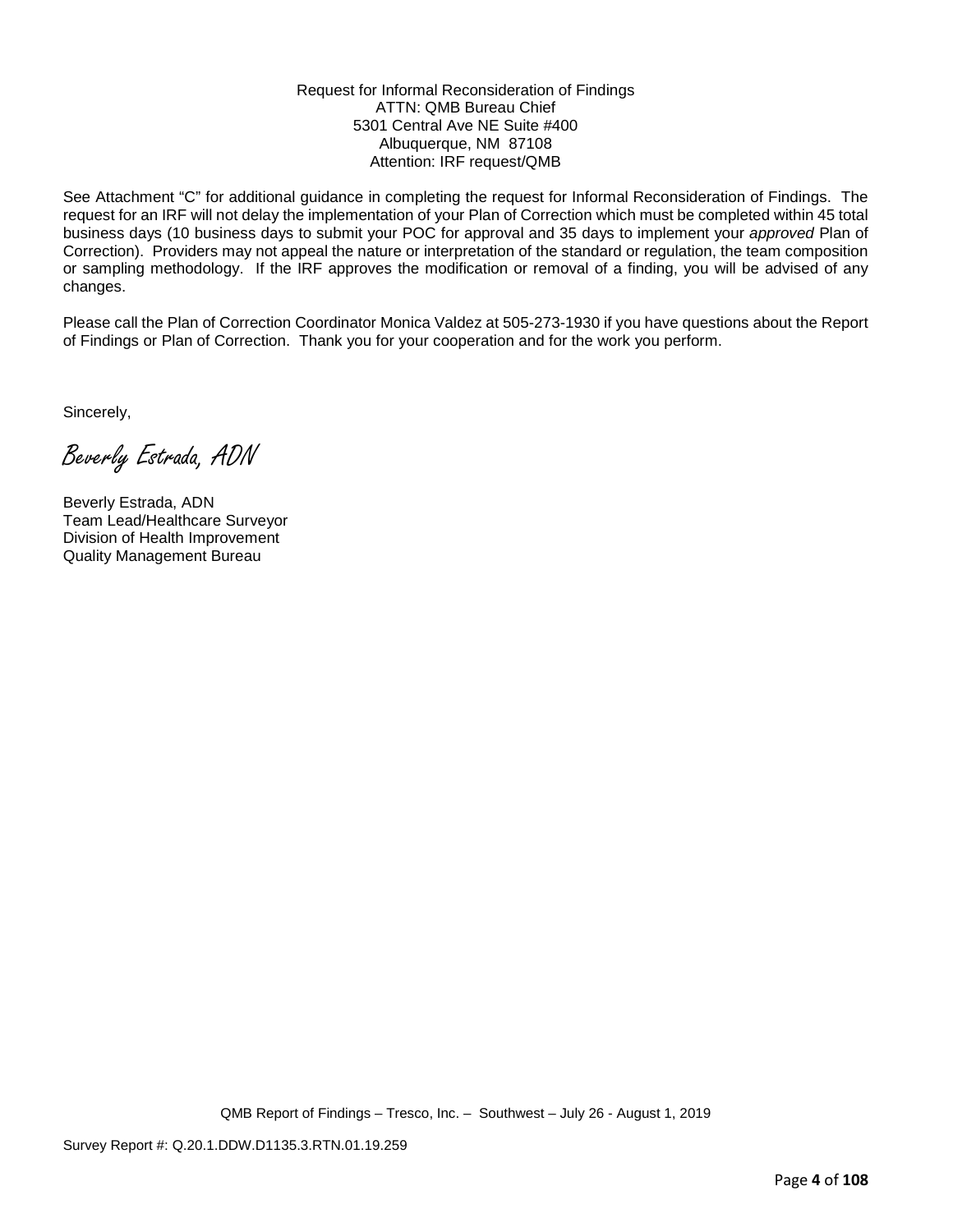Request for Informal Reconsideration of Findings
ATTN: QMB Bureau Chief
5301 Central Ave NE Suite #400
Albuquerque, NM 87108
Attention: IRF request/QMB

See Attachment "C" for additional guidance in completing the request for Informal Reconsideration of Findings. The request for an IRF will not delay the implementation of your Plan of Correction which must be completed within 45 total business days (10 business days to submit your POC for approval and 35 days to implement your *approved* Plan of Correction). Providers may not appeal the nature or interpretation of the standard or regulation, the team composition or sampling methodology. If the IRF approves the modification or removal of a finding, you will be advised of any changes.

Please call the Plan of Correction Coordinator Monica Valdez at 505-273-1930 if you have questions about the Report of Findings or Plan of Correction. Thank you for your cooperation and for the work you perform.

Sincerely,

*Beverly Estrada, ADN*

Beverly Estrada, ADN
Team Lead/Healthcare Surveyor
Division of Health Improvement
Quality Management Bureau

QMB Report of Findings – Tresco, Inc. – Southwest – July 26 - August 1, 2019

Survey Report #: Q.20.1.DDW.D1135.3.RTN.01.19.259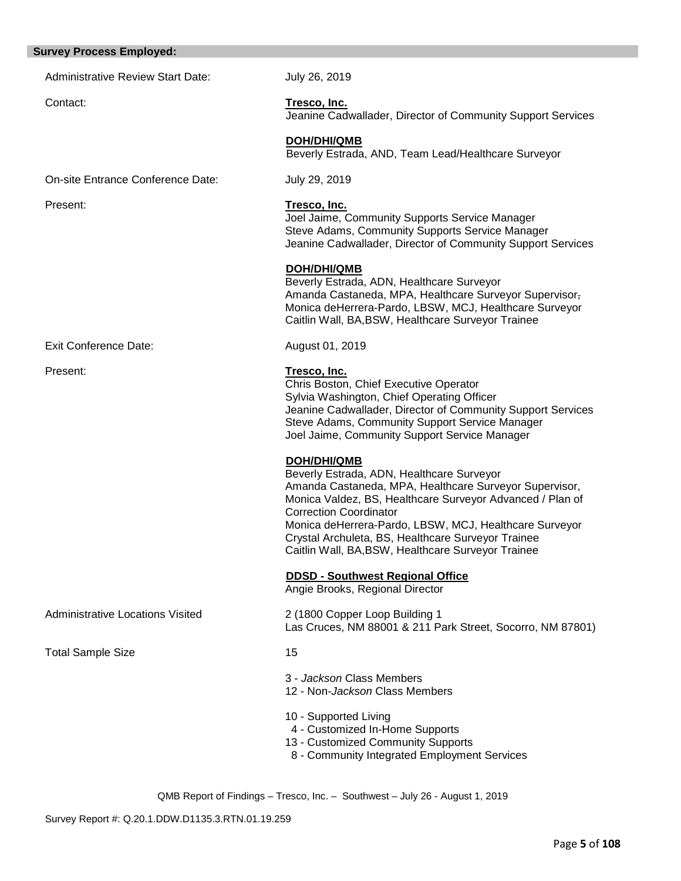**Survey Process Employed:**

| | |
|---|---|
| Administrative Review Start Date: | July 26, 2019 |
| Contact: | **Tresco, Inc.**<br>Jeanine Cadwallader, Director of Community Support Services<br><br>**DOH/DHI/QMB**<br>Beverly Estrada, AND, Team Lead/Healthcare Surveyor |
| On-site Entrance Conference Date: | July 29, 2019 |
| Present: | **Tresco, Inc.**<br>Joel Jaime, Community Supports Service Manager<br>Steve Adams, Community Supports Service Manager<br>Jeanine Cadwallader, Director of Community Support Services<br><br>**DOH/DHI/QMB**<br>Beverly Estrada, ADN, Healthcare Surveyor<br>Amanda Castaneda, MPA, Healthcare Surveyor Supervisor,<br>Monica deHerrera-Pardo, LBSW, MCJ, Healthcare Surveyor<br>Caitlin Wall, BA,BSW, Healthcare Surveyor Trainee |
| Exit Conference Date: | August 01, 2019 |
| Present: | **Tresco, Inc.**<br>Chris Boston, Chief Executive Operator<br>Sylvia Washington, Chief Operating Officer<br>Jeanine Cadwallader, Director of Community Support Services<br>Steve Adams, Community Support Service Manager<br>Joel Jaime, Community Support Service Manager<br><br>**DOH/DHI/QMB**<br>Beverly Estrada, ADN, Healthcare Surveyor<br>Amanda Castaneda, MPA, Healthcare Surveyor Supervisor,<br>Monica Valdez, BS, Healthcare Surveyor Advanced / Plan of Correction Coordinator<br>Monica deHerrera-Pardo, LBSW, MCJ, Healthcare Surveyor<br>Crystal Archuleta, BS, Healthcare Surveyor Trainee<br>Caitlin Wall, BA,BSW, Healthcare Surveyor Trainee<br><br>**DDSD - Southwest Regional Office**<br>Angie Brooks, Regional Director |
| Administrative Locations Visited | 2 (1800 Copper Loop Building 1 Las Cruces, NM 88001 & 211 Park Street, Socorro, NM 87801) |
| Total Sample Size | 15<br><br>3 - *Jackson* Class Members<br>12 - Non-*Jackson* Class Members<br><br>10 - Supported Living<br>4 - Customized In-Home Supports<br>13 - Customized Community Supports<br>8 - Community Integrated Employment Services |

QMB Report of Findings – Tresco, Inc. – Southwest – July 26 - August 1, 2019

Survey Report #: Q.20.1.DDW.D1135.3.RTN.01.19.259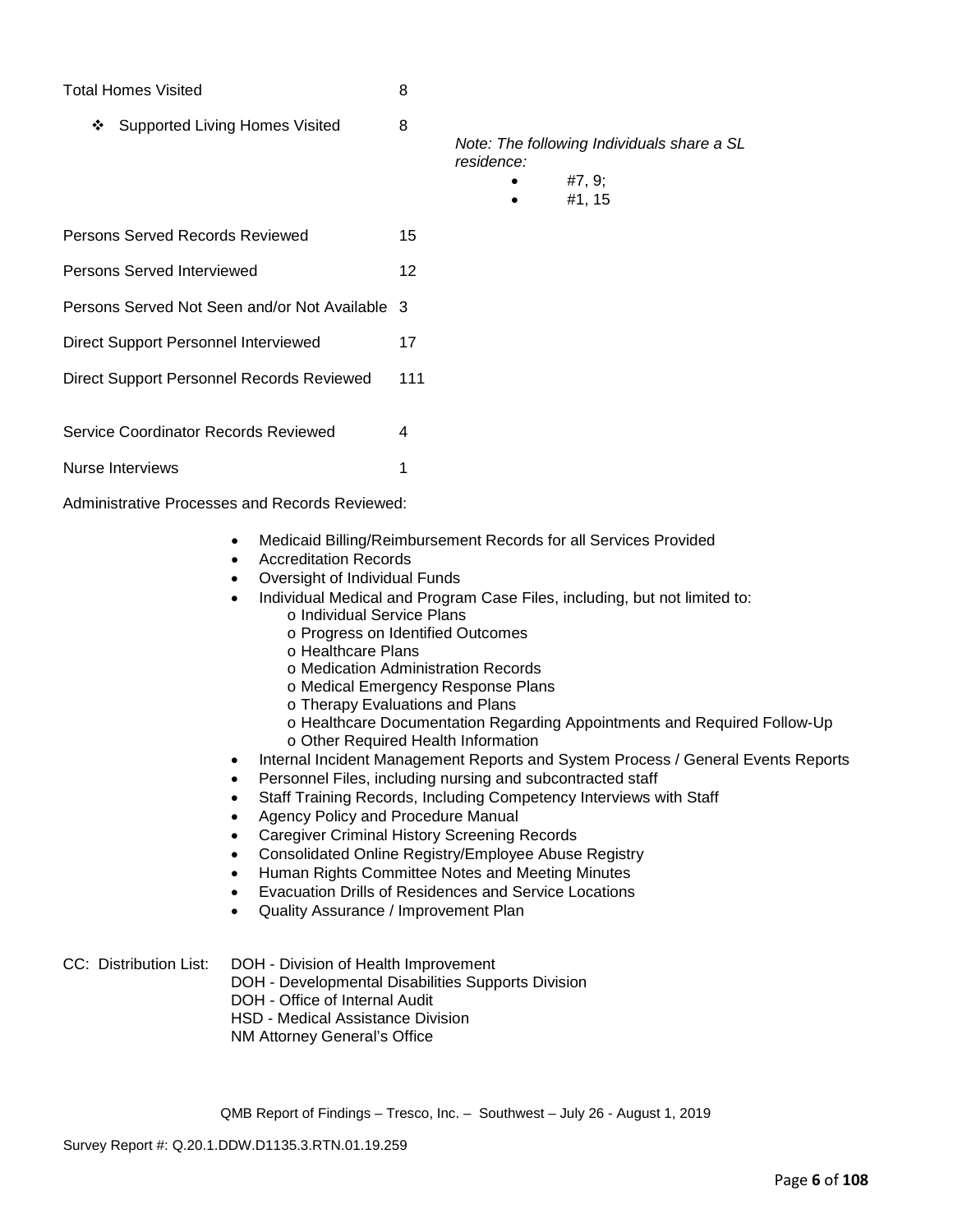Total Homes Visited 8

- Supported Living Homes Visited 8

  *Note: The following Individuals share a SL residence:*
  - #7, 9;
  - #1, 15

Persons Served Records Reviewed 15

Persons Served Interviewed 12

Persons Served Not Seen and/or Not Available 3

Direct Support Personnel Interviewed 17

Direct Support Personnel Records Reviewed 111

Service Coordinator Records Reviewed 4

Nurse Interviews 1

Administrative Processes and Records Reviewed:

- Medicaid Billing/Reimbursement Records for all Services Provided
- Accreditation Records
- Oversight of Individual Funds
- Individual Medical and Program Case Files, including, but not limited to:
  - o Individual Service Plans
  - o Progress on Identified Outcomes
  - o Healthcare Plans
  - o Medication Administration Records
  - o Medical Emergency Response Plans
  - o Therapy Evaluations and Plans
  - o Healthcare Documentation Regarding Appointments and Required Follow-Up
  - o Other Required Health Information
- Internal Incident Management Reports and System Process / General Events Reports
- Personnel Files, including nursing and subcontracted staff
- Staff Training Records, Including Competency Interviews with Staff
- Agency Policy and Procedure Manual
- Caregiver Criminal History Screening Records
- Consolidated Online Registry/Employee Abuse Registry
- Human Rights Committee Notes and Meeting Minutes
- Evacuation Drills of Residences and Service Locations
- Quality Assurance / Improvement Plan

CC: Distribution List: DOH - Division of Health Improvement
DOH - Developmental Disabilities Supports Division
DOH - Office of Internal Audit
HSD - Medical Assistance Division
NM Attorney General's Office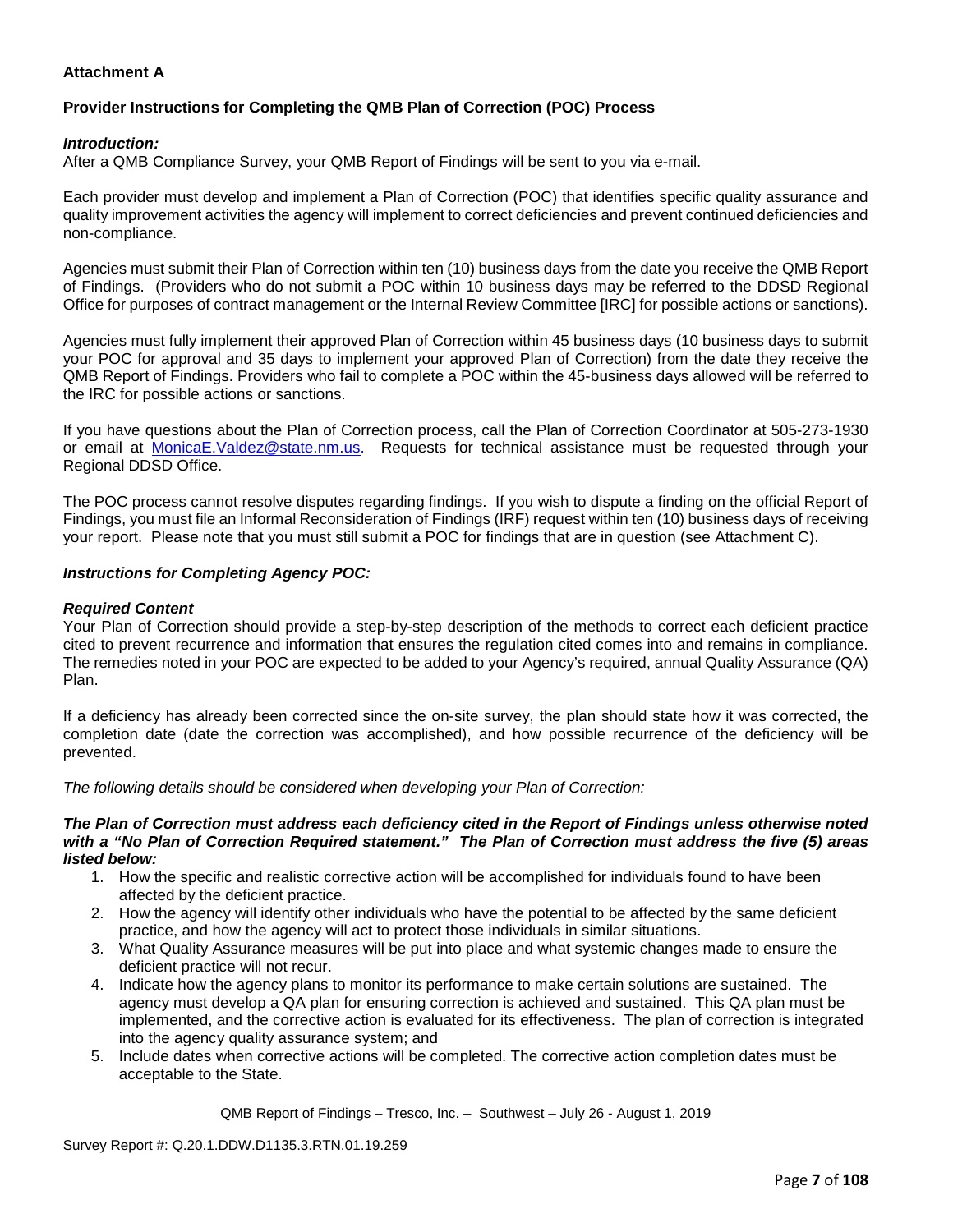**Attachment A**

**Provider Instructions for Completing the QMB Plan of Correction (POC) Process**

***Introduction:***
After a QMB Compliance Survey, your QMB Report of Findings will be sent to you via e-mail.

Each provider must develop and implement a Plan of Correction (POC) that identifies specific quality assurance and quality improvement activities the agency will implement to correct deficiencies and prevent continued deficiencies and non-compliance.

Agencies must submit their Plan of Correction within ten (10) business days from the date you receive the QMB Report of Findings. (Providers who do not submit a POC within 10 business days may be referred to the DDSD Regional Office for purposes of contract management or the Internal Review Committee [IRC] for possible actions or sanctions).

Agencies must fully implement their approved Plan of Correction within 45 business days (10 business days to submit your POC for approval and 35 days to implement your approved Plan of Correction) from the date they receive the QMB Report of Findings. Providers who fail to complete a POC within the 45-business days allowed will be referred to the IRC for possible actions or sanctions.

If you have questions about the Plan of Correction process, call the Plan of Correction Coordinator at 505-273-1930 or email at MonicaE.Valdez@state.nm.us. Requests for technical assistance must be requested through your Regional DDSD Office.

The POC process cannot resolve disputes regarding findings. If you wish to dispute a finding on the official Report of Findings, you must file an Informal Reconsideration of Findings (IRF) request within ten (10) business days of receiving your report. Please note that you must still submit a POC for findings that are in question (see Attachment C).

***Instructions for Completing Agency POC:***

***Required Content***
Your Plan of Correction should provide a step-by-step description of the methods to correct each deficient practice cited to prevent recurrence and information that ensures the regulation cited comes into and remains in compliance. The remedies noted in your POC are expected to be added to your Agency's required, annual Quality Assurance (QA) Plan.

If a deficiency has already been corrected since the on-site survey, the plan should state how it was corrected, the completion date (date the correction was accomplished), and how possible recurrence of the deficiency will be prevented.

*The following details should be considered when developing your Plan of Correction:*

***The Plan of Correction must address each deficiency cited in the Report of Findings unless otherwise noted with a "No Plan of Correction Required statement." The Plan of Correction must address the five (5) areas listed below:***

1. How the specific and realistic corrective action will be accomplished for individuals found to have been affected by the deficient practice.
2. How the agency will identify other individuals who have the potential to be affected by the same deficient practice, and how the agency will act to protect those individuals in similar situations.
3. What Quality Assurance measures will be put into place and what systemic changes made to ensure the deficient practice will not recur.
4. Indicate how the agency plans to monitor its performance to make certain solutions are sustained. The agency must develop a QA plan for ensuring correction is achieved and sustained. This QA plan must be implemented, and the corrective action is evaluated for its effectiveness. The plan of correction is integrated into the agency quality assurance system; and
5. Include dates when corrective actions will be completed. The corrective action completion dates must be acceptable to the State.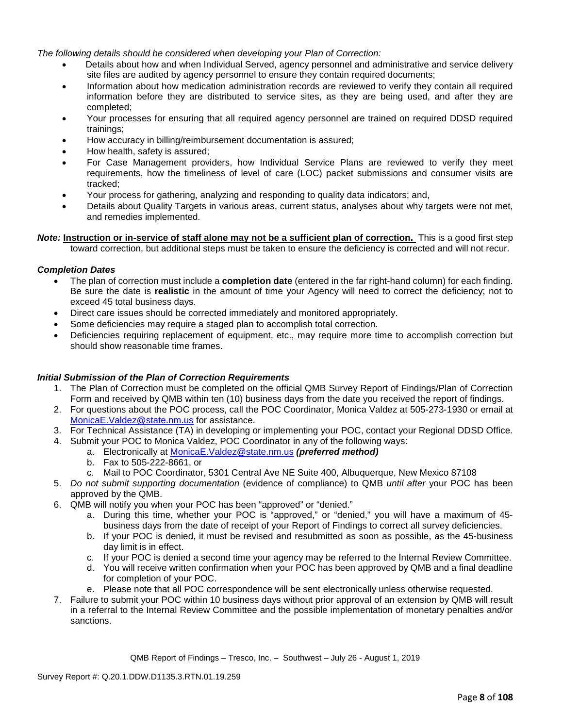*The following details should be considered when developing your Plan of Correction:*

- Details about how and when Individual Served, agency personnel and administrative and service delivery site files are audited by agency personnel to ensure they contain required documents;
- Information about how medication administration records are reviewed to verify they contain all required information before they are distributed to service sites, as they are being used, and after they are completed;
- Your processes for ensuring that all required agency personnel are trained on required DDSD required trainings;
- How accuracy in billing/reimbursement documentation is assured;
- How health, safety is assured;
- For Case Management providers, how Individual Service Plans are reviewed to verify they meet requirements, how the timeliness of level of care (LOC) packet submissions and consumer visits are tracked;
- Your process for gathering, analyzing and responding to quality data indicators; and,
- Details about Quality Targets in various areas, current status, analyses about why targets were not met, and remedies implemented.

***Note:*** **Instruction or in-service of staff alone may not be a sufficient plan of correction.** This is a good first step toward correction, but additional steps must be taken to ensure the deficiency is corrected and will not recur.

***Completion Dates***

- The plan of correction must include a **completion date** (entered in the far right-hand column) for each finding. Be sure the date is **realistic** in the amount of time your Agency will need to correct the deficiency; not to exceed 45 total business days.
- Direct care issues should be corrected immediately and monitored appropriately.
- Some deficiencies may require a staged plan to accomplish total correction.
- Deficiencies requiring replacement of equipment, etc., may require more time to accomplish correction but should show reasonable time frames.

***Initial Submission of the Plan of Correction Requirements***

1. The Plan of Correction must be completed on the official QMB Survey Report of Findings/Plan of Correction Form and received by QMB within ten (10) business days from the date you received the report of findings.
2. For questions about the POC process, call the POC Coordinator, Monica Valdez at 505-273-1930 or email at MonicaE.Valdez@state.nm.us for assistance.
3. For Technical Assistance (TA) in developing or implementing your POC, contact your Regional DDSD Office.
4. Submit your POC to Monica Valdez, POC Coordinator in any of the following ways:
   a. Electronically at MonicaE.Valdez@state.nm.us ***(preferred method)***
   b. Fax to 505-222-8661, or
   c. Mail to POC Coordinator, 5301 Central Ave NE Suite 400, Albuquerque, New Mexico 87108
5. *Do not submit supporting documentation* (evidence of compliance) to QMB *until after* your POC has been approved by the QMB.
6. QMB will notify you when your POC has been "approved" or "denied."
   a. During this time, whether your POC is "approved," or "denied," you will have a maximum of 45-business days from the date of receipt of your Report of Findings to correct all survey deficiencies.
   b. If your POC is denied, it must be revised and resubmitted as soon as possible, as the 45-business day limit is in effect.
   c. If your POC is denied a second time your agency may be referred to the Internal Review Committee.
   d. You will receive written confirmation when your POC has been approved by QMB and a final deadline for completion of your POC.
   e. Please note that all POC correspondence will be sent electronically unless otherwise requested.
7. Failure to submit your POC within 10 business days without prior approval of an extension by QMB will result in a referral to the Internal Review Committee and the possible implementation of monetary penalties and/or sanctions.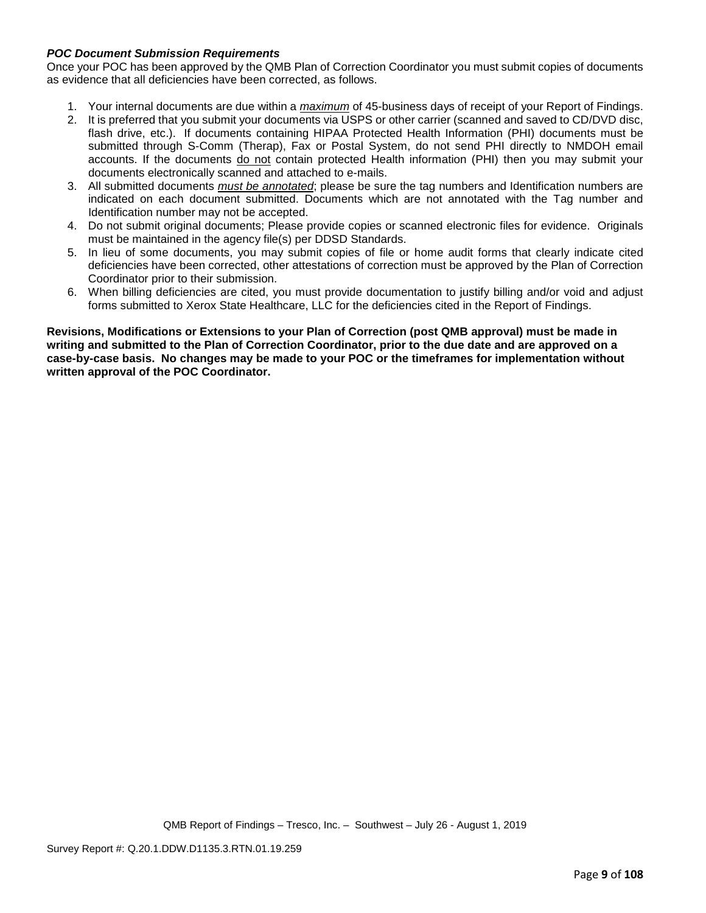***POC Document Submission Requirements***

Once your POC has been approved by the QMB Plan of Correction Coordinator you must submit copies of documents as evidence that all deficiencies have been corrected, as follows.

1. Your internal documents are due within a *maximum* of 45-business days of receipt of your Report of Findings.
2. It is preferred that you submit your documents via USPS or other carrier (scanned and saved to CD/DVD disc, flash drive, etc.). If documents containing HIPAA Protected Health Information (PHI) documents must be submitted through S-Comm (Therap), Fax or Postal System, do not send PHI directly to NMDOH email accounts. If the documents do not contain protected Health information (PHI) then you may submit your documents electronically scanned and attached to e-mails.
3. All submitted documents *must be annotated*; please be sure the tag numbers and Identification numbers are indicated on each document submitted. Documents which are not annotated with the Tag number and Identification number may not be accepted.
4. Do not submit original documents; Please provide copies or scanned electronic files for evidence. Originals must be maintained in the agency file(s) per DDSD Standards.
5. In lieu of some documents, you may submit copies of file or home audit forms that clearly indicate cited deficiencies have been corrected, other attestations of correction must be approved by the Plan of Correction Coordinator prior to their submission.
6. When billing deficiencies are cited, you must provide documentation to justify billing and/or void and adjust forms submitted to Xerox State Healthcare, LLC for the deficiencies cited in the Report of Findings.

**Revisions, Modifications or Extensions to your Plan of Correction (post QMB approval) must be made in writing and submitted to the Plan of Correction Coordinator, prior to the due date and are approved on a case-by-case basis. No changes may be made to your POC or the timeframes for implementation without written approval of the POC Coordinator.**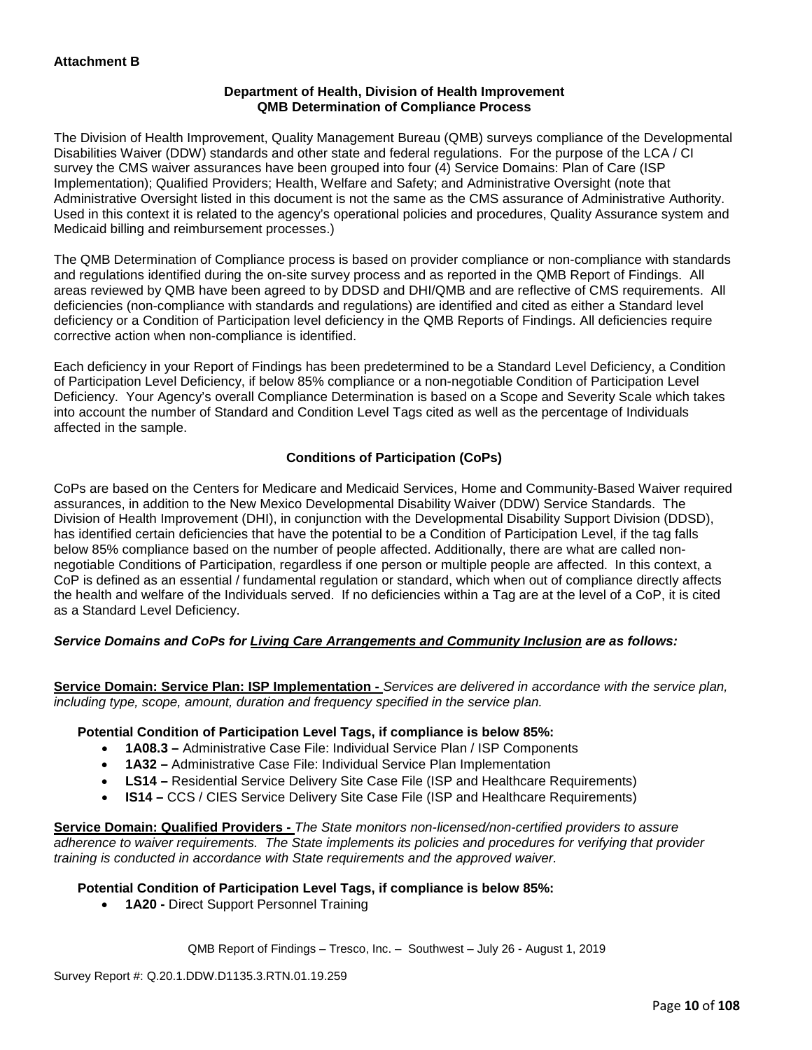**Attachment B**

**Department of Health, Division of Health Improvement**
**QMB Determination of Compliance Process**

The Division of Health Improvement, Quality Management Bureau (QMB) surveys compliance of the Developmental Disabilities Waiver (DDW) standards and other state and federal regulations. For the purpose of the LCA / CI survey the CMS waiver assurances have been grouped into four (4) Service Domains: Plan of Care (ISP Implementation); Qualified Providers; Health, Welfare and Safety; and Administrative Oversight (note that Administrative Oversight listed in this document is not the same as the CMS assurance of Administrative Authority. Used in this context it is related to the agency's operational policies and procedures, Quality Assurance system and Medicaid billing and reimbursement processes.)

The QMB Determination of Compliance process is based on provider compliance or non-compliance with standards and regulations identified during the on-site survey process and as reported in the QMB Report of Findings. All areas reviewed by QMB have been agreed to by DDSD and DHI/QMB and are reflective of CMS requirements. All deficiencies (non-compliance with standards and regulations) are identified and cited as either a Standard level deficiency or a Condition of Participation level deficiency in the QMB Reports of Findings. All deficiencies require corrective action when non-compliance is identified.

Each deficiency in your Report of Findings has been predetermined to be a Standard Level Deficiency, a Condition of Participation Level Deficiency, if below 85% compliance or a non-negotiable Condition of Participation Level Deficiency. Your Agency's overall Compliance Determination is based on a Scope and Severity Scale which takes into account the number of Standard and Condition Level Tags cited as well as the percentage of Individuals affected in the sample.

**Conditions of Participation (CoPs)**

CoPs are based on the Centers for Medicare and Medicaid Services, Home and Community-Based Waiver required assurances, in addition to the New Mexico Developmental Disability Waiver (DDW) Service Standards. The Division of Health Improvement (DHI), in conjunction with the Developmental Disability Support Division (DDSD), has identified certain deficiencies that have the potential to be a Condition of Participation Level, if the tag falls below 85% compliance based on the number of people affected. Additionally, there are what are called non-negotiable Conditions of Participation, regardless if one person or multiple people are affected. In this context, a CoP is defined as an essential / fundamental regulation or standard, which when out of compliance directly affects the health and welfare of the Individuals served. If no deficiencies within a Tag are at the level of a CoP, it is cited as a Standard Level Deficiency.

***Service Domains and CoPs for Living Care Arrangements and Community Inclusion are as follows:***

**Service Domain: Service Plan: ISP Implementation -** *Services are delivered in accordance with the service plan, including type, scope, amount, duration and frequency specified in the service plan.*

**Potential Condition of Participation Level Tags, if compliance is below 85%:**

- **1A08.3 –** Administrative Case File: Individual Service Plan / ISP Components
- **1A32 –** Administrative Case File: Individual Service Plan Implementation
- **LS14 –** Residential Service Delivery Site Case File (ISP and Healthcare Requirements)
- **IS14 –** CCS / CIES Service Delivery Site Case File (ISP and Healthcare Requirements)

**Service Domain: Qualified Providers -** *The State monitors non-licensed/non-certified providers to assure adherence to waiver requirements. The State implements its policies and procedures for verifying that provider training is conducted in accordance with State requirements and the approved waiver.*

**Potential Condition of Participation Level Tags, if compliance is below 85%:**

- **1A20 -** Direct Support Personnel Training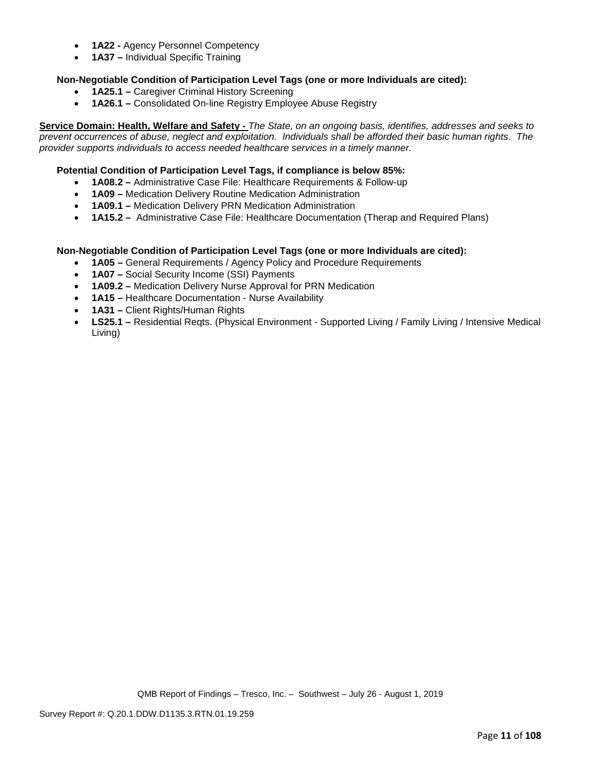- **1A22 -** Agency Personnel Competency
- **1A37 –** Individual Specific Training

**Non-Negotiable Condition of Participation Level Tags (one or more Individuals are cited):**

- **1A25.1 –** Caregiver Criminal History Screening
- **1A26.1 –** Consolidated On-line Registry Employee Abuse Registry

**Service Domain: Health, Welfare and Safety -** *The State, on an ongoing basis, identifies, addresses and seeks to prevent occurrences of abuse, neglect and exploitation. Individuals shall be afforded their basic human rights. The provider supports individuals to access needed healthcare services in a timely manner.*

**Potential Condition of Participation Level Tags, if compliance is below 85%:**

- **1A08.2 –** Administrative Case File: Healthcare Requirements & Follow-up
- **1A09 –** Medication Delivery Routine Medication Administration
- **1A09.1 –** Medication Delivery PRN Medication Administration
- **1A15.2 –** Administrative Case File: Healthcare Documentation (Therap and Required Plans)

**Non-Negotiable Condition of Participation Level Tags (one or more Individuals are cited):**

- **1A05 –** General Requirements / Agency Policy and Procedure Requirements
- **1A07 –** Social Security Income (SSI) Payments
- **1A09.2 –** Medication Delivery Nurse Approval for PRN Medication
- **1A15 –** Healthcare Documentation - Nurse Availability
- **1A31 –** Client Rights/Human Rights
- **LS25.1 –** Residential Reqts. (Physical Environment - Supported Living / Family Living / Intensive Medical Living)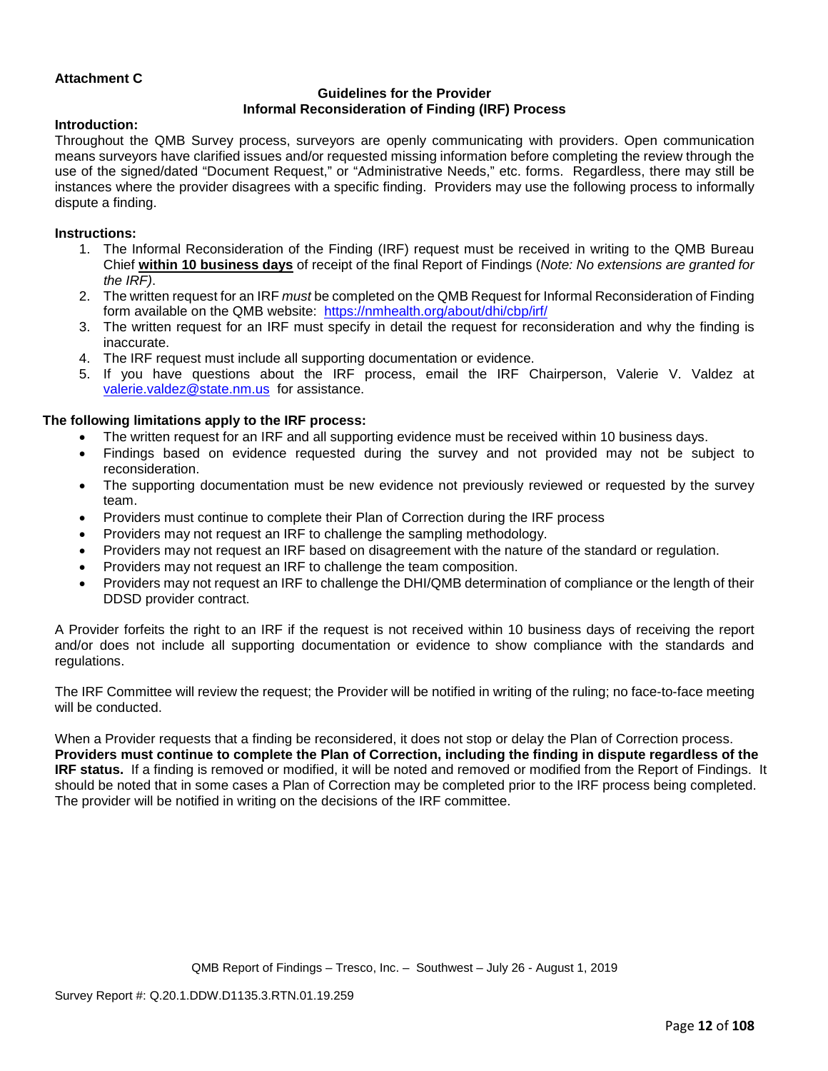**Attachment C**

**Guidelines for the Provider**
**Informal Reconsideration of Finding (IRF) Process**

**Introduction:**

Throughout the QMB Survey process, surveyors are openly communicating with providers. Open communication means surveyors have clarified issues and/or requested missing information before completing the review through the use of the signed/dated "Document Request," or "Administrative Needs," etc. forms. Regardless, there may still be instances where the provider disagrees with a specific finding. Providers may use the following process to informally dispute a finding.

**Instructions:**

1. The Informal Reconsideration of the Finding (IRF) request must be received in writing to the QMB Bureau Chief **within 10 business days** of receipt of the final Report of Findings (*Note: No extensions are granted for the IRF)*.
2. The written request for an IRF *must* be completed on the QMB Request for Informal Reconsideration of Finding form available on the QMB website: https://nmhealth.org/about/dhi/cbp/irf/
3. The written request for an IRF must specify in detail the request for reconsideration and why the finding is inaccurate.
4. The IRF request must include all supporting documentation or evidence.
5. If you have questions about the IRF process, email the IRF Chairperson, Valerie V. Valdez at valerie.valdez@state.nm.us for assistance.

**The following limitations apply to the IRF process:**

- The written request for an IRF and all supporting evidence must be received within 10 business days.
- Findings based on evidence requested during the survey and not provided may not be subject to reconsideration.
- The supporting documentation must be new evidence not previously reviewed or requested by the survey team.
- Providers must continue to complete their Plan of Correction during the IRF process
- Providers may not request an IRF to challenge the sampling methodology.
- Providers may not request an IRF based on disagreement with the nature of the standard or regulation.
- Providers may not request an IRF to challenge the team composition.
- Providers may not request an IRF to challenge the DHI/QMB determination of compliance or the length of their DDSD provider contract.

A Provider forfeits the right to an IRF if the request is not received within 10 business days of receiving the report and/or does not include all supporting documentation or evidence to show compliance with the standards and regulations.

The IRF Committee will review the request; the Provider will be notified in writing of the ruling; no face-to-face meeting will be conducted.

When a Provider requests that a finding be reconsidered, it does not stop or delay the Plan of Correction process. **Providers must continue to complete the Plan of Correction, including the finding in dispute regardless of the IRF status.** If a finding is removed or modified, it will be noted and removed or modified from the Report of Findings. It should be noted that in some cases a Plan of Correction may be completed prior to the IRF process being completed. The provider will be notified in writing on the decisions of the IRF committee.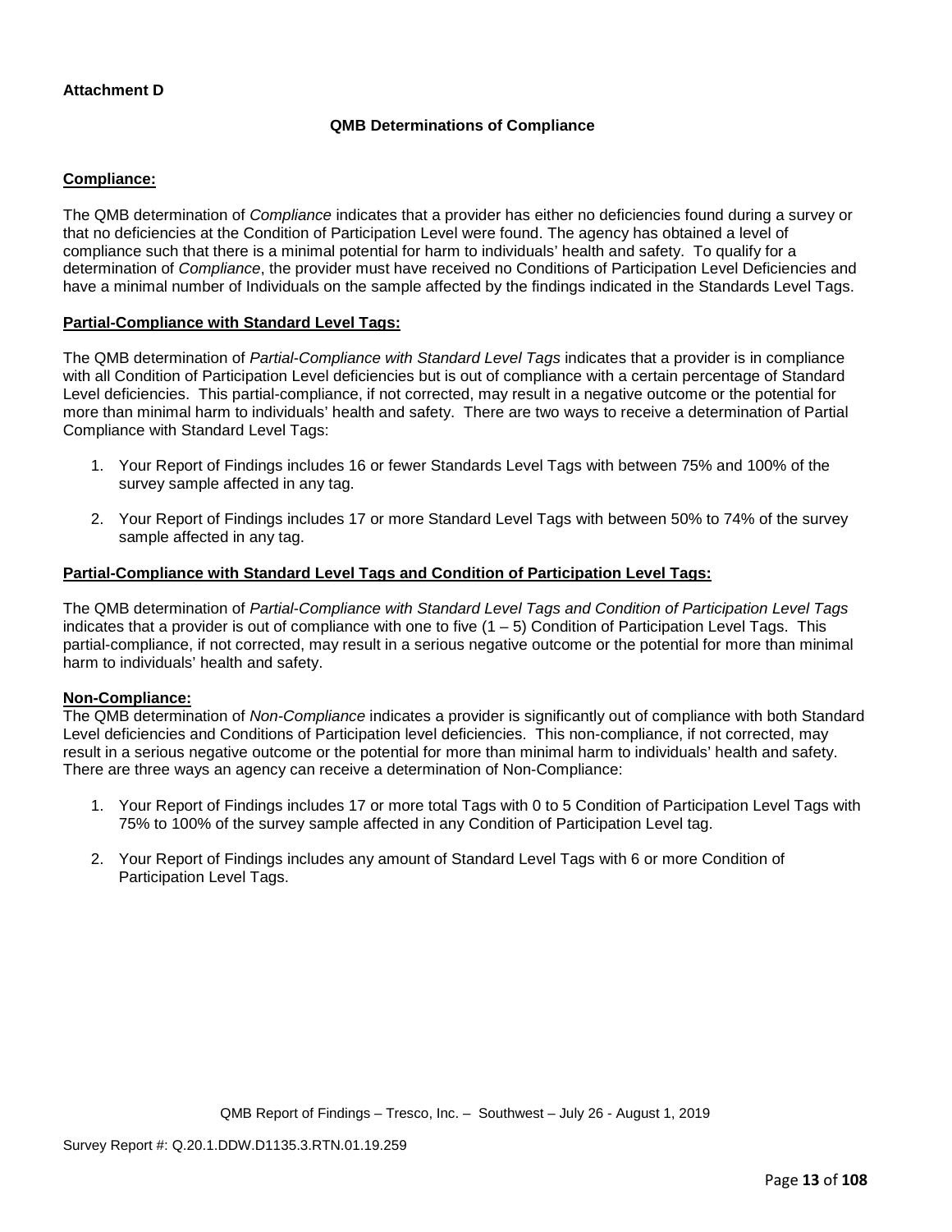**Attachment D**

### QMB Determinations of Compliance

**Compliance:**

The QMB determination of *Compliance* indicates that a provider has either no deficiencies found during a survey or that no deficiencies at the Condition of Participation Level were found. The agency has obtained a level of compliance such that there is a minimal potential for harm to individuals' health and safety. To qualify for a determination of *Compliance*, the provider must have received no Conditions of Participation Level Deficiencies and have a minimal number of Individuals on the sample affected by the findings indicated in the Standards Level Tags.

**Partial-Compliance with Standard Level Tags:**

The QMB determination of *Partial-Compliance with Standard Level Tags* indicates that a provider is in compliance with all Condition of Participation Level deficiencies but is out of compliance with a certain percentage of Standard Level deficiencies. This partial-compliance, if not corrected, may result in a negative outcome or the potential for more than minimal harm to individuals' health and safety. There are two ways to receive a determination of Partial Compliance with Standard Level Tags:

1. Your Report of Findings includes 16 or fewer Standards Level Tags with between 75% and 100% of the survey sample affected in any tag.
2. Your Report of Findings includes 17 or more Standard Level Tags with between 50% to 74% of the survey sample affected in any tag.

**Partial-Compliance with Standard Level Tags and Condition of Participation Level Tags:**

The QMB determination of *Partial-Compliance with Standard Level Tags and Condition of Participation Level Tags* indicates that a provider is out of compliance with one to five (1 – 5) Condition of Participation Level Tags. This partial-compliance, if not corrected, may result in a serious negative outcome or the potential for more than minimal harm to individuals' health and safety.

**Non-Compliance:**

The QMB determination of *Non-Compliance* indicates a provider is significantly out of compliance with both Standard Level deficiencies and Conditions of Participation level deficiencies. This non-compliance, if not corrected, may result in a serious negative outcome or the potential for more than minimal harm to individuals' health and safety. There are three ways an agency can receive a determination of Non-Compliance:

1. Your Report of Findings includes 17 or more total Tags with 0 to 5 Condition of Participation Level Tags with 75% to 100% of the survey sample affected in any Condition of Participation Level tag.
2. Your Report of Findings includes any amount of Standard Level Tags with 6 or more Condition of Participation Level Tags.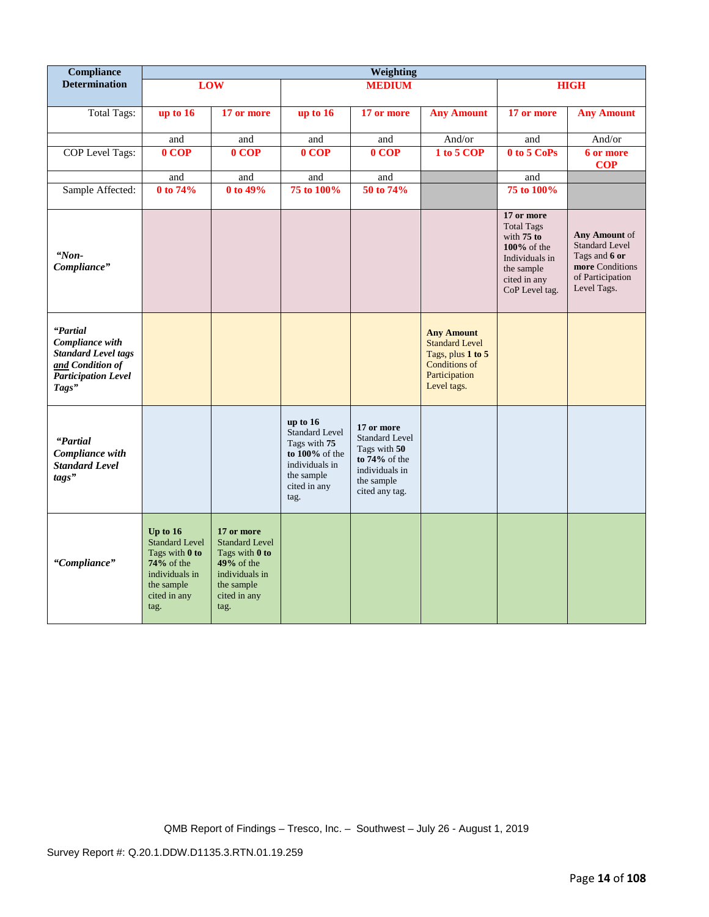| Compliance Determination | Weighting | | | | | | |
|---|---|---|---|---|---|---|---|
| | **LOW** | | **MEDIUM** | | | **HIGH** | |
| Total Tags: | **up to 16** | **17 or more** | **up to 16** | **17 or more** | **Any Amount** | **17 or more** | **Any Amount** |
| | and | and | and | and | And/or | and | And/or |
| COP Level Tags: | **0 COP** | **0 COP** | **0 COP** | **0 COP** | **1 to 5 COP** | **0 to 5 CoPs** | **6 or more COP** |
| | and | and | and | and | | and | |
| Sample Affected: | **0 to 74%** | **0 to 49%** | **75 to 100%** | **50 to 74%** | | **75 to 100%** | |
| ***"Non-Compliance"*** | | | | | | **17 or more** Total Tags with **75 to 100%** of the Individuals in the sample cited in any CoP Level tag. | **Any Amount** of Standard Level Tags and **6 or more** Conditions of Participation Level Tags. |
| ***"Partial Compliance with Standard Level tags and Condition of Participation Level Tags"*** | | | | | **Any Amount** Standard Level Tags, plus **1 to 5** Conditions of Participation Level tags. | | |
| ***"Partial Compliance with Standard Level tags"*** | | | **up to 16** Standard Level Tags with **75 to 100%** of the individuals in the sample cited in any tag. | **17 or more** Standard Level Tags with **50 to 74%** of the individuals in the sample cited any tag. | | | |
| ***"Compliance"*** | **Up to 16** Standard Level Tags with **0 to 74%** of the individuals in the sample cited in any tag. | **17 or more** Standard Level Tags with **0 to 49%** of the individuals in the sample cited in any tag. | | | | | |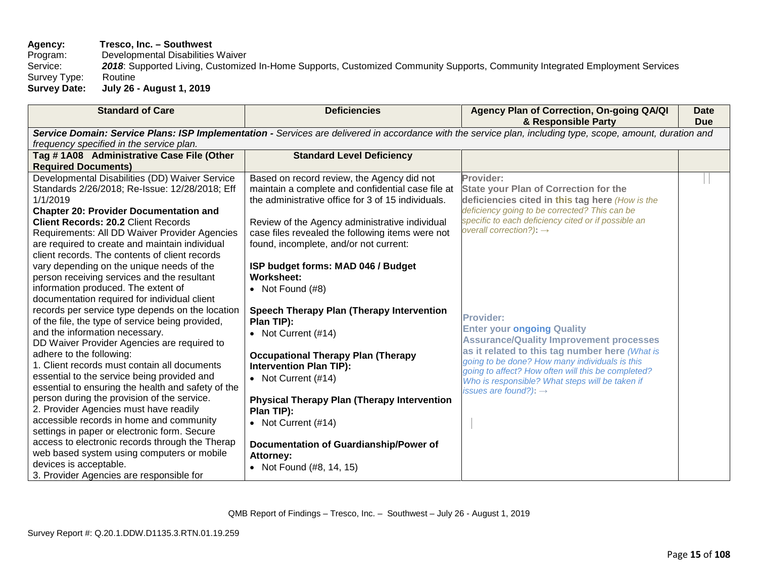**Agency:** **Tresco, Inc. – Southwest**
Program: Developmental Disabilities Waiver
Service: ***2018***: Supported Living, Customized In-Home Supports, Customized Community Supports, Community Integrated Employment Services
Survey Type: Routine
**Survey Date:** **July 26 - August 1, 2019**

| Standard of Care | Deficiencies | Agency Plan of Correction, On-going QA/QI & Responsible Party | Date Due |
|---|---|---|---|
| ***Service Domain: Service Plans: ISP Implementation -*** *Services are delivered in accordance with the service plan, including type, scope, amount, duration and frequency specified in the service plan.* | | | |
| **Tag # 1A08 Administrative Case File (Other Required Documents)** | **Standard Level Deficiency** | | |
| Developmental Disabilities (DD) Waiver Service Standards 2/26/2018; Re-Issue: 12/28/2018; Eff 1/1/2019<br>**Chapter 20: Provider Documentation and Client Records: 20.2** Client Records Requirements: All DD Waiver Provider Agencies are required to create and maintain individual client records. The contents of client records vary depending on the unique needs of the person receiving services and the resultant information produced. The extent of documentation required for individual client records per service type depends on the location of the file, the type of service being provided, and the information necessary.<br>DD Waiver Provider Agencies are required to adhere to the following:<br>1. Client records must contain all documents essential to the service being provided and essential to ensuring the health and safety of the person during the provision of the service.<br>2. Provider Agencies must have readily accessible records in home and community settings in paper or electronic form. Secure access to electronic records through the Therap web based system using computers or mobile devices is acceptable.<br>3. Provider Agencies are responsible for | Based on record review, the Agency did not maintain a complete and confidential case file at the administrative office for 3 of 15 individuals.<br><br>Review of the Agency administrative individual case files revealed the following items were not found, incomplete, and/or not current:<br><br>**ISP budget forms: MAD 046 / Budget Worksheet:**<br>• Not Found (#8)<br><br>**Speech Therapy Plan (Therapy Intervention Plan TIP):**<br>• Not Current (#14)<br><br>**Occupational Therapy Plan (Therapy Intervention Plan TIP):**<br>• Not Current (#14)<br><br>**Physical Therapy Plan (Therapy Intervention Plan TIP):**<br>• Not Current (#14)<br><br>**Documentation of Guardianship/Power of Attorney:**<br>• Not Found (#8, 14, 15) | **Provider:**<br>**State your Plan of Correction for the deficiencies cited in this tag here** *(How is the deficiency going to be corrected? This can be specific to each deficiency cited or if possible an overall correction?)*: →<br><br>**Provider:**<br>**Enter your ongoing Quality Assurance/Quality Improvement processes as it related to this tag number here** *(What is going to be done? How many individuals is this going to affect? How often will this be completed? Who is responsible? What steps will be taken if issues are found?)*: → | |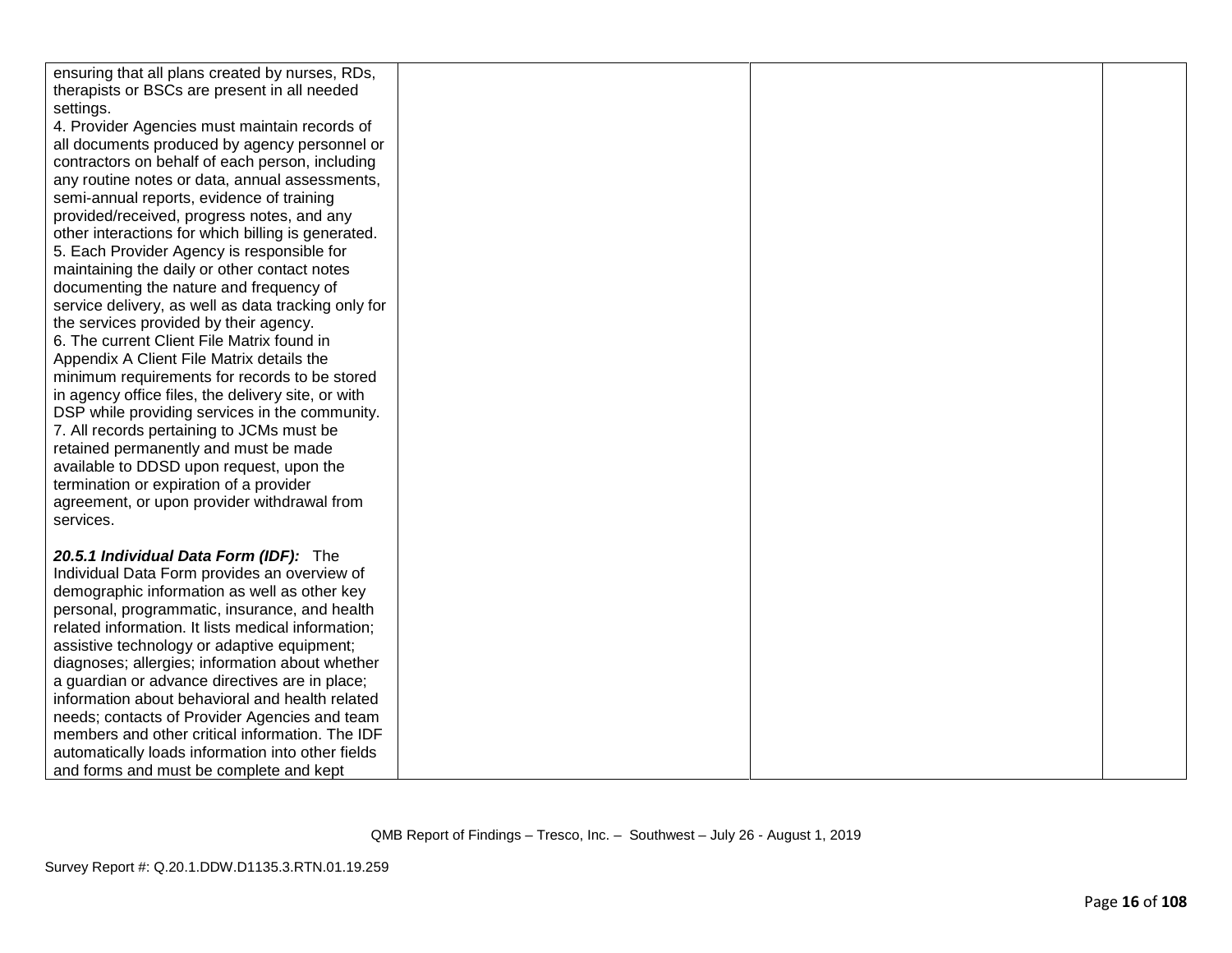| | | | |
|---|---|---|---|
| ensuring that all plans created by nurses, RDs, therapists or BSCs are present in all needed settings.<br>4. Provider Agencies must maintain records of all documents produced by agency personnel or contractors on behalf of each person, including any routine notes or data, annual assessments, semi-annual reports, evidence of training provided/received, progress notes, and any other interactions for which billing is generated.<br>5. Each Provider Agency is responsible for maintaining the daily or other contact notes documenting the nature and frequency of service delivery, as well as data tracking only for the services provided by their agency.<br>6. The current Client File Matrix found in Appendix A Client File Matrix details the minimum requirements for records to be stored in agency office files, the delivery site, or with DSP while providing services in the community.<br>7. All records pertaining to JCMs must be retained permanently and must be made available to DDSD upon request, upon the termination or expiration of a provider agreement, or upon provider withdrawal from services.<br><br>***20.5.1 Individual Data Form (IDF):*** The Individual Data Form provides an overview of demographic information as well as other key personal, programmatic, insurance, and health related information. It lists medical information; assistive technology or adaptive equipment; diagnoses; allergies; information about whether a guardian or advance directives are in place; information about behavioral and health related needs; contacts of Provider Agencies and team members and other critical information. The IDF automatically loads information into other fields and forms and must be complete and kept | | | |

QMB Report of Findings – Tresco, Inc. – Southwest – July 26 - August 1, 2019

Survey Report #: Q.20.1.DDW.D1135.3.RTN.01.19.259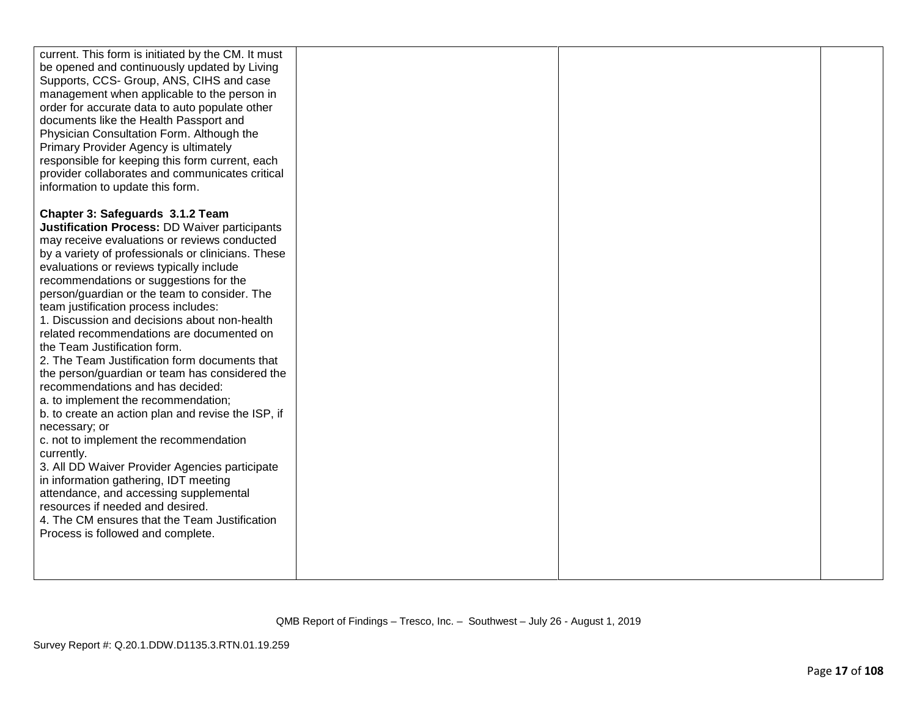| | | | |
|---|---|---|---|
| current. This form is initiated by the CM. It must be opened and continuously updated by Living Supports, CCS- Group, ANS, CIHS and case management when applicable to the person in order for accurate data to auto populate other documents like the Health Passport and Physician Consultation Form. Although the Primary Provider Agency is ultimately responsible for keeping this form current, each provider collaborates and communicates critical information to update this form.<br><br>**Chapter 3: Safeguards 3.1.2 Team Justification Process:** DD Waiver participants may receive evaluations or reviews conducted by a variety of professionals or clinicians. These evaluations or reviews typically include recommendations or suggestions for the person/guardian or the team to consider. The team justification process includes:<br>1. Discussion and decisions about non-health related recommendations are documented on the Team Justification form.<br>2. The Team Justification form documents that the person/guardian or team has considered the recommendations and has decided:<br>a. to implement the recommendation;<br>b. to create an action plan and revise the ISP, if necessary; or<br>c. not to implement the recommendation currently.<br>3. All DD Waiver Provider Agencies participate in information gathering, IDT meeting attendance, and accessing supplemental resources if needed and desired.<br>4. The CM ensures that the Team Justification Process is followed and complete. | | | |

QMB Report of Findings – Tresco, Inc. – Southwest – July 26 - August 1, 2019

Survey Report #: Q.20.1.DDW.D1135.3.RTN.01.19.259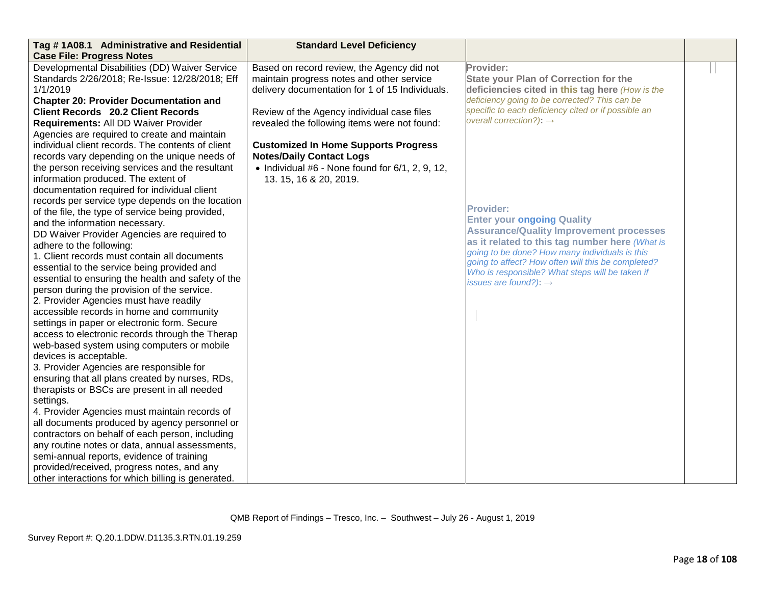| Tag # 1A08.1 Administrative and Residential Case File: Progress Notes | Standard Level Deficiency | | |
|---|---|---|---|
| Developmental Disabilities (DD) Waiver Service Standards 2/26/2018; Re-Issue: 12/28/2018; Eff 1/1/2019<br>**Chapter 20: Provider Documentation and Client Records 20.2 Client Records Requirements:** All DD Waiver Provider Agencies are required to create and maintain individual client records. The contents of client records vary depending on the unique needs of the person receiving services and the resultant information produced. The extent of documentation required for individual client records per service type depends on the location of the file, the type of service being provided, and the information necessary.<br>DD Waiver Provider Agencies are required to adhere to the following:<br>1. Client records must contain all documents essential to the service being provided and essential to ensuring the health and safety of the person during the provision of the service.<br>2. Provider Agencies must have readily accessible records in home and community settings in paper or electronic form. Secure access to electronic records through the Therap web-based system using computers or mobile devices is acceptable.<br>3. Provider Agencies are responsible for ensuring that all plans created by nurses, RDs, therapists or BSCs are present in all needed settings.<br>4. Provider Agencies must maintain records of all documents produced by agency personnel or contractors on behalf of each person, including any routine notes or data, annual assessments, semi-annual reports, evidence of training provided/received, progress notes, and any other interactions for which billing is generated. | Based on record review, the Agency did not maintain progress notes and other service delivery documentation for 1 of 15 Individuals.<br><br>Review of the Agency individual case files revealed the following items were not found:<br><br>**Customized In Home Supports Progress Notes/Daily Contact Logs**<br>• Individual #6 - None found for 6/1, 2, 9, 12, 13. 15, 16 & 20, 2019. | **Provider:**<br>**State your Plan of Correction for the deficiencies cited in this tag here** *(How is the deficiency going to be corrected? This can be specific to each deficiency cited or if possible an overall correction?)*: →<br><br>**Provider:**<br>**Enter your ongoing Quality Assurance/Quality Improvement processes as it related to this tag number here** *(What is going to be done? How many individuals is this going to affect? How often will this be completed? Who is responsible? What steps will be taken if issues are found?)*: → | |

QMB Report of Findings – Tresco, Inc. – Southwest – July 26 - August 1, 2019

Survey Report #: Q.20.1.DDW.D1135.3.RTN.01.19.259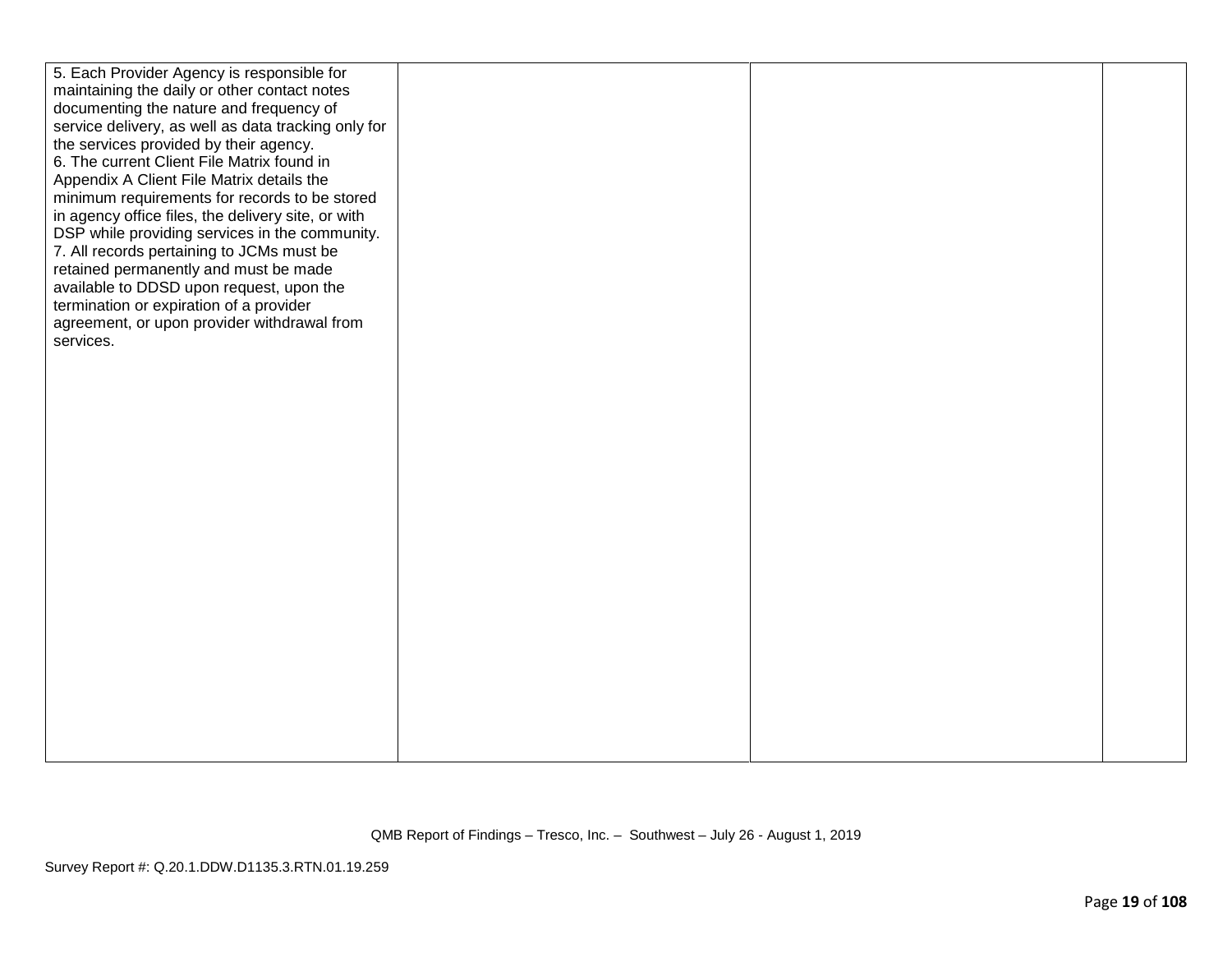| | | | |
|---|---|---|---|
| 5. Each Provider Agency is responsible for maintaining the daily or other contact notes documenting the nature and frequency of service delivery, as well as data tracking only for the services provided by their agency.<br>6. The current Client File Matrix found in Appendix A Client File Matrix details the minimum requirements for records to be stored in agency office files, the delivery site, or with DSP while providing services in the community.<br>7. All records pertaining to JCMs must be retained permanently and must be made available to DDSD upon request, upon the termination or expiration of a provider agreement, or upon provider withdrawal from services. | | | |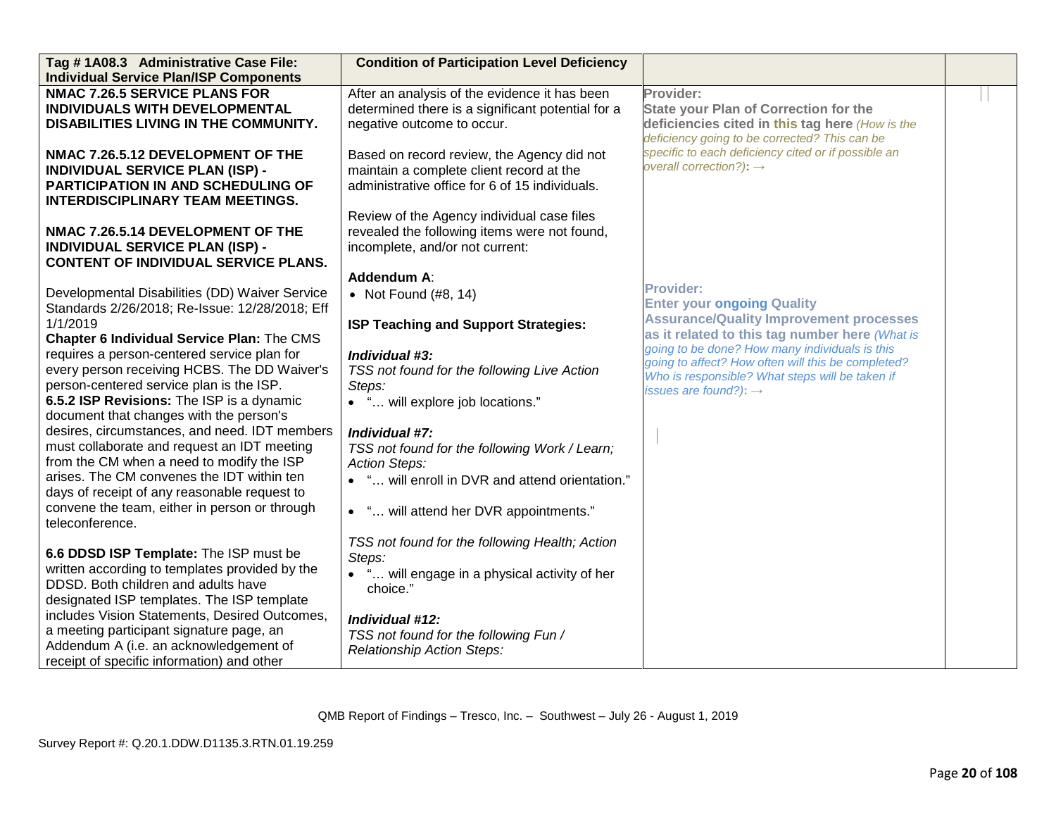| Tag # 1A08.3 Administrative Case File: Individual Service Plan/ISP Components | Condition of Participation Level Deficiency | | |
|---|---|---|---|
| **NMAC 7.26.5 SERVICE PLANS FOR INDIVIDUALS WITH DEVELOPMENTAL DISABILITIES LIVING IN THE COMMUNITY.**<br><br>**NMAC 7.26.5.12 DEVELOPMENT OF THE INDIVIDUAL SERVICE PLAN (ISP) - PARTICIPATION IN AND SCHEDULING OF INTERDISCIPLINARY TEAM MEETINGS.**<br><br>**NMAC 7.26.5.14 DEVELOPMENT OF THE INDIVIDUAL SERVICE PLAN (ISP) - CONTENT OF INDIVIDUAL SERVICE PLANS.**<br><br>Developmental Disabilities (DD) Waiver Service Standards 2/26/2018; Re-Issue: 12/28/2018; Eff 1/1/2019<br>**Chapter 6 Individual Service Plan:** The CMS requires a person-centered service plan for every person receiving HCBS. The DD Waiver's person-centered service plan is the ISP.<br>**6.5.2 ISP Revisions:** The ISP is a dynamic document that changes with the person's desires, circumstances, and need. IDT members must collaborate and request an IDT meeting from the CM when a need to modify the ISP arises. The CM convenes the IDT within ten days of receipt of any reasonable request to convene the team, either in person or through teleconference.<br><br>**6.6 DDSD ISP Template:** The ISP must be written according to templates provided by the DDSD. Both children and adults have designated ISP templates. The ISP template includes Vision Statements, Desired Outcomes, a meeting participant signature page, an Addendum A (i.e. an acknowledgement of receipt of specific information) and other | After an analysis of the evidence it has been determined there is a significant potential for a negative outcome to occur.<br><br>Based on record review, the Agency did not maintain a complete client record at the administrative office for 6 of 15 individuals.<br><br>Review of the Agency individual case files revealed the following items were not found, incomplete, and/or not current:<br><br>**Addendum A**:<br>• Not Found (#8, 14)<br><br>**ISP Teaching and Support Strategies:**<br><br>***Individual #3:***<br>*TSS not found for the following Live Action Steps:*<br>• "… will explore job locations."<br><br>***Individual #7:***<br>*TSS not found for the following Work / Learn; Action Steps:*<br>• "… will enroll in DVR and attend orientation."<br>• "… will attend her DVR appointments."<br><br>*TSS not found for the following Health; Action Steps:*<br>• "… will engage in a physical activity of her choice."<br><br>***Individual #12:***<br>*TSS not found for the following Fun / Relationship Action Steps:* | **Provider:**<br>**State your Plan of Correction for the deficiencies cited in this tag here** *(How is the deficiency going to be corrected? This can be specific to each deficiency cited or if possible an overall correction?)*: →<br><br>**Provider:**<br>**Enter your ongoing Quality Assurance/Quality Improvement processes as it related to this tag number here** *(What is going to be done? How many individuals is this going to affect? How often will this be completed? Who is responsible? What steps will be taken if issues are found?)*: → | |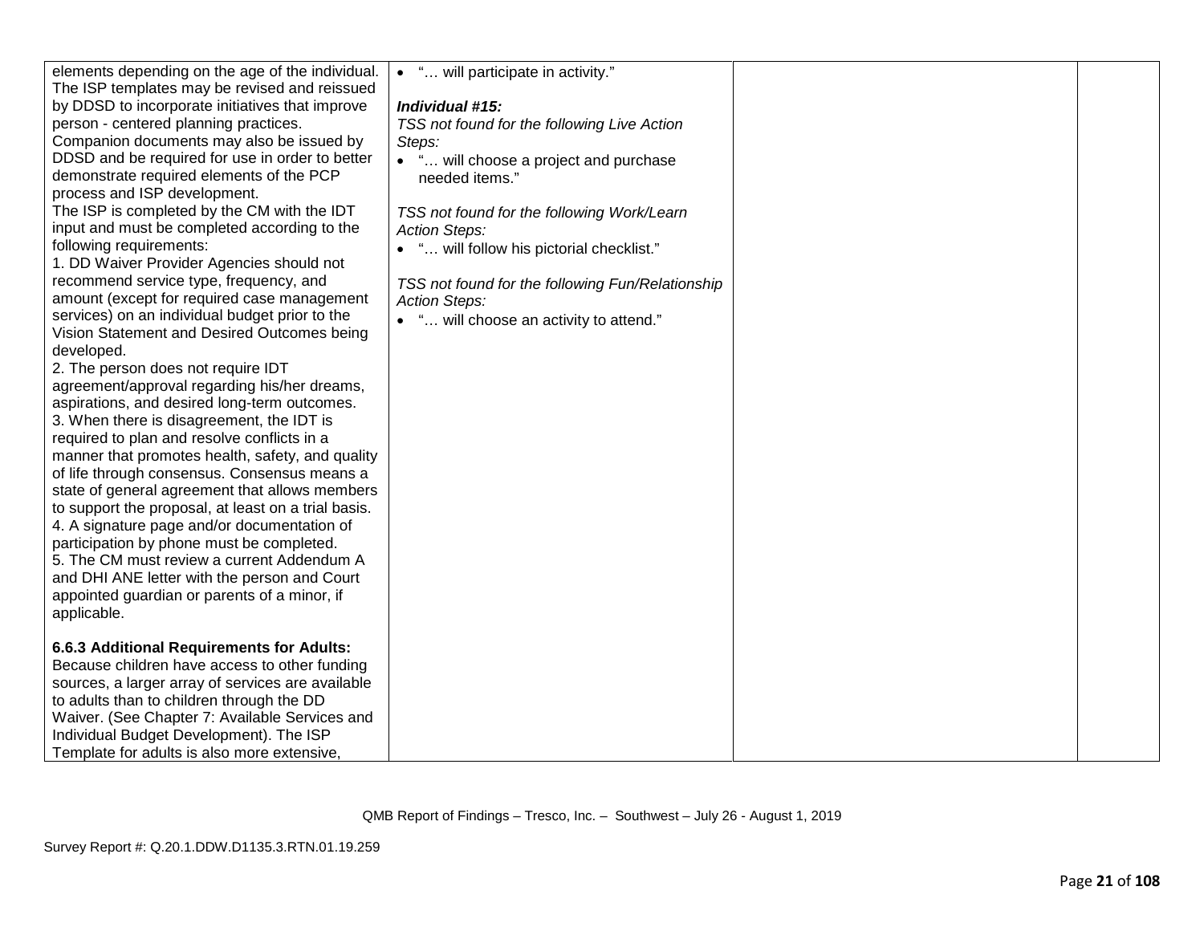| | | | |
|---|---|---|---|
| elements depending on the age of the individual. The ISP templates may be revised and reissued by DDSD to incorporate initiatives that improve person - centered planning practices. Companion documents may also be issued by DDSD and be required for use in order to better demonstrate required elements of the PCP process and ISP development.<br>The ISP is completed by the CM with the IDT input and must be completed according to the following requirements:<br>1. DD Waiver Provider Agencies should not recommend service type, frequency, and amount (except for required case management services) on an individual budget prior to the Vision Statement and Desired Outcomes being developed.<br>2. The person does not require IDT agreement/approval regarding his/her dreams, aspirations, and desired long-term outcomes.<br>3. When there is disagreement, the IDT is required to plan and resolve conflicts in a manner that promotes health, safety, and quality of life through consensus. Consensus means a state of general agreement that allows members to support the proposal, at least on a trial basis.<br>4. A signature page and/or documentation of participation by phone must be completed.<br>5. The CM must review a current Addendum A and DHI ANE letter with the person and Court appointed guardian or parents of a minor, if applicable.<br><br>**6.6.3 Additional Requirements for Adults:**<br>Because children have access to other funding sources, a larger array of services are available to adults than to children through the DD Waiver. (See Chapter 7: Available Services and Individual Budget Development). The ISP Template for adults is also more extensive, | • "… will participate in activity."<br><br>***Individual #15:***<br>*TSS not found for the following Live Action Steps:*<br>• "… will choose a project and purchase needed items."<br><br>*TSS not found for the following Work/Learn Action Steps:*<br>• "… will follow his pictorial checklist."<br><br>*TSS not found for the following Fun/Relationship Action Steps:*<br>• "… will choose an activity to attend." | | |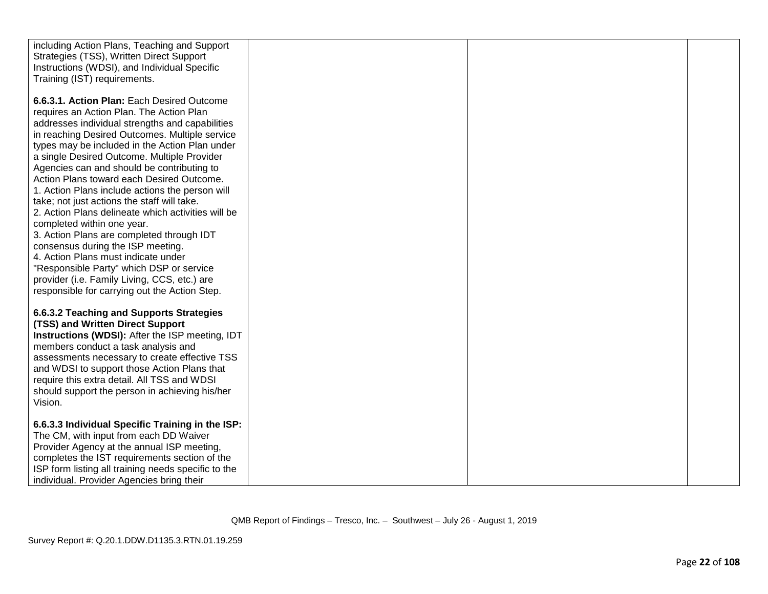| | | | |
|---|---|---|---|
| including Action Plans, Teaching and Support Strategies (TSS), Written Direct Support Instructions (WDSI), and Individual Specific Training (IST) requirements.<br><br>**6.6.3.1. Action Plan:** Each Desired Outcome requires an Action Plan. The Action Plan addresses individual strengths and capabilities in reaching Desired Outcomes. Multiple service types may be included in the Action Plan under a single Desired Outcome. Multiple Provider Agencies can and should be contributing to Action Plans toward each Desired Outcome.<br>1. Action Plans include actions the person will take; not just actions the staff will take.<br>2. Action Plans delineate which activities will be completed within one year.<br>3. Action Plans are completed through IDT consensus during the ISP meeting.<br>4. Action Plans must indicate under "Responsible Party" which DSP or service provider (i.e. Family Living, CCS, etc.) are responsible for carrying out the Action Step.<br><br>**6.6.3.2 Teaching and Supports Strategies (TSS) and Written Direct Support Instructions (WDSI):** After the ISP meeting, IDT members conduct a task analysis and assessments necessary to create effective TSS and WDSI to support those Action Plans that require this extra detail. All TSS and WDSI should support the person in achieving his/her Vision.<br><br>**6.6.3.3 Individual Specific Training in the ISP:** The CM, with input from each DD Waiver Provider Agency at the annual ISP meeting, completes the IST requirements section of the ISP form listing all training needs specific to the individual. Provider Agencies bring their | | | |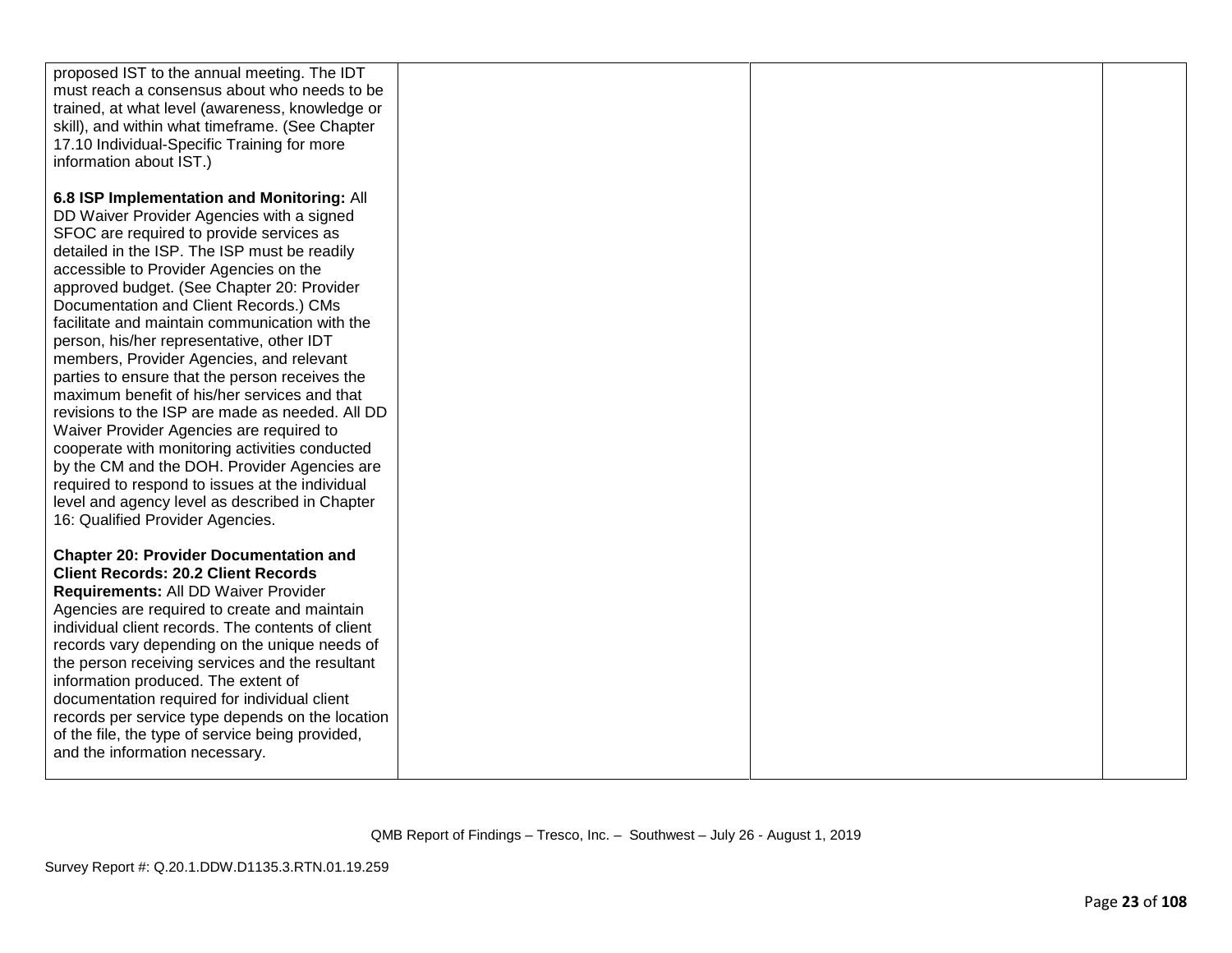| | | | |
|---|---|---|---|
| proposed IST to the annual meeting. The IDT must reach a consensus about who needs to be trained, at what level (awareness, knowledge or skill), and within what timeframe. (See Chapter 17.10 Individual-Specific Training for more information about IST.)<br><br>**6.8 ISP Implementation and Monitoring:** All DD Waiver Provider Agencies with a signed SFOC are required to provide services as detailed in the ISP. The ISP must be readily accessible to Provider Agencies on the approved budget. (See Chapter 20: Provider Documentation and Client Records.) CMs facilitate and maintain communication with the person, his/her representative, other IDT members, Provider Agencies, and relevant parties to ensure that the person receives the maximum benefit of his/her services and that revisions to the ISP are made as needed. All DD Waiver Provider Agencies are required to cooperate with monitoring activities conducted by the CM and the DOH. Provider Agencies are required to respond to issues at the individual level and agency level as described in Chapter 16: Qualified Provider Agencies.<br><br>**Chapter 20: Provider Documentation and Client Records: 20.2 Client Records Requirements:** All DD Waiver Provider Agencies are required to create and maintain individual client records. The contents of client records vary depending on the unique needs of the person receiving services and the resultant information produced. The extent of documentation required for individual client records per service type depends on the location of the file, the type of service being provided, and the information necessary. | | | |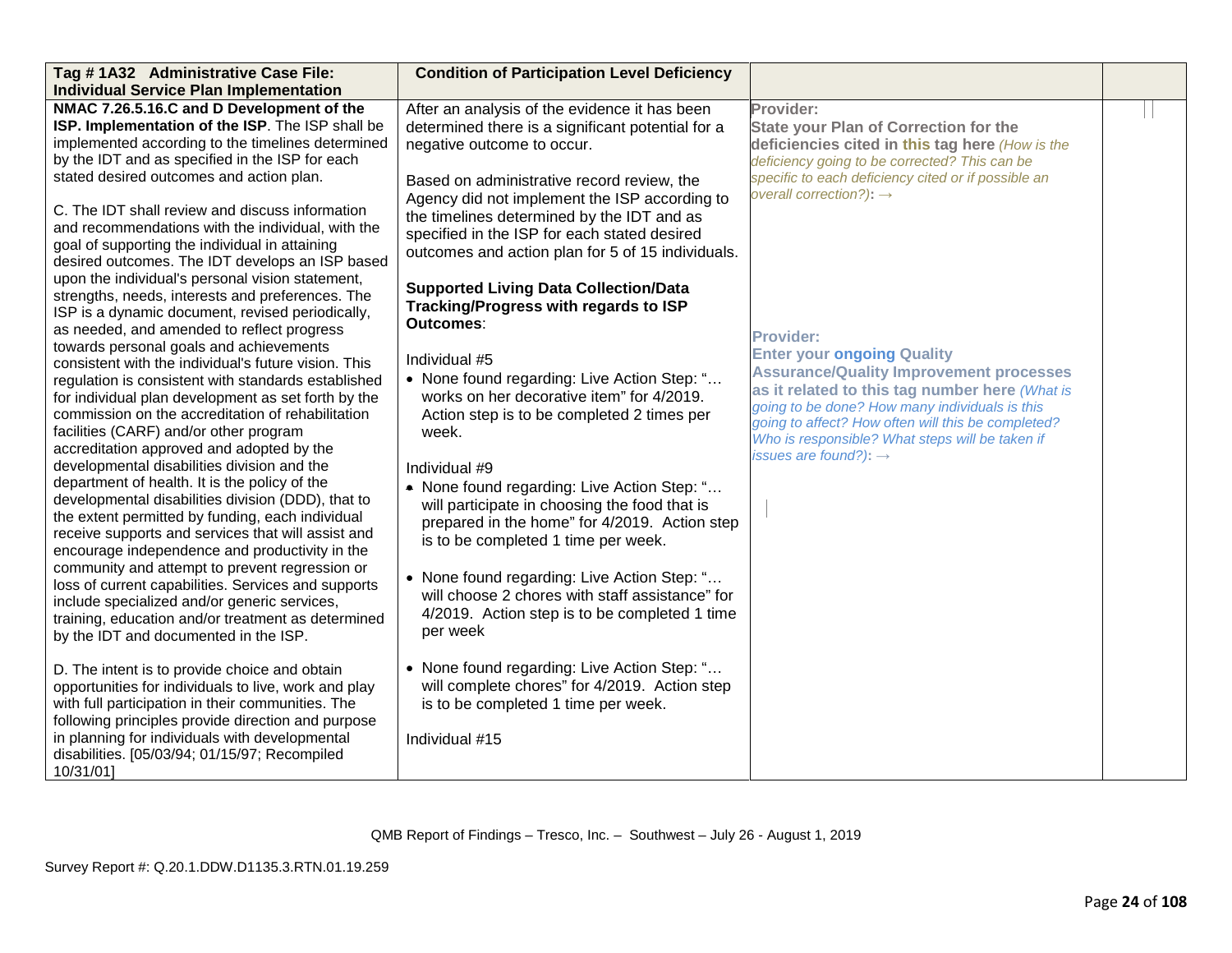| Tag # 1A32 Administrative Case File: Individual Service Plan Implementation | Condition of Participation Level Deficiency | | |
|---|---|---|---|
| **NMAC 7.26.5.16.C and D Development of the ISP. Implementation of the ISP**. The ISP shall be implemented according to the timelines determined by the IDT and as specified in the ISP for each stated desired outcomes and action plan.<br><br>C. The IDT shall review and discuss information and recommendations with the individual, with the goal of supporting the individual in attaining desired outcomes. The IDT develops an ISP based upon the individual's personal vision statement, strengths, needs, interests and preferences. The ISP is a dynamic document, revised periodically, as needed, and amended to reflect progress towards personal goals and achievements consistent with the individual's future vision. This regulation is consistent with standards established for individual plan development as set forth by the commission on the accreditation of rehabilitation facilities (CARF) and/or other program accreditation approved and adopted by the developmental disabilities division and the department of health. It is the policy of the developmental disabilities division (DDD), that to the extent permitted by funding, each individual receive supports and services that will assist and encourage independence and productivity in the community and attempt to prevent regression or loss of current capabilities. Services and supports include specialized and/or generic services, training, education and/or treatment as determined by the IDT and documented in the ISP.<br><br>D. The intent is to provide choice and obtain opportunities for individuals to live, work and play with full participation in their communities. The following principles provide direction and purpose in planning for individuals with developmental disabilities. [05/03/94; 01/15/97; Recompiled 10/31/01] | After an analysis of the evidence it has been determined there is a significant potential for a negative outcome to occur.<br><br>Based on administrative record review, the Agency did not implement the ISP according to the timelines determined by the IDT and as specified in the ISP for each stated desired outcomes and action plan for 5 of 15 individuals.<br><br>**Supported Living Data Collection/Data Tracking/Progress with regards to ISP Outcomes**:<br><br>Individual #5<br>• None found regarding: Live Action Step: "… works on her decorative item" for 4/2019. Action step is to be completed 2 times per week.<br><br>Individual #9<br>• None found regarding: Live Action Step: "… will participate in choosing the food that is prepared in the home" for 4/2019. Action step is to be completed 1 time per week.<br><br>• None found regarding: Live Action Step: "… will choose 2 chores with staff assistance" for 4/2019. Action step is to be completed 1 time per week<br><br>• None found regarding: Live Action Step: "… will complete chores" for 4/2019. Action step is to be completed 1 time per week.<br><br>Individual #15 | **Provider:**<br>**State your Plan of Correction for the deficiencies cited in this tag here** *(How is the deficiency going to be corrected? This can be specific to each deficiency cited or if possible an overall correction?)*: →<br><br>**Provider:**<br>**Enter your ongoing Quality Assurance/Quality Improvement processes as it related to this tag number here** *(What is going to be done? How many individuals is this going to affect? How often will this be completed? Who is responsible? What steps will be taken if issues are found?)*: → | |

QMB Report of Findings – Tresco, Inc. – Southwest – July 26 - August 1, 2019

Survey Report #: Q.20.1.DDW.D1135.3.RTN.01.19.259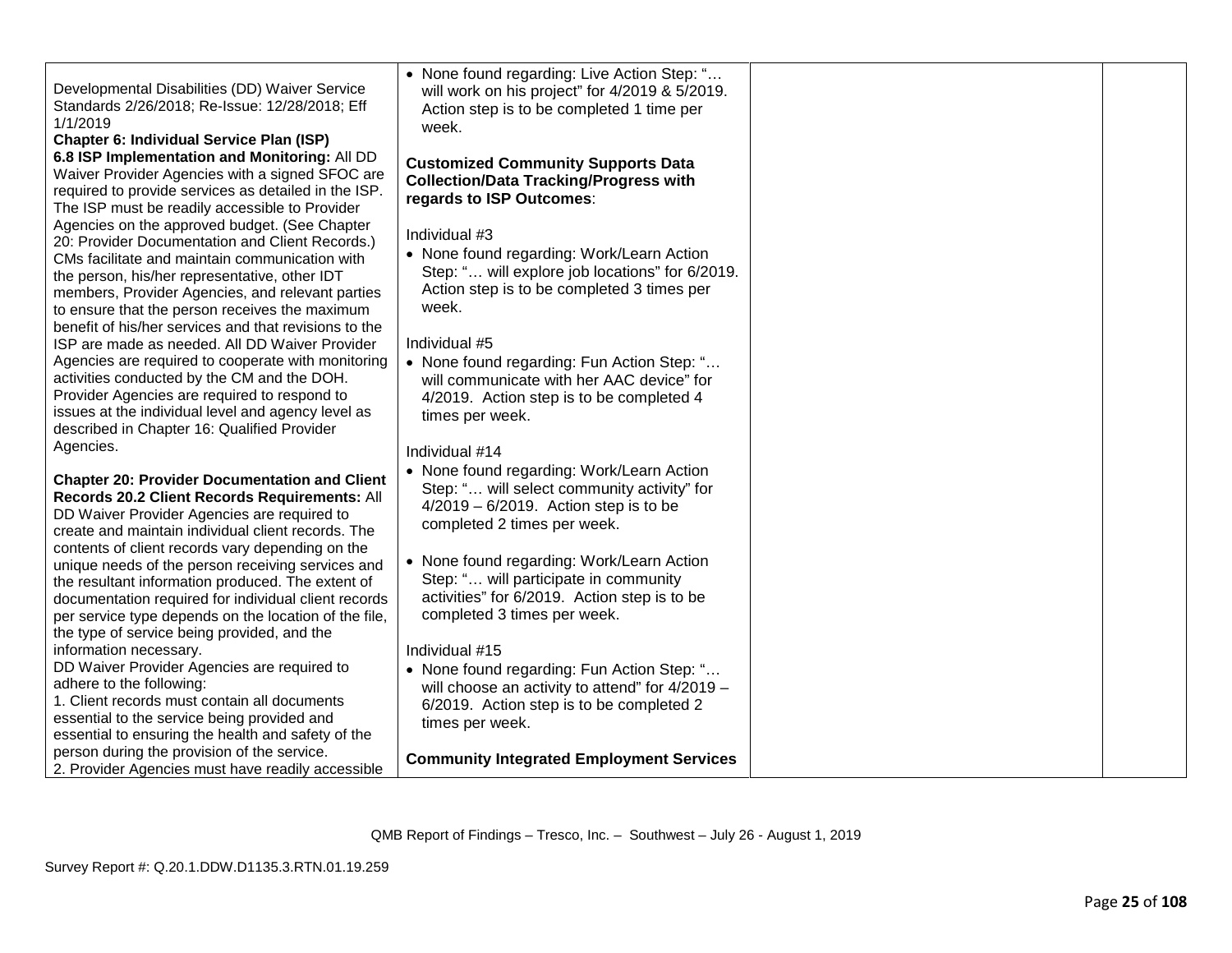| | | | |
|---|---|---|---|
| Developmental Disabilities (DD) Waiver Service Standards 2/26/2018; Re-Issue: 12/28/2018; Eff 1/1/2019<br>**Chapter 6: Individual Service Plan (ISP)**<br>**6.8 ISP Implementation and Monitoring:** All DD Waiver Provider Agencies with a signed SFOC are required to provide services as detailed in the ISP. The ISP must be readily accessible to Provider Agencies on the approved budget. (See Chapter 20: Provider Documentation and Client Records.) CMs facilitate and maintain communication with the person, his/her representative, other IDT members, Provider Agencies, and relevant parties to ensure that the person receives the maximum benefit of his/her services and that revisions to the ISP are made as needed. All DD Waiver Provider Agencies are required to cooperate with monitoring activities conducted by the CM and the DOH. Provider Agencies are required to respond to issues at the individual level and agency level as described in Chapter 16: Qualified Provider Agencies.<br><br>**Chapter 20: Provider Documentation and Client Records 20.2 Client Records Requirements:** All DD Waiver Provider Agencies are required to create and maintain individual client records. The contents of client records vary depending on the unique needs of the person receiving services and the resultant information produced. The extent of documentation required for individual client records per service type depends on the location of the file, the type of service being provided, and the information necessary.<br>DD Waiver Provider Agencies are required to adhere to the following:<br>1. Client records must contain all documents essential to the service being provided and essential to ensuring the health and safety of the person during the provision of the service.<br>2. Provider Agencies must have readily accessible | • None found regarding: Live Action Step: "… will work on his project" for 4/2019 & 5/2019. Action step is to be completed 1 time per week.<br><br>**Customized Community Supports Data Collection/Data Tracking/Progress with regards to ISP Outcomes**:<br><br>Individual #3<br>• None found regarding: Work/Learn Action Step: "… will explore job locations" for 6/2019. Action step is to be completed 3 times per week.<br><br>Individual #5<br>• None found regarding: Fun Action Step: "… will communicate with her AAC device" for 4/2019. Action step is to be completed 4 times per week.<br><br>Individual #14<br>• None found regarding: Work/Learn Action Step: "… will select community activity" for 4/2019 – 6/2019. Action step is to be completed 2 times per week.<br><br>• None found regarding: Work/Learn Action Step: "… will participate in community activities" for 6/2019. Action step is to be completed 3 times per week.<br><br>Individual #15<br>• None found regarding: Fun Action Step: "… will choose an activity to attend" for 4/2019 – 6/2019. Action step is to be completed 2 times per week.<br><br>**Community Integrated Employment Services** | | |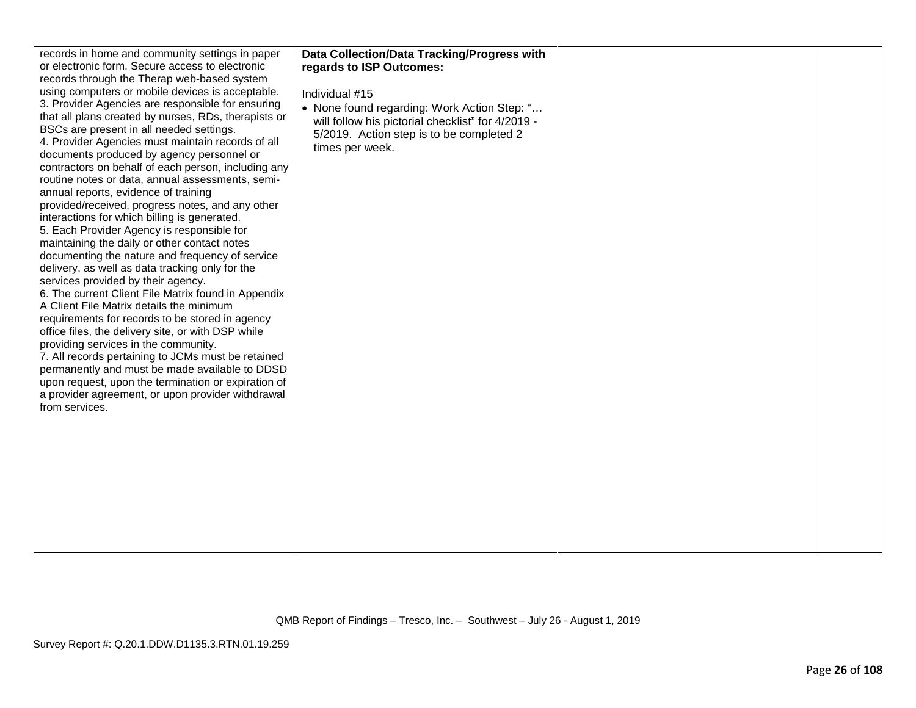| | | | |
|---|---|---|---|
| records in home and community settings in paper or electronic form. Secure access to electronic records through the Therap web-based system using computers or mobile devices is acceptable.<br>3. Provider Agencies are responsible for ensuring that all plans created by nurses, RDs, therapists or BSCs are present in all needed settings.<br>4. Provider Agencies must maintain records of all documents produced by agency personnel or contractors on behalf of each person, including any routine notes or data, annual assessments, semi-annual reports, evidence of training provided/received, progress notes, and any other interactions for which billing is generated.<br>5. Each Provider Agency is responsible for maintaining the daily or other contact notes documenting the nature and frequency of service delivery, as well as data tracking only for the services provided by their agency.<br>6. The current Client File Matrix found in Appendix A Client File Matrix details the minimum requirements for records to be stored in agency office files, the delivery site, or with DSP while providing services in the community.<br>7. All records pertaining to JCMs must be retained permanently and must be made available to DDSD upon request, upon the termination or expiration of a provider agreement, or upon provider withdrawal from services. | **Data Collection/Data Tracking/Progress with regards to ISP Outcomes:**<br><br>Individual #15<br>• None found regarding: Work Action Step: "… will follow his pictorial checklist" for 4/2019 - 5/2019. Action step is to be completed 2 times per week. | | |

QMB Report of Findings – Tresco, Inc. – Southwest – July 26 - August 1, 2019

Survey Report #: Q.20.1.DDW.D1135.3.RTN.01.19.259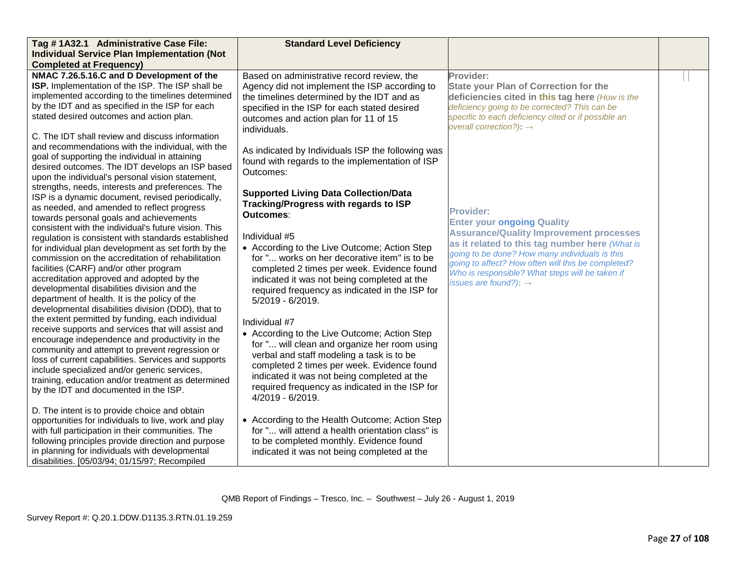| Tag # 1A32.1 Administrative Case File: Individual Service Plan Implementation (Not Completed at Frequency) | Standard Level Deficiency | | |
|---|---|---|---|
| **NMAC 7.26.5.16.C and D Development of the ISP.** Implementation of the ISP. The ISP shall be implemented according to the timelines determined by the IDT and as specified in the ISP for each stated desired outcomes and action plan.<br><br>C. The IDT shall review and discuss information and recommendations with the individual, with the goal of supporting the individual in attaining desired outcomes. The IDT develops an ISP based upon the individual's personal vision statement, strengths, needs, interests and preferences. The ISP is a dynamic document, revised periodically, as needed, and amended to reflect progress towards personal goals and achievements consistent with the individual's future vision. This regulation is consistent with standards established for individual plan development as set forth by the commission on the accreditation of rehabilitation facilities (CARF) and/or other program accreditation approved and adopted by the developmental disabilities division and the department of health. It is the policy of the developmental disabilities division (DDD), that to the extent permitted by funding, each individual receive supports and services that will assist and encourage independence and productivity in the community and attempt to prevent regression or loss of current capabilities. Services and supports include specialized and/or generic services, training, education and/or treatment as determined by the IDT and documented in the ISP.<br><br>D. The intent is to provide choice and obtain opportunities for individuals to live, work and play with full participation in their communities. The following principles provide direction and purpose in planning for individuals with developmental disabilities. [05/03/94; 01/15/97; Recompiled | Based on administrative record review, the Agency did not implement the ISP according to the timelines determined by the IDT and as specified in the ISP for each stated desired outcomes and action plan for 11 of 15 individuals.<br><br>As indicated by Individuals ISP the following was found with regards to the implementation of ISP Outcomes:<br><br>**Supported Living Data Collection/Data Tracking/Progress with regards to ISP Outcomes**:<br><br>Individual #5<br>• According to the Live Outcome; Action Step for "... works on her decorative item" is to be completed 2 times per week. Evidence found indicated it was not being completed at the required frequency as indicated in the ISP for 5/2019 - 6/2019.<br><br>Individual #7<br>• According to the Live Outcome; Action Step for "... will clean and organize her room using verbal and staff modeling a task is to be completed 2 times per week. Evidence found indicated it was not being completed at the required frequency as indicated in the ISP for 4/2019 - 6/2019.<br><br>• According to the Health Outcome; Action Step for "... will attend a health orientation class" is to be completed monthly. Evidence found indicated it was not being completed at the | **Provider:**<br>**State your Plan of Correction for the deficiencies cited in this tag here** *(How is the deficiency going to be corrected? This can be specific to each deficiency cited or if possible an overall correction?)*: →<br><br>**Provider:**<br>**Enter your ongoing Quality Assurance/Quality Improvement processes as it related to this tag number here** *(What is going to be done? How many individuals is this going to affect? How often will this be completed? Who is responsible? What steps will be taken if issues are found?)*: → | |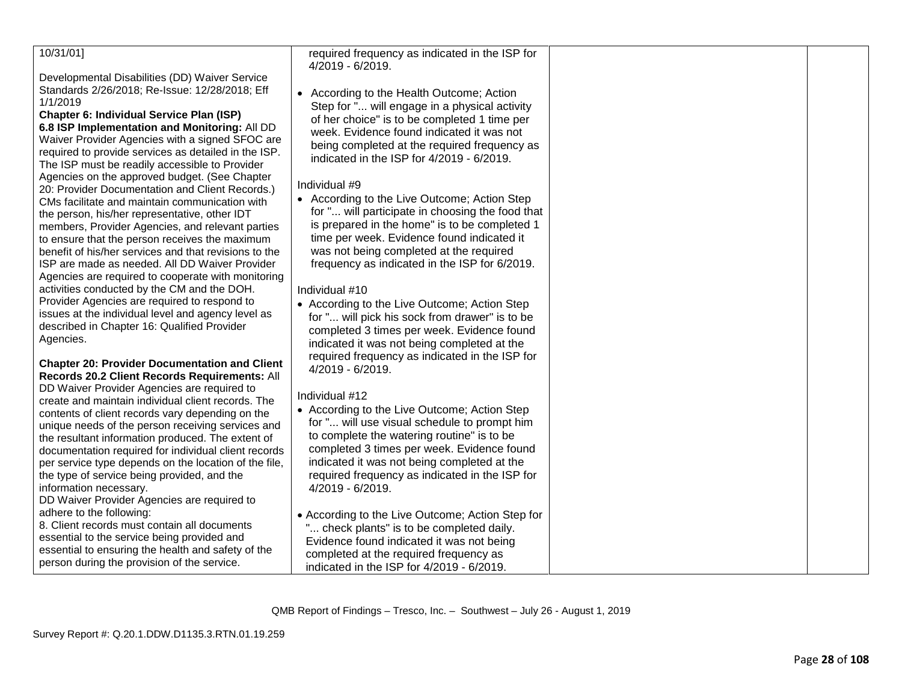| | | | |
|---|---|---|---|
| 10/31/01]<br><br>Developmental Disabilities (DD) Waiver Service Standards 2/26/2018; Re-Issue: 12/28/2018; Eff 1/1/2019<br>**Chapter 6: Individual Service Plan (ISP)**<br>**6.8 ISP Implementation and Monitoring:** All DD Waiver Provider Agencies with a signed SFOC are required to provide services as detailed in the ISP. The ISP must be readily accessible to Provider Agencies on the approved budget. (See Chapter 20: Provider Documentation and Client Records.) CMs facilitate and maintain communication with the person, his/her representative, other IDT members, Provider Agencies, and relevant parties to ensure that the person receives the maximum benefit of his/her services and that revisions to the ISP are made as needed. All DD Waiver Provider Agencies are required to cooperate with monitoring activities conducted by the CM and the DOH. Provider Agencies are required to respond to issues at the individual level and agency level as described in Chapter 16: Qualified Provider Agencies.<br><br>**Chapter 20: Provider Documentation and Client Records 20.2 Client Records Requirements:** All DD Waiver Provider Agencies are required to create and maintain individual client records. The contents of client records vary depending on the unique needs of the person receiving services and the resultant information produced. The extent of documentation required for individual client records per service type depends on the location of the file, the type of service being provided, and the information necessary.<br>DD Waiver Provider Agencies are required to adhere to the following:<br>8. Client records must contain all documents essential to the service being provided and essential to ensuring the health and safety of the person during the provision of the service. | required frequency as indicated in the ISP for 4/2019 - 6/2019.<br><br>• According to the Health Outcome; Action Step for "... will engage in a physical activity of her choice" is to be completed 1 time per week. Evidence found indicated it was not being completed at the required frequency as indicated in the ISP for 4/2019 - 6/2019.<br><br>Individual #9<br>• According to the Live Outcome; Action Step for "... will participate in choosing the food that is prepared in the home" is to be completed 1 time per week. Evidence found indicated it was not being completed at the required frequency as indicated in the ISP for 6/2019.<br><br>Individual #10<br>• According to the Live Outcome; Action Step for "... will pick his sock from drawer" is to be completed 3 times per week. Evidence found indicated it was not being completed at the required frequency as indicated in the ISP for 4/2019 - 6/2019.<br><br>Individual #12<br>• According to the Live Outcome; Action Step for "... will use visual schedule to prompt him to complete the watering routine" is to be completed 3 times per week. Evidence found indicated it was not being completed at the required frequency as indicated in the ISP for 4/2019 - 6/2019.<br><br>• According to the Live Outcome; Action Step for "... check plants" is to be completed daily. Evidence found indicated it was not being completed at the required frequency as indicated in the ISP for 4/2019 - 6/2019. | | |

QMB Report of Findings – Tresco, Inc. – Southwest – July 26 - August 1, 2019

Survey Report #: Q.20.1.DDW.D1135.3.RTN.01.19.259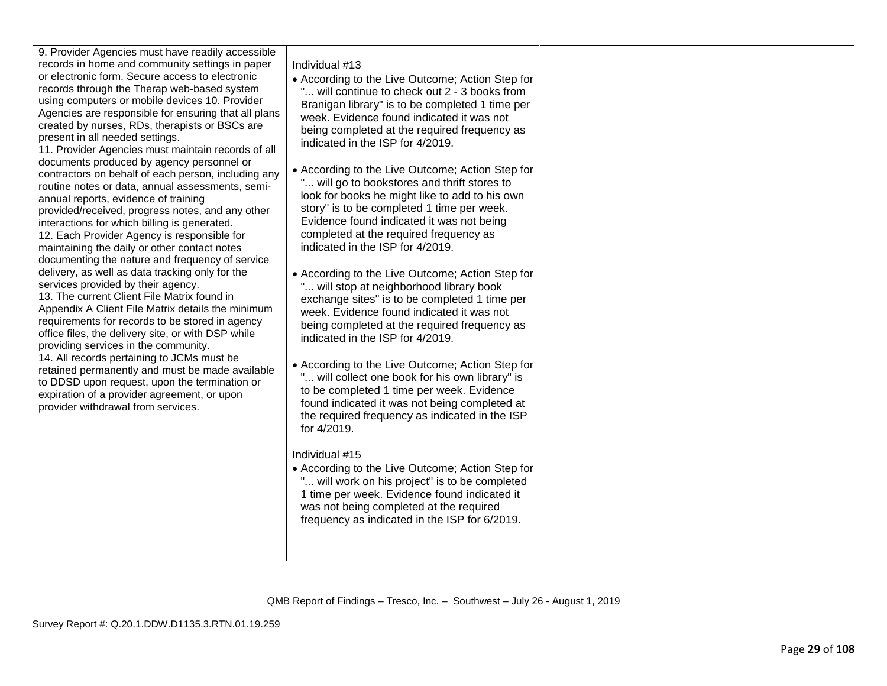| | | | |
|---|---|---|---|
| 9. Provider Agencies must have readily accessible records in home and community settings in paper or electronic form. Secure access to electronic records through the Therap web-based system using computers or mobile devices 10. Provider Agencies are responsible for ensuring that all plans created by nurses, RDs, therapists or BSCs are present in all needed settings.<br>11. Provider Agencies must maintain records of all documents produced by agency personnel or contractors on behalf of each person, including any routine notes or data, annual assessments, semi-annual reports, evidence of training provided/received, progress notes, and any other interactions for which billing is generated.<br>12. Each Provider Agency is responsible for maintaining the daily or other contact notes documenting the nature and frequency of service delivery, as well as data tracking only for the services provided by their agency.<br>13. The current Client File Matrix found in Appendix A Client File Matrix details the minimum requirements for records to be stored in agency office files, the delivery site, or with DSP while providing services in the community.<br>14. All records pertaining to JCMs must be retained permanently and must be made available to DDSD upon request, upon the termination or expiration of a provider agreement, or upon provider withdrawal from services. | Individual #13<br>• According to the Live Outcome; Action Step for "... will continue to check out 2 - 3 books from Branigan library" is to be completed 1 time per week. Evidence found indicated it was not being completed at the required frequency as indicated in the ISP for 4/2019.<br><br>• According to the Live Outcome; Action Step for "... will go to bookstores and thrift stores to look for books he might like to add to his own story" is to be completed 1 time per week. Evidence found indicated it was not being completed at the required frequency as indicated in the ISP for 4/2019.<br><br>• According to the Live Outcome; Action Step for "... will stop at neighborhood library book exchange sites" is to be completed 1 time per week. Evidence found indicated it was not being completed at the required frequency as indicated in the ISP for 4/2019.<br><br>• According to the Live Outcome; Action Step for "... will collect one book for his own library" is to be completed 1 time per week. Evidence found indicated it was not being completed at the required frequency as indicated in the ISP for 4/2019.<br><br>Individual #15<br>• According to the Live Outcome; Action Step for "... will work on his project" is to be completed 1 time per week. Evidence found indicated it was not being completed at the required frequency as indicated in the ISP for 6/2019. | | |

QMB Report of Findings – Tresco, Inc. – Southwest – July 26 - August 1, 2019

Survey Report #: Q.20.1.DDW.D1135.3.RTN.01.19.259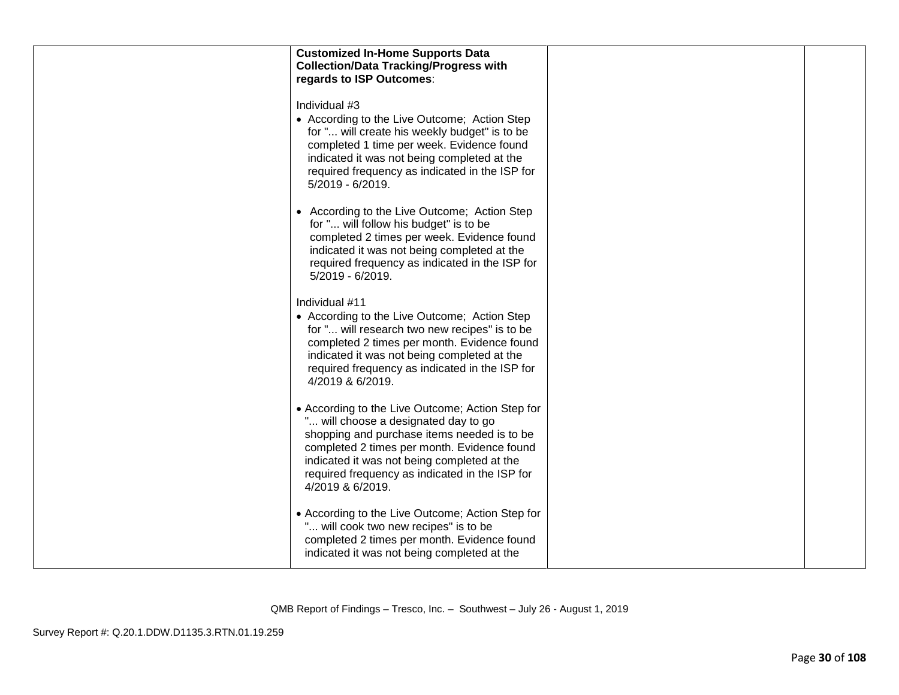| | | | |
|---|---|---|---|
| | **Customized In-Home Supports Data Collection/Data Tracking/Progress with regards to ISP Outcomes**:<br><br>Individual #3<br>• According to the Live Outcome; Action Step for "... will create his weekly budget" is to be completed 1 time per week. Evidence found indicated it was not being completed at the required frequency as indicated in the ISP for 5/2019 - 6/2019.<br><br>• According to the Live Outcome; Action Step for "... will follow his budget" is to be completed 2 times per week. Evidence found indicated it was not being completed at the required frequency as indicated in the ISP for 5/2019 - 6/2019.<br><br>Individual #11<br>• According to the Live Outcome; Action Step for "... will research two new recipes" is to be completed 2 times per month. Evidence found indicated it was not being completed at the required frequency as indicated in the ISP for 4/2019 & 6/2019.<br><br>• According to the Live Outcome; Action Step for "... will choose a designated day to go shopping and purchase items needed is to be completed 2 times per month. Evidence found indicated it was not being completed at the required frequency as indicated in the ISP for 4/2019 & 6/2019.<br><br>• According to the Live Outcome; Action Step for "... will cook two new recipes" is to be completed 2 times per month. Evidence found indicated it was not being completed at the | | |

QMB Report of Findings – Tresco, Inc. – Southwest – July 26 - August 1, 2019

Survey Report #: Q.20.1.DDW.D1135.3.RTN.01.19.259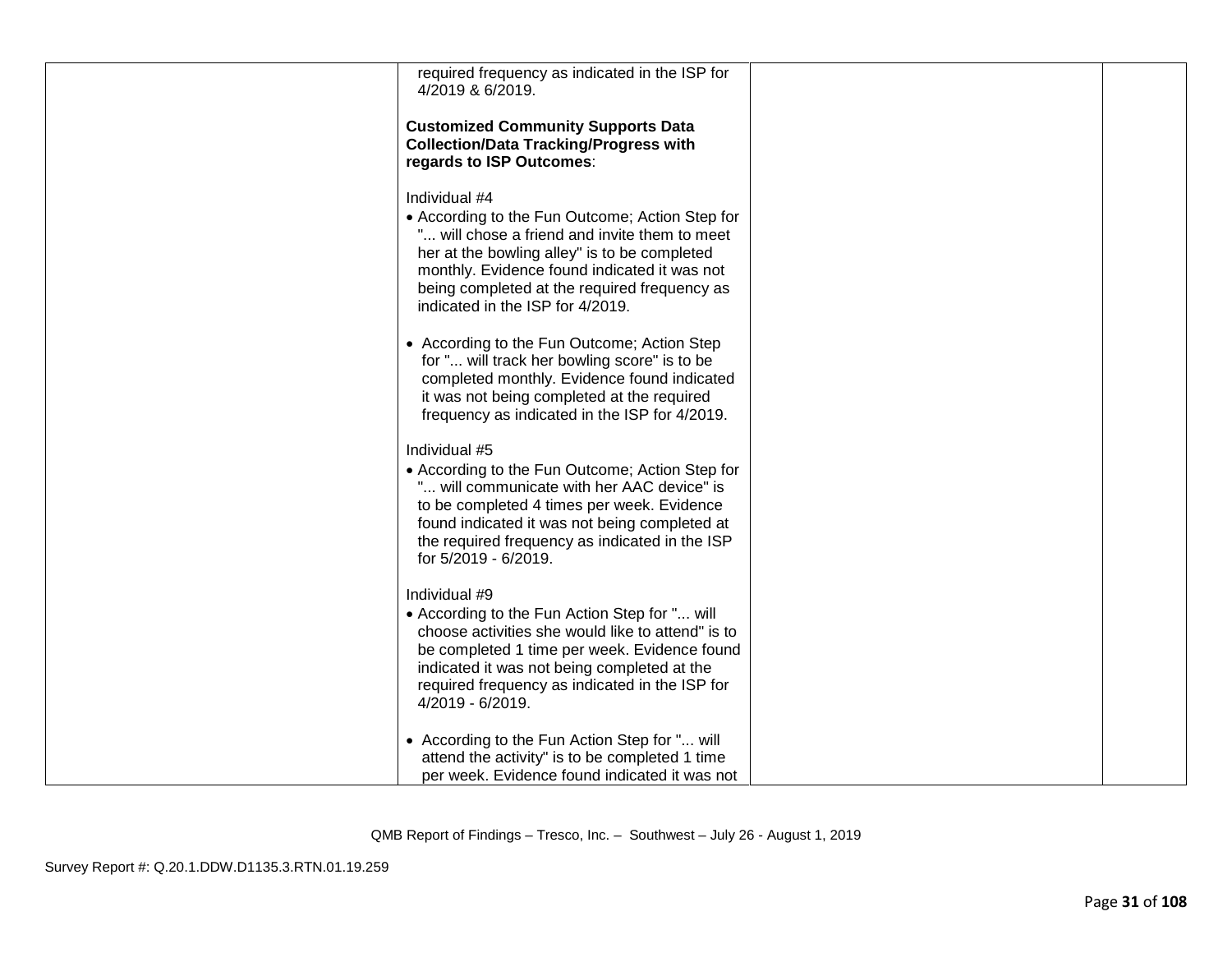| | | | |
|---|---|---|---|
| | required frequency as indicated in the ISP for 4/2019 & 6/2019.<br><br>**Customized Community Supports Data Collection/Data Tracking/Progress with regards to ISP Outcomes**:<br><br>Individual #4<br>• According to the Fun Outcome; Action Step for "... will chose a friend and invite them to meet her at the bowling alley" is to be completed monthly. Evidence found indicated it was not being completed at the required frequency as indicated in the ISP for 4/2019.<br><br>• According to the Fun Outcome; Action Step for "... will track her bowling score" is to be completed monthly. Evidence found indicated it was not being completed at the required frequency as indicated in the ISP for 4/2019.<br><br>Individual #5<br>• According to the Fun Outcome; Action Step for "... will communicate with her AAC device" is to be completed 4 times per week. Evidence found indicated it was not being completed at the required frequency as indicated in the ISP for 5/2019 - 6/2019.<br><br>Individual #9<br>• According to the Fun Action Step for "... will choose activities she would like to attend" is to be completed 1 time per week. Evidence found indicated it was not being completed at the required frequency as indicated in the ISP for 4/2019 - 6/2019.<br><br>• According to the Fun Action Step for "... will attend the activity" is to be completed 1 time per week. Evidence found indicated it was not | | |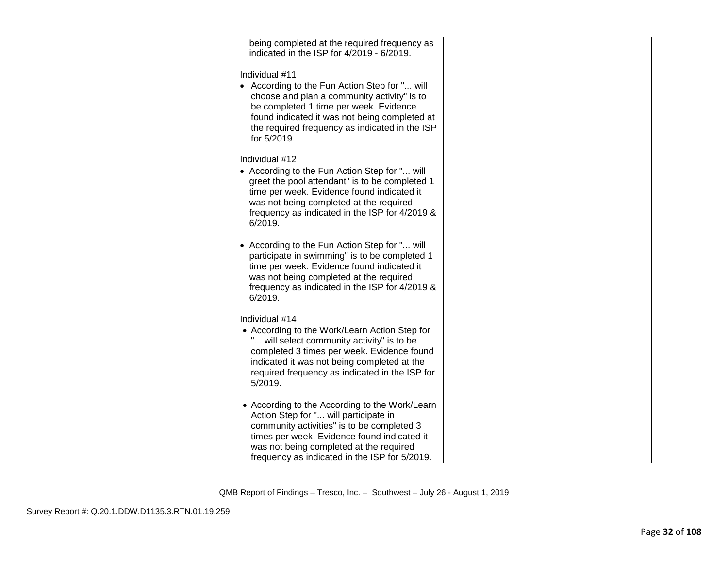| | | | |
|---|---|---|---|
| | being completed at the required frequency as indicated in the ISP for 4/2019 - 6/2019.<br><br>Individual #11<br>• According to the Fun Action Step for "... will choose and plan a community activity" is to be completed 1 time per week. Evidence found indicated it was not being completed at the required frequency as indicated in the ISP for 5/2019.<br><br>Individual #12<br>• According to the Fun Action Step for "... will greet the pool attendant" is to be completed 1 time per week. Evidence found indicated it was not being completed at the required frequency as indicated in the ISP for 4/2019 & 6/2019.<br><br>• According to the Fun Action Step for "... will participate in swimming" is to be completed 1 time per week. Evidence found indicated it was not being completed at the required frequency as indicated in the ISP for 4/2019 & 6/2019.<br><br>Individual #14<br>• According to the Work/Learn Action Step for "... will select community activity" is to be completed 3 times per week. Evidence found indicated it was not being completed at the required frequency as indicated in the ISP for 5/2019.<br><br>• According to the According to the Work/Learn Action Step for "... will participate in community activities" is to be completed 3 times per week. Evidence found indicated it was not being completed at the required frequency as indicated in the ISP for 5/2019. | | |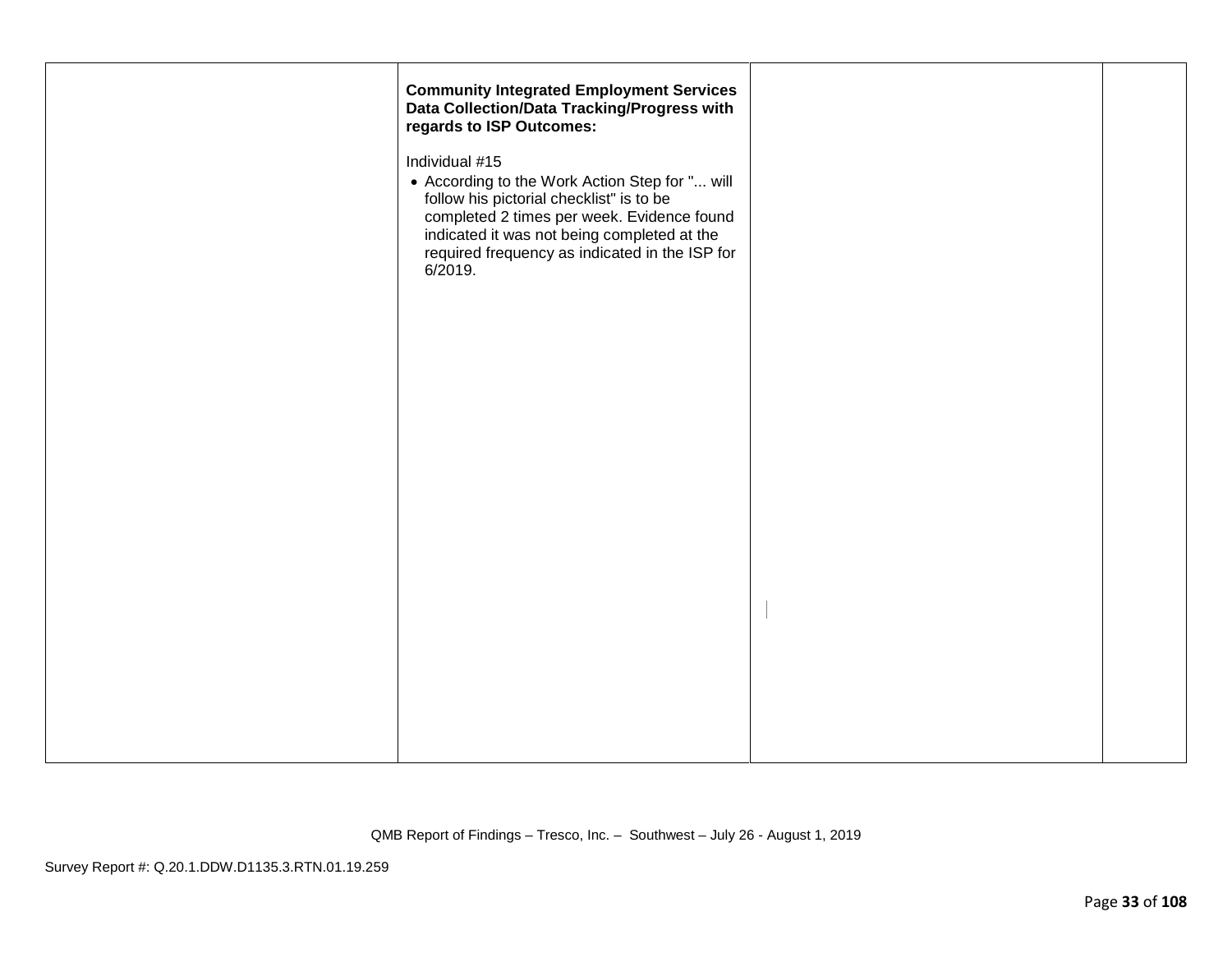| | | | |
|---|---|---|---|
| | **Community Integrated Employment Services Data Collection/Data Tracking/Progress with regards to ISP Outcomes:**<br><br>Individual #15<br>• According to the Work Action Step for "... will follow his pictorial checklist" is to be completed 2 times per week. Evidence found indicated it was not being completed at the required frequency as indicated in the ISP for 6/2019. | | |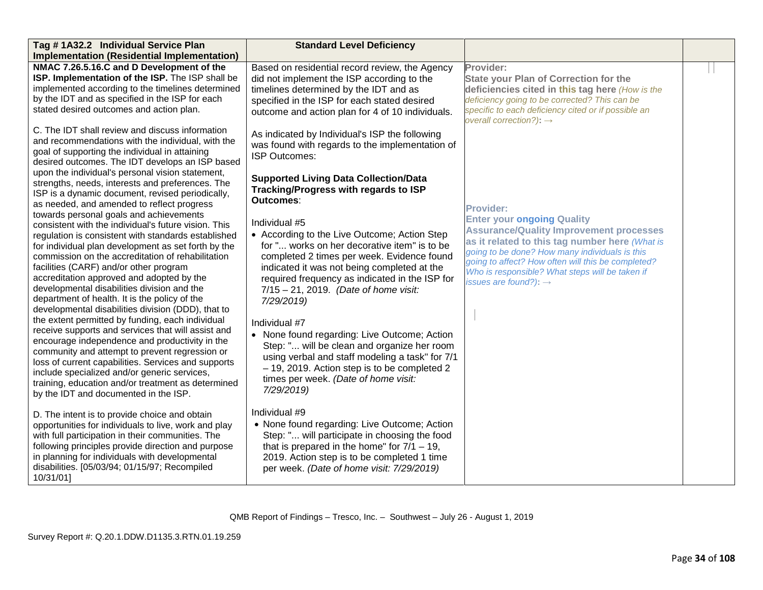| Tag # 1A32.2 Individual Service Plan Implementation (Residential Implementation) | Standard Level Deficiency | | |
|---|---|---|---|
| **NMAC 7.26.5.16.C and D Development of the ISP. Implementation of the ISP.** The ISP shall be implemented according to the timelines determined by the IDT and as specified in the ISP for each stated desired outcomes and action plan.<br><br>C. The IDT shall review and discuss information and recommendations with the individual, with the goal of supporting the individual in attaining desired outcomes. The IDT develops an ISP based upon the individual's personal vision statement, strengths, needs, interests and preferences. The ISP is a dynamic document, revised periodically, as needed, and amended to reflect progress towards personal goals and achievements consistent with the individual's future vision. This regulation is consistent with standards established for individual plan development as set forth by the commission on the accreditation of rehabilitation facilities (CARF) and/or other program accreditation approved and adopted by the developmental disabilities division and the department of health. It is the policy of the developmental disabilities division (DDD), that to the extent permitted by funding, each individual receive supports and services that will assist and encourage independence and productivity in the community and attempt to prevent regression or loss of current capabilities. Services and supports include specialized and/or generic services, training, education and/or treatment as determined by the IDT and documented in the ISP.<br><br>D. The intent is to provide choice and obtain opportunities for individuals to live, work and play with full participation in their communities. The following principles provide direction and purpose in planning for individuals with developmental disabilities. [05/03/94; 01/15/97; Recompiled 10/31/01] | Based on residential record review, the Agency did not implement the ISP according to the timelines determined by the IDT and as specified in the ISP for each stated desired outcome and action plan for 4 of 10 individuals.<br><br>As indicated by Individual's ISP the following was found with regards to the implementation of ISP Outcomes:<br><br>**Supported Living Data Collection/Data Tracking/Progress with regards to ISP Outcomes**:<br><br>Individual #5<br>• According to the Live Outcome; Action Step for "... works on her decorative item" is to be completed 2 times per week. Evidence found indicated it was not being completed at the required frequency as indicated in the ISP for 7/15 – 21, 2019. *(Date of home visit: 7/29/2019)*<br><br>Individual #7<br>• None found regarding: Live Outcome; Action Step: "... will be clean and organize her room using verbal and staff modeling a task" for 7/1 – 19, 2019. Action step is to be completed 2 times per week. *(Date of home visit: 7/29/2019)*<br><br>Individual #9<br>• None found regarding: Live Outcome; Action Step: "... will participate in choosing the food that is prepared in the home" for 7/1 – 19, 2019. Action step is to be completed 1 time per week. *(Date of home visit: 7/29/2019)* | **Provider:**<br>**State your Plan of Correction for the deficiencies cited in this tag here** *(How is the deficiency going to be corrected? This can be specific to each deficiency cited or if possible an overall correction?)*: →<br><br>**Provider:**<br>**Enter your ongoing Quality Assurance/Quality Improvement processes as it related to this tag number here** *(What is going to be done? How many individuals is this going to affect? How often will this be completed? Who is responsible? What steps will be taken if issues are found?)*: → | |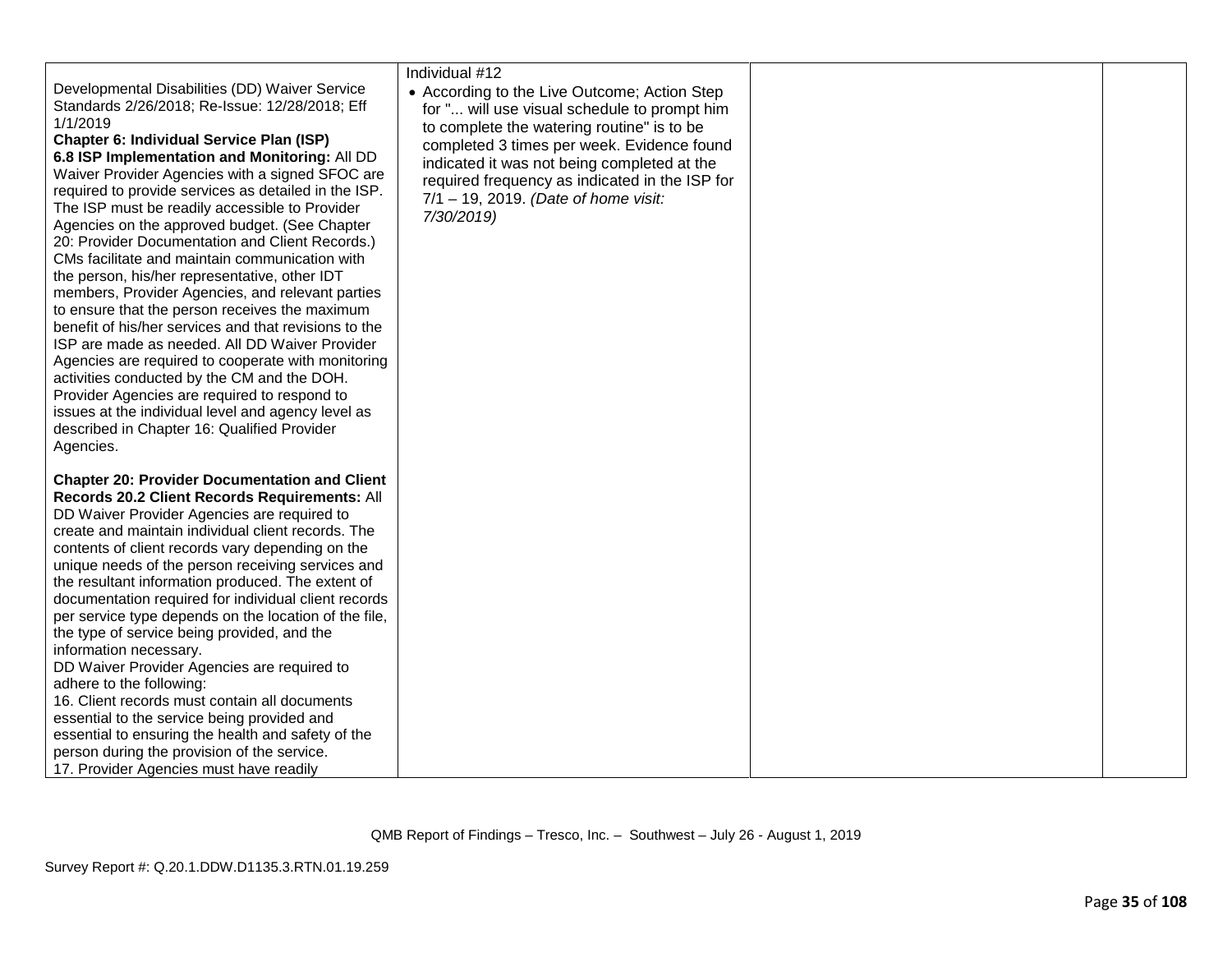| | | | |
|---|---|---|---|
| Developmental Disabilities (DD) Waiver Service Standards 2/26/2018; Re-Issue: 12/28/2018; Eff 1/1/2019<br>**Chapter 6: Individual Service Plan (ISP)**<br>**6.8 ISP Implementation and Monitoring:** All DD Waiver Provider Agencies with a signed SFOC are required to provide services as detailed in the ISP. The ISP must be readily accessible to Provider Agencies on the approved budget. (See Chapter 20: Provider Documentation and Client Records.) CMs facilitate and maintain communication with the person, his/her representative, other IDT members, Provider Agencies, and relevant parties to ensure that the person receives the maximum benefit of his/her services and that revisions to the ISP are made as needed. All DD Waiver Provider Agencies are required to cooperate with monitoring activities conducted by the CM and the DOH. Provider Agencies are required to respond to issues at the individual level and agency level as described in Chapter 16: Qualified Provider Agencies.<br><br>**Chapter 20: Provider Documentation and Client Records 20.2 Client Records Requirements:** All DD Waiver Provider Agencies are required to create and maintain individual client records. The contents of client records vary depending on the unique needs of the person receiving services and the resultant information produced. The extent of documentation required for individual client records per service type depends on the location of the file, the type of service being provided, and the information necessary.<br>DD Waiver Provider Agencies are required to adhere to the following:<br>16. Client records must contain all documents essential to the service being provided and essential to ensuring the health and safety of the person during the provision of the service.<br>17. Provider Agencies must have readily | Individual #12<br>• According to the Live Outcome; Action Step for "... will use visual schedule to prompt him to complete the watering routine" is to be completed 3 times per week. Evidence found indicated it was not being completed at the required frequency as indicated in the ISP for 7/1 – 19, 2019. *(Date of home visit: 7/30/2019)* | | |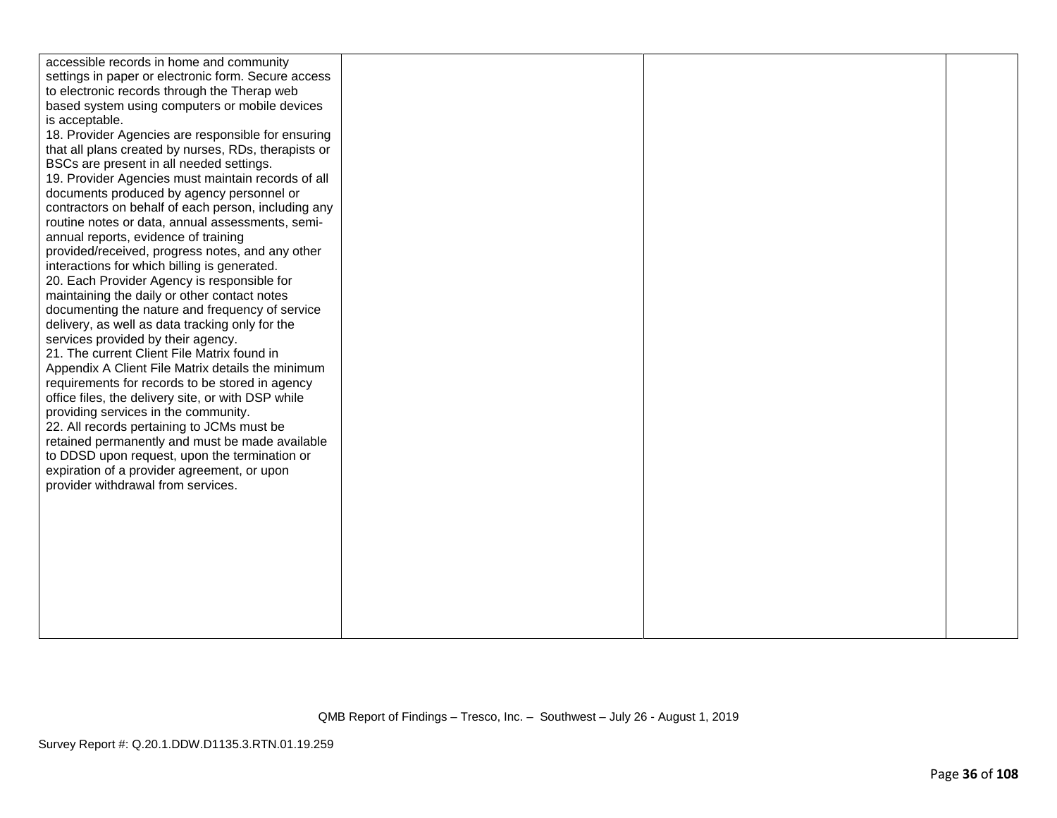| | | | |
|---|---|---|---|
| accessible records in home and community settings in paper or electronic form. Secure access to electronic records through the Therap web based system using computers or mobile devices is acceptable.<br>18. Provider Agencies are responsible for ensuring that all plans created by nurses, RDs, therapists or BSCs are present in all needed settings.<br>19. Provider Agencies must maintain records of all documents produced by agency personnel or contractors on behalf of each person, including any routine notes or data, annual assessments, semi-annual reports, evidence of training provided/received, progress notes, and any other interactions for which billing is generated.<br>20. Each Provider Agency is responsible for maintaining the daily or other contact notes documenting the nature and frequency of service delivery, as well as data tracking only for the services provided by their agency.<br>21. The current Client File Matrix found in Appendix A Client File Matrix details the minimum requirements for records to be stored in agency office files, the delivery site, or with DSP while providing services in the community.<br>22. All records pertaining to JCMs must be retained permanently and must be made available to DDSD upon request, upon the termination or expiration of a provider agreement, or upon provider withdrawal from services. | | | |

QMB Report of Findings – Tresco, Inc. – Southwest – July 26 - August 1, 2019

Survey Report #: Q.20.1.DDW.D1135.3.RTN.01.19.259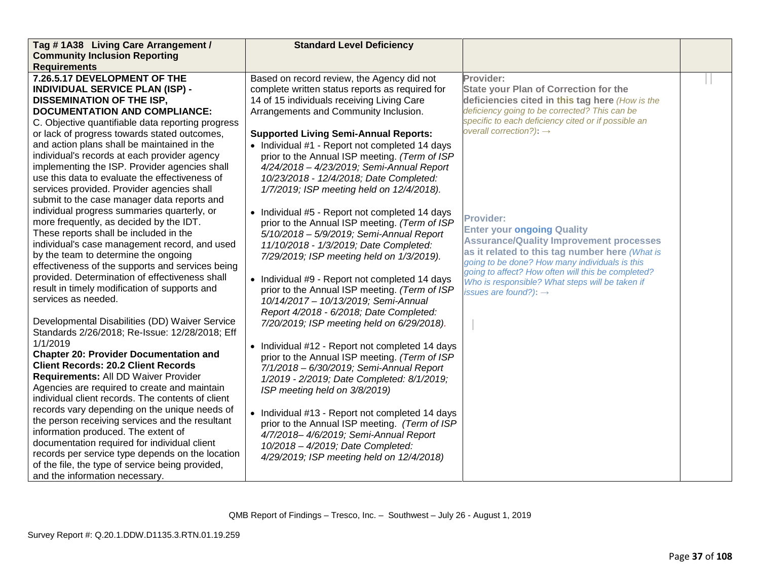| Tag # 1A38 Living Care Arrangement / Community Inclusion Reporting Requirements | Standard Level Deficiency | | |
|---|---|---|---|
| **7.26.5.17 DEVELOPMENT OF THE INDIVIDUAL SERVICE PLAN (ISP) - DISSEMINATION OF THE ISP, DOCUMENTATION AND COMPLIANCE:**<br>C. Objective quantifiable data reporting progress or lack of progress towards stated outcomes, and action plans shall be maintained in the individual's records at each provider agency implementing the ISP. Provider agencies shall use this data to evaluate the effectiveness of services provided. Provider agencies shall submit to the case manager data reports and individual progress summaries quarterly, or more frequently, as decided by the IDT. These reports shall be included in the individual's case management record, and used by the team to determine the ongoing effectiveness of the supports and services being provided. Determination of effectiveness shall result in timely modification of supports and services as needed.<br><br>Developmental Disabilities (DD) Waiver Service Standards 2/26/2018; Re-Issue: 12/28/2018; Eff 1/1/2019<br>**Chapter 20: Provider Documentation and Client Records: 20.2 Client Records Requirements:** All DD Waiver Provider Agencies are required to create and maintain individual client records. The contents of client records vary depending on the unique needs of the person receiving services and the resultant information produced. The extent of documentation required for individual client records per service type depends on the location of the file, the type of service being provided, and the information necessary. | Based on record review, the Agency did not complete written status reports as required for 14 of 15 individuals receiving Living Care Arrangements and Community Inclusion.<br><br>**Supported Living Semi-Annual Reports:**<br>• Individual #1 - Report not completed 14 days prior to the Annual ISP meeting. *(Term of ISP 4/24/2018 – 4/23/2019; Semi-Annual Report 10/23/2018 - 12/4/2018; Date Completed: 1/7/2019; ISP meeting held on 12/4/2018).*<br><br>• Individual #5 - Report not completed 14 days prior to the Annual ISP meeting. *(Term of ISP 5/10/2018 – 5/9/2019; Semi-Annual Report 11/10/2018 - 1/3/2019; Date Completed: 7/29/2019; ISP meeting held on 1/3/2019).*<br><br>• Individual #9 - Report not completed 14 days prior to the Annual ISP meeting. *(Term of ISP 10/14/2017 – 10/13/2019; Semi-Annual Report 4/2018 - 6/2018; Date Completed: 7/20/2019; ISP meeting held on 6/29/2018).*<br><br>• Individual #12 - Report not completed 14 days prior to the Annual ISP meeting. *(Term of ISP 7/1/2018 – 6/30/2019; Semi-Annual Report 1/2019 - 2/2019; Date Completed: 8/1/2019; ISP meeting held on 3/8/2019)*<br><br>• Individual #13 - Report not completed 14 days prior to the Annual ISP meeting. *(Term of ISP 4/7/2018– 4/6/2019; Semi-Annual Report 10/2018 – 4/2019; Date Completed: 4/29/2019; ISP meeting held on 12/4/2018)* | **Provider:**<br>**State your Plan of Correction for the deficiencies cited in this tag here** *(How is the deficiency going to be corrected? This can be specific to each deficiency cited or if possible an overall correction?)*: →<br><br>**Provider:**<br>**Enter your ongoing Quality Assurance/Quality Improvement processes as it related to this tag number here** *(What is going to be done? How many individuals is this going to affect? How often will this be completed? Who is responsible? What steps will be taken if issues are found?)*: → | |

QMB Report of Findings – Tresco, Inc. – Southwest – July 26 - August 1, 2019

Survey Report #: Q.20.1.DDW.D1135.3.RTN.01.19.259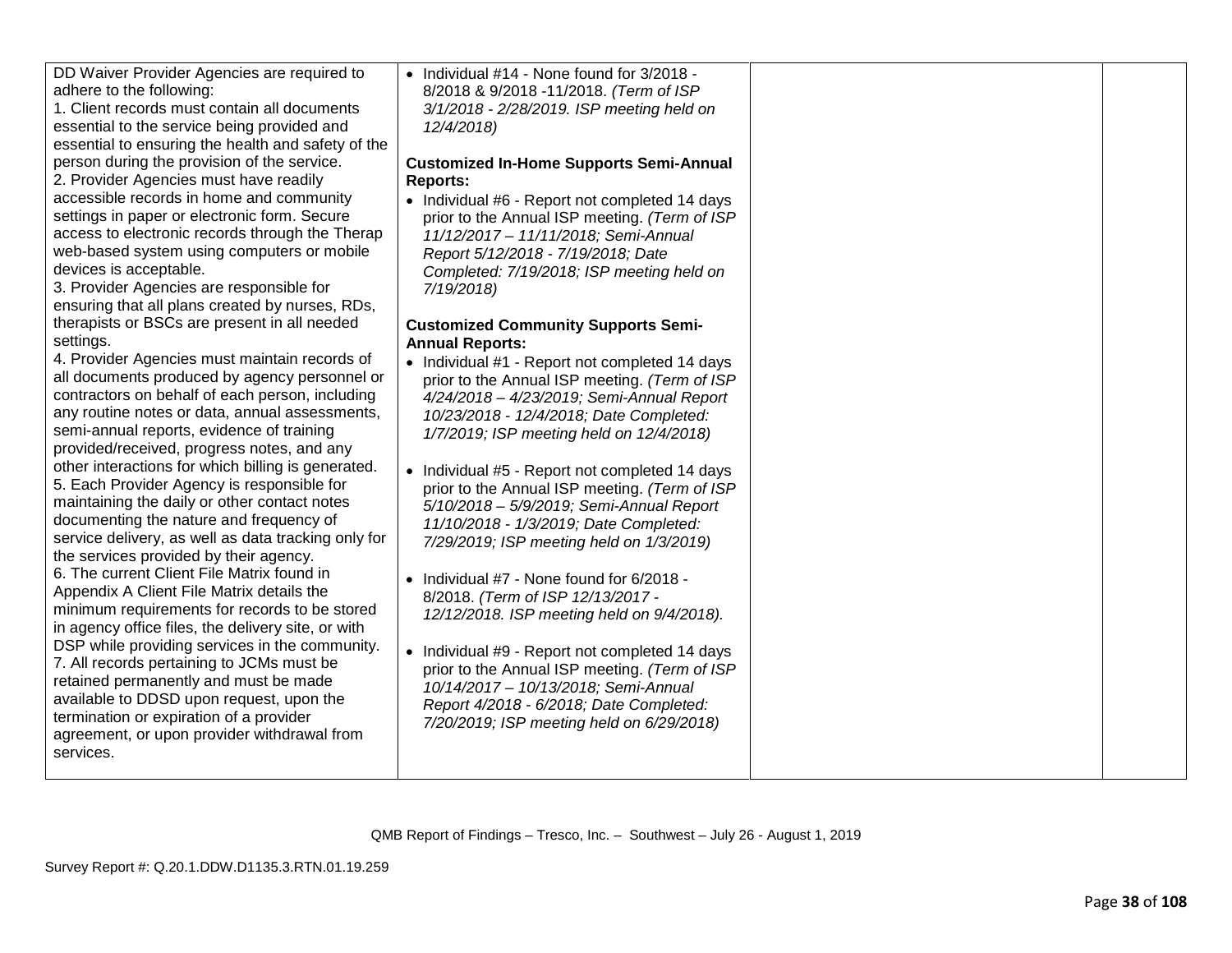| | | | |
|---|---|---|---|
| DD Waiver Provider Agencies are required to adhere to the following:<br>1. Client records must contain all documents essential to the service being provided and essential to ensuring the health and safety of the person during the provision of the service.<br>2. Provider Agencies must have readily accessible records in home and community settings in paper or electronic form. Secure access to electronic records through the Therap web-based system using computers or mobile devices is acceptable.<br>3. Provider Agencies are responsible for ensuring that all plans created by nurses, RDs, therapists or BSCs are present in all needed settings.<br>4. Provider Agencies must maintain records of all documents produced by agency personnel or contractors on behalf of each person, including any routine notes or data, annual assessments, semi-annual reports, evidence of training provided/received, progress notes, and any other interactions for which billing is generated.<br>5. Each Provider Agency is responsible for maintaining the daily or other contact notes documenting the nature and frequency of service delivery, as well as data tracking only for the services provided by their agency.<br>6. The current Client File Matrix found in Appendix A Client File Matrix details the minimum requirements for records to be stored in agency office files, the delivery site, or with DSP while providing services in the community.<br>7. All records pertaining to JCMs must be retained permanently and must be made available to DDSD upon request, upon the termination or expiration of a provider agreement, or upon provider withdrawal from services. | • Individual #14 - None found for 3/2018 - 8/2018 & 9/2018 -11/2018. *(Term of ISP 3/1/2018 - 2/28/2019. ISP meeting held on 12/4/2018)*<br><br>**Customized In-Home Supports Semi-Annual Reports:**<br>• Individual #6 - Report not completed 14 days prior to the Annual ISP meeting. *(Term of ISP 11/12/2017 – 11/11/2018; Semi-Annual Report 5/12/2018 - 7/19/2018; Date Completed: 7/19/2018; ISP meeting held on 7/19/2018)*<br><br>**Customized Community Supports Semi-Annual Reports:**<br>• Individual #1 - Report not completed 14 days prior to the Annual ISP meeting. *(Term of ISP 4/24/2018 – 4/23/2019; Semi-Annual Report 10/23/2018 - 12/4/2018; Date Completed: 1/7/2019; ISP meeting held on 12/4/2018)*<br><br>• Individual #5 - Report not completed 14 days prior to the Annual ISP meeting. *(Term of ISP 5/10/2018 – 5/9/2019; Semi-Annual Report 11/10/2018 - 1/3/2019; Date Completed: 7/29/2019; ISP meeting held on 1/3/2019)*<br><br>• Individual #7 - None found for 6/2018 - 8/2018. *(Term of ISP 12/13/2017 - 12/12/2018. ISP meeting held on 9/4/2018).*<br><br>• Individual #9 - Report not completed 14 days prior to the Annual ISP meeting. *(Term of ISP 10/14/2017 – 10/13/2018; Semi-Annual Report 4/2018 - 6/2018; Date Completed: 7/20/2019; ISP meeting held on 6/29/2018)* | | |

QMB Report of Findings – Tresco, Inc. – Southwest – July 26 - August 1, 2019

Survey Report #: Q.20.1.DDW.D1135.3.RTN.01.19.259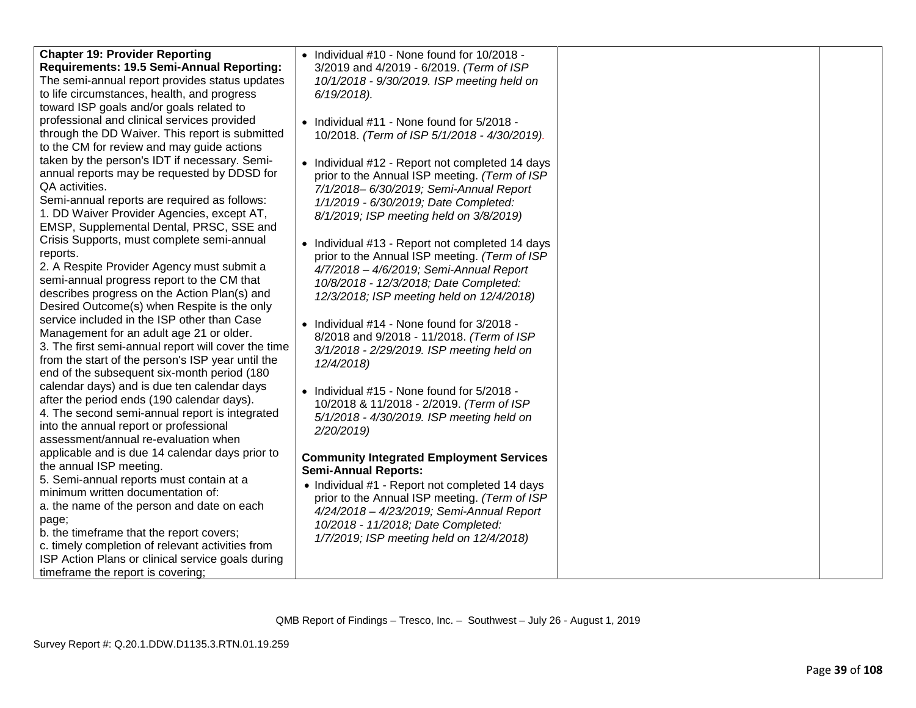| | | | |
|---|---|---|---|
| **Chapter 19: Provider Reporting Requirements: 19.5 Semi-Annual Reporting:** The semi-annual report provides status updates to life circumstances, health, and progress toward ISP goals and/or goals related to professional and clinical services provided through the DD Waiver. This report is submitted to the CM for review and may guide actions taken by the person's IDT if necessary. Semi-annual reports may be requested by DDSD for QA activities.<br>Semi-annual reports are required as follows:<br>1. DD Waiver Provider Agencies, except AT, EMSP, Supplemental Dental, PRSC, SSE and Crisis Supports, must complete semi-annual reports.<br>2. A Respite Provider Agency must submit a semi-annual progress report to the CM that describes progress on the Action Plan(s) and Desired Outcome(s) when Respite is the only service included in the ISP other than Case Management for an adult age 21 or older.<br>3. The first semi-annual report will cover the time from the start of the person's ISP year until the end of the subsequent six-month period (180 calendar days) and is due ten calendar days after the period ends (190 calendar days).<br>4. The second semi-annual report is integrated into the annual report or professional assessment/annual re-evaluation when applicable and is due 14 calendar days prior to the annual ISP meeting.<br>5. Semi-annual reports must contain at a minimum written documentation of:<br>a. the name of the person and date on each page;<br>b. the timeframe that the report covers;<br>c. timely completion of relevant activities from ISP Action Plans or clinical service goals during timeframe the report is covering; | • Individual #10 - None found for 10/2018 - 3/2019 and 4/2019 - 6/2019. *(Term of ISP 10/1/2018 - 9/30/2019. ISP meeting held on 6/19/2018).*<br><br>• Individual #11 - None found for 5/2018 - 10/2018. *(Term of ISP 5/1/2018 - 4/30/2019).*<br><br>• Individual #12 - Report not completed 14 days prior to the Annual ISP meeting. *(Term of ISP 7/1/2018– 6/30/2019; Semi-Annual Report 1/1/2019 - 6/30/2019; Date Completed: 8/1/2019; ISP meeting held on 3/8/2019)*<br><br>• Individual #13 - Report not completed 14 days prior to the Annual ISP meeting. *(Term of ISP 4/7/2018 – 4/6/2019; Semi-Annual Report 10/8/2018 - 12/3/2018; Date Completed: 12/3/2018; ISP meeting held on 12/4/2018)*<br><br>• Individual #14 - None found for 3/2018 - 8/2018 and 9/2018 - 11/2018. *(Term of ISP 3/1/2018 - 2/29/2019. ISP meeting held on 12/4/2018)*<br><br>• Individual #15 - None found for 5/2018 - 10/2018 & 11/2018 - 2/2019. *(Term of ISP 5/1/2018 - 4/30/2019. ISP meeting held on 2/20/2019)*<br><br>**Community Integrated Employment Services Semi-Annual Reports:**<br>• Individual #1 - Report not completed 14 days prior to the Annual ISP meeting. *(Term of ISP 4/24/2018 – 4/23/2019; Semi-Annual Report 10/2018 - 11/2018; Date Completed: 1/7/2019; ISP meeting held on 12/4/2018)* | | |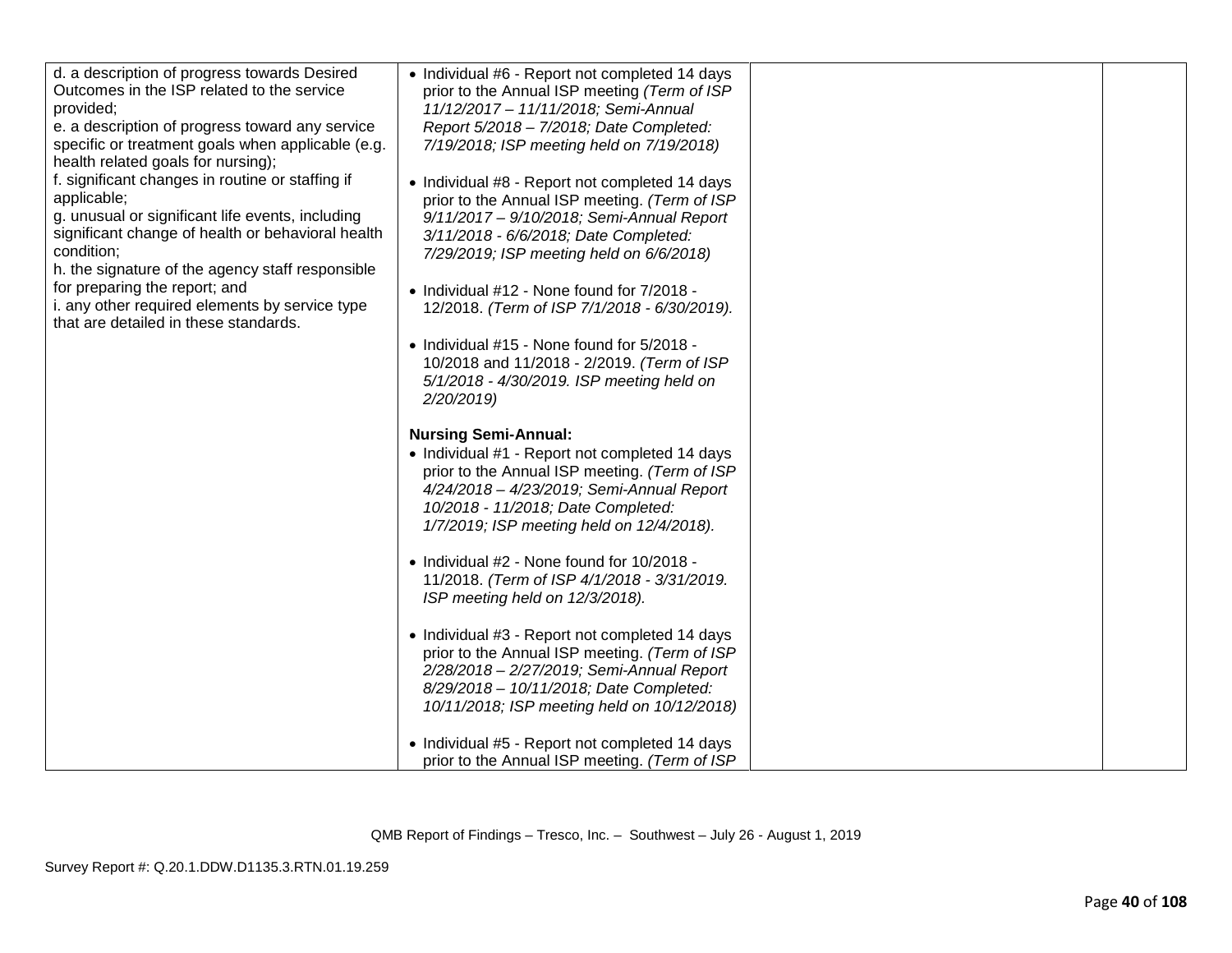| | | | |
|---|---|---|---|
| d. a description of progress towards Desired Outcomes in the ISP related to the service provided;<br>e. a description of progress toward any service specific or treatment goals when applicable (e.g. health related goals for nursing);<br>f. significant changes in routine or staffing if applicable;<br>g. unusual or significant life events, including significant change of health or behavioral health condition;<br>h. the signature of the agency staff responsible for preparing the report; and<br>i. any other required elements by service type that are detailed in these standards. | • Individual #6 - Report not completed 14 days prior to the Annual ISP meeting *(Term of ISP 11/12/2017 – 11/11/2018; Semi-Annual Report 5/2018 – 7/2018; Date Completed: 7/19/2018; ISP meeting held on 7/19/2018)*<br><br>• Individual #8 - Report not completed 14 days prior to the Annual ISP meeting. *(Term of ISP 9/11/2017 – 9/10/2018; Semi-Annual Report 3/11/2018 - 6/6/2018; Date Completed: 7/29/2019; ISP meeting held on 6/6/2018)*<br><br>• Individual #12 - None found for 7/2018 - 12/2018. *(Term of ISP 7/1/2018 - 6/30/2019).*<br><br>• Individual #15 - None found for 5/2018 - 10/2018 and 11/2018 - 2/2019. *(Term of ISP 5/1/2018 - 4/30/2019. ISP meeting held on 2/20/2019)*<br><br>**Nursing Semi-Annual:**<br>• Individual #1 - Report not completed 14 days prior to the Annual ISP meeting. *(Term of ISP 4/24/2018 – 4/23/2019; Semi-Annual Report 10/2018 - 11/2018; Date Completed: 1/7/2019; ISP meeting held on 12/4/2018).*<br><br>• Individual #2 - None found for 10/2018 - 11/2018. *(Term of ISP 4/1/2018 - 3/31/2019. ISP meeting held on 12/3/2018).*<br><br>• Individual #3 - Report not completed 14 days prior to the Annual ISP meeting. *(Term of ISP 2/28/2018 – 2/27/2019; Semi-Annual Report 8/29/2018 – 10/11/2018; Date Completed: 10/11/2018; ISP meeting held on 10/12/2018)*<br><br>• Individual #5 - Report not completed 14 days prior to the Annual ISP meeting. *(Term of ISP* | | |

QMB Report of Findings – Tresco, Inc. – Southwest – July 26 - August 1, 2019

Survey Report #: Q.20.1.DDW.D1135.3.RTN.01.19.259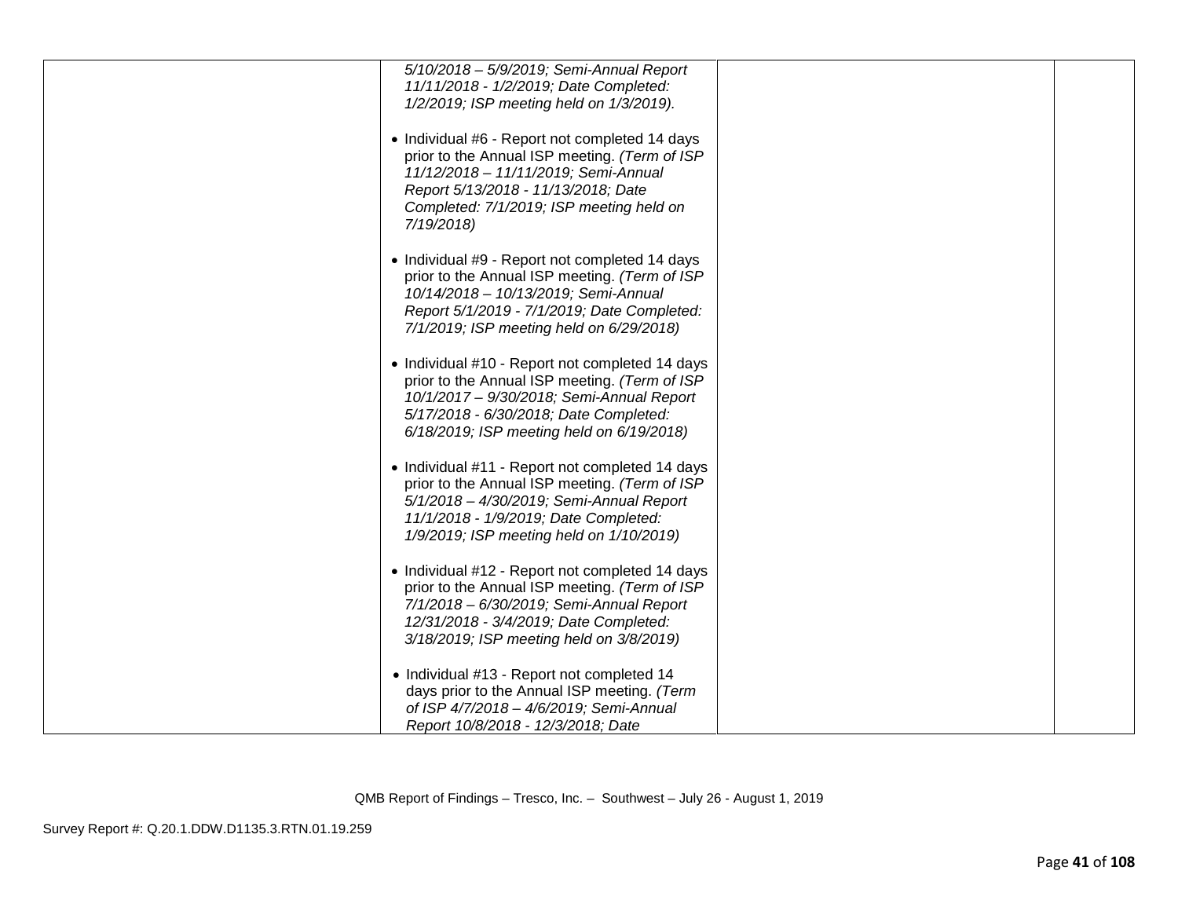| | | | |
|---|---|---|---|
| | *5/10/2018 – 5/9/2019; Semi-Annual Report 11/11/2018 - 1/2/2019; Date Completed: 1/2/2019; ISP meeting held on 1/3/2019).*<br><br>• Individual #6 - Report not completed 14 days prior to the Annual ISP meeting. *(Term of ISP 11/12/2018 – 11/11/2019; Semi-Annual Report 5/13/2018 - 11/13/2018; Date Completed: 7/1/2019; ISP meeting held on 7/19/2018)*<br><br>• Individual #9 - Report not completed 14 days prior to the Annual ISP meeting. *(Term of ISP 10/14/2018 – 10/13/2019; Semi-Annual Report 5/1/2019 - 7/1/2019; Date Completed: 7/1/2019; ISP meeting held on 6/29/2018)*<br><br>• Individual #10 - Report not completed 14 days prior to the Annual ISP meeting. *(Term of ISP 10/1/2017 – 9/30/2018; Semi-Annual Report 5/17/2018 - 6/30/2018; Date Completed: 6/18/2019; ISP meeting held on 6/19/2018)*<br><br>• Individual #11 - Report not completed 14 days prior to the Annual ISP meeting. *(Term of ISP 5/1/2018 – 4/30/2019; Semi-Annual Report 11/1/2018 - 1/9/2019; Date Completed: 1/9/2019; ISP meeting held on 1/10/2019)*<br><br>• Individual #12 - Report not completed 14 days prior to the Annual ISP meeting. *(Term of ISP 7/1/2018 – 6/30/2019; Semi-Annual Report 12/31/2018 - 3/4/2019; Date Completed: 3/18/2019; ISP meeting held on 3/8/2019)*<br><br>• Individual #13 - Report not completed 14 days prior to the Annual ISP meeting. *(Term of ISP 4/7/2018 – 4/6/2019; Semi-Annual Report 10/8/2018 - 12/3/2018; Date* | | |

QMB Report of Findings – Tresco, Inc. – Southwest – July 26 - August 1, 2019

Survey Report #: Q.20.1.DDW.D1135.3.RTN.01.19.259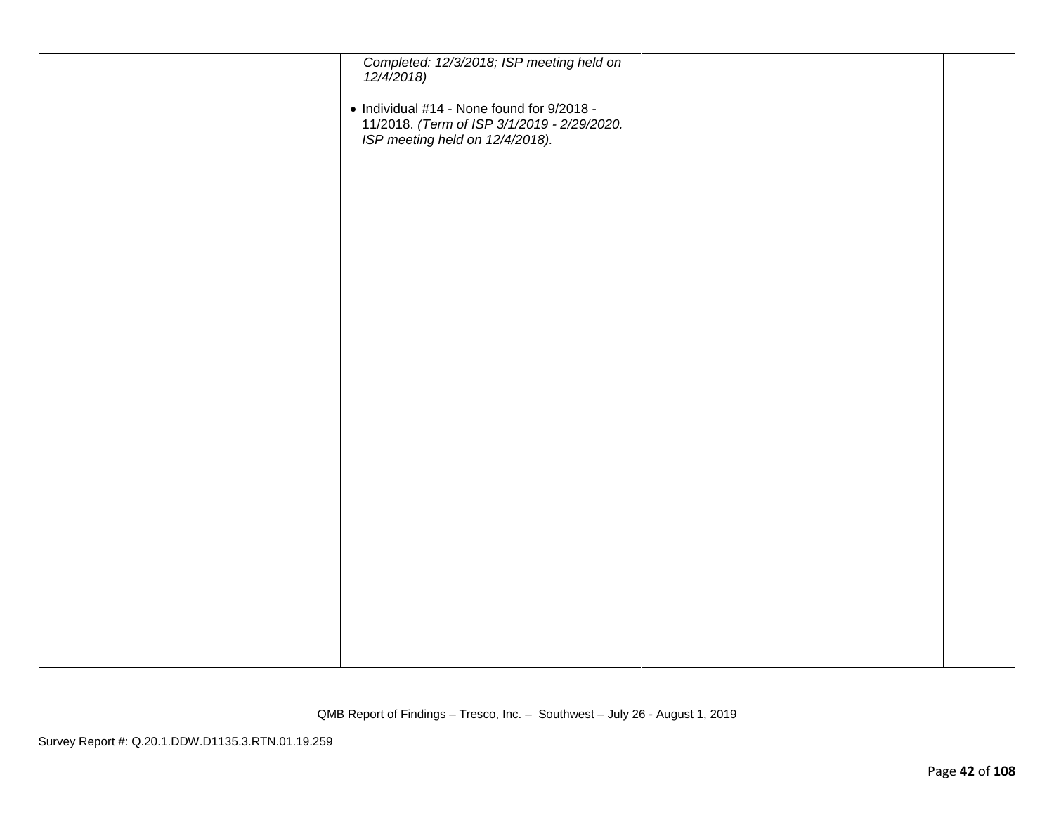|  |  |  |  |
|---|---|---|---|
|  | *Completed: 12/3/2018; ISP meeting held on 12/4/2018)*<br><br>• Individual #14 - None found for 9/2018 - 11/2018. *(Term of ISP 3/1/2019 - 2/29/2020. ISP meeting held on 12/4/2018).* |  |  |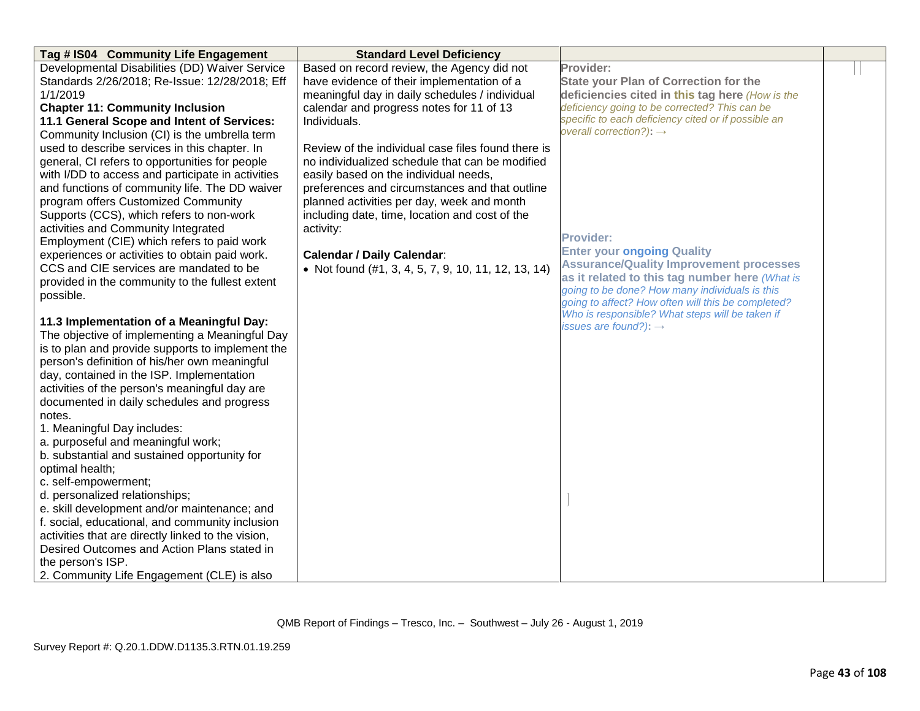| Tag # IS04 Community Life Engagement | Standard Level Deficiency | | |
|---|---|---|---|
| Developmental Disabilities (DD) Waiver Service Standards 2/26/2018; Re-Issue: 12/28/2018; Eff 1/1/2019<br>**Chapter 11: Community Inclusion**<br>**11.1 General Scope and Intent of Services:** Community Inclusion (CI) is the umbrella term used to describe services in this chapter. In general, CI refers to opportunities for people with I/DD to access and participate in activities and functions of community life. The DD waiver program offers Customized Community Supports (CCS), which refers to non-work activities and Community Integrated Employment (CIE) which refers to paid work experiences or activities to obtain paid work. CCS and CIE services are mandated to be provided in the community to the fullest extent possible.<br><br>**11.3 Implementation of a Meaningful Day:** The objective of implementing a Meaningful Day is to plan and provide supports to implement the person's definition of his/her own meaningful day, contained in the ISP. Implementation activities of the person's meaningful day are documented in daily schedules and progress notes.<br>1. Meaningful Day includes:<br>a. purposeful and meaningful work;<br>b. substantial and sustained opportunity for optimal health;<br>c. self-empowerment;<br>d. personalized relationships;<br>e. skill development and/or maintenance; and<br>f. social, educational, and community inclusion activities that are directly linked to the vision, Desired Outcomes and Action Plans stated in the person's ISP.<br>2. Community Life Engagement (CLE) is also | Based on record review, the Agency did not have evidence of their implementation of a meaningful day in daily schedules / individual calendar and progress notes for 11 of 13 Individuals.<br><br>Review of the individual case files found there is no individualized schedule that can be modified easily based on the individual needs, preferences and circumstances and that outline planned activities per day, week and month including date, time, location and cost of the activity:<br><br>**Calendar / Daily Calendar**:<br>• Not found (#1, 3, 4, 5, 7, 9, 10, 11, 12, 13, 14) | **Provider:**<br>**State your Plan of Correction for the deficiencies cited in this tag here** *(How is the deficiency going to be corrected? This can be specific to each deficiency cited or if possible an overall correction?)*: →<br><br>**Provider:**<br>**Enter your ongoing Quality Assurance/Quality Improvement processes as it related to this tag number here** *(What is going to be done? How many individuals is this going to affect? How often will this be completed? Who is responsible? What steps will be taken if issues are found?)*: → | |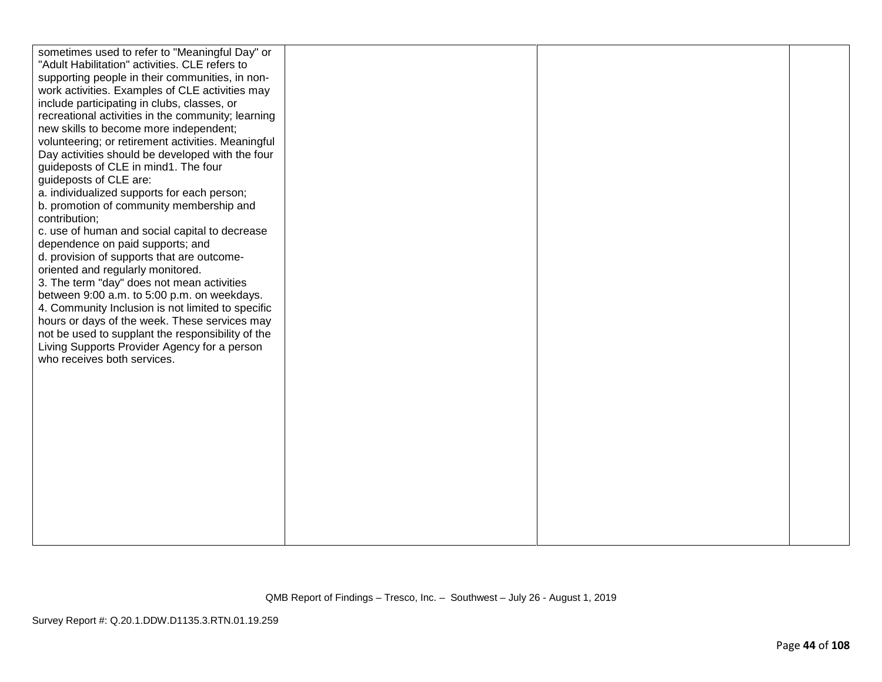| | | | |
|---|---|---|---|
| sometimes used to refer to "Meaningful Day" or "Adult Habilitation" activities. CLE refers to supporting people in their communities, in non-work activities. Examples of CLE activities may include participating in clubs, classes, or recreational activities in the community; learning new skills to become more independent; volunteering; or retirement activities. Meaningful Day activities should be developed with the four guideposts of CLE in mind1. The four guideposts of CLE are:<br>a. individualized supports for each person;<br>b. promotion of community membership and contribution;<br>c. use of human and social capital to decrease dependence on paid supports; and<br>d. provision of supports that are outcome-oriented and regularly monitored.<br>3. The term "day" does not mean activities between 9:00 a.m. to 5:00 p.m. on weekdays.<br>4. Community Inclusion is not limited to specific hours or days of the week. These services may not be used to supplant the responsibility of the Living Supports Provider Agency for a person who receives both services. | | | |

QMB Report of Findings – Tresco, Inc. – Southwest – July 26 - August 1, 2019

Survey Report #: Q.20.1.DDW.D1135.3.RTN.01.19.259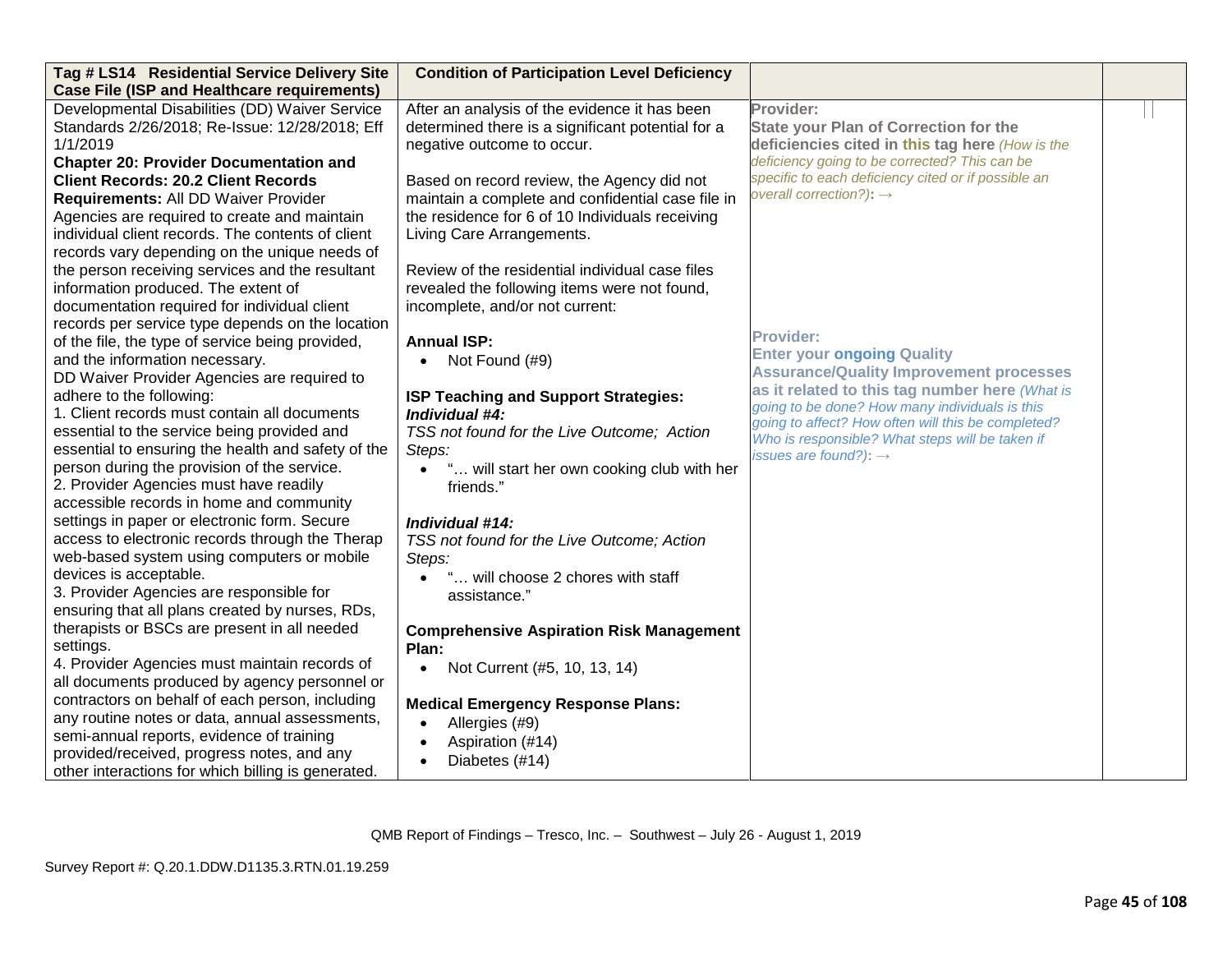| Tag # LS14 Residential Service Delivery Site Case File (ISP and Healthcare requirements) | Condition of Participation Level Deficiency | | |
|---|---|---|---|
| Developmental Disabilities (DD) Waiver Service Standards 2/26/2018; Re-Issue: 12/28/2018; Eff 1/1/2019<br>**Chapter 20: Provider Documentation and Client Records: 20.2 Client Records Requirements:** All DD Waiver Provider Agencies are required to create and maintain individual client records. The contents of client records vary depending on the unique needs of the person receiving services and the resultant information produced. The extent of documentation required for individual client records per service type depends on the location of the file, the type of service being provided, and the information necessary.<br>DD Waiver Provider Agencies are required to adhere to the following:<br>1. Client records must contain all documents essential to the service being provided and essential to ensuring the health and safety of the person during the provision of the service.<br>2. Provider Agencies must have readily accessible records in home and community settings in paper or electronic form. Secure access to electronic records through the Therap web-based system using computers or mobile devices is acceptable.<br>3. Provider Agencies are responsible for ensuring that all plans created by nurses, RDs, therapists or BSCs are present in all needed settings.<br>4. Provider Agencies must maintain records of all documents produced by agency personnel or contractors on behalf of each person, including any routine notes or data, annual assessments, semi-annual reports, evidence of training provided/received, progress notes, and any other interactions for which billing is generated. | After an analysis of the evidence it has been determined there is a significant potential for a negative outcome to occur.<br><br>Based on record review, the Agency did not maintain a complete and confidential case file in the residence for 6 of 10 Individuals receiving Living Care Arrangements.<br><br>Review of the residential individual case files revealed the following items were not found, incomplete, and/or not current:<br><br>**Annual ISP:**<br>• Not Found (#9)<br><br>**ISP Teaching and Support Strategies:**<br>***Individual #4:***<br>*TSS not found for the Live Outcome; Action Steps:*<br>• "… will start her own cooking club with her friends."<br><br>***Individual #14:***<br>*TSS not found for the Live Outcome; Action Steps:*<br>• "… will choose 2 chores with staff assistance."<br><br>**Comprehensive Aspiration Risk Management Plan:**<br>• Not Current (#5, 10, 13, 14)<br><br>**Medical Emergency Response Plans:**<br>• Allergies (#9)<br>• Aspiration (#14)<br>• Diabetes (#14) | **Provider:**<br>**State your Plan of Correction for the deficiencies cited in this tag here** *(How is the deficiency going to be corrected? This can be specific to each deficiency cited or if possible an overall correction?)*: →<br><br>**Provider:**<br>**Enter your ongoing Quality Assurance/Quality Improvement processes as it related to this tag number here** *(What is going to be done? How many individuals is this going to affect? How often will this be completed? Who is responsible? What steps will be taken if issues are found?)*: → | |

QMB Report of Findings – Tresco, Inc. – Southwest – July 26 - August 1, 2019

Survey Report #: Q.20.1.DDW.D1135.3.RTN.01.19.259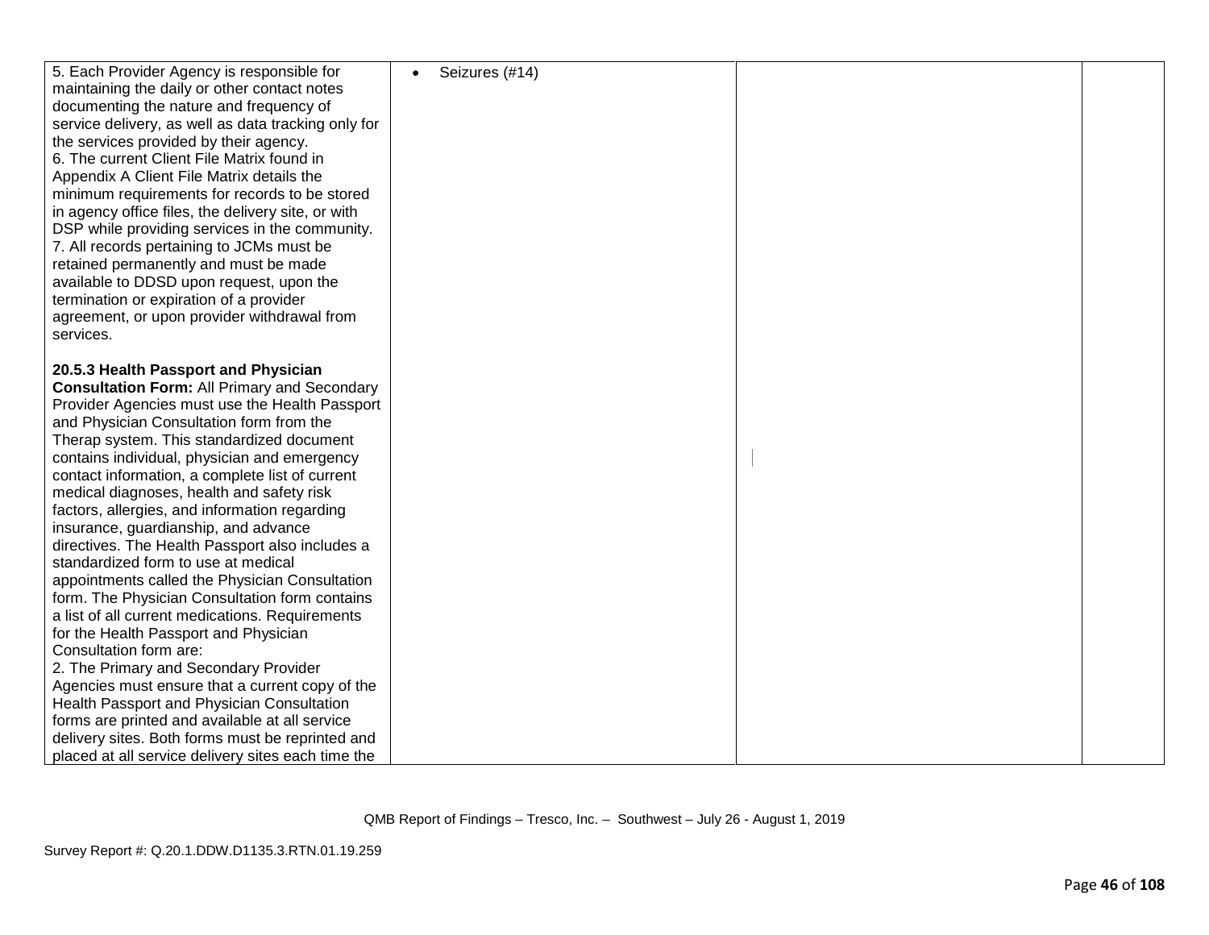| | | | |
|---|---|---|---|
| 5. Each Provider Agency is responsible for maintaining the daily or other contact notes documenting the nature and frequency of service delivery, as well as data tracking only for the services provided by their agency.<br>6. The current Client File Matrix found in Appendix A Client File Matrix details the minimum requirements for records to be stored in agency office files, the delivery site, or with DSP while providing services in the community.<br>7. All records pertaining to JCMs must be retained permanently and must be made available to DDSD upon request, upon the termination or expiration of a provider agreement, or upon provider withdrawal from services.<br><br>**20.5.3 Health Passport and Physician Consultation Form:** All Primary and Secondary Provider Agencies must use the Health Passport and Physician Consultation form from the Therap system. This standardized document contains individual, physician and emergency contact information, a complete list of current medical diagnoses, health and safety risk factors, allergies, and information regarding insurance, guardianship, and advance directives. The Health Passport also includes a standardized form to use at medical appointments called the Physician Consultation form. The Physician Consultation form contains a list of all current medications. Requirements for the Health Passport and Physician Consultation form are:<br>2. The Primary and Secondary Provider Agencies must ensure that a current copy of the Health Passport and Physician Consultation forms are printed and available at all service delivery sites. Both forms must be reprinted and placed at all service delivery sites each time the | • Seizures (#14) | | |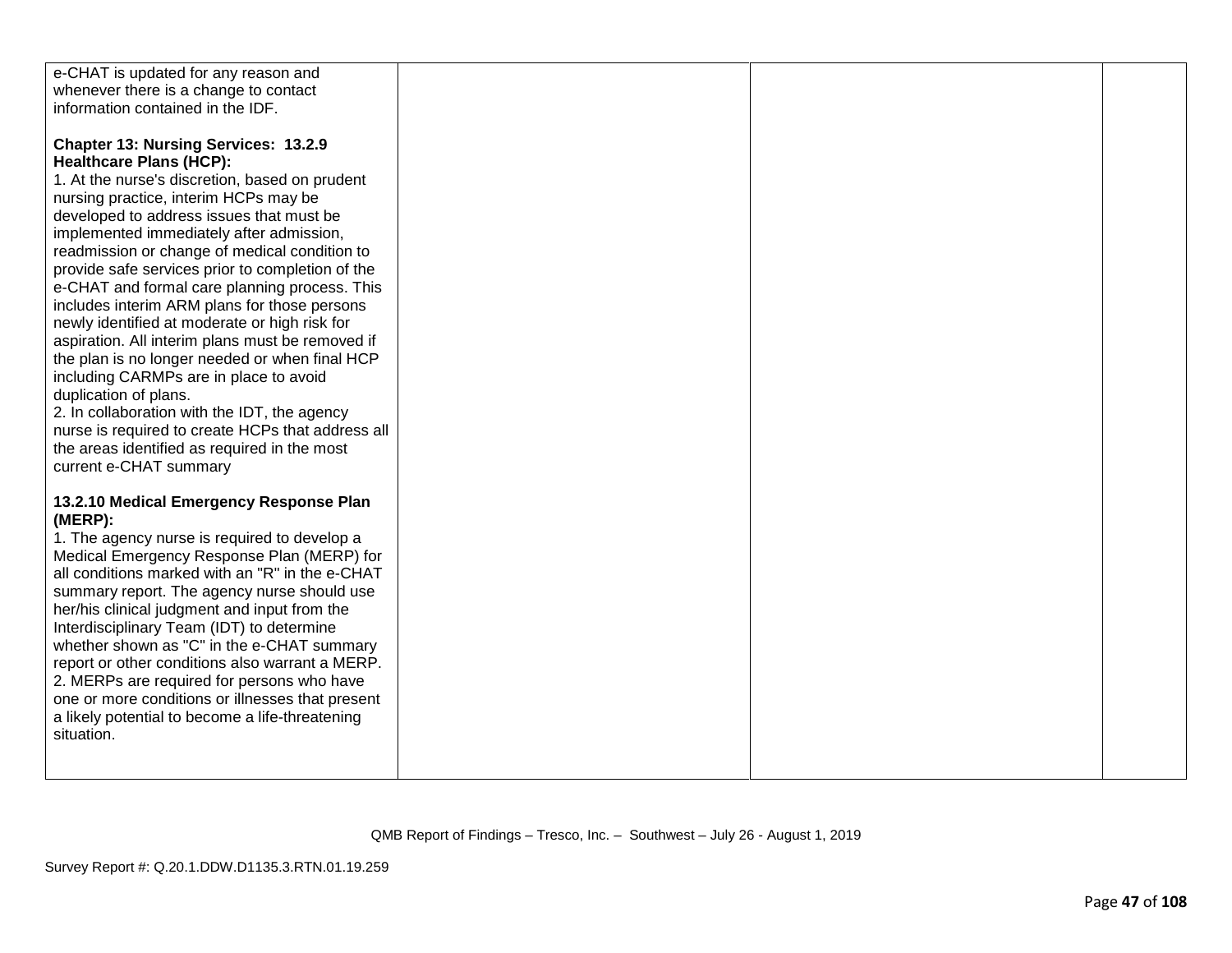| | | | |
|---|---|---|---|
| e-CHAT is updated for any reason and whenever there is a change to contact information contained in the IDF.<br><br>**Chapter 13: Nursing Services: 13.2.9 Healthcare Plans (HCP):**<br>1. At the nurse's discretion, based on prudent nursing practice, interim HCPs may be developed to address issues that must be implemented immediately after admission, readmission or change of medical condition to provide safe services prior to completion of the e-CHAT and formal care planning process. This includes interim ARM plans for those persons newly identified at moderate or high risk for aspiration. All interim plans must be removed if the plan is no longer needed or when final HCP including CARMPs are in place to avoid duplication of plans.<br>2. In collaboration with the IDT, the agency nurse is required to create HCPs that address all the areas identified as required in the most current e-CHAT summary<br><br>**13.2.10 Medical Emergency Response Plan (MERP):**<br>1. The agency nurse is required to develop a Medical Emergency Response Plan (MERP) for all conditions marked with an "R" in the e-CHAT summary report. The agency nurse should use her/his clinical judgment and input from the Interdisciplinary Team (IDT) to determine whether shown as "C" in the e-CHAT summary report or other conditions also warrant a MERP.<br>2. MERPs are required for persons who have one or more conditions or illnesses that present a likely potential to become a life-threatening situation. | | | |

QMB Report of Findings – Tresco, Inc. – Southwest – July 26 - August 1, 2019

Survey Report #: Q.20.1.DDW.D1135.3.RTN.01.19.259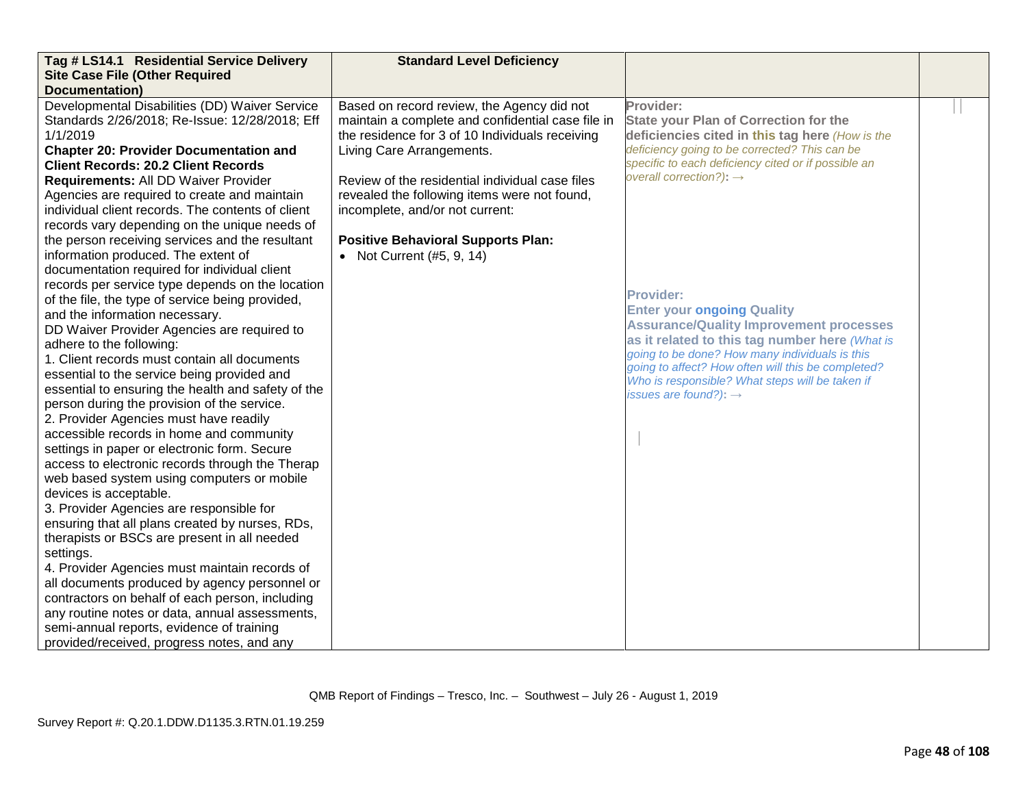| Tag # LS14.1 Residential Service Delivery Site Case File (Other Required Documentation) | Standard Level Deficiency | | |
|---|---|---|---|
| Developmental Disabilities (DD) Waiver Service Standards 2/26/2018; Re-Issue: 12/28/2018; Eff 1/1/2019<br>**Chapter 20: Provider Documentation and Client Records: 20.2 Client Records Requirements:** All DD Waiver Provider Agencies are required to create and maintain individual client records. The contents of client records vary depending on the unique needs of the person receiving services and the resultant information produced. The extent of documentation required for individual client records per service type depends on the location of the file, the type of service being provided, and the information necessary.<br>DD Waiver Provider Agencies are required to adhere to the following:<br>1. Client records must contain all documents essential to the service being provided and essential to ensuring the health and safety of the person during the provision of the service.<br>2. Provider Agencies must have readily accessible records in home and community settings in paper or electronic form. Secure access to electronic records through the Therap web based system using computers or mobile devices is acceptable.<br>3. Provider Agencies are responsible for ensuring that all plans created by nurses, RDs, therapists or BSCs are present in all needed settings.<br>4. Provider Agencies must maintain records of all documents produced by agency personnel or contractors on behalf of each person, including any routine notes or data, annual assessments, semi-annual reports, evidence of training provided/received, progress notes, and any | Based on record review, the Agency did not maintain a complete and confidential case file in the residence for 3 of 10 Individuals receiving Living Care Arrangements.<br><br>Review of the residential individual case files revealed the following items were not found, incomplete, and/or not current:<br><br>**Positive Behavioral Supports Plan:**<br>• Not Current (#5, 9, 14) | **Provider:**<br>**State your Plan of Correction for the deficiencies cited in this tag here** *(How is the deficiency going to be corrected? This can be specific to each deficiency cited or if possible an overall correction?)*: →<br><br>**Provider:**<br>**Enter your ongoing Quality Assurance/Quality Improvement processes as it related to this tag number here** *(What is going to be done? How many individuals is this going to affect? How often will this be completed? Who is responsible? What steps will be taken if issues are found?)*: → | |

QMB Report of Findings – Tresco, Inc. – Southwest – July 26 - August 1, 2019

Survey Report #: Q.20.1.DDW.D1135.3.RTN.01.19.259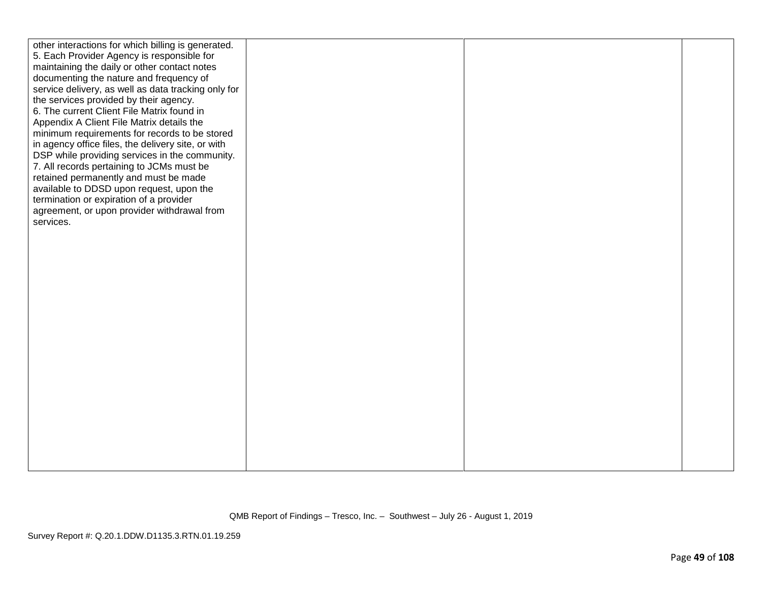| | | | |
|---|---|---|---|
| other interactions for which billing is generated.<br>5. Each Provider Agency is responsible for maintaining the daily or other contact notes documenting the nature and frequency of service delivery, as well as data tracking only for the services provided by their agency.<br>6. The current Client File Matrix found in Appendix A Client File Matrix details the minimum requirements for records to be stored in agency office files, the delivery site, or with DSP while providing services in the community.<br>7. All records pertaining to JCMs must be retained permanently and must be made available to DDSD upon request, upon the termination or expiration of a provider agreement, or upon provider withdrawal from services. | | | |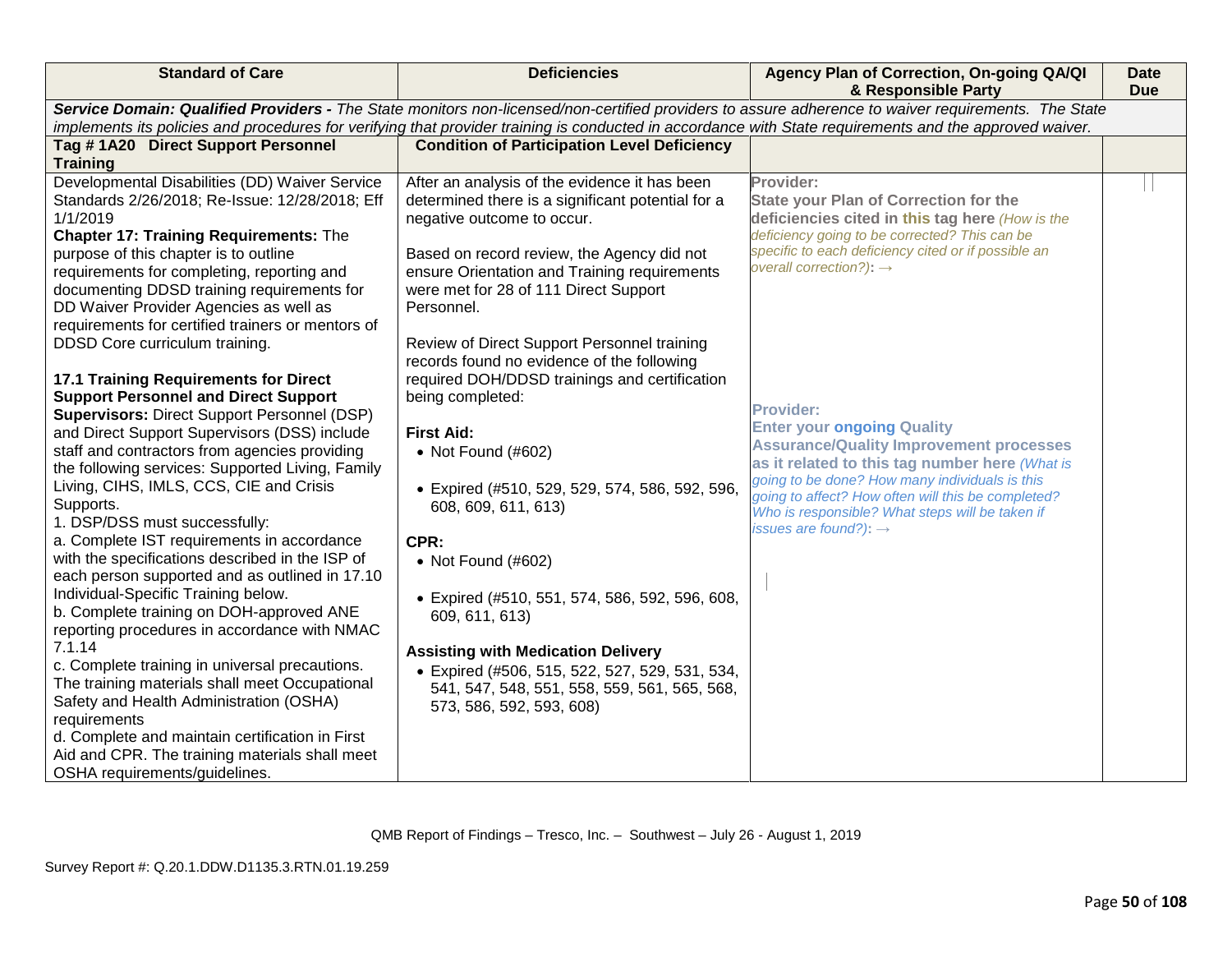| Standard of Care | Deficiencies | Agency Plan of Correction, On-going QA/QI & Responsible Party | Date Due |
|---|---|---|---|
| ***Service Domain: Qualified Providers -*** *The State monitors non-licensed/non-certified providers to assure adherence to waiver requirements. The State implements its policies and procedures for verifying that provider training is conducted in accordance with State requirements and the approved waiver.* | | | |
| **Tag # 1A20 Direct Support Personnel Training** | **Condition of Participation Level Deficiency** | | |
| Developmental Disabilities (DD) Waiver Service Standards 2/26/2018; Re-Issue: 12/28/2018; Eff 1/1/2019<br>**Chapter 17: Training Requirements:** The purpose of this chapter is to outline requirements for completing, reporting and documenting DDSD training requirements for DD Waiver Provider Agencies as well as requirements for certified trainers or mentors of DDSD Core curriculum training.<br><br>**17.1 Training Requirements for Direct Support Personnel and Direct Support Supervisors:** Direct Support Personnel (DSP) and Direct Support Supervisors (DSS) include staff and contractors from agencies providing the following services: Supported Living, Family Living, CIHS, IMLS, CCS, CIE and Crisis Supports.<br>1. DSP/DSS must successfully:<br>a. Complete IST requirements in accordance with the specifications described in the ISP of each person supported and as outlined in 17.10 Individual-Specific Training below.<br>b. Complete training on DOH-approved ANE reporting procedures in accordance with NMAC 7.1.14<br>c. Complete training in universal precautions. The training materials shall meet Occupational Safety and Health Administration (OSHA) requirements<br>d. Complete and maintain certification in First Aid and CPR. The training materials shall meet OSHA requirements/guidelines. | After an analysis of the evidence it has been determined there is a significant potential for a negative outcome to occur.<br><br>Based on record review, the Agency did not ensure Orientation and Training requirements were met for 28 of 111 Direct Support Personnel.<br><br>Review of Direct Support Personnel training records found no evidence of the following required DOH/DDSD trainings and certification being completed:<br><br>**First Aid:**<br>• Not Found (#602)<br><br>• Expired (#510, 529, 529, 574, 586, 592, 596, 608, 609, 611, 613)<br><br>**CPR:**<br>• Not Found (#602)<br><br>• Expired (#510, 551, 574, 586, 592, 596, 608, 609, 611, 613)<br><br>**Assisting with Medication Delivery**<br>• Expired (#506, 515, 522, 527, 529, 531, 534, 541, 547, 548, 551, 558, 559, 561, 565, 568, 573, 586, 592, 593, 608) | **Provider:**<br>**State your Plan of Correction for the deficiencies cited in this tag here** *(How is the deficiency going to be corrected? This can be specific to each deficiency cited or if possible an overall correction?):* →<br><br>**Provider:**<br>**Enter your ongoing Quality Assurance/Quality Improvement processes as it related to this tag number here** *(What is going to be done? How many individuals is this going to affect? How often will this be completed? Who is responsible? What steps will be taken if issues are found?):* → | |

QMB Report of Findings – Tresco, Inc. – Southwest – July 26 - August 1, 2019

Survey Report #: Q.20.1.DDW.D1135.3.RTN.01.19.259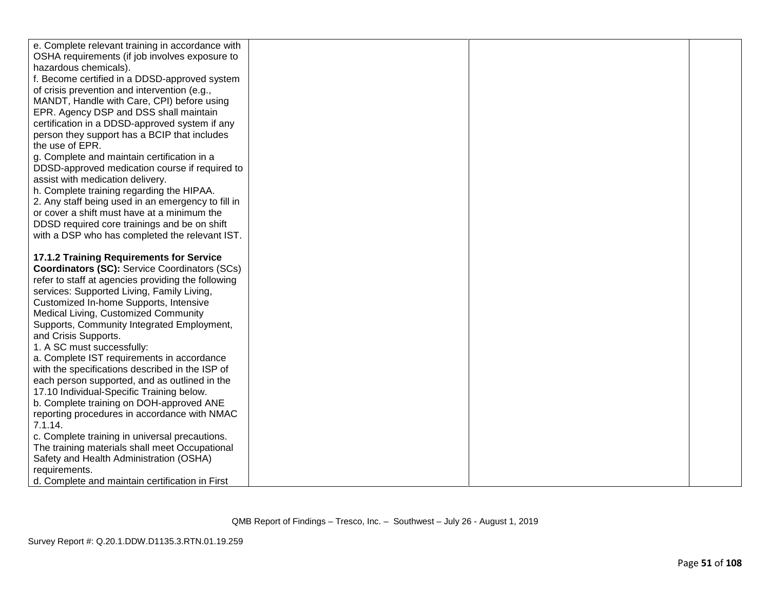| | | | |
|---|---|---|---|
| e. Complete relevant training in accordance with OSHA requirements (if job involves exposure to hazardous chemicals).<br>f. Become certified in a DDSD-approved system of crisis prevention and intervention (e.g., MANDT, Handle with Care, CPI) before using EPR. Agency DSP and DSS shall maintain certification in a DDSD-approved system if any person they support has a BCIP that includes the use of EPR.<br>g. Complete and maintain certification in a DDSD-approved medication course if required to assist with medication delivery.<br>h. Complete training regarding the HIPAA.<br>2. Any staff being used in an emergency to fill in or cover a shift must have at a minimum the DDSD required core trainings and be on shift with a DSP who has completed the relevant IST.<br><br>**17.1.2 Training Requirements for Service Coordinators (SC):** Service Coordinators (SCs) refer to staff at agencies providing the following services: Supported Living, Family Living, Customized In-home Supports, Intensive Medical Living, Customized Community Supports, Community Integrated Employment, and Crisis Supports.<br>1. A SC must successfully:<br>a. Complete IST requirements in accordance with the specifications described in the ISP of each person supported, and as outlined in the 17.10 Individual-Specific Training below.<br>b. Complete training on DOH-approved ANE reporting procedures in accordance with NMAC 7.1.14.<br>c. Complete training in universal precautions. The training materials shall meet Occupational Safety and Health Administration (OSHA) requirements.<br>d. Complete and maintain certification in First | | | |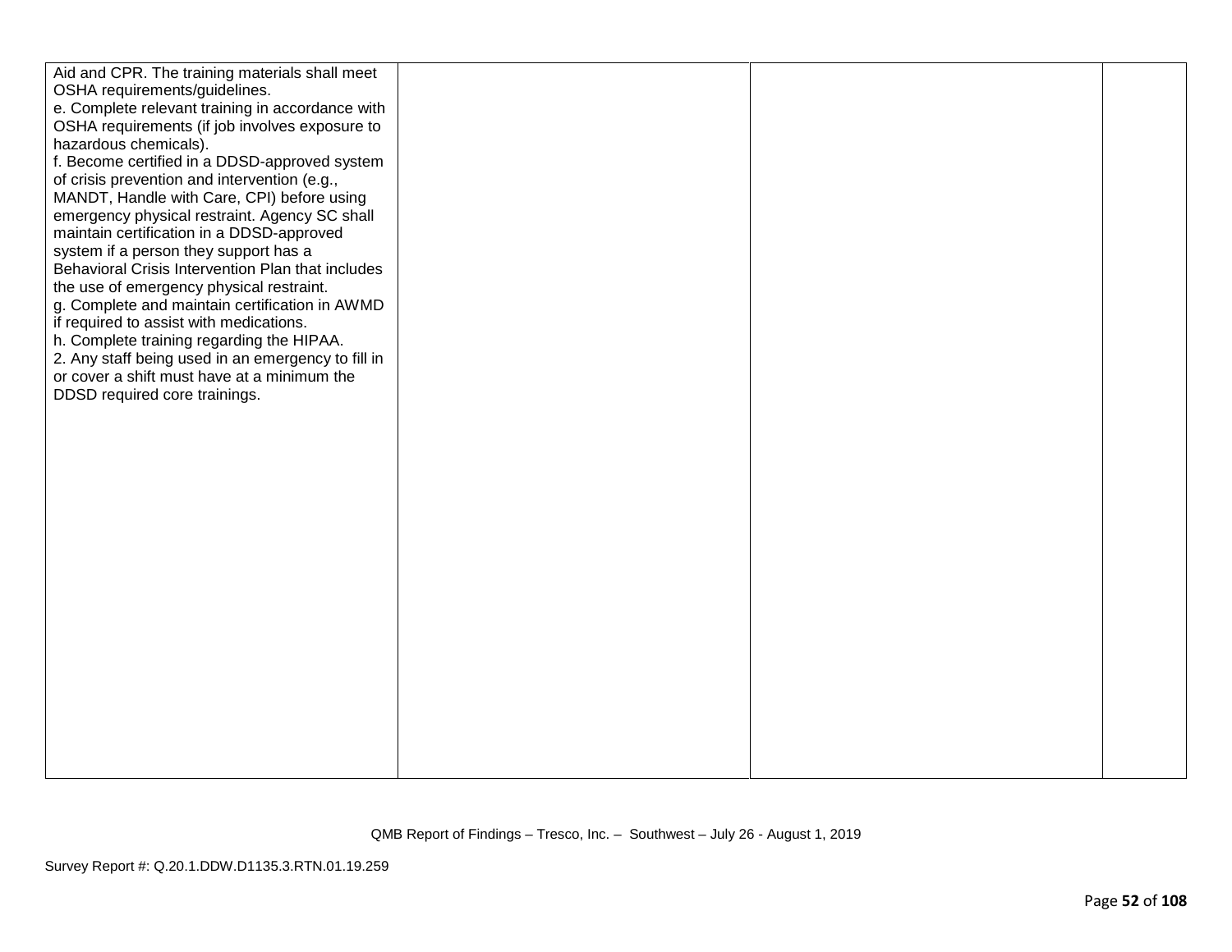| | | | |
|---|---|---|---|
| Aid and CPR. The training materials shall meet OSHA requirements/guidelines.<br>e. Complete relevant training in accordance with OSHA requirements (if job involves exposure to hazardous chemicals).<br>f. Become certified in a DDSD-approved system of crisis prevention and intervention (e.g., MANDT, Handle with Care, CPI) before using emergency physical restraint. Agency SC shall maintain certification in a DDSD-approved system if a person they support has a Behavioral Crisis Intervention Plan that includes the use of emergency physical restraint.<br>g. Complete and maintain certification in AWMD if required to assist with medications.<br>h. Complete training regarding the HIPAA.<br>2. Any staff being used in an emergency to fill in or cover a shift must have at a minimum the DDSD required core trainings. | | | |

QMB Report of Findings – Tresco, Inc. – Southwest – July 26 - August 1, 2019

Survey Report #: Q.20.1.DDW.D1135.3.RTN.01.19.259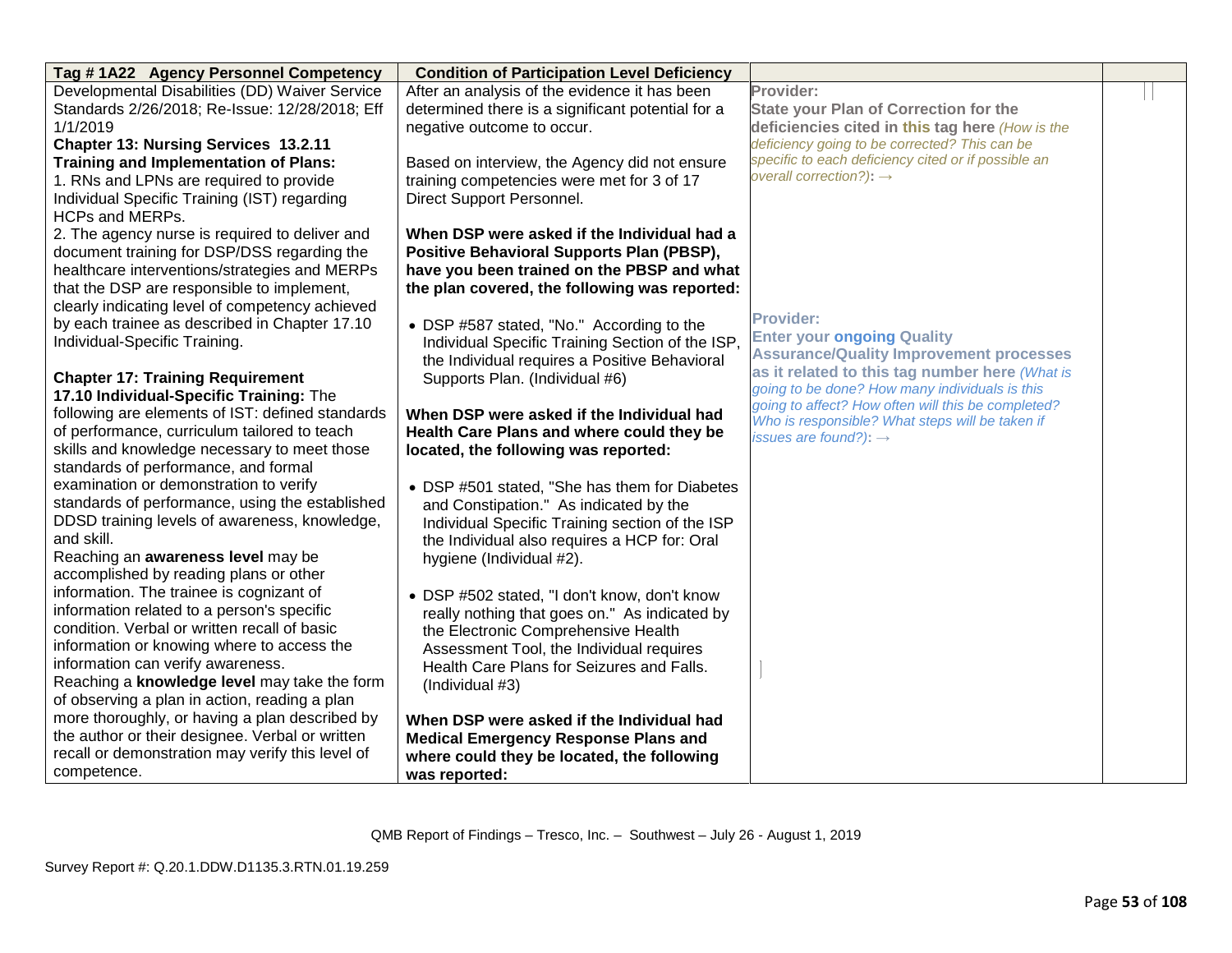| Tag # 1A22 Agency Personnel Competency | Condition of Participation Level Deficiency | | |
|---|---|---|---|
| Developmental Disabilities (DD) Waiver Service Standards 2/26/2018; Re-Issue: 12/28/2018; Eff 1/1/2019<br>**Chapter 13: Nursing Services 13.2.11 Training and Implementation of Plans:**<br>1. RNs and LPNs are required to provide Individual Specific Training (IST) regarding HCPs and MERPs.<br>2. The agency nurse is required to deliver and document training for DSP/DSS regarding the healthcare interventions/strategies and MERPs that the DSP are responsible to implement, clearly indicating level of competency achieved by each trainee as described in Chapter 17.10 Individual-Specific Training.<br><br>**Chapter 17: Training Requirement**<br>**17.10 Individual-Specific Training:** The following are elements of IST: defined standards of performance, curriculum tailored to teach skills and knowledge necessary to meet those standards of performance, and formal examination or demonstration to verify standards of performance, using the established DDSD training levels of awareness, knowledge, and skill.<br>Reaching an **awareness level** may be accomplished by reading plans or other information. The trainee is cognizant of information related to a person's specific condition. Verbal or written recall of basic information or knowing where to access the information can verify awareness.<br>Reaching a **knowledge level** may take the form of observing a plan in action, reading a plan more thoroughly, or having a plan described by the author or their designee. Verbal or written recall or demonstration may verify this level of competence. | After an analysis of the evidence it has been determined there is a significant potential for a negative outcome to occur.<br><br>Based on interview, the Agency did not ensure training competencies were met for 3 of 17 Direct Support Personnel.<br><br>**When DSP were asked if the Individual had a Positive Behavioral Supports Plan (PBSP), have you been trained on the PBSP and what the plan covered, the following was reported:**<br><br>• DSP #587 stated, "No." According to the Individual Specific Training Section of the ISP, the Individual requires a Positive Behavioral Supports Plan. (Individual #6)<br><br>**When DSP were asked if the Individual had Health Care Plans and where could they be located, the following was reported:**<br><br>• DSP #501 stated, "She has them for Diabetes and Constipation." As indicated by the Individual Specific Training section of the ISP the Individual also requires a HCP for: Oral hygiene (Individual #2).<br><br>• DSP #502 stated, "I don't know, don't know really nothing that goes on." As indicated by the Electronic Comprehensive Health Assessment Tool, the Individual requires Health Care Plans for Seizures and Falls. (Individual #3)<br><br>**When DSP were asked if the Individual had Medical Emergency Response Plans and where could they be located, the following was reported:** | **Provider:**<br>**State your Plan of Correction for the deficiencies cited in this tag here** *(How is the deficiency going to be corrected? This can be specific to each deficiency cited or if possible an overall correction?):* →<br><br>**Provider:**<br>**Enter your ongoing Quality Assurance/Quality Improvement processes as it related to this tag number here** *(What is going to be done? How many individuals is this going to affect? How often will this be completed? Who is responsible? What steps will be taken if issues are found?):* → | |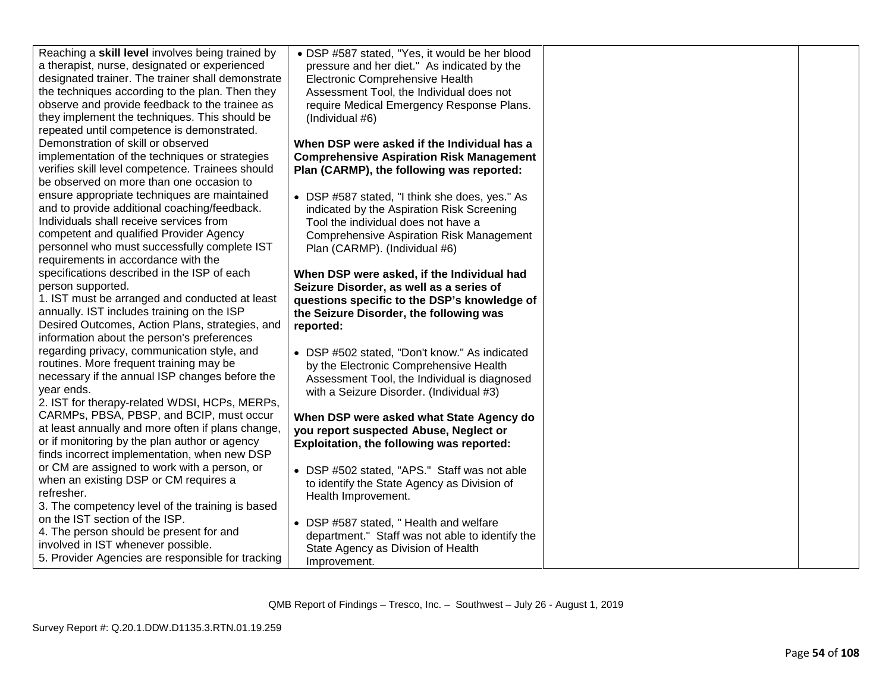| | | | |
|---|---|---|---|
| Reaching a **skill level** involves being trained by a therapist, nurse, designated or experienced designated trainer. The trainer shall demonstrate the techniques according to the plan. Then they observe and provide feedback to the trainee as they implement the techniques. This should be repeated until competence is demonstrated. Demonstration of skill or observed implementation of the techniques or strategies verifies skill level competence. Trainees should be observed on more than one occasion to ensure appropriate techniques are maintained and to provide additional coaching/feedback.<br>Individuals shall receive services from competent and qualified Provider Agency personnel who must successfully complete IST requirements in accordance with the specifications described in the ISP of each person supported.<br>1. IST must be arranged and conducted at least annually. IST includes training on the ISP Desired Outcomes, Action Plans, strategies, and information about the person's preferences regarding privacy, communication style, and routines. More frequent training may be necessary if the annual ISP changes before the year ends.<br>2. IST for therapy-related WDSI, HCPs, MERPs, CARMPs, PBSA, PBSP, and BCIP, must occur at least annually and more often if plans change, or if monitoring by the plan author or agency finds incorrect implementation, when new DSP or CM are assigned to work with a person, or when an existing DSP or CM requires a refresher.<br>3. The competency level of the training is based on the IST section of the ISP.<br>4. The person should be present for and involved in IST whenever possible.<br>5. Provider Agencies are responsible for tracking | • DSP #587 stated, "Yes, it would be her blood pressure and her diet." As indicated by the Electronic Comprehensive Health Assessment Tool, the Individual does not require Medical Emergency Response Plans. (Individual #6)<br><br>**When DSP were asked if the Individual has a Comprehensive Aspiration Risk Management Plan (CARMP), the following was reported:**<br><br>• DSP #587 stated, "I think she does, yes." As indicated by the Aspiration Risk Screening Tool the individual does not have a Comprehensive Aspiration Risk Management Plan (CARMP). (Individual #6)<br><br>**When DSP were asked, if the Individual had Seizure Disorder, as well as a series of questions specific to the DSP's knowledge of the Seizure Disorder, the following was reported:**<br><br>• DSP #502 stated, "Don't know." As indicated by the Electronic Comprehensive Health Assessment Tool, the Individual is diagnosed with a Seizure Disorder. (Individual #3)<br><br>**When DSP were asked what State Agency do you report suspected Abuse, Neglect or Exploitation, the following was reported:**<br><br>• DSP #502 stated, "APS." Staff was not able to identify the State Agency as Division of Health Improvement.<br><br>• DSP #587 stated, " Health and welfare department." Staff was not able to identify the State Agency as Division of Health Improvement. | | |

QMB Report of Findings – Tresco, Inc. – Southwest – July 26 - August 1, 2019

Survey Report #: Q.20.1.DDW.D1135.3.RTN.01.19.259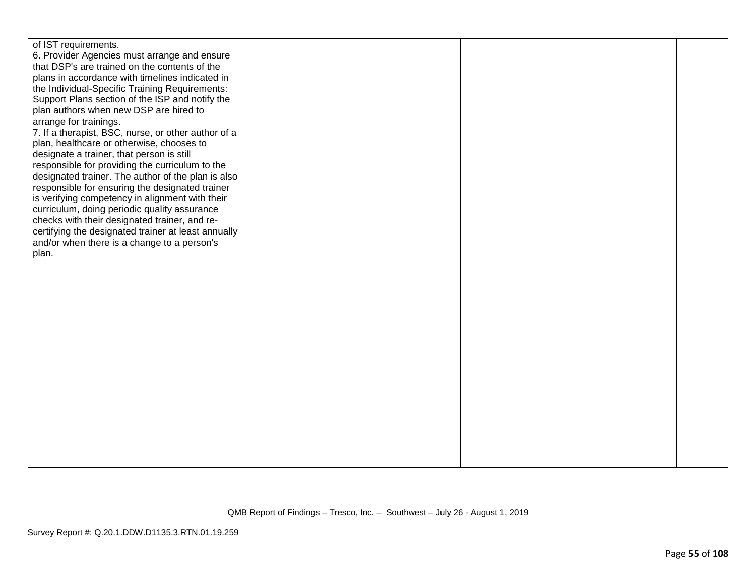| | | | |
|---|---|---|---|
| of IST requirements.<br>6. Provider Agencies must arrange and ensure that DSP's are trained on the contents of the plans in accordance with timelines indicated in the Individual-Specific Training Requirements: Support Plans section of the ISP and notify the plan authors when new DSP are hired to arrange for trainings.<br>7. If a therapist, BSC, nurse, or other author of a plan, healthcare or otherwise, chooses to designate a trainer, that person is still responsible for providing the curriculum to the designated trainer. The author of the plan is also responsible for ensuring the designated trainer is verifying competency in alignment with their curriculum, doing periodic quality assurance checks with their designated trainer, and re-certifying the designated trainer at least annually and/or when there is a change to a person's plan. | | | |

QMB Report of Findings – Tresco, Inc. – Southwest – July 26 - August 1, 2019

Survey Report #: Q.20.1.DDW.D1135.3.RTN.01.19.259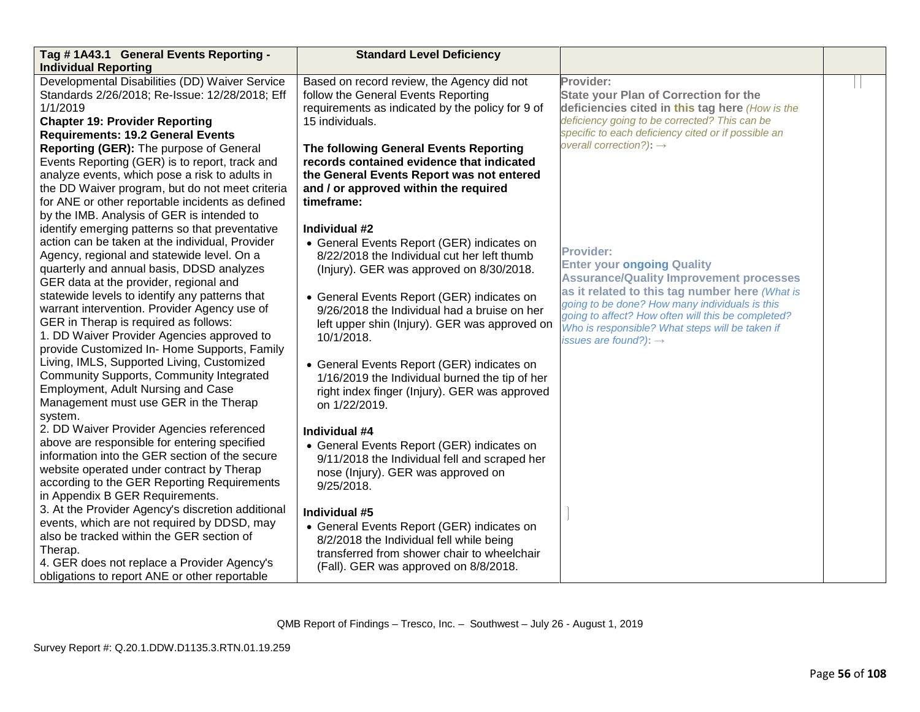| Tag # 1A43.1 General Events Reporting - Individual Reporting | Standard Level Deficiency | | |
|---|---|---|---|
| Developmental Disabilities (DD) Waiver Service Standards 2/26/2018; Re-Issue: 12/28/2018; Eff 1/1/2019<br>**Chapter 19: Provider Reporting Requirements: 19.2 General Events Reporting (GER):** The purpose of General Events Reporting (GER) is to report, track and analyze events, which pose a risk to adults in the DD Waiver program, but do not meet criteria for ANE or other reportable incidents as defined by the IMB. Analysis of GER is intended to identify emerging patterns so that preventative action can be taken at the individual, Provider Agency, regional and statewide level. On a quarterly and annual basis, DDSD analyzes GER data at the provider, regional and statewide levels to identify any patterns that warrant intervention. Provider Agency use of GER in Therap is required as follows:<br>1. DD Waiver Provider Agencies approved to provide Customized In- Home Supports, Family Living, IMLS, Supported Living, Customized Community Supports, Community Integrated Employment, Adult Nursing and Case Management must use GER in the Therap system.<br>2. DD Waiver Provider Agencies referenced above are responsible for entering specified information into the GER section of the secure website operated under contract by Therap according to the GER Reporting Requirements in Appendix B GER Requirements.<br>3. At the Provider Agency's discretion additional events, which are not required by DDSD, may also be tracked within the GER section of Therap.<br>4. GER does not replace a Provider Agency's obligations to report ANE or other reportable | Based on record review, the Agency did not follow the General Events Reporting requirements as indicated by the policy for 9 of 15 individuals.<br><br>**The following General Events Reporting records contained evidence that indicated the General Events Report was not entered and / or approved within the required timeframe:**<br><br>**Individual #2**<br>• General Events Report (GER) indicates on 8/22/2018 the Individual cut her left thumb (Injury). GER was approved on 8/30/2018.<br><br>• General Events Report (GER) indicates on 9/26/2018 the Individual had a bruise on her left upper shin (Injury). GER was approved on 10/1/2018.<br><br>• General Events Report (GER) indicates on 1/16/2019 the Individual burned the tip of her right index finger (Injury). GER was approved on 1/22/2019.<br><br>**Individual #4**<br>• General Events Report (GER) indicates on 9/11/2018 the Individual fell and scraped her nose (Injury). GER was approved on 9/25/2018.<br><br>**Individual #5**<br>• General Events Report (GER) indicates on 8/2/2018 the Individual fell while being transferred from shower chair to wheelchair (Fall). GER was approved on 8/8/2018. | **Provider:**<br>**State your Plan of Correction for the deficiencies cited in this tag here** *(How is the deficiency going to be corrected? This can be specific to each deficiency cited or if possible an overall correction?)*: →<br><br>**Provider:**<br>**Enter your ongoing Quality Assurance/Quality Improvement processes as it related to this tag number here** *(What is going to be done? How many individuals is this going to affect? How often will this be completed? Who is responsible? What steps will be taken if issues are found?)*: → | |

QMB Report of Findings – Tresco, Inc. – Southwest – July 26 - August 1, 2019

Survey Report #: Q.20.1.DDW.D1135.3.RTN.01.19.259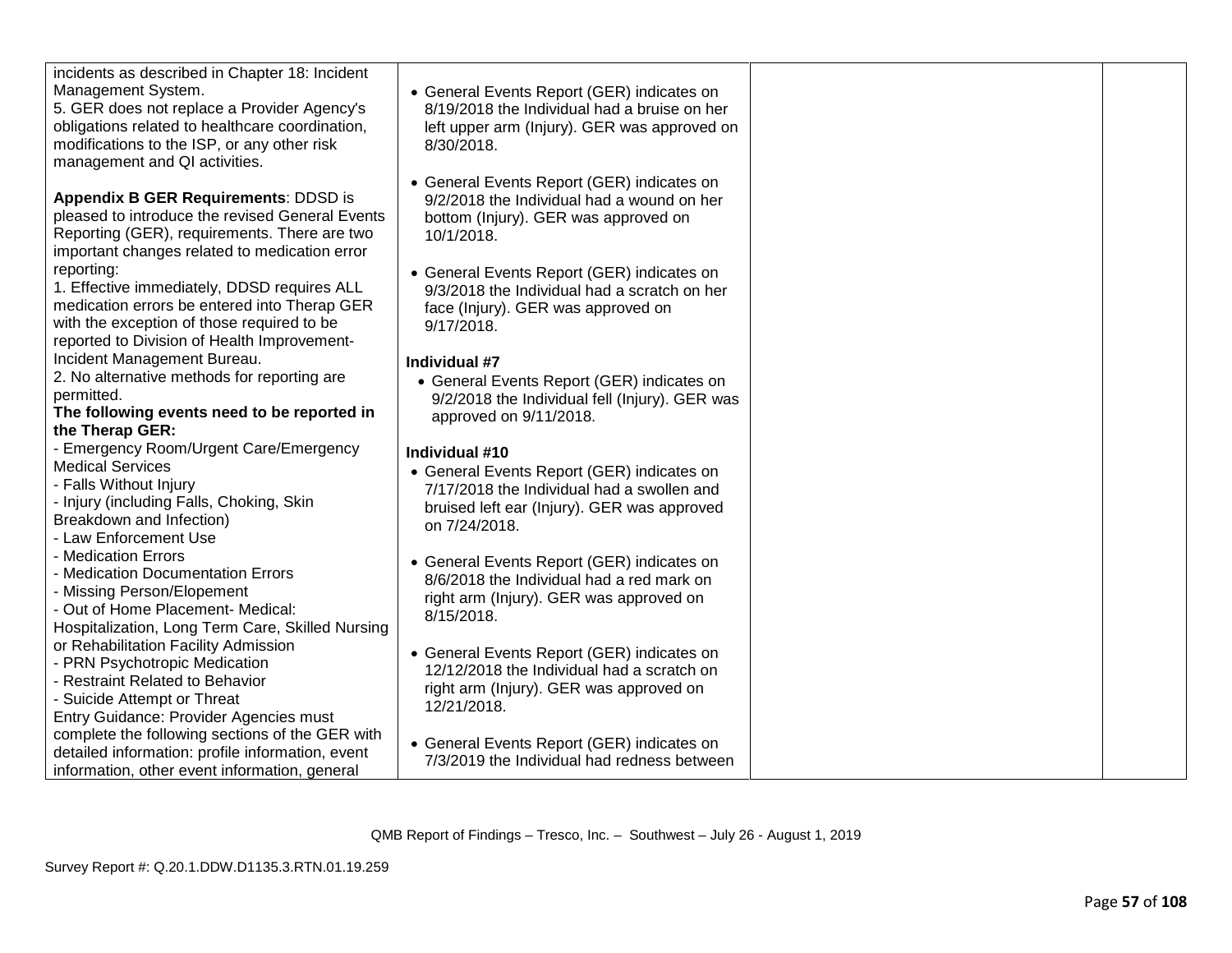| | | | |
|---|---|---|---|
| incidents as described in Chapter 18: Incident Management System.<br>5. GER does not replace a Provider Agency's obligations related to healthcare coordination, modifications to the ISP, or any other risk management and QI activities.<br><br>**Appendix B GER Requirements**: DDSD is pleased to introduce the revised General Events Reporting (GER), requirements. There are two important changes related to medication error reporting:<br>1. Effective immediately, DDSD requires ALL medication errors be entered into Therap GER with the exception of those required to be reported to Division of Health Improvement-Incident Management Bureau.<br>2. No alternative methods for reporting are permitted.<br>**The following events need to be reported in the Therap GER:**<br>- Emergency Room/Urgent Care/Emergency Medical Services<br>- Falls Without Injury<br>- Injury (including Falls, Choking, Skin Breakdown and Infection)<br>- Law Enforcement Use<br>- Medication Errors<br>- Medication Documentation Errors<br>- Missing Person/Elopement<br>- Out of Home Placement- Medical: Hospitalization, Long Term Care, Skilled Nursing or Rehabilitation Facility Admission<br>- PRN Psychotropic Medication<br>- Restraint Related to Behavior<br>- Suicide Attempt or Threat<br>Entry Guidance: Provider Agencies must complete the following sections of the GER with detailed information: profile information, event information, other event information, general | • General Events Report (GER) indicates on 8/19/2018 the Individual had a bruise on her left upper arm (Injury). GER was approved on 8/30/2018.<br><br>• General Events Report (GER) indicates on 9/2/2018 the Individual had a wound on her bottom (Injury). GER was approved on 10/1/2018.<br><br>• General Events Report (GER) indicates on 9/3/2018 the Individual had a scratch on her face (Injury). GER was approved on 9/17/2018.<br><br>**Individual #7**<br>• General Events Report (GER) indicates on 9/2/2018 the Individual fell (Injury). GER was approved on 9/11/2018.<br><br>**Individual #10**<br>• General Events Report (GER) indicates on 7/17/2018 the Individual had a swollen and bruised left ear (Injury). GER was approved on 7/24/2018.<br><br>• General Events Report (GER) indicates on 8/6/2018 the Individual had a red mark on right arm (Injury). GER was approved on 8/15/2018.<br><br>• General Events Report (GER) indicates on 12/12/2018 the Individual had a scratch on right arm (Injury). GER was approved on 12/21/2018.<br><br>• General Events Report (GER) indicates on 7/3/2019 the Individual had redness between | | |

QMB Report of Findings – Tresco, Inc. – Southwest – July 26 - August 1, 2019

Survey Report #: Q.20.1.DDW.D1135.3.RTN.01.19.259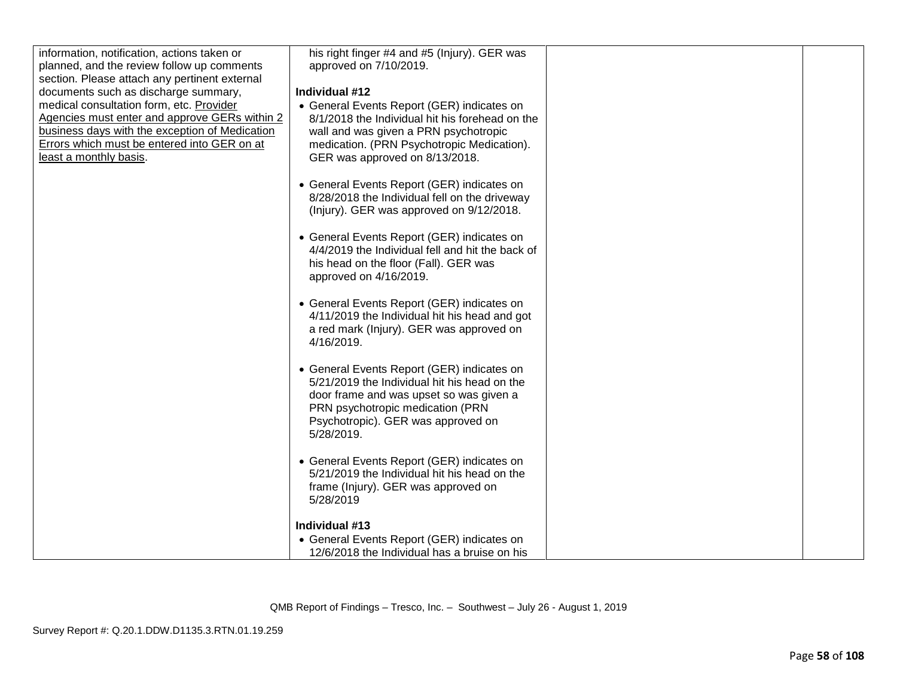| | | | |
|---|---|---|---|
| information, notification, actions taken or planned, and the review follow up comments section. Please attach any pertinent external documents such as discharge summary, medical consultation form, etc. <u>Provider Agencies must enter and approve GERs within 2 business days with the exception of Medication Errors which must be entered into GER on at least a monthly basis</u>. | his right finger #4 and #5 (Injury). GER was approved on 7/10/2019.<br><br>**Individual #12**<br>• General Events Report (GER) indicates on 8/1/2018 the Individual hit his forehead on the wall and was given a PRN psychotropic medication. (PRN Psychotropic Medication). GER was approved on 8/13/2018.<br><br>• General Events Report (GER) indicates on 8/28/2018 the Individual fell on the driveway (Injury). GER was approved on 9/12/2018.<br><br>• General Events Report (GER) indicates on 4/4/2019 the Individual fell and hit the back of his head on the floor (Fall). GER was approved on 4/16/2019.<br><br>• General Events Report (GER) indicates on 4/11/2019 the Individual hit his head and got a red mark (Injury). GER was approved on 4/16/2019.<br><br>• General Events Report (GER) indicates on 5/21/2019 the Individual hit his head on the door frame and was upset so was given a PRN psychotropic medication (PRN Psychotropic). GER was approved on 5/28/2019.<br><br>• General Events Report (GER) indicates on 5/21/2019 the Individual hit his head on the frame (Injury). GER was approved on 5/28/2019<br><br>**Individual #13**<br>• General Events Report (GER) indicates on 12/6/2018 the Individual has a bruise on his | | |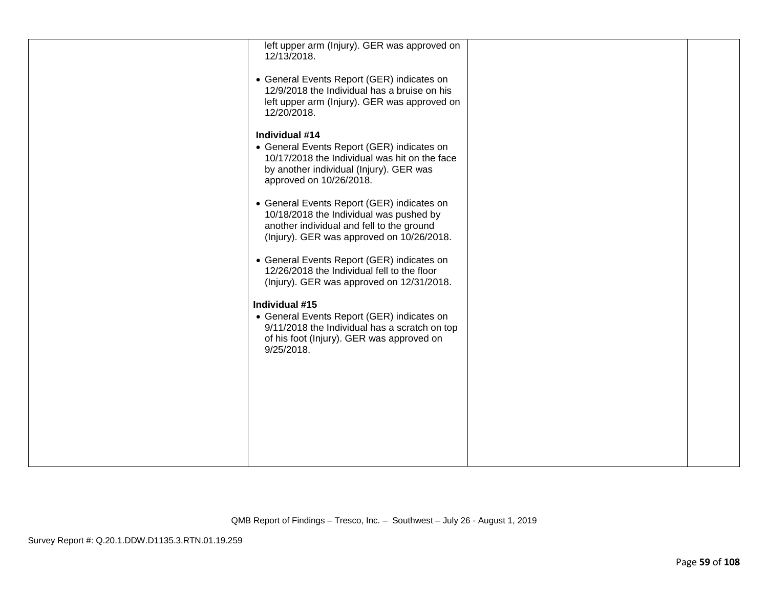| | | | |
|---|---|---|---|
| | left upper arm (Injury). GER was approved on 12/13/2018.<br><br>• General Events Report (GER) indicates on 12/9/2018 the Individual has a bruise on his left upper arm (Injury). GER was approved on 12/20/2018.<br><br>**Individual #14**<br>• General Events Report (GER) indicates on 10/17/2018 the Individual was hit on the face by another individual (Injury). GER was approved on 10/26/2018.<br><br>• General Events Report (GER) indicates on 10/18/2018 the Individual was pushed by another individual and fell to the ground (Injury). GER was approved on 10/26/2018.<br><br>• General Events Report (GER) indicates on 12/26/2018 the Individual fell to the floor (Injury). GER was approved on 12/31/2018.<br><br>**Individual #15**<br>• General Events Report (GER) indicates on 9/11/2018 the Individual has a scratch on top of his foot (Injury). GER was approved on 9/25/2018. | | |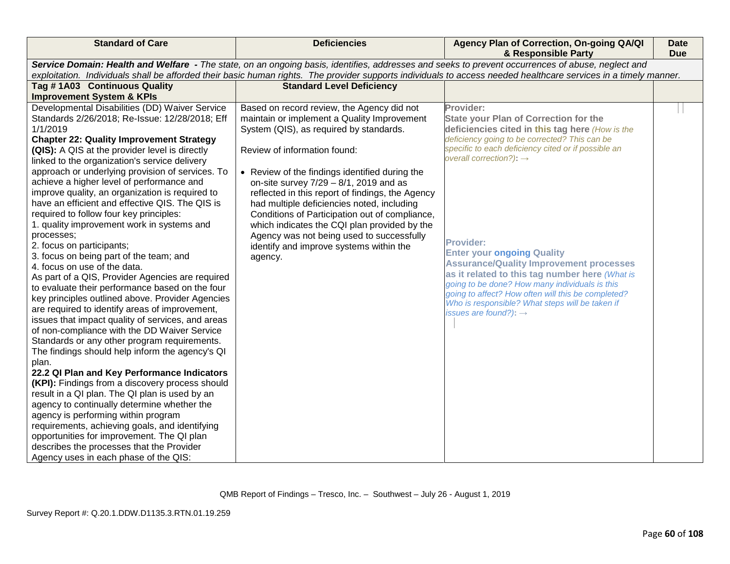| Standard of Care | Deficiencies | Agency Plan of Correction, On-going QA/QI & Responsible Party | Date Due |
|---|---|---|---|
| ***Service Domain: Health and Welfare** - The state, on an ongoing basis, identifies, addresses and seeks to prevent occurrences of abuse, neglect and exploitation. Individuals shall be afforded their basic human rights. The provider supports individuals to access needed healthcare services in a timely manner.* | | | |
| **Tag # 1A03 Continuous Quality Improvement System & KPIs** | **Standard Level Deficiency** | | |
| Developmental Disabilities (DD) Waiver Service Standards 2/26/2018; Re-Issue: 12/28/2018; Eff 1/1/2019<br>**Chapter 22: Quality Improvement Strategy (QIS):** A QIS at the provider level is directly linked to the organization's service delivery approach or underlying provision of services. To achieve a higher level of performance and improve quality, an organization is required to have an efficient and effective QIS. The QIS is required to follow four key principles:<br>1. quality improvement work in systems and processes;<br>2. focus on participants;<br>3. focus on being part of the team; and<br>4. focus on use of the data.<br>As part of a QIS, Provider Agencies are required to evaluate their performance based on the four key principles outlined above. Provider Agencies are required to identify areas of improvement, issues that impact quality of services, and areas of non-compliance with the DD Waiver Service Standards or any other program requirements. The findings should help inform the agency's QI plan.<br>**22.2 QI Plan and Key Performance Indicators (KPI):** Findings from a discovery process should result in a QI plan. The QI plan is used by an agency to continually determine whether the agency is performing within program requirements, achieving goals, and identifying opportunities for improvement. The QI plan describes the processes that the Provider Agency uses in each phase of the QIS: | Based on record review, the Agency did not maintain or implement a Quality Improvement System (QIS), as required by standards.<br><br>Review of information found:<br><br>• Review of the findings identified during the on-site survey 7/29 – 8/1, 2019 and as reflected in this report of findings, the Agency had multiple deficiencies noted, including Conditions of Participation out of compliance, which indicates the CQI plan provided by the Agency was not being used to successfully identify and improve systems within the agency. | **Provider:**<br>**State your Plan of Correction for the deficiencies cited in this tag here** *(How is the deficiency going to be corrected? This can be specific to each deficiency cited or if possible an overall correction?):* →<br><br>**Provider:**<br>**Enter your ongoing Quality Assurance/Quality Improvement processes as it related to this tag number here** *(What is going to be done? How many individuals is this going to affect? How often will this be completed? Who is responsible? What steps will be taken if issues are found?):* → | |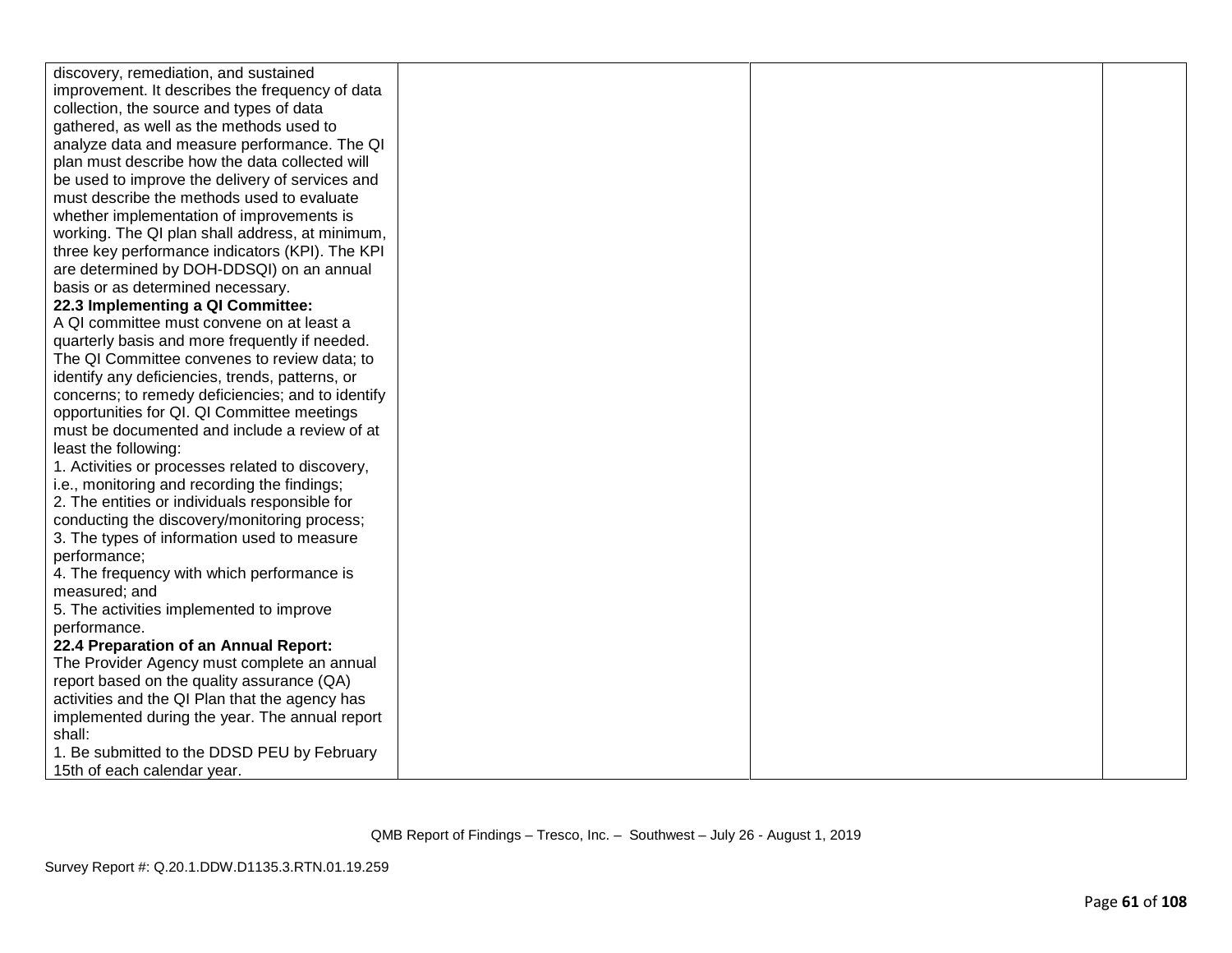| | | | |
|---|---|---|---|
| discovery, remediation, and sustained improvement. It describes the frequency of data collection, the source and types of data gathered, as well as the methods used to analyze data and measure performance. The QI plan must describe how the data collected will be used to improve the delivery of services and must describe the methods used to evaluate whether implementation of improvements is working. The QI plan shall address, at minimum, three key performance indicators (KPI). The KPI are determined by DOH-DDSQI) on an annual basis or as determined necessary.<br>**22.3 Implementing a QI Committee:**<br>A QI committee must convene on at least a quarterly basis and more frequently if needed. The QI Committee convenes to review data; to identify any deficiencies, trends, patterns, or concerns; to remedy deficiencies; and to identify opportunities for QI. QI Committee meetings must be documented and include a review of at least the following:<br>1. Activities or processes related to discovery, i.e., monitoring and recording the findings;<br>2. The entities or individuals responsible for conducting the discovery/monitoring process;<br>3. The types of information used to measure performance;<br>4. The frequency with which performance is measured; and<br>5. The activities implemented to improve performance.<br>**22.4 Preparation of an Annual Report:**<br>The Provider Agency must complete an annual report based on the quality assurance (QA) activities and the QI Plan that the agency has implemented during the year. The annual report shall:<br>1. Be submitted to the DDSD PEU by February 15th of each calendar year. | | | |

QMB Report of Findings – Tresco, Inc. – Southwest – July 26 - August 1, 2019

Survey Report #: Q.20.1.DDW.D1135.3.RTN.01.19.259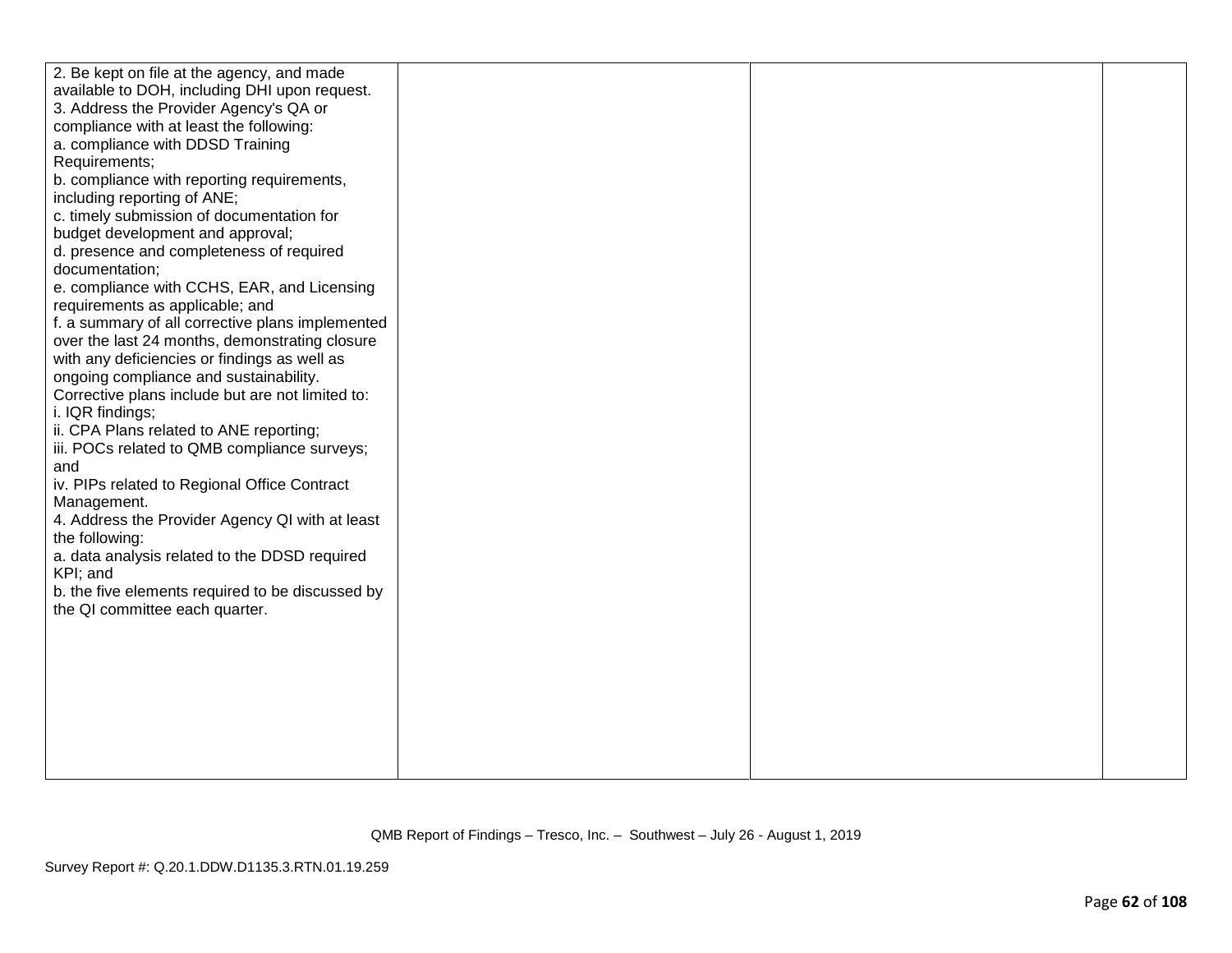| | | | |
|---|---|---|---|
| 2. Be kept on file at the agency, and made available to DOH, including DHI upon request.<br>3. Address the Provider Agency's QA or compliance with at least the following:<br>a. compliance with DDSD Training Requirements;<br>b. compliance with reporting requirements, including reporting of ANE;<br>c. timely submission of documentation for budget development and approval;<br>d. presence and completeness of required documentation;<br>e. compliance with CCHS, EAR, and Licensing requirements as applicable; and<br>f. a summary of all corrective plans implemented over the last 24 months, demonstrating closure with any deficiencies or findings as well as ongoing compliance and sustainability. Corrective plans include but are not limited to:<br>i. IQR findings;<br>ii. CPA Plans related to ANE reporting;<br>iii. POCs related to QMB compliance surveys; and<br>iv. PIPs related to Regional Office Contract Management.<br>4. Address the Provider Agency QI with at least the following:<br>a. data analysis related to the DDSD required KPI; and<br>b. the five elements required to be discussed by the QI committee each quarter. | | | |

QMB Report of Findings – Tresco, Inc. – Southwest – July 26 - August 1, 2019

Survey Report #: Q.20.1.DDW.D1135.3.RTN.01.19.259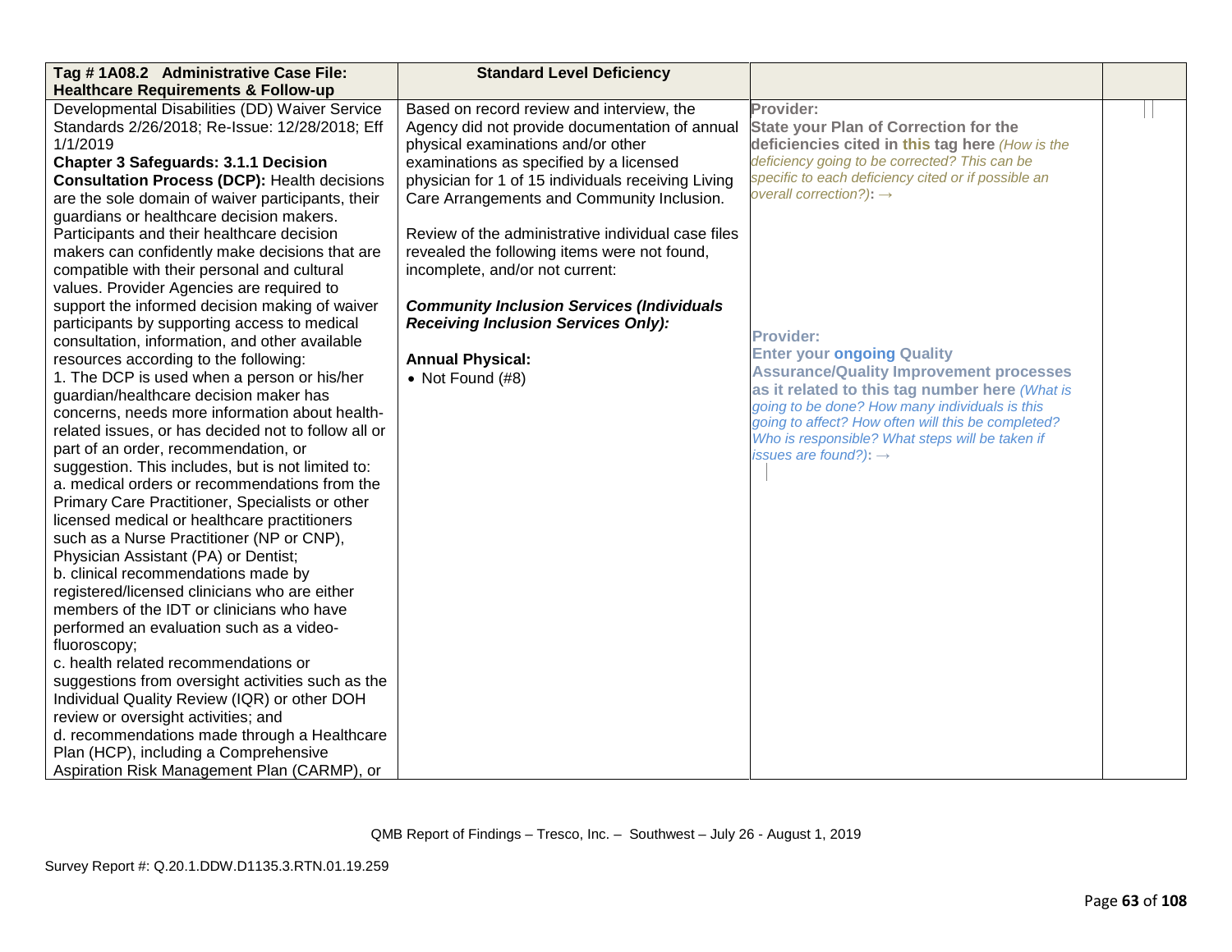| Tag # 1A08.2 Administrative Case File: Healthcare Requirements & Follow-up | Standard Level Deficiency | | |
|---|---|---|---|
| Developmental Disabilities (DD) Waiver Service Standards 2/26/2018; Re-Issue: 12/28/2018; Eff 1/1/2019<br>**Chapter 3 Safeguards: 3.1.1 Decision Consultation Process (DCP):** Health decisions are the sole domain of waiver participants, their guardians or healthcare decision makers. Participants and their healthcare decision makers can confidently make decisions that are compatible with their personal and cultural values. Provider Agencies are required to support the informed decision making of waiver participants by supporting access to medical consultation, information, and other available resources according to the following:<br>1. The DCP is used when a person or his/her guardian/healthcare decision maker has concerns, needs more information about health-related issues, or has decided not to follow all or part of an order, recommendation, or suggestion. This includes, but is not limited to:<br>a. medical orders or recommendations from the Primary Care Practitioner, Specialists or other licensed medical or healthcare practitioners such as a Nurse Practitioner (NP or CNP), Physician Assistant (PA) or Dentist;<br>b. clinical recommendations made by registered/licensed clinicians who are either members of the IDT or clinicians who have performed an evaluation such as a video-fluoroscopy;<br>c. health related recommendations or suggestions from oversight activities such as the Individual Quality Review (IQR) or other DOH review or oversight activities; and<br>d. recommendations made through a Healthcare Plan (HCP), including a Comprehensive Aspiration Risk Management Plan (CARMP), or | Based on record review and interview, the Agency did not provide documentation of annual physical examinations and/or other examinations as specified by a licensed physician for 1 of 15 individuals receiving Living Care Arrangements and Community Inclusion.<br><br>Review of the administrative individual case files revealed the following items were not found, incomplete, and/or not current:<br><br>***Community Inclusion Services (Individuals Receiving Inclusion Services Only):***<br><br>**Annual Physical:**<br>• Not Found (#8) | **Provider:**<br>**State your Plan of Correction for the deficiencies cited in this tag here** *(How is the deficiency going to be corrected? This can be specific to each deficiency cited or if possible an overall correction?)*: →<br><br>**Provider:**<br>**Enter your ongoing Quality Assurance/Quality Improvement processes as it related to this tag number here** *(What is going to be done? How many individuals is this going to affect? How often will this be completed? Who is responsible? What steps will be taken if issues are found?)*: → | |

QMB Report of Findings – Tresco, Inc. – Southwest – July 26 - August 1, 2019

Survey Report #: Q.20.1.DDW.D1135.3.RTN.01.19.259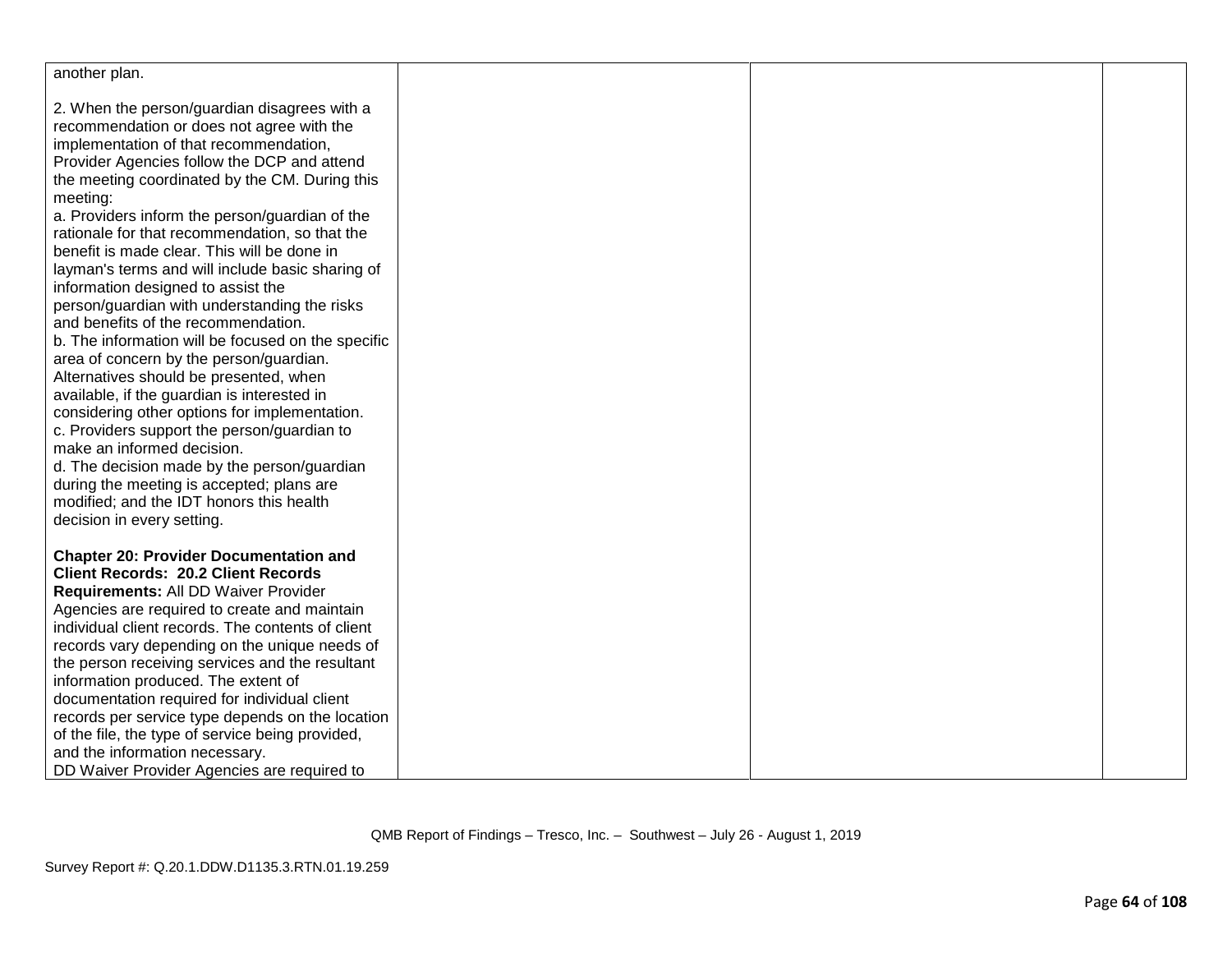| | | | |
|---|---|---|---|
| another plan.<br><br>2. When the person/guardian disagrees with a recommendation or does not agree with the implementation of that recommendation, Provider Agencies follow the DCP and attend the meeting coordinated by the CM. During this meeting:<br>a. Providers inform the person/guardian of the rationale for that recommendation, so that the benefit is made clear. This will be done in layman's terms and will include basic sharing of information designed to assist the person/guardian with understanding the risks and benefits of the recommendation.<br>b. The information will be focused on the specific area of concern by the person/guardian. Alternatives should be presented, when available, if the guardian is interested in considering other options for implementation.<br>c. Providers support the person/guardian to make an informed decision.<br>d. The decision made by the person/guardian during the meeting is accepted; plans are modified; and the IDT honors this health decision in every setting.<br><br>**Chapter 20: Provider Documentation and Client Records: 20.2 Client Records Requirements:** All DD Waiver Provider Agencies are required to create and maintain individual client records. The contents of client records vary depending on the unique needs of the person receiving services and the resultant information produced. The extent of documentation required for individual client records per service type depends on the location of the file, the type of service being provided, and the information necessary.<br>DD Waiver Provider Agencies are required to | | | |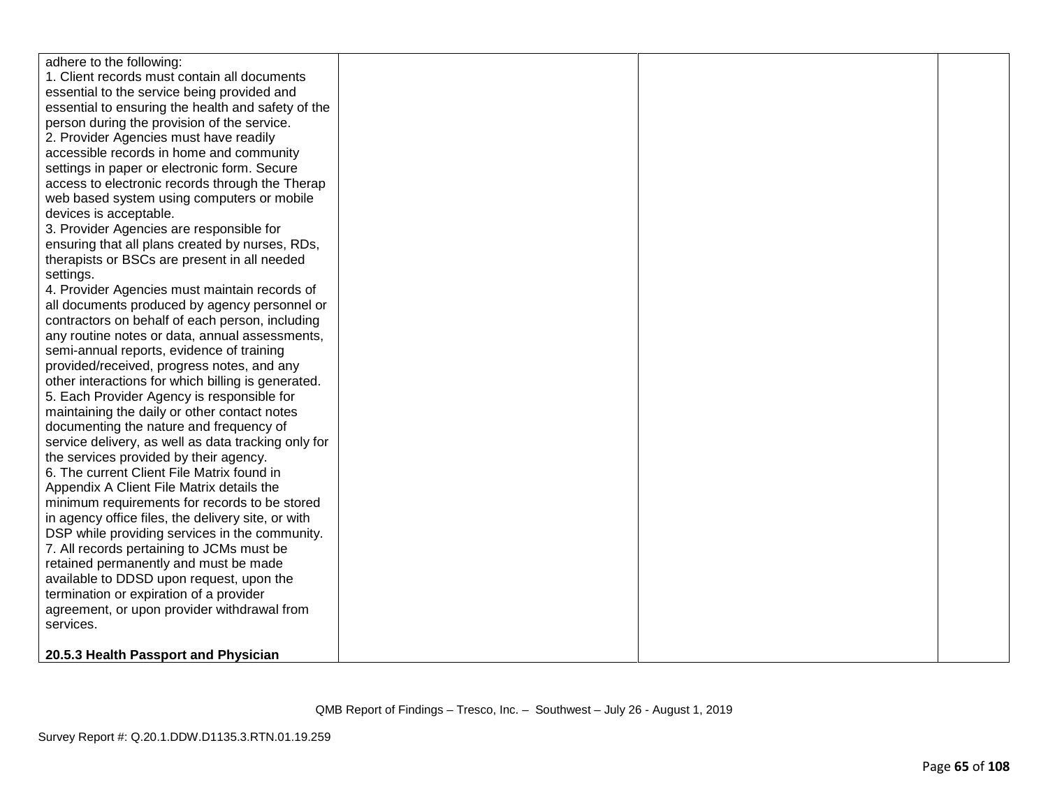| | | | |
|---|---|---|---|
| adhere to the following:<br>1. Client records must contain all documents essential to the service being provided and essential to ensuring the health and safety of the person during the provision of the service.<br>2. Provider Agencies must have readily accessible records in home and community settings in paper or electronic form. Secure access to electronic records through the Therap web based system using computers or mobile devices is acceptable.<br>3. Provider Agencies are responsible for ensuring that all plans created by nurses, RDs, therapists or BSCs are present in all needed settings.<br>4. Provider Agencies must maintain records of all documents produced by agency personnel or contractors on behalf of each person, including any routine notes or data, annual assessments, semi-annual reports, evidence of training provided/received, progress notes, and any other interactions for which billing is generated.<br>5. Each Provider Agency is responsible for maintaining the daily or other contact notes documenting the nature and frequency of service delivery, as well as data tracking only for the services provided by their agency.<br>6. The current Client File Matrix found in Appendix A Client File Matrix details the minimum requirements for records to be stored in agency office files, the delivery site, or with DSP while providing services in the community.<br>7. All records pertaining to JCMs must be retained permanently and must be made available to DDSD upon request, upon the termination or expiration of a provider agreement, or upon provider withdrawal from services.<br><br>**20.5.3 Health Passport and Physician** | | | |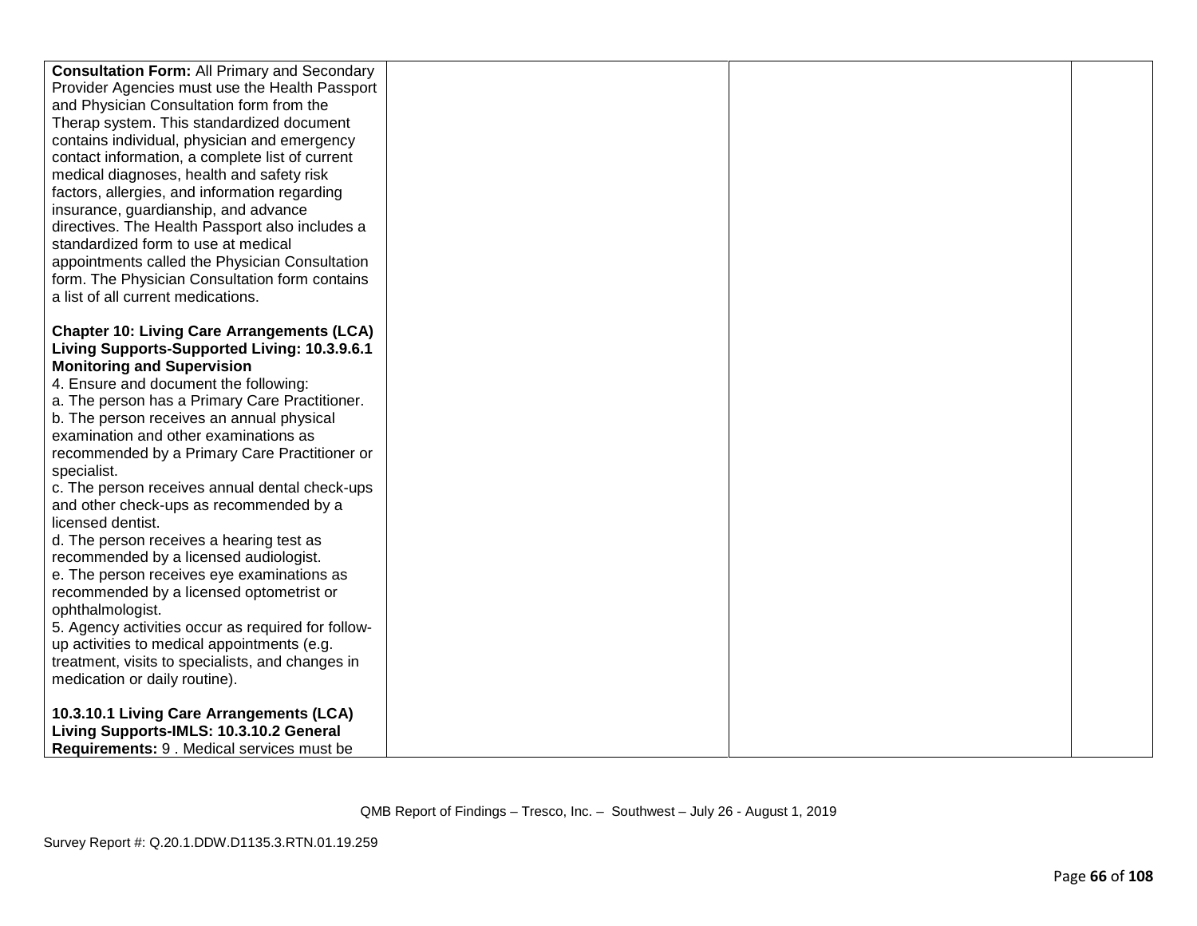| | | | |
|---|---|---|---|
| **Consultation Form:** All Primary and Secondary Provider Agencies must use the Health Passport and Physician Consultation form from the Therap system. This standardized document contains individual, physician and emergency contact information, a complete list of current medical diagnoses, health and safety risk factors, allergies, and information regarding insurance, guardianship, and advance directives. The Health Passport also includes a standardized form to use at medical appointments called the Physician Consultation form. The Physician Consultation form contains a list of all current medications.<br><br>**Chapter 10: Living Care Arrangements (LCA) Living Supports-Supported Living: 10.3.9.6.1 Monitoring and Supervision**<br>4. Ensure and document the following:<br>a. The person has a Primary Care Practitioner.<br>b. The person receives an annual physical examination and other examinations as recommended by a Primary Care Practitioner or specialist.<br>c. The person receives annual dental check-ups and other check-ups as recommended by a licensed dentist.<br>d. The person receives a hearing test as recommended by a licensed audiologist.<br>e. The person receives eye examinations as recommended by a licensed optometrist or ophthalmologist.<br>5. Agency activities occur as required for follow-up activities to medical appointments (e.g. treatment, visits to specialists, and changes in medication or daily routine).<br><br>**10.3.10.1 Living Care Arrangements (LCA) Living Supports-IMLS: 10.3.10.2 General Requirements:** 9 . Medical services must be | | | |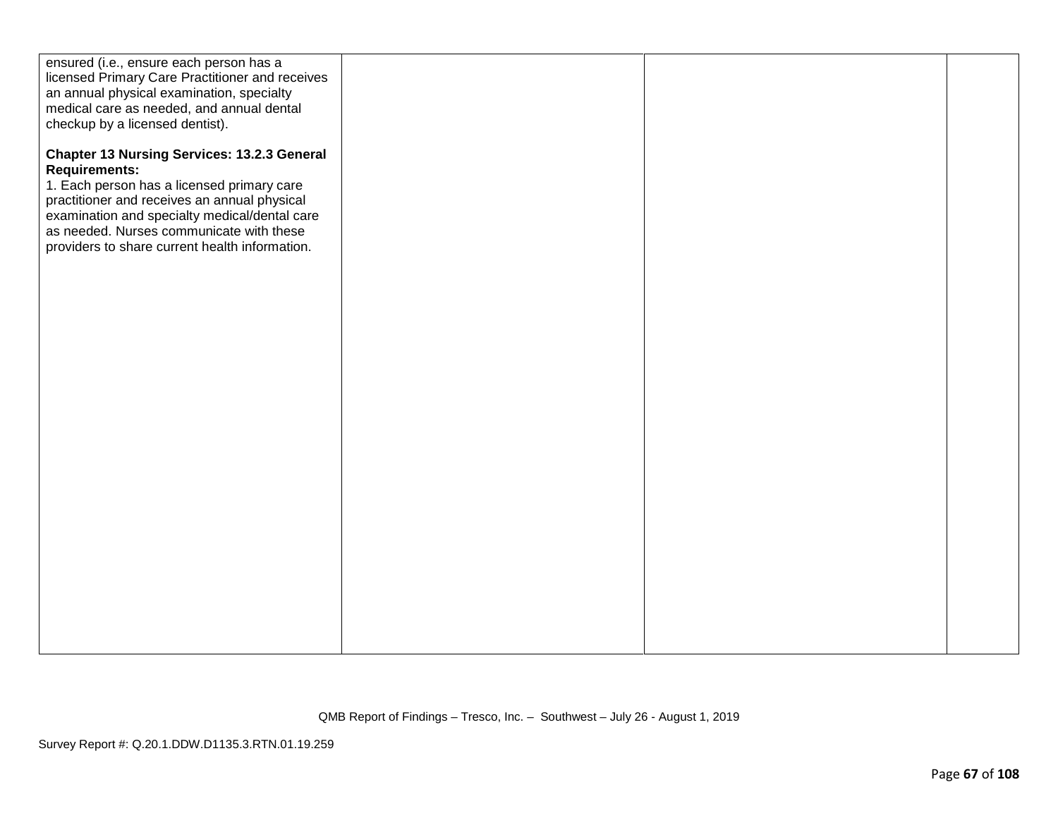| | | | |
|---|---|---|---|
| ensured (i.e., ensure each person has a licensed Primary Care Practitioner and receives an annual physical examination, specialty medical care as needed, and annual dental checkup by a licensed dentist).<br><br>**Chapter 13 Nursing Services: 13.2.3 General Requirements:**<br>1. Each person has a licensed primary care practitioner and receives an annual physical examination and specialty medical/dental care as needed. Nurses communicate with these providers to share current health information. | | | |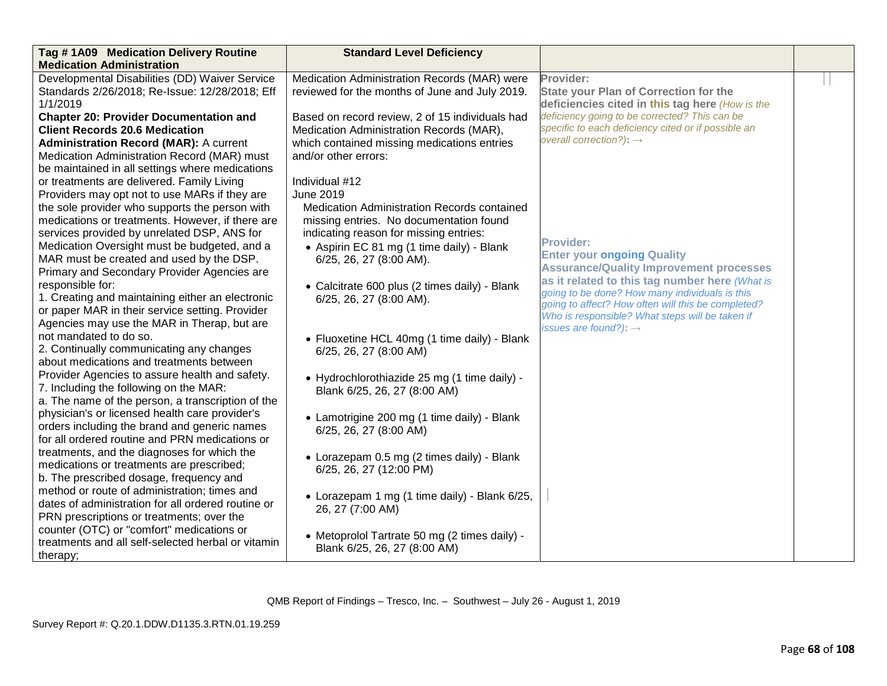| Tag # 1A09 Medication Delivery Routine Medication Administration | Standard Level Deficiency | | |
|---|---|---|---|
| Developmental Disabilities (DD) Waiver Service Standards 2/26/2018; Re-Issue: 12/28/2018; Eff 1/1/2019<br>**Chapter 20: Provider Documentation and Client Records 20.6 Medication Administration Record (MAR):** A current Medication Administration Record (MAR) must be maintained in all settings where medications or treatments are delivered. Family Living Providers may opt not to use MARs if they are the sole provider who supports the person with medications or treatments. However, if there are services provided by unrelated DSP, ANS for Medication Oversight must be budgeted, and a MAR must be created and used by the DSP. Primary and Secondary Provider Agencies are responsible for:<br>1. Creating and maintaining either an electronic or paper MAR in their service setting. Provider Agencies may use the MAR in Therap, but are not mandated to do so.<br>2. Continually communicating any changes about medications and treatments between Provider Agencies to assure health and safety.<br>7. Including the following on the MAR:<br>a. The name of the person, a transcription of the physician's or licensed health care provider's orders including the brand and generic names for all ordered routine and PRN medications or treatments, and the diagnoses for which the medications or treatments are prescribed;<br>b. The prescribed dosage, frequency and method or route of administration; times and dates of administration for all ordered routine or PRN prescriptions or treatments; over the counter (OTC) or "comfort" medications or treatments and all self-selected herbal or vitamin therapy; | Medication Administration Records (MAR) were reviewed for the months of June and July 2019.<br><br>Based on record review, 2 of 15 individuals had Medication Administration Records (MAR), which contained missing medications entries and/or other errors:<br><br>Individual #12<br>June 2019<br>Medication Administration Records contained missing entries. No documentation found indicating reason for missing entries:<br>• Aspirin EC 81 mg (1 time daily) - Blank 6/25, 26, 27 (8:00 AM).<br>• Calcitrate 600 plus (2 times daily) - Blank 6/25, 26, 27 (8:00 AM).<br>• Fluoxetine HCL 40mg (1 time daily) - Blank 6/25, 26, 27 (8:00 AM)<br>• Hydrochlorothiazide 25 mg (1 time daily) - Blank 6/25, 26, 27 (8:00 AM)<br>• Lamotrigine 200 mg (1 time daily) - Blank 6/25, 26, 27 (8:00 AM)<br>• Lorazepam 0.5 mg (2 times daily) - Blank 6/25, 26, 27 (12:00 PM)<br>• Lorazepam 1 mg (1 time daily) - Blank 6/25, 26, 27 (7:00 AM)<br>• Metoprolol Tartrate 50 mg (2 times daily) - Blank 6/25, 26, 27 (8:00 AM) | **Provider:**<br>**State your Plan of Correction for the deficiencies cited in this tag here** *(How is the deficiency going to be corrected? This can be specific to each deficiency cited or if possible an overall correction?)*: →<br><br>**Provider:**<br>**Enter your ongoing Quality Assurance/Quality Improvement processes as it related to this tag number here** *(What is going to be done? How many individuals is this going to affect? How often will this be completed? Who is responsible? What steps will be taken if issues are found?)*: → | |

QMB Report of Findings – Tresco, Inc. – Southwest – July 26 - August 1, 2019

Survey Report #: Q.20.1.DDW.D1135.3.RTN.01.19.259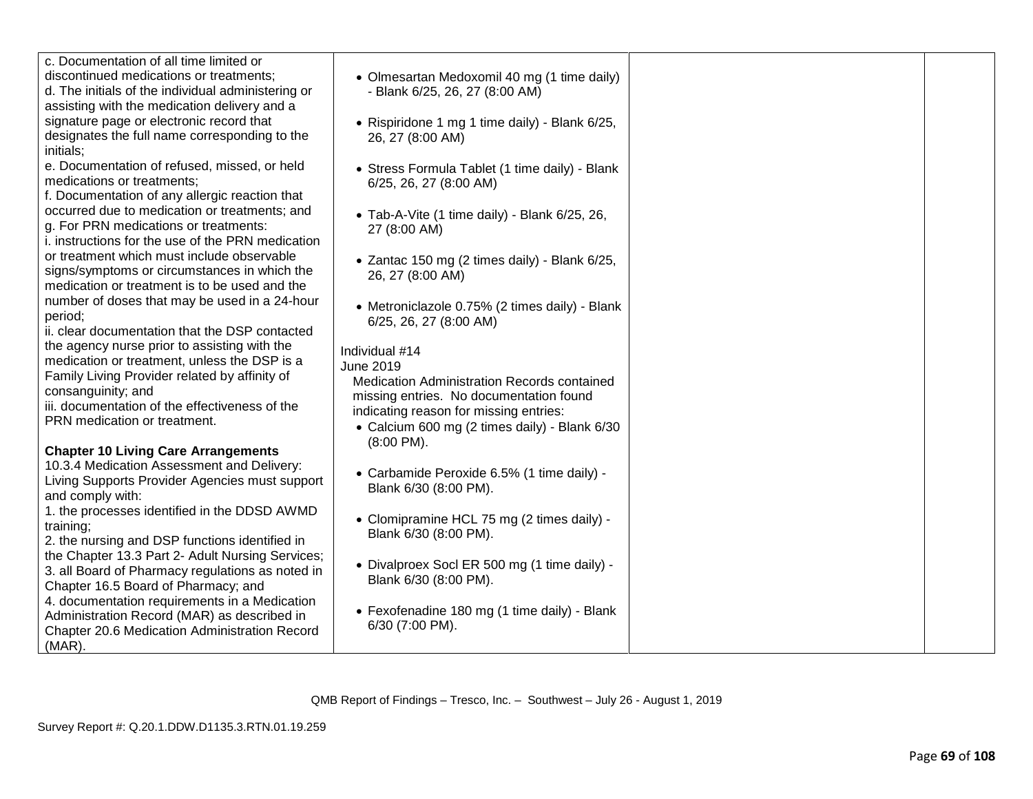| | | | |
|---|---|---|---|
| c. Documentation of all time limited or discontinued medications or treatments;<br>d. The initials of the individual administering or assisting with the medication delivery and a signature page or electronic record that designates the full name corresponding to the initials;<br>e. Documentation of refused, missed, or held medications or treatments;<br>f. Documentation of any allergic reaction that occurred due to medication or treatments; and<br>g. For PRN medications or treatments:<br>i. instructions for the use of the PRN medication or treatment which must include observable signs/symptoms or circumstances in which the medication or treatment is to be used and the number of doses that may be used in a 24-hour period;<br>ii. clear documentation that the DSP contacted the agency nurse prior to assisting with the medication or treatment, unless the DSP is a Family Living Provider related by affinity of consanguinity; and<br>iii. documentation of the effectiveness of the PRN medication or treatment.<br><br>**Chapter 10 Living Care Arrangements**<br>10.3.4 Medication Assessment and Delivery: Living Supports Provider Agencies must support and comply with:<br>1. the processes identified in the DDSD AWMD training;<br>2. the nursing and DSP functions identified in the Chapter 13.3 Part 2- Adult Nursing Services;<br>3. all Board of Pharmacy regulations as noted in Chapter 16.5 Board of Pharmacy; and<br>4. documentation requirements in a Medication Administration Record (MAR) as described in Chapter 20.6 Medication Administration Record (MAR). | • Olmesartan Medoxomil 40 mg (1 time daily) - Blank 6/25, 26, 27 (8:00 AM)<br><br>• Rispiridone 1 mg 1 time daily) - Blank 6/25, 26, 27 (8:00 AM)<br><br>• Stress Formula Tablet (1 time daily) - Blank 6/25, 26, 27 (8:00 AM)<br><br>• Tab-A-Vite (1 time daily) - Blank 6/25, 26, 27 (8:00 AM)<br><br>• Zantac 150 mg (2 times daily) - Blank 6/25, 26, 27 (8:00 AM)<br><br>• Metroniclazole 0.75% (2 times daily) - Blank 6/25, 26, 27 (8:00 AM)<br><br>Individual #14<br>June 2019<br>Medication Administration Records contained missing entries. No documentation found indicating reason for missing entries:<br>• Calcium 600 mg (2 times daily) - Blank 6/30 (8:00 PM).<br><br>• Carbamide Peroxide 6.5% (1 time daily) - Blank 6/30 (8:00 PM).<br><br>• Clomipramine HCL 75 mg (2 times daily) - Blank 6/30 (8:00 PM).<br><br>• Divalproex Socl ER 500 mg (1 time daily) - Blank 6/30 (8:00 PM).<br><br>• Fexofenadine 180 mg (1 time daily) - Blank 6/30 (7:00 PM). | | |

QMB Report of Findings – Tresco, Inc. – Southwest – July 26 - August 1, 2019

Survey Report #: Q.20.1.DDW.D1135.3.RTN.01.19.259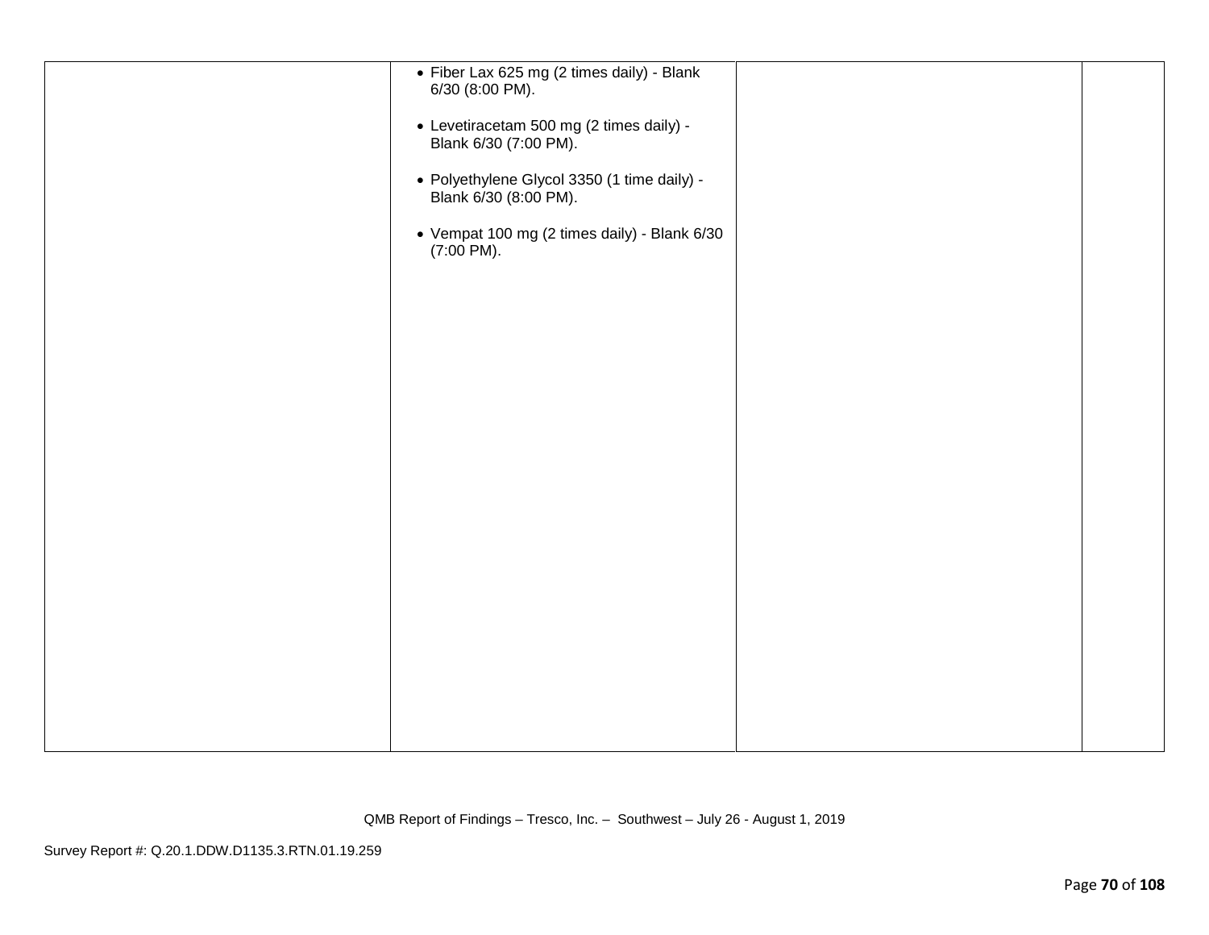| | | | |
|---|---|---|---|
| | • Fiber Lax 625 mg (2 times daily) - Blank 6/30 (8:00 PM).<br><br>• Levetiracetam 500 mg (2 times daily) - Blank 6/30 (7:00 PM).<br><br>• Polyethylene Glycol 3350 (1 time daily) - Blank 6/30 (8:00 PM).<br><br>• Vempat 100 mg (2 times daily) - Blank 6/30 (7:00 PM). | | |

QMB Report of Findings – Tresco, Inc. – Southwest – July 26 - August 1, 2019

Survey Report #: Q.20.1.DDW.D1135.3.RTN.01.19.259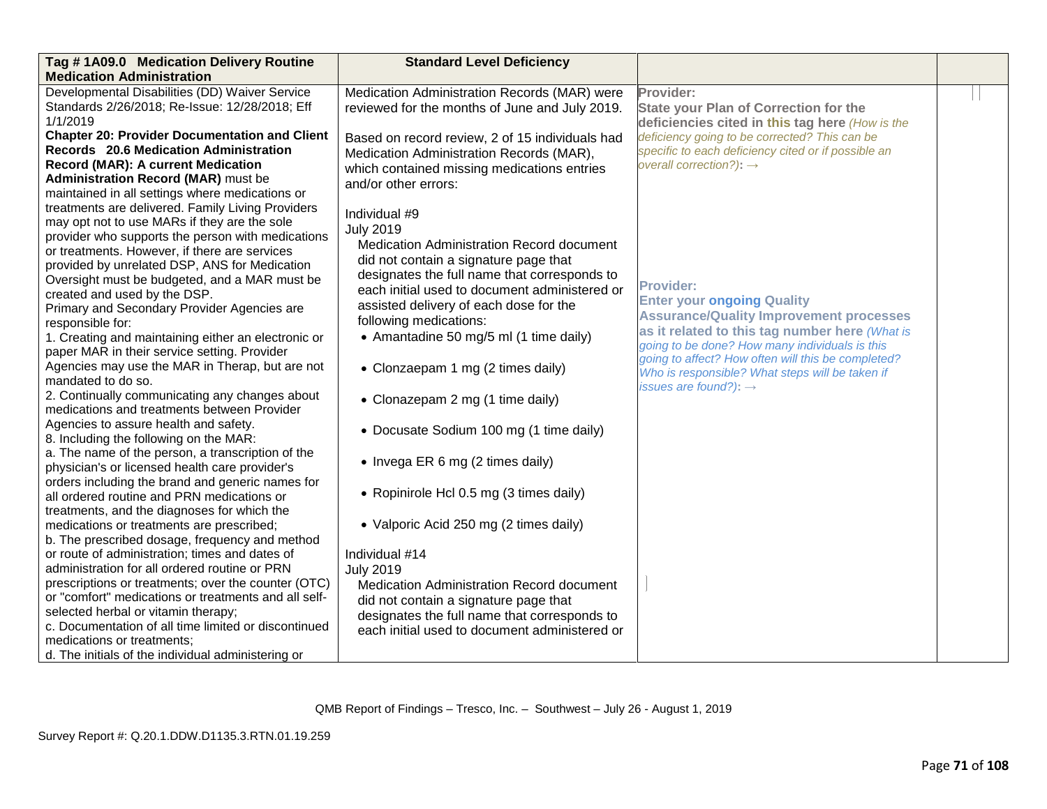| **Tag # 1A09.0 Medication Delivery Routine Medication Administration** | **Standard Level Deficiency** | | |
|---|---|---|---|
| Developmental Disabilities (DD) Waiver Service Standards 2/26/2018; Re-Issue: 12/28/2018; Eff 1/1/2019<br>**Chapter 20: Provider Documentation and Client Records 20.6 Medication Administration Record (MAR): A current Medication Administration Record (MAR)** must be maintained in all settings where medications or treatments are delivered. Family Living Providers may opt not to use MARs if they are the sole provider who supports the person with medications or treatments. However, if there are services provided by unrelated DSP, ANS for Medication Oversight must be budgeted, and a MAR must be created and used by the DSP.<br>Primary and Secondary Provider Agencies are responsible for:<br>1. Creating and maintaining either an electronic or paper MAR in their service setting. Provider Agencies may use the MAR in Therap, but are not mandated to do so.<br>2. Continually communicating any changes about medications and treatments between Provider Agencies to assure health and safety.<br>8. Including the following on the MAR:<br>a. The name of the person, a transcription of the physician's or licensed health care provider's orders including the brand and generic names for all ordered routine and PRN medications or treatments, and the diagnoses for which the medications or treatments are prescribed;<br>b. The prescribed dosage, frequency and method or route of administration; times and dates of administration for all ordered routine or PRN prescriptions or treatments; over the counter (OTC) or "comfort" medications or treatments and all self-selected herbal or vitamin therapy;<br>c. Documentation of all time limited or discontinued medications or treatments;<br>d. The initials of the individual administering or | Medication Administration Records (MAR) were reviewed for the months of June and July 2019.<br><br>Based on record review, 2 of 15 individuals had Medication Administration Records (MAR), which contained missing medications entries and/or other errors:<br><br>Individual #9<br>July 2019<br>Medication Administration Record document did not contain a signature page that designates the full name that corresponds to each initial used to document administered or assisted delivery of each dose for the following medications:<br>• Amantadine 50 mg/5 ml (1 time daily)<br>• Clonzaepam 1 mg (2 times daily)<br>• Clonazepam 2 mg (1 time daily)<br>• Docusate Sodium 100 mg (1 time daily)<br>• Invega ER 6 mg (2 times daily)<br>• Ropinirole Hcl 0.5 mg (3 times daily)<br>• Valporic Acid 250 mg (2 times daily)<br><br>Individual #14<br>July 2019<br>Medication Administration Record document did not contain a signature page that designates the full name that corresponds to each initial used to document administered or | **Provider:**<br>**State your Plan of Correction for the deficiencies cited in this tag here** *(How is the deficiency going to be corrected? This can be specific to each deficiency cited or if possible an overall correction?)*: →<br><br>**Provider:**<br>**Enter your ongoing Quality Assurance/Quality Improvement processes as it related to this tag number here** *(What is going to be done? How many individuals is this going to affect? How often will this be completed? Who is responsible? What steps will be taken if issues are found?)*: → | |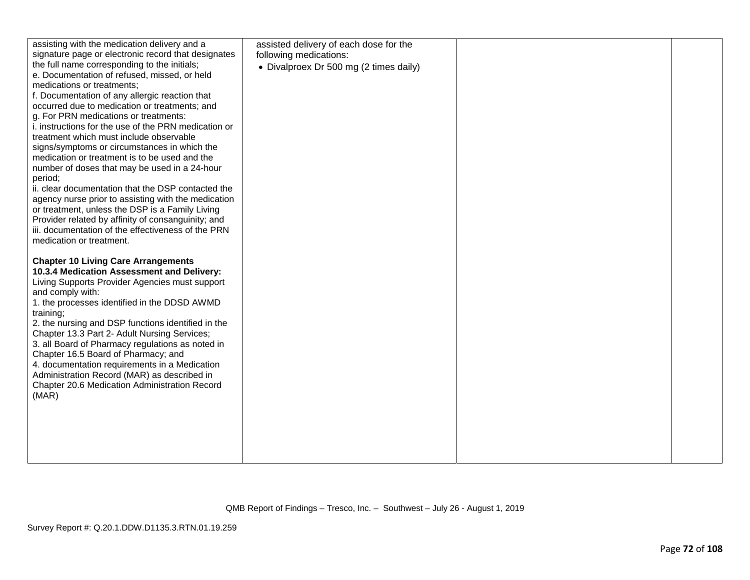| | | | |
|---|---|---|---|
| assisting with the medication delivery and a signature page or electronic record that designates the full name corresponding to the initials;<br>e. Documentation of refused, missed, or held medications or treatments;<br>f. Documentation of any allergic reaction that occurred due to medication or treatments; and<br>g. For PRN medications or treatments:<br>i. instructions for the use of the PRN medication or treatment which must include observable signs/symptoms or circumstances in which the medication or treatment is to be used and the number of doses that may be used in a 24-hour period;<br>ii. clear documentation that the DSP contacted the agency nurse prior to assisting with the medication or treatment, unless the DSP is a Family Living Provider related by affinity of consanguinity; and<br>iii. documentation of the effectiveness of the PRN medication or treatment.<br><br>**Chapter 10 Living Care Arrangements**<br>**10.3.4 Medication Assessment and Delivery:** Living Supports Provider Agencies must support and comply with:<br>1. the processes identified in the DDSD AWMD training;<br>2. the nursing and DSP functions identified in the Chapter 13.3 Part 2- Adult Nursing Services;<br>3. all Board of Pharmacy regulations as noted in Chapter 16.5 Board of Pharmacy; and<br>4. documentation requirements in a Medication Administration Record (MAR) as described in Chapter 20.6 Medication Administration Record (MAR) | assisted delivery of each dose for the following medications:<br>• Divalproex Dr 500 mg (2 times daily) | | |

QMB Report of Findings – Tresco, Inc. – Southwest – July 26 - August 1, 2019

Survey Report #: Q.20.1.DDW.D1135.3.RTN.01.19.259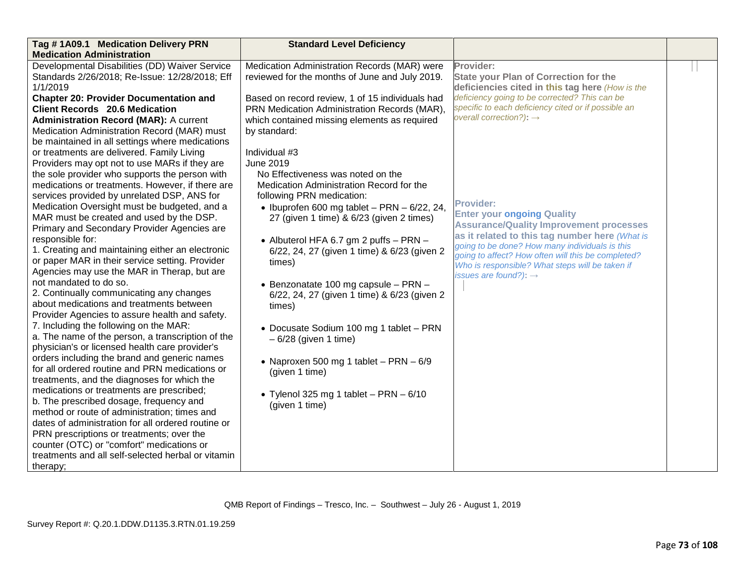| Tag # 1A09.1 Medication Delivery PRN Medication Administration | Standard Level Deficiency | | |
|---|---|---|---|
| Developmental Disabilities (DD) Waiver Service Standards 2/26/2018; Re-Issue: 12/28/2018; Eff 1/1/2019<br>**Chapter 20: Provider Documentation and Client Records 20.6 Medication Administration Record (MAR):** A current Medication Administration Record (MAR) must be maintained in all settings where medications or treatments are delivered. Family Living Providers may opt not to use MARs if they are the sole provider who supports the person with medications or treatments. However, if there are services provided by unrelated DSP, ANS for Medication Oversight must be budgeted, and a MAR must be created and used by the DSP. Primary and Secondary Provider Agencies are responsible for:<br>1. Creating and maintaining either an electronic or paper MAR in their service setting. Provider Agencies may use the MAR in Therap, but are not mandated to do so.<br>2. Continually communicating any changes about medications and treatments between Provider Agencies to assure health and safety.<br>7. Including the following on the MAR:<br>a. The name of the person, a transcription of the physician's or licensed health care provider's orders including the brand and generic names for all ordered routine and PRN medications or treatments, and the diagnoses for which the medications or treatments are prescribed;<br>b. The prescribed dosage, frequency and method or route of administration; times and dates of administration for all ordered routine or PRN prescriptions or treatments; over the counter (OTC) or "comfort" medications or treatments and all self-selected herbal or vitamin therapy; | Medication Administration Records (MAR) were reviewed for the months of June and July 2019.<br><br>Based on record review, 1 of 15 individuals had PRN Medication Administration Records (MAR), which contained missing elements as required by standard:<br><br>Individual #3<br>June 2019<br>No Effectiveness was noted on the Medication Administration Record for the following PRN medication:<br>• Ibuprofen 600 mg tablet – PRN – 6/22, 24, 27 (given 1 time) & 6/23 (given 2 times)<br>• Albuterol HFA 6.7 gm 2 puffs – PRN – 6/22, 24, 27 (given 1 time) & 6/23 (given 2 times)<br>• Benzonatate 100 mg capsule – PRN – 6/22, 24, 27 (given 1 time) & 6/23 (given 2 times)<br>• Docusate Sodium 100 mg 1 tablet – PRN – 6/28 (given 1 time)<br>• Naproxen 500 mg 1 tablet – PRN – 6/9 (given 1 time)<br>• Tylenol 325 mg 1 tablet – PRN – 6/10 (given 1 time) | **Provider:**<br>**State your Plan of Correction for the deficiencies cited in this tag here** *(How is the deficiency going to be corrected? This can be specific to each deficiency cited or if possible an overall correction?)*: →<br><br>**Provider:**<br>**Enter your ongoing Quality Assurance/Quality Improvement processes as it related to this tag number here** *(What is going to be done? How many individuals is this going to affect? How often will this be completed? Who is responsible? What steps will be taken if issues are found?)*: → | |

QMB Report of Findings – Tresco, Inc. – Southwest – July 26 - August 1, 2019

Survey Report #: Q.20.1.DDW.D1135.3.RTN.01.19.259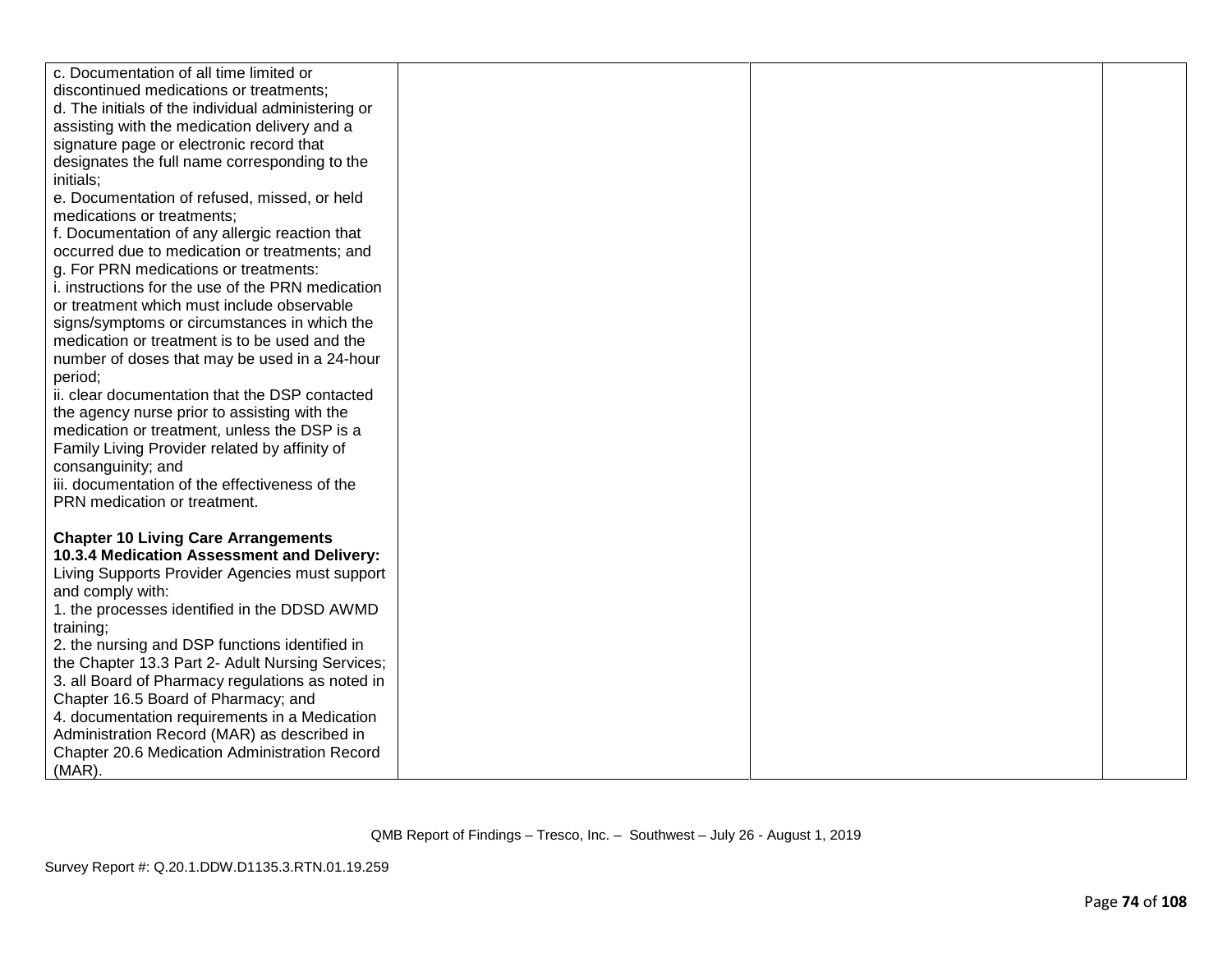| | | | |
|---|---|---|---|
| c. Documentation of all time limited or discontinued medications or treatments;<br>d. The initials of the individual administering or assisting with the medication delivery and a signature page or electronic record that designates the full name corresponding to the initials;<br>e. Documentation of refused, missed, or held medications or treatments;<br>f. Documentation of any allergic reaction that occurred due to medication or treatments; and<br>g. For PRN medications or treatments:<br>i. instructions for the use of the PRN medication or treatment which must include observable signs/symptoms or circumstances in which the medication or treatment is to be used and the number of doses that may be used in a 24-hour period;<br>ii. clear documentation that the DSP contacted the agency nurse prior to assisting with the medication or treatment, unless the DSP is a Family Living Provider related by affinity of consanguinity; and<br>iii. documentation of the effectiveness of the PRN medication or treatment.<br><br>**Chapter 10 Living Care Arrangements**<br>**10.3.4 Medication Assessment and Delivery:** Living Supports Provider Agencies must support and comply with:<br>1. the processes identified in the DDSD AWMD training;<br>2. the nursing and DSP functions identified in the Chapter 13.3 Part 2- Adult Nursing Services;<br>3. all Board of Pharmacy regulations as noted in Chapter 16.5 Board of Pharmacy; and<br>4. documentation requirements in a Medication Administration Record (MAR) as described in Chapter 20.6 Medication Administration Record (MAR). | | | |

QMB Report of Findings – Tresco, Inc. – Southwest – July 26 - August 1, 2019

Survey Report #: Q.20.1.DDW.D1135.3.RTN.01.19.259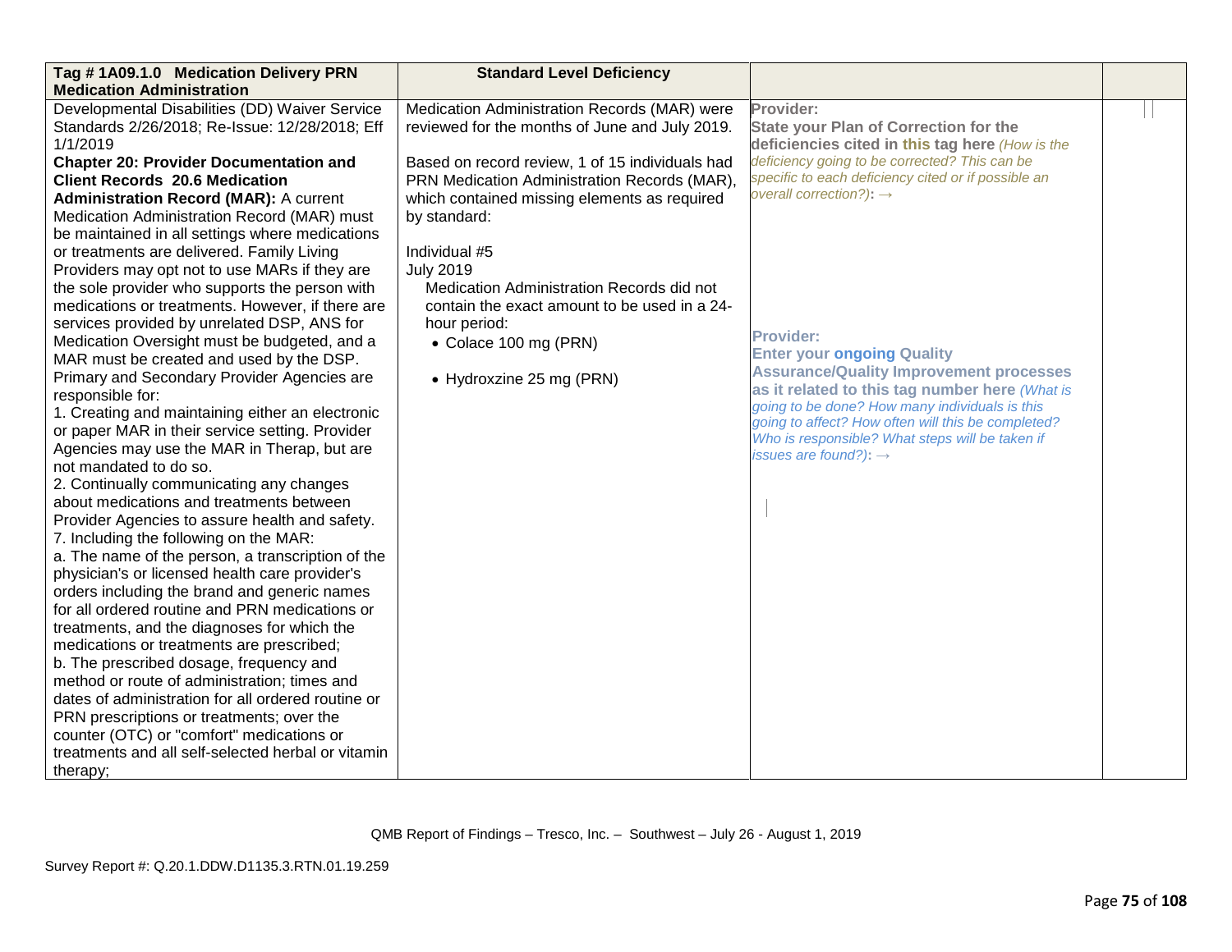| Tag # 1A09.1.0 Medication Delivery PRN Medication Administration | Standard Level Deficiency | | |
|---|---|---|---|
| Developmental Disabilities (DD) Waiver Service Standards 2/26/2018; Re-Issue: 12/28/2018; Eff 1/1/2019<br>**Chapter 20: Provider Documentation and Client Records 20.6 Medication Administration Record (MAR):** A current Medication Administration Record (MAR) must be maintained in all settings where medications or treatments are delivered. Family Living Providers may opt not to use MARs if they are the sole provider who supports the person with medications or treatments. However, if there are services provided by unrelated DSP, ANS for Medication Oversight must be budgeted, and a MAR must be created and used by the DSP. Primary and Secondary Provider Agencies are responsible for:<br>1. Creating and maintaining either an electronic or paper MAR in their service setting. Provider Agencies may use the MAR in Therap, but are not mandated to do so.<br>2. Continually communicating any changes about medications and treatments between Provider Agencies to assure health and safety.<br>7. Including the following on the MAR:<br>a. The name of the person, a transcription of the physician's or licensed health care provider's orders including the brand and generic names for all ordered routine and PRN medications or treatments, and the diagnoses for which the medications or treatments are prescribed;<br>b. The prescribed dosage, frequency and method or route of administration; times and dates of administration for all ordered routine or PRN prescriptions or treatments; over the counter (OTC) or "comfort" medications or treatments and all self-selected herbal or vitamin therapy; | Medication Administration Records (MAR) were reviewed for the months of June and July 2019.<br><br>Based on record review, 1 of 15 individuals had PRN Medication Administration Records (MAR), which contained missing elements as required by standard:<br><br>Individual #5<br>July 2019<br>Medication Administration Records did not contain the exact amount to be used in a 24-hour period:<br>• Colace 100 mg (PRN)<br>• Hydroxzine 25 mg (PRN) | **Provider:**<br>**State your Plan of Correction for the deficiencies cited in this tag here** *(How is the deficiency going to be corrected? This can be specific to each deficiency cited or if possible an overall correction?)*: →<br><br>**Provider:**<br>**Enter your ongoing Quality Assurance/Quality Improvement processes as it related to this tag number here** *(What is going to be done? How many individuals is this going to affect? How often will this be completed? Who is responsible? What steps will be taken if issues are found?)*: → | |

QMB Report of Findings – Tresco, Inc. – Southwest – July 26 - August 1, 2019

Survey Report #: Q.20.1.DDW.D1135.3.RTN.01.19.259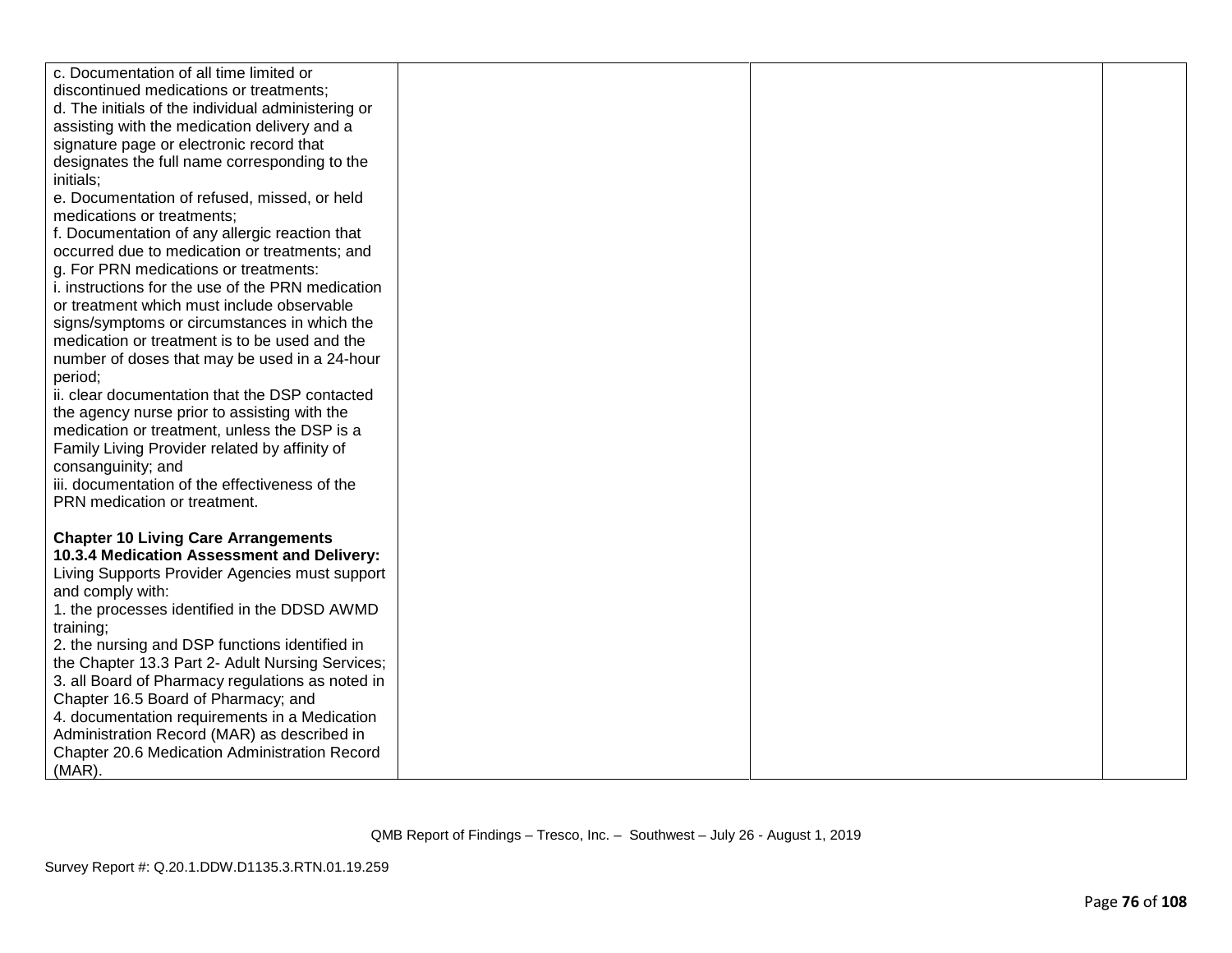| | | | |
|---|---|---|---|
| c. Documentation of all time limited or discontinued medications or treatments;<br>d. The initials of the individual administering or assisting with the medication delivery and a signature page or electronic record that designates the full name corresponding to the initials;<br>e. Documentation of refused, missed, or held medications or treatments;<br>f. Documentation of any allergic reaction that occurred due to medication or treatments; and<br>g. For PRN medications or treatments:<br>i. instructions for the use of the PRN medication or treatment which must include observable signs/symptoms or circumstances in which the medication or treatment is to be used and the number of doses that may be used in a 24-hour period;<br>ii. clear documentation that the DSP contacted the agency nurse prior to assisting with the medication or treatment, unless the DSP is a Family Living Provider related by affinity of consanguinity; and<br>iii. documentation of the effectiveness of the PRN medication or treatment.<br><br>**Chapter 10 Living Care Arrangements 10.3.4 Medication Assessment and Delivery:** Living Supports Provider Agencies must support and comply with:<br>1. the processes identified in the DDSD AWMD training;<br>2. the nursing and DSP functions identified in the Chapter 13.3 Part 2- Adult Nursing Services;<br>3. all Board of Pharmacy regulations as noted in Chapter 16.5 Board of Pharmacy; and<br>4. documentation requirements in a Medication Administration Record (MAR) as described in Chapter 20.6 Medication Administration Record (MAR). | | | |

QMB Report of Findings – Tresco, Inc. – Southwest – July 26 - August 1, 2019

Survey Report #: Q.20.1.DDW.D1135.3.RTN.01.19.259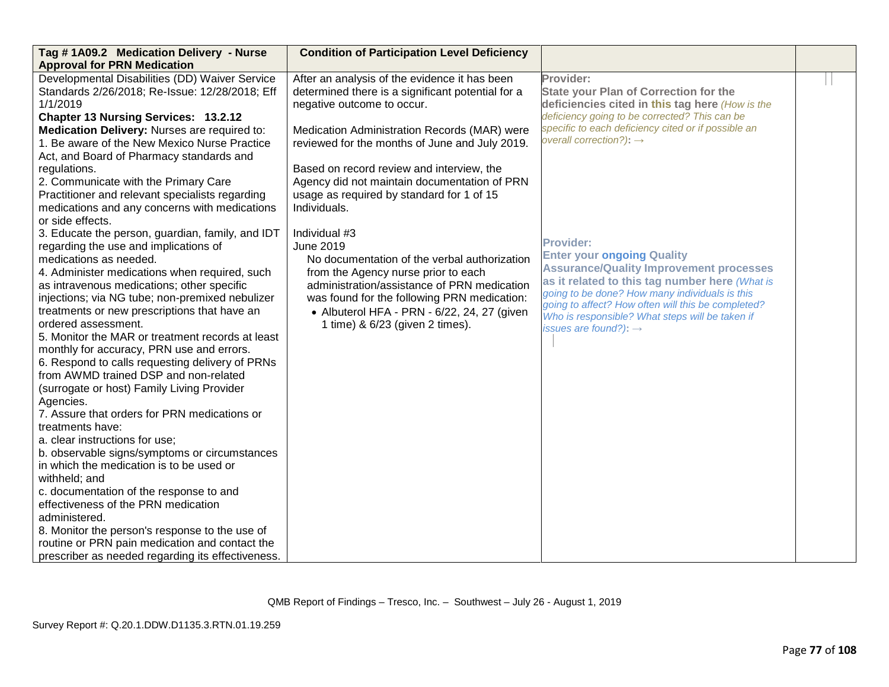| Tag # 1A09.2 Medication Delivery - Nurse Approval for PRN Medication | Condition of Participation Level Deficiency | | |
|---|---|---|---|
| Developmental Disabilities (DD) Waiver Service Standards 2/26/2018; Re-Issue: 12/28/2018; Eff 1/1/2019<br>**Chapter 13 Nursing Services: 13.2.12 Medication Delivery:** Nurses are required to:<br>1. Be aware of the New Mexico Nurse Practice Act, and Board of Pharmacy standards and regulations.<br>2. Communicate with the Primary Care Practitioner and relevant specialists regarding medications and any concerns with medications or side effects.<br>3. Educate the person, guardian, family, and IDT regarding the use and implications of medications as needed.<br>4. Administer medications when required, such as intravenous medications; other specific injections; via NG tube; non-premixed nebulizer treatments or new prescriptions that have an ordered assessment.<br>5. Monitor the MAR or treatment records at least monthly for accuracy, PRN use and errors.<br>6. Respond to calls requesting delivery of PRNs from AWMD trained DSP and non-related (surrogate or host) Family Living Provider Agencies.<br>7. Assure that orders for PRN medications or treatments have:<br>a. clear instructions for use;<br>b. observable signs/symptoms or circumstances in which the medication is to be used or withheld; and<br>c. documentation of the response to and effectiveness of the PRN medication administered.<br>8. Monitor the person's response to the use of routine or PRN pain medication and contact the prescriber as needed regarding its effectiveness. | After an analysis of the evidence it has been determined there is a significant potential for a negative outcome to occur.<br><br>Medication Administration Records (MAR) were reviewed for the months of June and July 2019.<br><br>Based on record review and interview, the Agency did not maintain documentation of PRN usage as required by standard for 1 of 15 Individuals.<br><br>Individual #3<br>June 2019<br>No documentation of the verbal authorization from the Agency nurse prior to each administration/assistance of PRN medication was found for the following PRN medication:<br>• Albuterol HFA - PRN - 6/22, 24, 27 (given 1 time) & 6/23 (given 2 times). | **Provider:**<br>**State your Plan of Correction for the deficiencies cited in this tag here** *(How is the deficiency going to be corrected? This can be specific to each deficiency cited or if possible an overall correction?)*: →<br><br>**Provider:**<br>**Enter your ongoing Quality Assurance/Quality Improvement processes as it related to this tag number here** *(What is going to be done? How many individuals is this going to affect? How often will this be completed? Who is responsible? What steps will be taken if issues are found?)*: → | |

QMB Report of Findings – Tresco, Inc. – Southwest – July 26 - August 1, 2019

Survey Report #: Q.20.1.DDW.D1135.3.RTN.01.19.259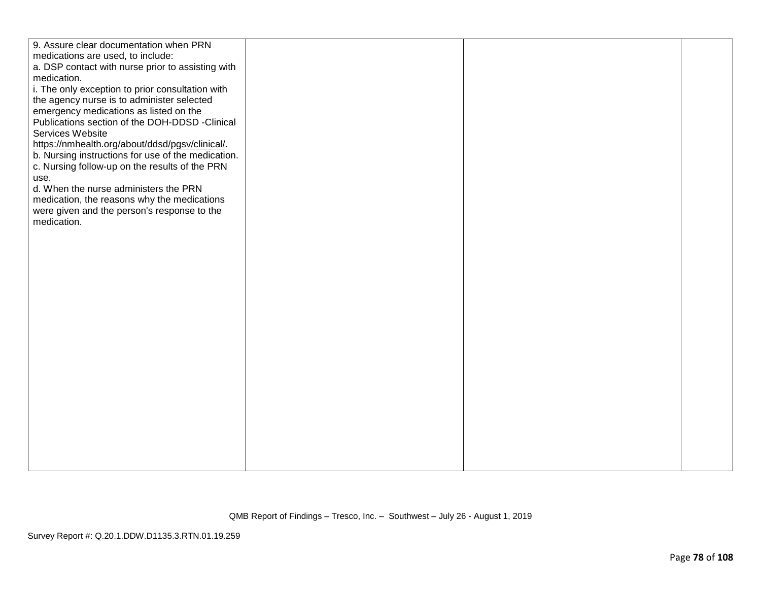| | | | |
|---|---|---|---|
| 9. Assure clear documentation when PRN medications are used, to include:<br>a. DSP contact with nurse prior to assisting with medication.<br>i. The only exception to prior consultation with the agency nurse is to administer selected emergency medications as listed on the Publications section of the DOH-DDSD -Clinical Services Website https://nmhealth.org/about/ddsd/pgsv/clinical/.<br>b. Nursing instructions for use of the medication.<br>c. Nursing follow-up on the results of the PRN use.<br>d. When the nurse administers the PRN medication, the reasons why the medications were given and the person's response to the medication. | | | |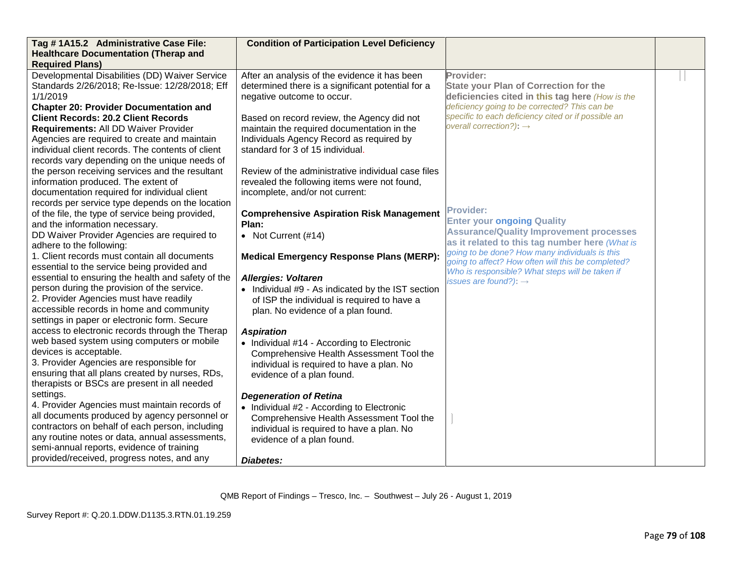| Tag # 1A15.2 Administrative Case File: Healthcare Documentation (Therap and Required Plans) | Condition of Participation Level Deficiency | | |
|---|---|---|---|
| Developmental Disabilities (DD) Waiver Service Standards 2/26/2018; Re-Issue: 12/28/2018; Eff 1/1/2019<br>**Chapter 20: Provider Documentation and Client Records: 20.2 Client Records Requirements:** All DD Waiver Provider Agencies are required to create and maintain individual client records. The contents of client records vary depending on the unique needs of the person receiving services and the resultant information produced. The extent of documentation required for individual client records per service type depends on the location of the file, the type of service being provided, and the information necessary.<br>DD Waiver Provider Agencies are required to adhere to the following:<br>1. Client records must contain all documents essential to the service being provided and essential to ensuring the health and safety of the person during the provision of the service.<br>2. Provider Agencies must have readily accessible records in home and community settings in paper or electronic form. Secure access to electronic records through the Therap web based system using computers or mobile devices is acceptable.<br>3. Provider Agencies are responsible for ensuring that all plans created by nurses, RDs, therapists or BSCs are present in all needed settings.<br>4. Provider Agencies must maintain records of all documents produced by agency personnel or contractors on behalf of each person, including any routine notes or data, annual assessments, semi-annual reports, evidence of training provided/received, progress notes, and any | After an analysis of the evidence it has been determined there is a significant potential for a negative outcome to occur.<br><br>Based on record review, the Agency did not maintain the required documentation in the Individuals Agency Record as required by standard for 3 of 15 individual.<br><br>Review of the administrative individual case files revealed the following items were not found, incomplete, and/or not current:<br><br>**Comprehensive Aspiration Risk Management Plan:**<br>• Not Current (#14)<br><br>**Medical Emergency Response Plans (MERP):**<br><br>***Allergies: Voltaren***<br>• Individual #9 - As indicated by the IST section of ISP the individual is required to have a plan. No evidence of a plan found.<br><br>***Aspiration***<br>• Individual #14 - According to Electronic Comprehensive Health Assessment Tool the individual is required to have a plan. No evidence of a plan found.<br><br>***Degeneration of Retina***<br>• Individual #2 - According to Electronic Comprehensive Health Assessment Tool the individual is required to have a plan. No evidence of a plan found.<br><br>***Diabetes:*** | **Provider:**<br>**State your Plan of Correction for the deficiencies cited in this tag here** *(How is the deficiency going to be corrected? This can be specific to each deficiency cited or if possible an overall correction?)*: →<br><br>**Provider:**<br>**Enter your ongoing Quality Assurance/Quality Improvement processes as it related to this tag number here** *(What is going to be done? How many individuals is this going to affect? How often will this be completed? Who is responsible? What steps will be taken if issues are found?)*: → | |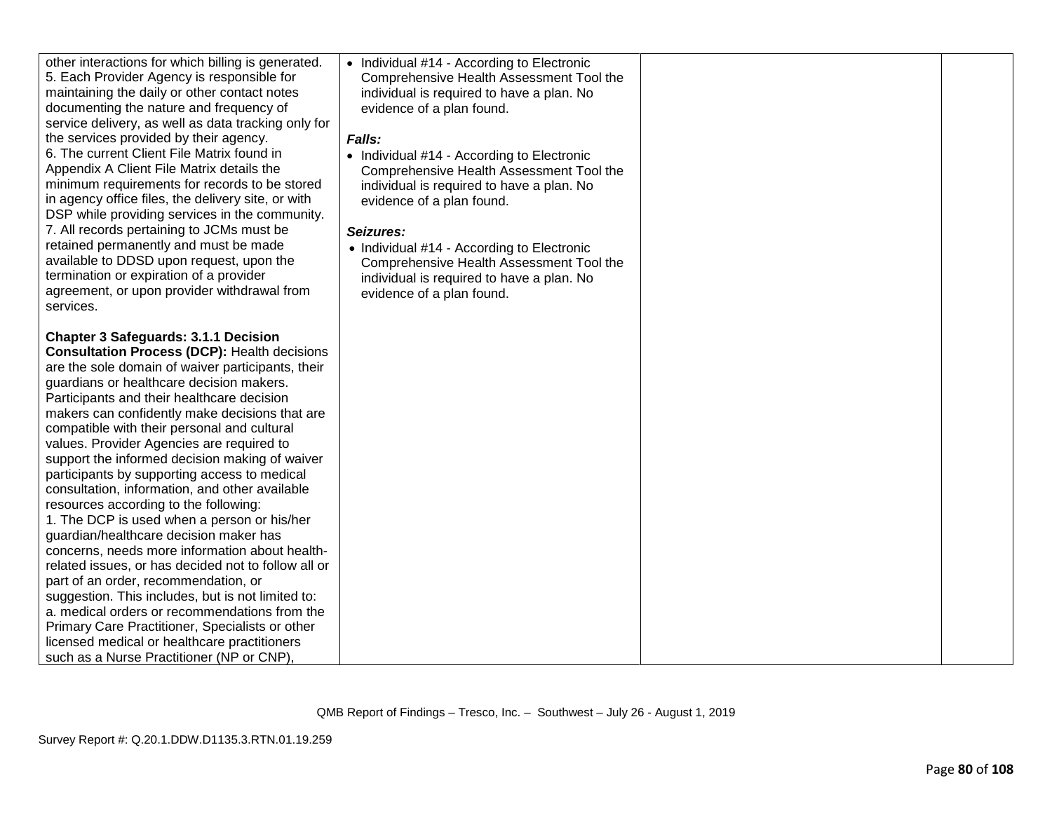| | | | |
|---|---|---|---|
| other interactions for which billing is generated.<br>5. Each Provider Agency is responsible for maintaining the daily or other contact notes documenting the nature and frequency of service delivery, as well as data tracking only for the services provided by their agency.<br>6. The current Client File Matrix found in Appendix A Client File Matrix details the minimum requirements for records to be stored in agency office files, the delivery site, or with DSP while providing services in the community.<br>7. All records pertaining to JCMs must be retained permanently and must be made available to DDSD upon request, upon the termination or expiration of a provider agreement, or upon provider withdrawal from services.<br><br>**Chapter 3 Safeguards: 3.1.1 Decision Consultation Process (DCP):** Health decisions are the sole domain of waiver participants, their guardians or healthcare decision makers. Participants and their healthcare decision makers can confidently make decisions that are compatible with their personal and cultural values. Provider Agencies are required to support the informed decision making of waiver participants by supporting access to medical consultation, information, and other available resources according to the following:<br>1. The DCP is used when a person or his/her guardian/healthcare decision maker has concerns, needs more information about health-related issues, or has decided not to follow all or part of an order, recommendation, or suggestion. This includes, but is not limited to:<br>a. medical orders or recommendations from the Primary Care Practitioner, Specialists or other licensed medical or healthcare practitioners such as a Nurse Practitioner (NP or CNP), | • Individual #14 - According to Electronic Comprehensive Health Assessment Tool the individual is required to have a plan. No evidence of a plan found.<br><br>***Falls:***<br>• Individual #14 - According to Electronic Comprehensive Health Assessment Tool the individual is required to have a plan. No evidence of a plan found.<br><br>***Seizures:***<br>• Individual #14 - According to Electronic Comprehensive Health Assessment Tool the individual is required to have a plan. No evidence of a plan found. | | |

QMB Report of Findings – Tresco, Inc. – Southwest – July 26 - August 1, 2019

Survey Report #: Q.20.1.DDW.D1135.3.RTN.01.19.259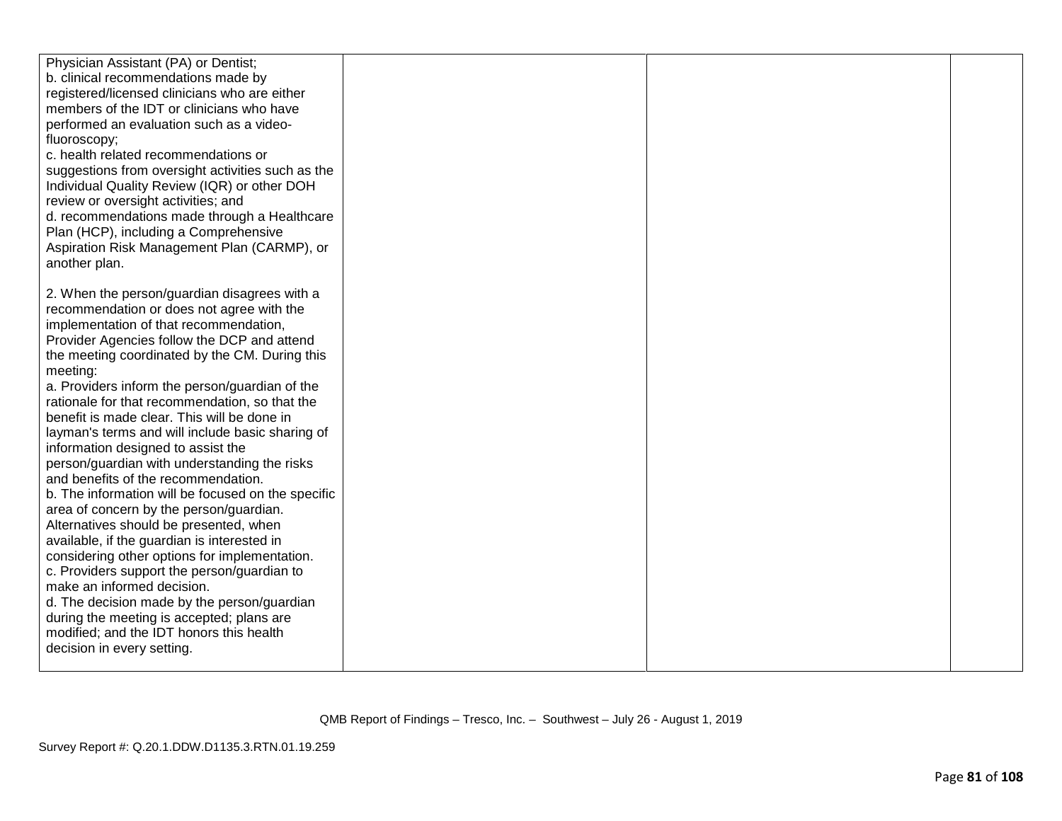| | | | |
|---|---|---|---|
| Physician Assistant (PA) or Dentist;<br>b. clinical recommendations made by registered/licensed clinicians who are either members of the IDT or clinicians who have performed an evaluation such as a video-fluoroscopy;<br>c. health related recommendations or suggestions from oversight activities such as the Individual Quality Review (IQR) or other DOH review or oversight activities; and<br>d. recommendations made through a Healthcare Plan (HCP), including a Comprehensive Aspiration Risk Management Plan (CARMP), or another plan.<br><br>2. When the person/guardian disagrees with a recommendation or does not agree with the implementation of that recommendation, Provider Agencies follow the DCP and attend the meeting coordinated by the CM. During this meeting:<br>a. Providers inform the person/guardian of the rationale for that recommendation, so that the benefit is made clear. This will be done in layman's terms and will include basic sharing of information designed to assist the person/guardian with understanding the risks and benefits of the recommendation.<br>b. The information will be focused on the specific area of concern by the person/guardian. Alternatives should be presented, when available, if the guardian is interested in considering other options for implementation.<br>c. Providers support the person/guardian to make an informed decision.<br>d. The decision made by the person/guardian during the meeting is accepted; plans are modified; and the IDT honors this health decision in every setting. | | | |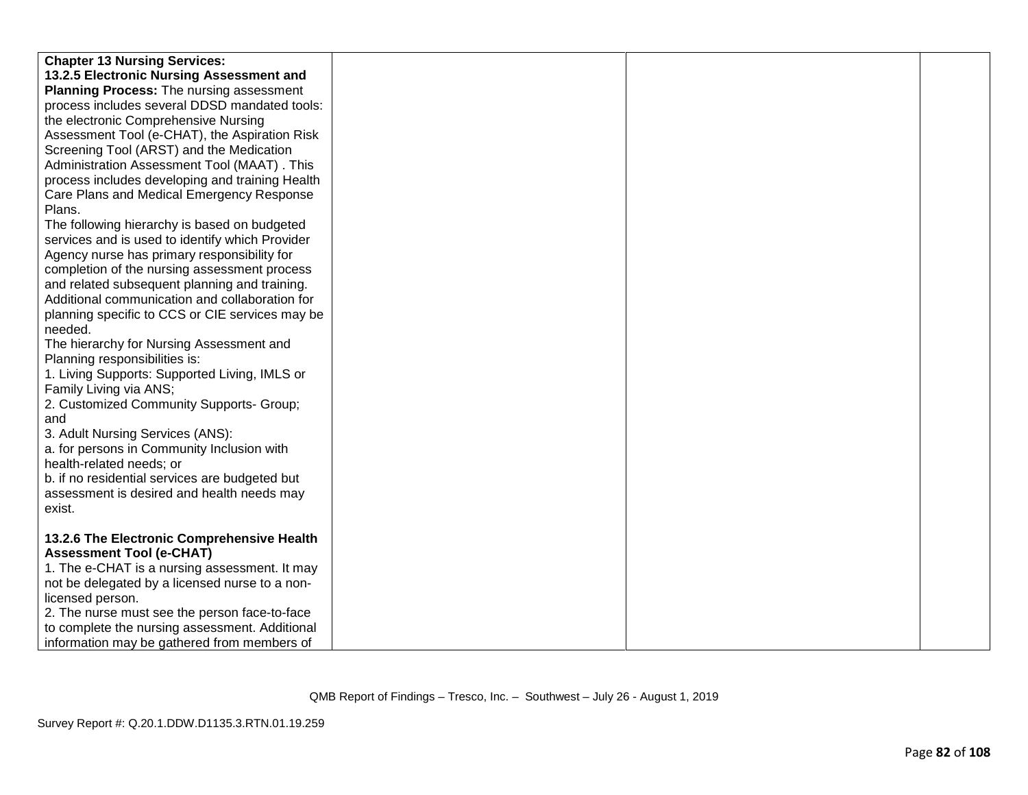| | | | |
|---|---|---|---|
| **Chapter 13 Nursing Services:**<br>**13.2.5 Electronic Nursing Assessment and Planning Process:** The nursing assessment process includes several DDSD mandated tools: the electronic Comprehensive Nursing Assessment Tool (e-CHAT), the Aspiration Risk Screening Tool (ARST) and the Medication Administration Assessment Tool (MAAT) . This process includes developing and training Health Care Plans and Medical Emergency Response Plans.<br>The following hierarchy is based on budgeted services and is used to identify which Provider Agency nurse has primary responsibility for completion of the nursing assessment process and related subsequent planning and training. Additional communication and collaboration for planning specific to CCS or CIE services may be needed.<br>The hierarchy for Nursing Assessment and Planning responsibilities is:<br>1. Living Supports: Supported Living, IMLS or Family Living via ANS;<br>2. Customized Community Supports- Group; and<br>3. Adult Nursing Services (ANS):<br>a. for persons in Community Inclusion with health-related needs; or<br>b. if no residential services are budgeted but assessment is desired and health needs may exist.<br><br>**13.2.6 The Electronic Comprehensive Health Assessment Tool (e-CHAT)**<br>1. The e-CHAT is a nursing assessment. It may not be delegated by a licensed nurse to a non-licensed person.<br>2. The nurse must see the person face-to-face to complete the nursing assessment. Additional information may be gathered from members of | | | |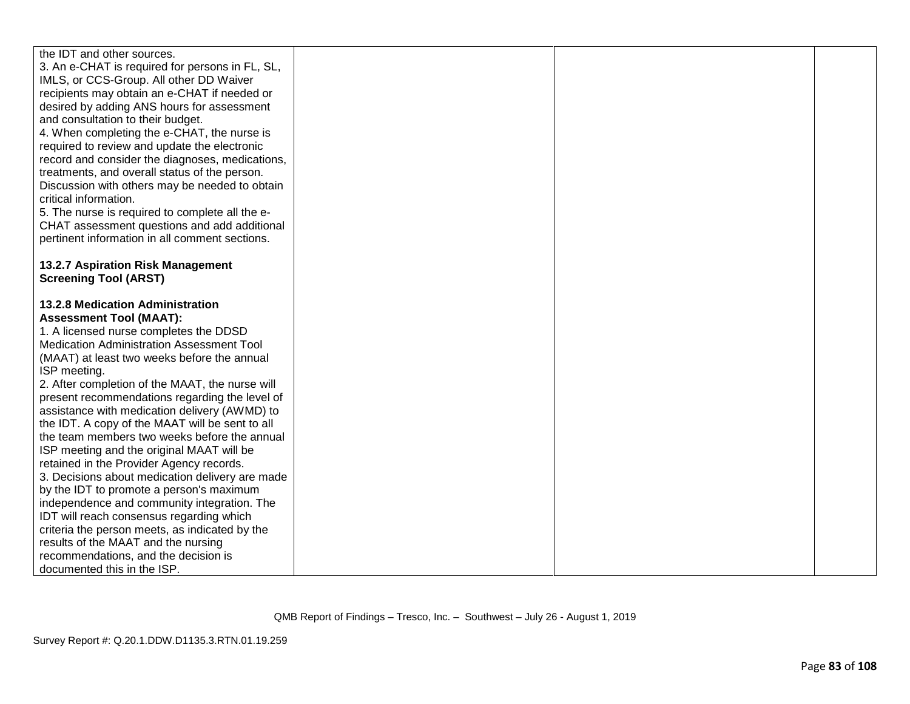| | | | |
|---|---|---|---|
| the IDT and other sources.<br>3. An e-CHAT is required for persons in FL, SL, IMLS, or CCS-Group. All other DD Waiver recipients may obtain an e-CHAT if needed or desired by adding ANS hours for assessment and consultation to their budget.<br>4. When completing the e-CHAT, the nurse is required to review and update the electronic record and consider the diagnoses, medications, treatments, and overall status of the person. Discussion with others may be needed to obtain critical information.<br>5. The nurse is required to complete all the e-CHAT assessment questions and add additional pertinent information in all comment sections.<br><br>**13.2.7 Aspiration Risk Management Screening Tool (ARST)**<br><br>**13.2.8 Medication Administration Assessment Tool (MAAT):**<br>1. A licensed nurse completes the DDSD Medication Administration Assessment Tool (MAAT) at least two weeks before the annual ISP meeting.<br>2. After completion of the MAAT, the nurse will present recommendations regarding the level of assistance with medication delivery (AWMD) to the IDT. A copy of the MAAT will be sent to all the team members two weeks before the annual ISP meeting and the original MAAT will be retained in the Provider Agency records.<br>3. Decisions about medication delivery are made by the IDT to promote a person's maximum independence and community integration. The IDT will reach consensus regarding which criteria the person meets, as indicated by the results of the MAAT and the nursing recommendations, and the decision is documented this in the ISP. | | | |

QMB Report of Findings – Tresco, Inc. – Southwest – July 26 - August 1, 2019

Survey Report #: Q.20.1.DDW.D1135.3.RTN.01.19.259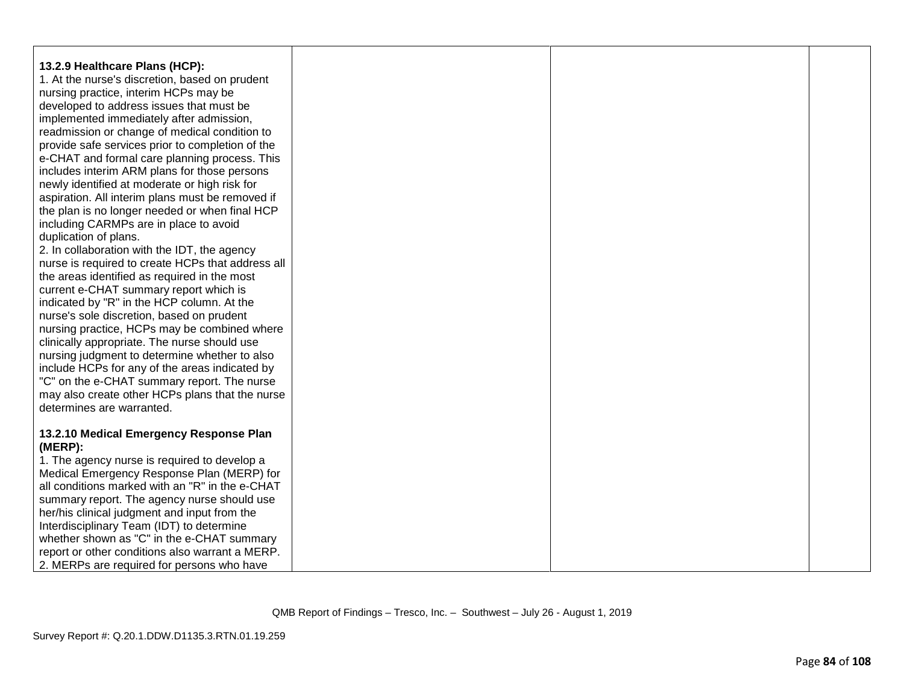| | | | |
|---|---|---|---|
| **13.2.9 Healthcare Plans (HCP):**<br>1. At the nurse's discretion, based on prudent nursing practice, interim HCPs may be developed to address issues that must be implemented immediately after admission, readmission or change of medical condition to provide safe services prior to completion of the e-CHAT and formal care planning process. This includes interim ARM plans for those persons newly identified at moderate or high risk for aspiration. All interim plans must be removed if the plan is no longer needed or when final HCP including CARMPs are in place to avoid duplication of plans.<br>2. In collaboration with the IDT, the agency nurse is required to create HCPs that address all the areas identified as required in the most current e-CHAT summary report which is indicated by "R" in the HCP column. At the nurse's sole discretion, based on prudent nursing practice, HCPs may be combined where clinically appropriate. The nurse should use nursing judgment to determine whether to also include HCPs for any of the areas indicated by "C" on the e-CHAT summary report. The nurse may also create other HCPs plans that the nurse determines are warranted.<br><br>**13.2.10 Medical Emergency Response Plan (MERP):**<br>1. The agency nurse is required to develop a Medical Emergency Response Plan (MERP) for all conditions marked with an "R" in the e-CHAT summary report. The agency nurse should use her/his clinical judgment and input from the Interdisciplinary Team (IDT) to determine whether shown as "C" in the e-CHAT summary report or other conditions also warrant a MERP.<br>2. MERPs are required for persons who have | | | |

QMB Report of Findings – Tresco, Inc. – Southwest – July 26 - August 1, 2019

Survey Report #: Q.20.1.DDW.D1135.3.RTN.01.19.259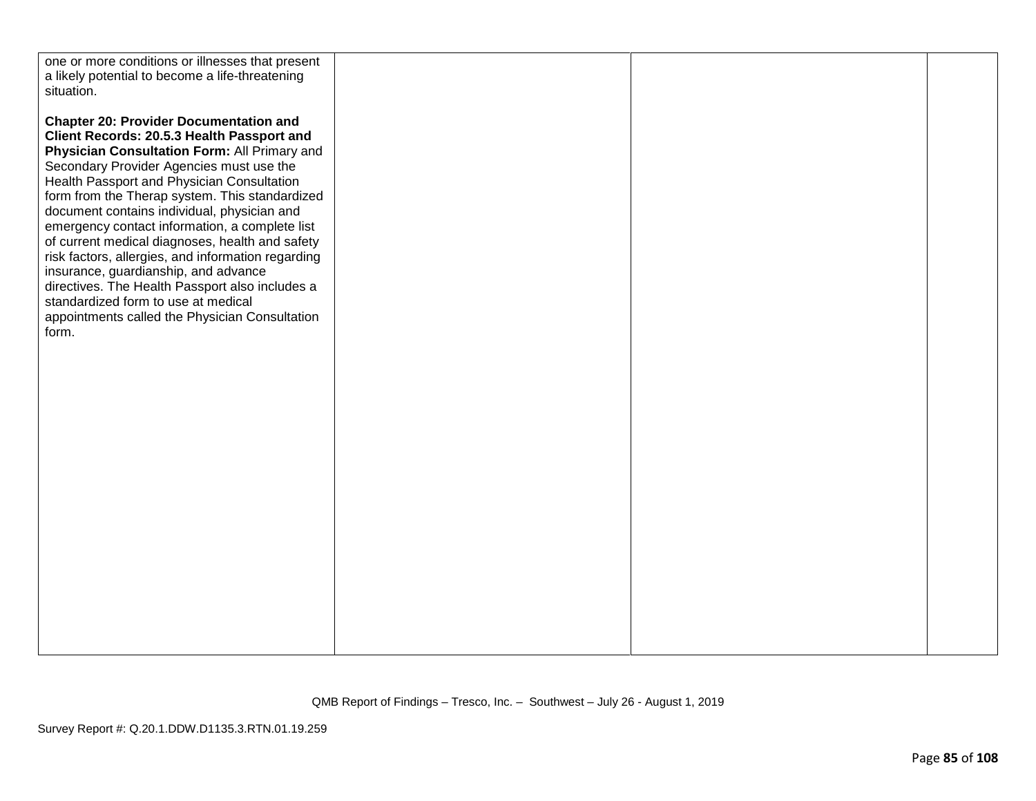| | | | |
|---|---|---|---|
| one or more conditions or illnesses that present a likely potential to become a life-threatening situation.<br><br>**Chapter 20: Provider Documentation and Client Records: 20.5.3 Health Passport and Physician Consultation Form:** All Primary and Secondary Provider Agencies must use the Health Passport and Physician Consultation form from the Therap system. This standardized document contains individual, physician and emergency contact information, a complete list of current medical diagnoses, health and safety risk factors, allergies, and information regarding insurance, guardianship, and advance directives. The Health Passport also includes a standardized form to use at medical appointments called the Physician Consultation form. | | | |

QMB Report of Findings – Tresco, Inc. – Southwest – July 26 - August 1, 2019

Survey Report #: Q.20.1.DDW.D1135.3.RTN.01.19.259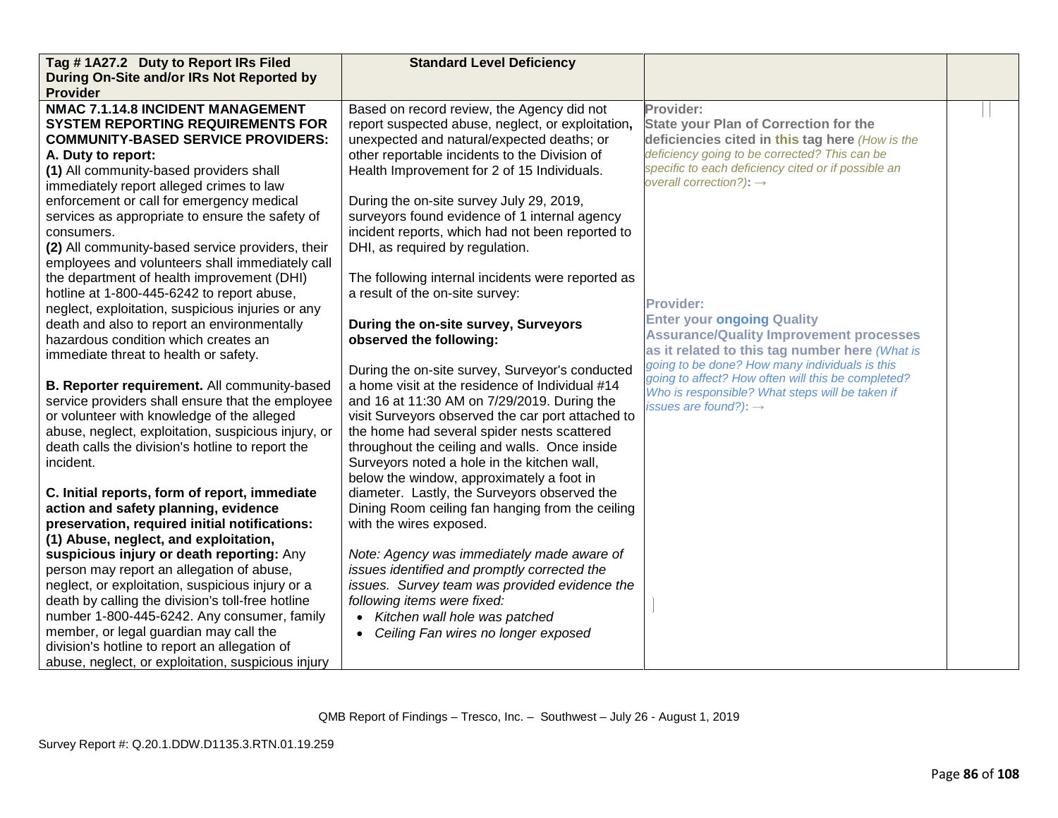| Tag # 1A27.2 Duty to Report IRs Filed During On-Site and/or IRs Not Reported by Provider | Standard Level Deficiency | | |
|---|---|---|---|
| **NMAC 7.1.14.8 INCIDENT MANAGEMENT SYSTEM REPORTING REQUIREMENTS FOR COMMUNITY-BASED SERVICE PROVIDERS:**<br>**A. Duty to report:**<br>**(1)** All community-based providers shall immediately report alleged crimes to law enforcement or call for emergency medical services as appropriate to ensure the safety of consumers.<br>**(2)** All community-based service providers, their employees and volunteers shall immediately call the department of health improvement (DHI) hotline at 1-800-445-6242 to report abuse, neglect, exploitation, suspicious injuries or any death and also to report an environmentally hazardous condition which creates an immediate threat to health or safety.<br><br>**B. Reporter requirement.** All community-based service providers shall ensure that the employee or volunteer with knowledge of the alleged abuse, neglect, exploitation, suspicious injury, or death calls the division's hotline to report the incident.<br><br>**C. Initial reports, form of report, immediate action and safety planning, evidence preservation, required initial notifications:**<br>**(1) Abuse, neglect, and exploitation, suspicious injury or death reporting:** Any person may report an allegation of abuse, neglect, or exploitation, suspicious injury or a death by calling the division's toll-free hotline number 1-800-445-6242. Any consumer, family member, or legal guardian may call the division's hotline to report an allegation of abuse, neglect, or exploitation, suspicious injury | Based on record review, the Agency did not report suspected abuse, neglect, or exploitation**,** unexpected and natural/expected deaths; or other reportable incidents to the Division of Health Improvement for 2 of 15 Individuals.<br><br>During the on-site survey July 29, 2019, surveyors found evidence of 1 internal agency incident reports, which had not been reported to DHI, as required by regulation.<br><br>The following internal incidents were reported as a result of the on-site survey:<br><br>**During the on-site survey, Surveyors observed the following:**<br><br>During the on-site survey, Surveyor's conducted a home visit at the residence of Individual #14 and 16 at 11:30 AM on 7/29/2019. During the visit Surveyors observed the car port attached to the home had several spider nests scattered throughout the ceiling and walls. Once inside Surveyors noted a hole in the kitchen wall, below the window, approximately a foot in diameter. Lastly, the Surveyors observed the Dining Room ceiling fan hanging from the ceiling with the wires exposed.<br><br>*Note: Agency was immediately made aware of issues identified and promptly corrected the issues. Survey team was provided evidence the following items were fixed:*<br>• *Kitchen wall hole was patched*<br>• *Ceiling Fan wires no longer exposed* | **Provider:**<br>**State your Plan of Correction for the deficiencies cited in this tag here** *(How is the deficiency going to be corrected? This can be specific to each deficiency cited or if possible an overall correction?)***:** →<br><br>**Provider:**<br>**Enter your ongoing Quality Assurance/Quality Improvement processes as it related to this tag number here** *(What is going to be done? How many individuals is this going to affect? How often will this be completed? Who is responsible? What steps will be taken if issues are found?)***:** → | |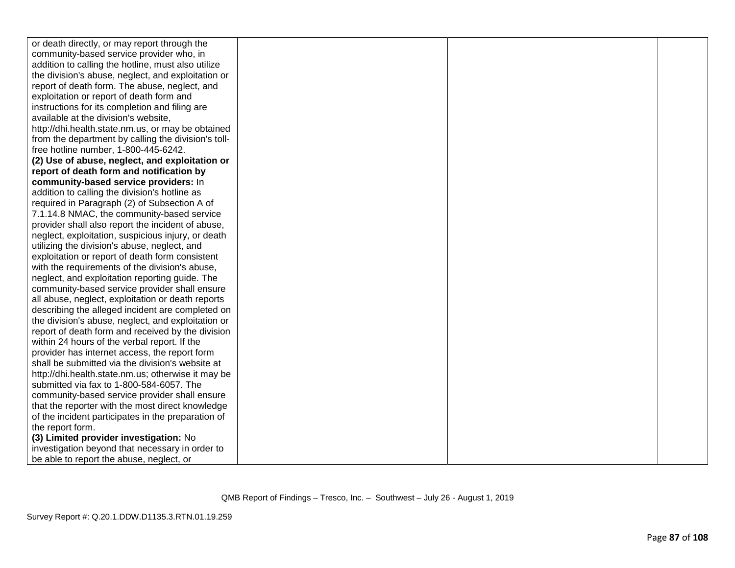| | | | |
|---|---|---|---|
| or death directly, or may report through the community-based service provider who, in addition to calling the hotline, must also utilize the division's abuse, neglect, and exploitation or report of death form. The abuse, neglect, and exploitation or report of death form and instructions for its completion and filing are available at the division's website, http://dhi.health.state.nm.us, or may be obtained from the department by calling the division's toll-free hotline number, 1-800-445-6242. **(2) Use of abuse, neglect, and exploitation or report of death form and notification by community-based service providers:** In addition to calling the division's hotline as required in Paragraph (2) of Subsection A of 7.1.14.8 NMAC, the community-based service provider shall also report the incident of abuse, neglect, exploitation, suspicious injury, or death utilizing the division's abuse, neglect, and exploitation or report of death form consistent with the requirements of the division's abuse, neglect, and exploitation reporting guide. The community-based service provider shall ensure all abuse, neglect, exploitation or death reports describing the alleged incident are completed on the division's abuse, neglect, and exploitation or report of death form and received by the division within 24 hours of the verbal report. If the provider has internet access, the report form shall be submitted via the division's website at http://dhi.health.state.nm.us; otherwise it may be submitted via fax to 1-800-584-6057. The community-based service provider shall ensure that the reporter with the most direct knowledge of the incident participates in the preparation of the report form. **(3) Limited provider investigation:** No investigation beyond that necessary in order to be able to report the abuse, neglect, or | | | |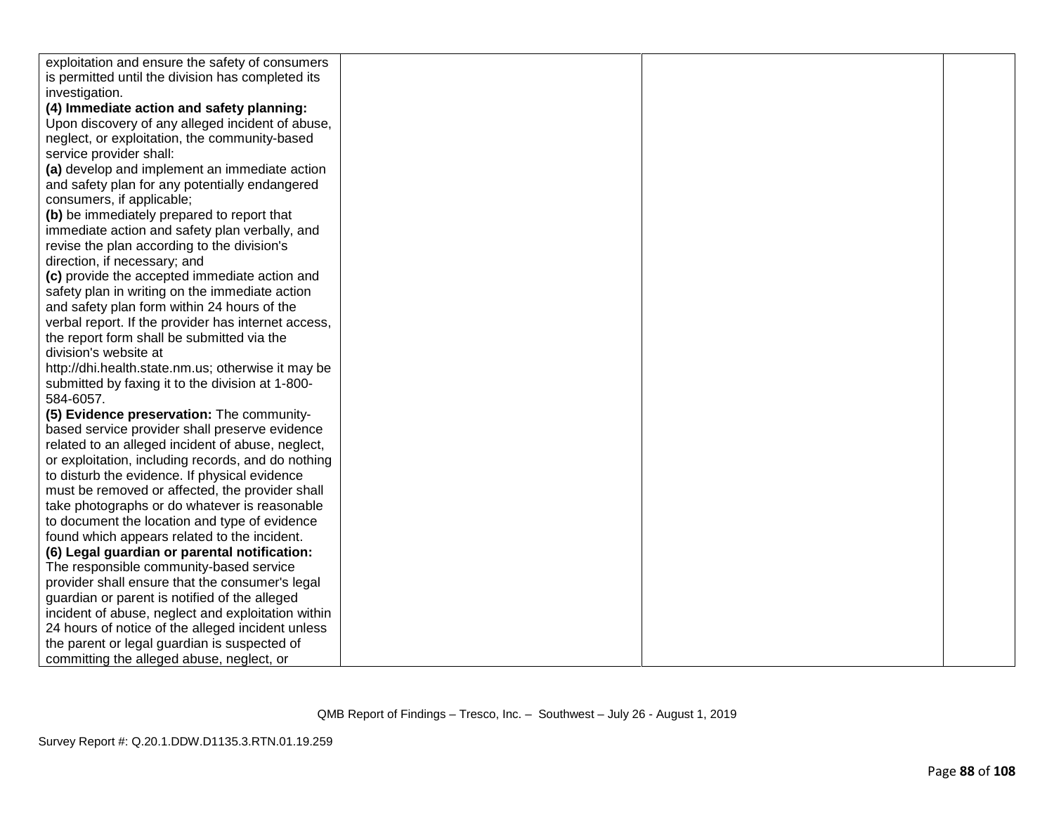| | | | |
|---|---|---|---|
| exploitation and ensure the safety of consumers is permitted until the division has completed its investigation.<br>**(4) Immediate action and safety planning:** Upon discovery of any alleged incident of abuse, neglect, or exploitation, the community-based service provider shall:<br>**(a)** develop and implement an immediate action and safety plan for any potentially endangered consumers, if applicable;<br>**(b)** be immediately prepared to report that immediate action and safety plan verbally, and revise the plan according to the division's direction, if necessary; and<br>**(c)** provide the accepted immediate action and safety plan in writing on the immediate action and safety plan form within 24 hours of the verbal report. If the provider has internet access, the report form shall be submitted via the division's website at http://dhi.health.state.nm.us; otherwise it may be submitted by faxing it to the division at 1-800-584-6057.<br>**(5) Evidence preservation:** The community-based service provider shall preserve evidence related to an alleged incident of abuse, neglect, or exploitation, including records, and do nothing to disturb the evidence. If physical evidence must be removed or affected, the provider shall take photographs or do whatever is reasonable to document the location and type of evidence found which appears related to the incident.<br>**(6) Legal guardian or parental notification:** The responsible community-based service provider shall ensure that the consumer's legal guardian or parent is notified of the alleged incident of abuse, neglect and exploitation within 24 hours of notice of the alleged incident unless the parent or legal guardian is suspected of committing the alleged abuse, neglect, or | | | |

QMB Report of Findings – Tresco, Inc. – Southwest – July 26 - August 1, 2019

Survey Report #: Q.20.1.DDW.D1135.3.RTN.01.19.259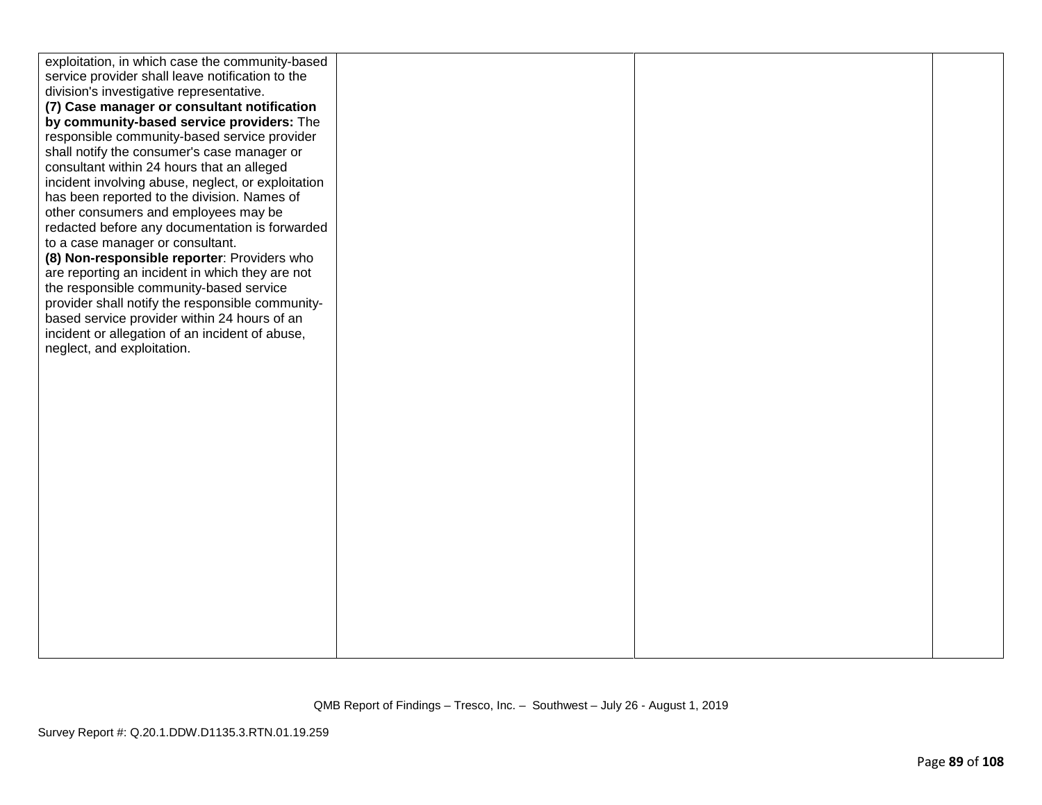| | | | |
|---|---|---|---|
| exploitation, in which case the community-based service provider shall leave notification to the division's investigative representative.<br>**(7) Case manager or consultant notification by community-based service providers:** The responsible community-based service provider shall notify the consumer's case manager or consultant within 24 hours that an alleged incident involving abuse, neglect, or exploitation has been reported to the division. Names of other consumers and employees may be redacted before any documentation is forwarded to a case manager or consultant.<br>**(8) Non-responsible reporter**: Providers who are reporting an incident in which they are not the responsible community-based service provider shall notify the responsible community-based service provider within 24 hours of an incident or allegation of an incident of abuse, neglect, and exploitation. | | | |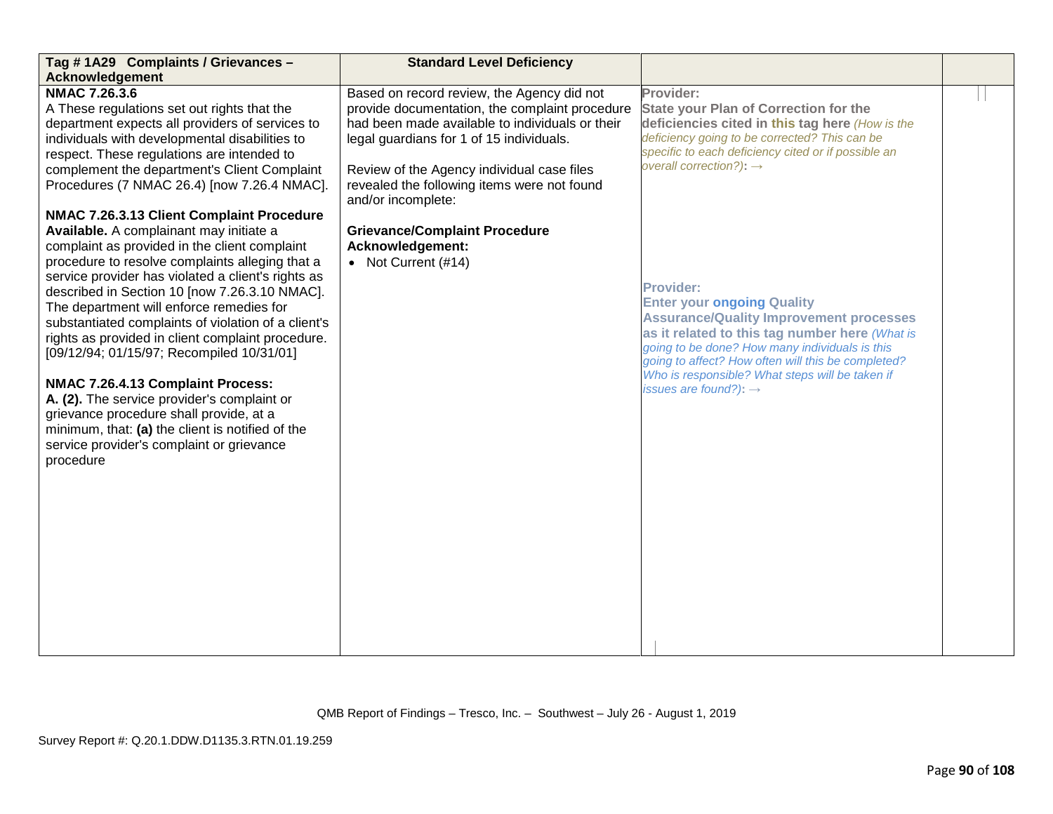| Tag # 1A29 Complaints / Grievances – Acknowledgement | Standard Level Deficiency | | |
|---|---|---|---|
| **NMAC 7.26.3.6**<br>A These regulations set out rights that the department expects all providers of services to individuals with developmental disabilities to respect. These regulations are intended to complement the department's Client Complaint Procedures (7 NMAC 26.4) [now 7.26.4 NMAC].<br><br>**NMAC 7.26.3.13 Client Complaint Procedure Available.** A complainant may initiate a complaint as provided in the client complaint procedure to resolve complaints alleging that a service provider has violated a client's rights as described in Section 10 [now 7.26.3.10 NMAC]. The department will enforce remedies for substantiated complaints of violation of a client's rights as provided in client complaint procedure. [09/12/94; 01/15/97; Recompiled 10/31/01]<br><br>**NMAC 7.26.4.13 Complaint Process:**<br>**A. (2).** The service provider's complaint or grievance procedure shall provide, at a minimum, that: **(a)** the client is notified of the service provider's complaint or grievance procedure | Based on record review, the Agency did not provide documentation, the complaint procedure had been made available to individuals or their legal guardians for 1 of 15 individuals.<br><br>Review of the Agency individual case files revealed the following items were not found and/or incomplete:<br><br>**Grievance/Complaint Procedure Acknowledgement:**<br>• Not Current (#14) | **Provider:**<br>**State your Plan of Correction for the deficiencies cited in this tag here** *(How is the deficiency going to be corrected? This can be specific to each deficiency cited or if possible an overall correction?)*: →<br><br>**Provider:**<br>**Enter your ongoing Quality Assurance/Quality Improvement processes as it related to this tag number here** *(What is going to be done? How many individuals is this going to affect? How often will this be completed? Who is responsible? What steps will be taken if issues are found?)*: → | |

QMB Report of Findings – Tresco, Inc. – Southwest – July 26 - August 1, 2019

Survey Report #: Q.20.1.DDW.D1135.3.RTN.01.19.259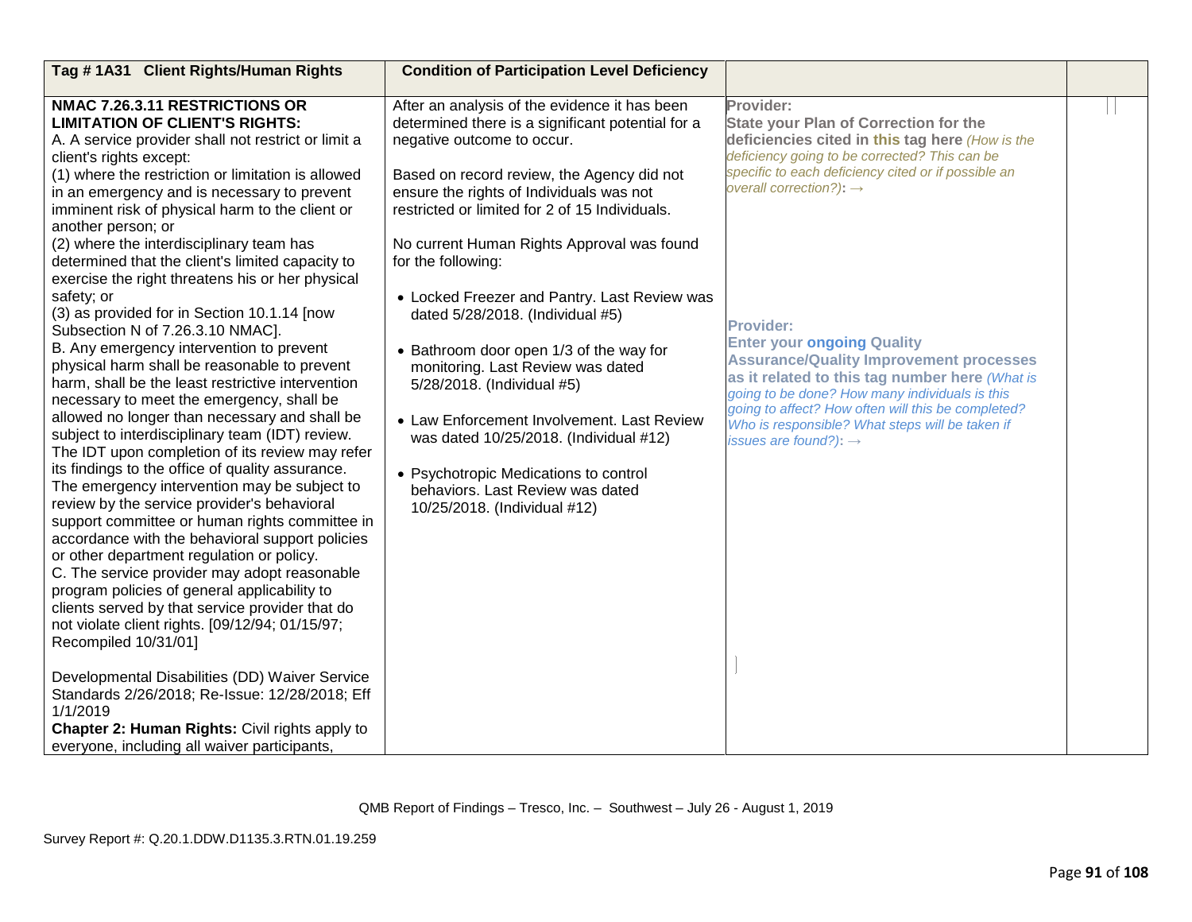| Tag # 1A31 Client Rights/Human Rights | Condition of Participation Level Deficiency | | |
|---|---|---|---|
| **NMAC 7.26.3.11 RESTRICTIONS OR LIMITATION OF CLIENT'S RIGHTS:**<br>A. A service provider shall not restrict or limit a client's rights except:<br>(1) where the restriction or limitation is allowed in an emergency and is necessary to prevent imminent risk of physical harm to the client or another person; or<br>(2) where the interdisciplinary team has determined that the client's limited capacity to exercise the right threatens his or her physical safety; or<br>(3) as provided for in Section 10.1.14 [now Subsection N of 7.26.3.10 NMAC].<br>B. Any emergency intervention to prevent physical harm shall be reasonable to prevent harm, shall be the least restrictive intervention necessary to meet the emergency, shall be allowed no longer than necessary and shall be subject to interdisciplinary team (IDT) review. The IDT upon completion of its review may refer its findings to the office of quality assurance. The emergency intervention may be subject to review by the service provider's behavioral support committee or human rights committee in accordance with the behavioral support policies or other department regulation or policy.<br>C. The service provider may adopt reasonable program policies of general applicability to clients served by that service provider that do not violate client rights. [09/12/94; 01/15/97; Recompiled 10/31/01]<br><br>Developmental Disabilities (DD) Waiver Service Standards 2/26/2018; Re-Issue: 12/28/2018; Eff 1/1/2019<br>**Chapter 2: Human Rights:** Civil rights apply to everyone, including all waiver participants, | After an analysis of the evidence it has been determined there is a significant potential for a negative outcome to occur.<br><br>Based on record review, the Agency did not ensure the rights of Individuals was not restricted or limited for 2 of 15 Individuals.<br><br>No current Human Rights Approval was found for the following:<br><br>• Locked Freezer and Pantry. Last Review was dated 5/28/2018. (Individual #5)<br><br>• Bathroom door open 1/3 of the way for monitoring. Last Review was dated 5/28/2018. (Individual #5)<br><br>• Law Enforcement Involvement. Last Review was dated 10/25/2018. (Individual #12)<br><br>• Psychotropic Medications to control behaviors. Last Review was dated 10/25/2018. (Individual #12) | **Provider:**<br>**State your Plan of Correction for the deficiencies cited in this tag here** *(How is the deficiency going to be corrected? This can be specific to each deficiency cited or if possible an overall correction?)*: →<br><br>**Provider:**<br>**Enter your ongoing Quality Assurance/Quality Improvement processes as it related to this tag number here** *(What is going to be done? How many individuals is this going to affect? How often will this be completed? Who is responsible? What steps will be taken if issues are found?)*: → | |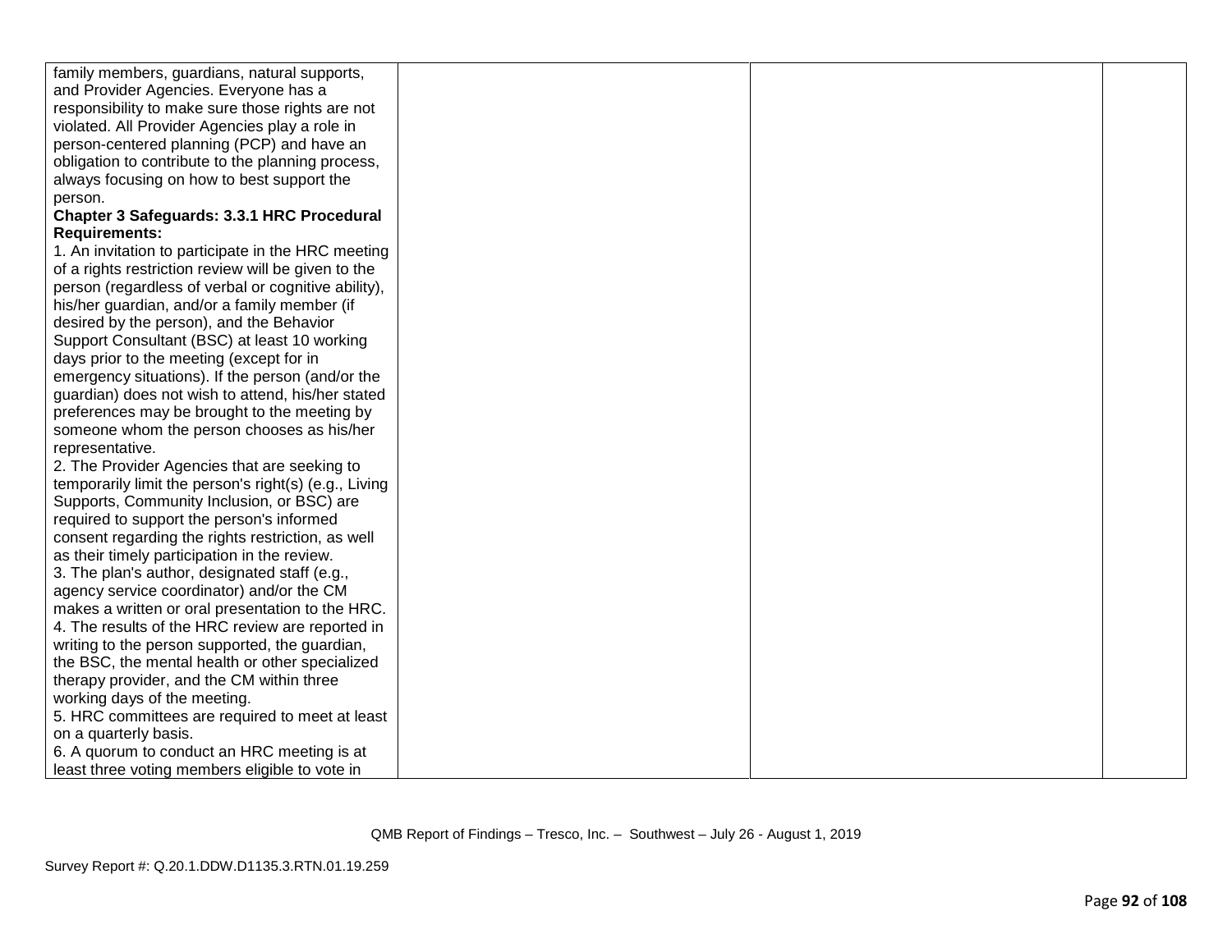| | | | |
|---|---|---|---|
| family members, guardians, natural supports, and Provider Agencies. Everyone has a responsibility to make sure those rights are not violated. All Provider Agencies play a role in person-centered planning (PCP) and have an obligation to contribute to the planning process, always focusing on how to best support the person.<br>**Chapter 3 Safeguards: 3.3.1 HRC Procedural Requirements:**<br>1. An invitation to participate in the HRC meeting of a rights restriction review will be given to the person (regardless of verbal or cognitive ability), his/her guardian, and/or a family member (if desired by the person), and the Behavior Support Consultant (BSC) at least 10 working days prior to the meeting (except for in emergency situations). If the person (and/or the guardian) does not wish to attend, his/her stated preferences may be brought to the meeting by someone whom the person chooses as his/her representative.<br>2. The Provider Agencies that are seeking to temporarily limit the person's right(s) (e.g., Living Supports, Community Inclusion, or BSC) are required to support the person's informed consent regarding the rights restriction, as well as their timely participation in the review.<br>3. The plan's author, designated staff (e.g., agency service coordinator) and/or the CM makes a written or oral presentation to the HRC.<br>4. The results of the HRC review are reported in writing to the person supported, the guardian, the BSC, the mental health or other specialized therapy provider, and the CM within three working days of the meeting.<br>5. HRC committees are required to meet at least on a quarterly basis.<br>6. A quorum to conduct an HRC meeting is at least three voting members eligible to vote in | | | |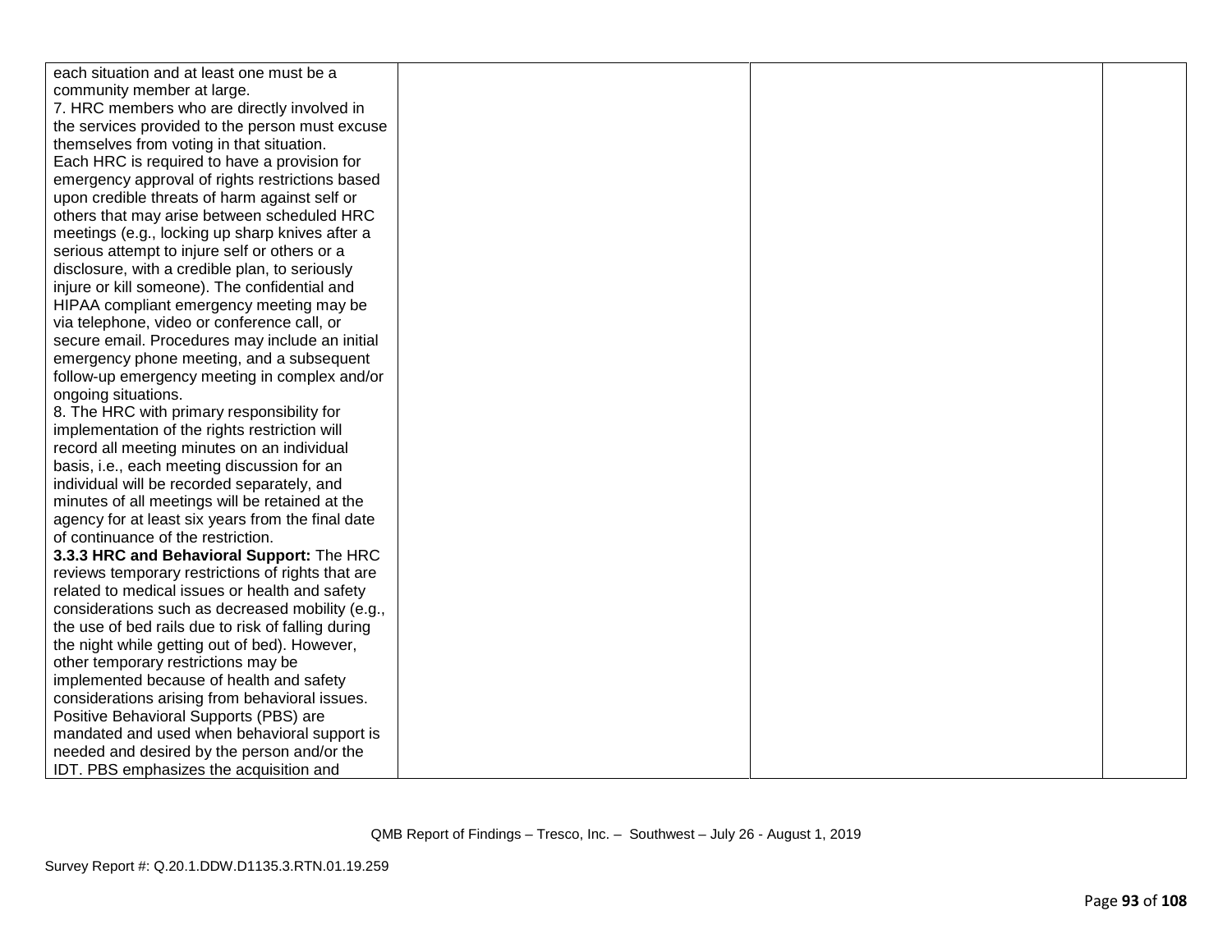| | | | |
|---|---|---|---|
| each situation and at least one must be a community member at large.<br>7. HRC members who are directly involved in the services provided to the person must excuse themselves from voting in that situation.<br>Each HRC is required to have a provision for emergency approval of rights restrictions based upon credible threats of harm against self or others that may arise between scheduled HRC meetings (e.g., locking up sharp knives after a serious attempt to injure self or others or a disclosure, with a credible plan, to seriously injure or kill someone). The confidential and HIPAA compliant emergency meeting may be via telephone, video or conference call, or secure email. Procedures may include an initial emergency phone meeting, and a subsequent follow-up emergency meeting in complex and/or ongoing situations.<br>8. The HRC with primary responsibility for implementation of the rights restriction will record all meeting minutes on an individual basis, i.e., each meeting discussion for an individual will be recorded separately, and minutes of all meetings will be retained at the agency for at least six years from the final date of continuance of the restriction.<br>**3.3.3 HRC and Behavioral Support:** The HRC reviews temporary restrictions of rights that are related to medical issues or health and safety considerations such as decreased mobility (e.g., the use of bed rails due to risk of falling during the night while getting out of bed). However, other temporary restrictions may be implemented because of health and safety considerations arising from behavioral issues. Positive Behavioral Supports (PBS) are mandated and used when behavioral support is needed and desired by the person and/or the IDT. PBS emphasizes the acquisition and | | | |

QMB Report of Findings – Tresco, Inc. – Southwest – July 26 - August 1, 2019

Survey Report #: Q.20.1.DDW.D1135.3.RTN.01.19.259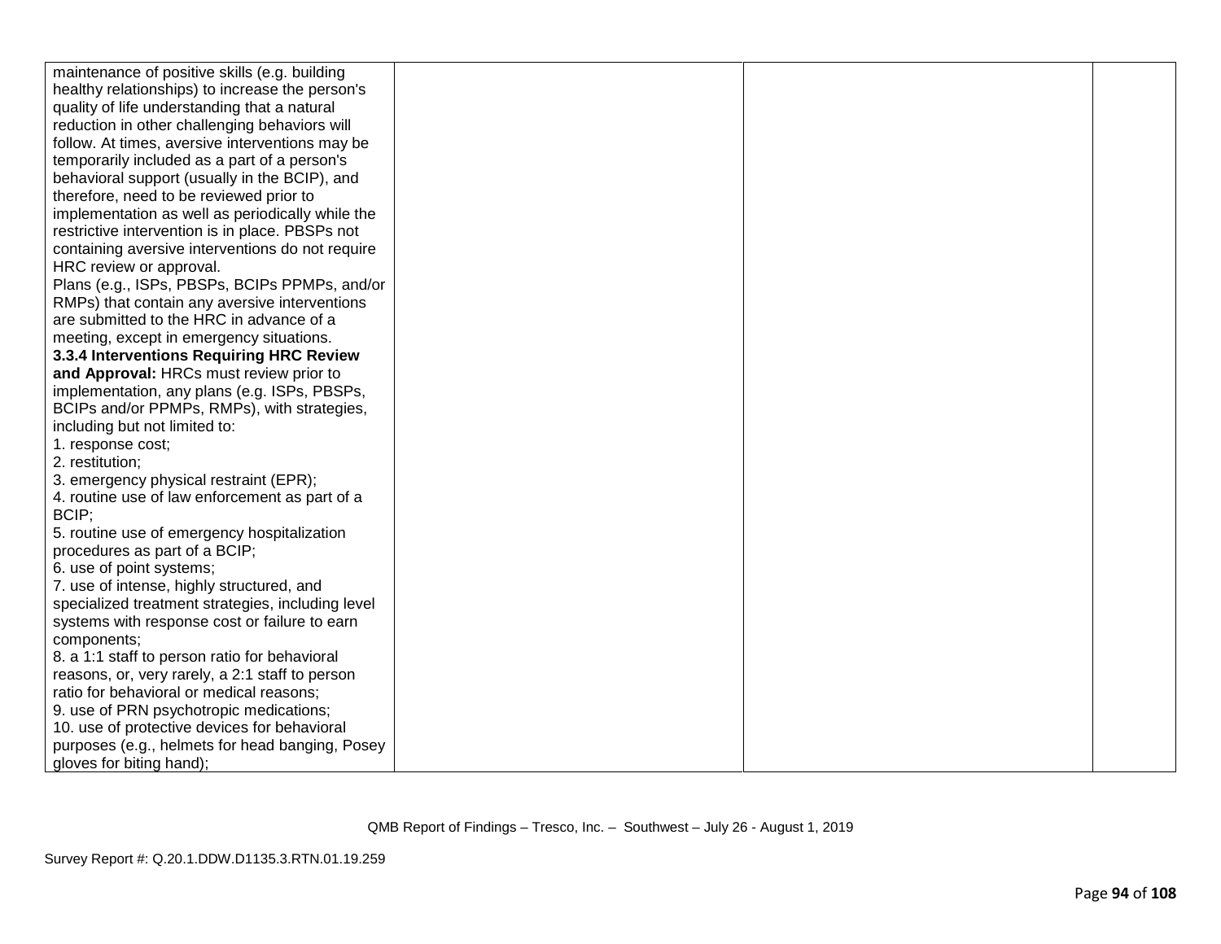| | | | |
|---|---|---|---|
| maintenance of positive skills (e.g. building healthy relationships) to increase the person's quality of life understanding that a natural reduction in other challenging behaviors will follow. At times, aversive interventions may be temporarily included as a part of a person's behavioral support (usually in the BCIP), and therefore, need to be reviewed prior to implementation as well as periodically while the restrictive intervention is in place. PBSPs not containing aversive interventions do not require HRC review or approval.<br>Plans (e.g., ISPs, PBSPs, BCIPs PPMPs, and/or RMPs) that contain any aversive interventions are submitted to the HRC in advance of a meeting, except in emergency situations.<br>**3.3.4 Interventions Requiring HRC Review and Approval:** HRCs must review prior to implementation, any plans (e.g. ISPs, PBSPs, BCIPs and/or PPMPs, RMPs), with strategies, including but not limited to:<br>1. response cost;<br>2. restitution;<br>3. emergency physical restraint (EPR);<br>4. routine use of law enforcement as part of a BCIP;<br>5. routine use of emergency hospitalization procedures as part of a BCIP;<br>6. use of point systems;<br>7. use of intense, highly structured, and specialized treatment strategies, including level systems with response cost or failure to earn components;<br>8. a 1:1 staff to person ratio for behavioral reasons, or, very rarely, a 2:1 staff to person ratio for behavioral or medical reasons;<br>9. use of PRN psychotropic medications;<br>10. use of protective devices for behavioral purposes (e.g., helmets for head banging, Posey gloves for biting hand); | | | |

QMB Report of Findings – Tresco, Inc. – Southwest – July 26 - August 1, 2019

Survey Report #: Q.20.1.DDW.D1135.3.RTN.01.19.259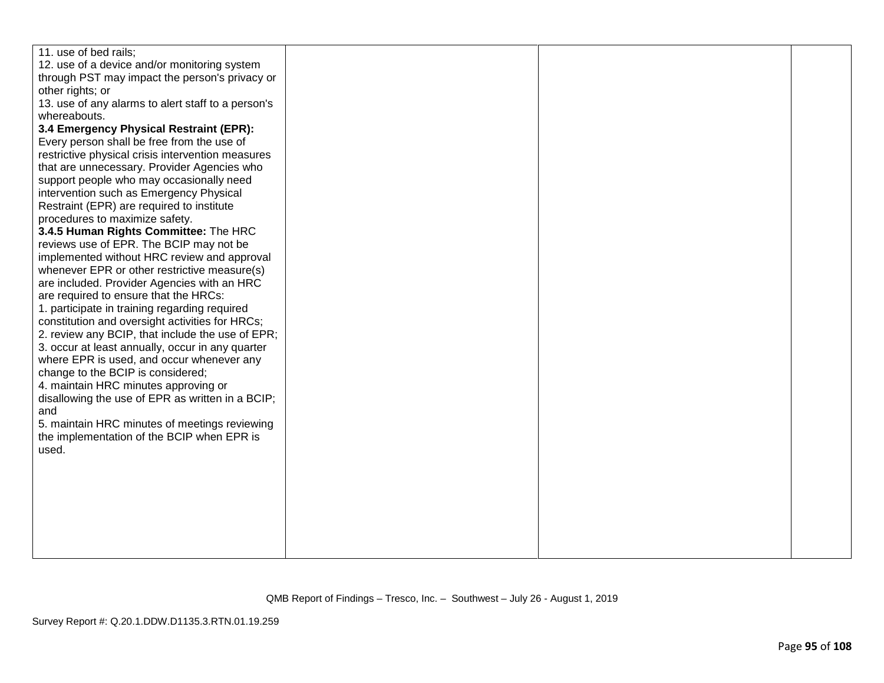| | | | |
|---|---|---|---|
| 11. use of bed rails;<br>12. use of a device and/or monitoring system through PST may impact the person's privacy or other rights; or<br>13. use of any alarms to alert staff to a person's whereabouts.<br>**3.4 Emergency Physical Restraint (EPR):** Every person shall be free from the use of restrictive physical crisis intervention measures that are unnecessary. Provider Agencies who support people who may occasionally need intervention such as Emergency Physical Restraint (EPR) are required to institute procedures to maximize safety.<br>**3.4.5 Human Rights Committee:** The HRC reviews use of EPR. The BCIP may not be implemented without HRC review and approval whenever EPR or other restrictive measure(s) are included. Provider Agencies with an HRC are required to ensure that the HRCs:<br>1. participate in training regarding required constitution and oversight activities for HRCs;<br>2. review any BCIP, that include the use of EPR;<br>3. occur at least annually, occur in any quarter where EPR is used, and occur whenever any change to the BCIP is considered;<br>4. maintain HRC minutes approving or disallowing the use of EPR as written in a BCIP; and<br>5. maintain HRC minutes of meetings reviewing the implementation of the BCIP when EPR is used. | | | |

QMB Report of Findings – Tresco, Inc. – Southwest – July 26 - August 1, 2019

Survey Report #: Q.20.1.DDW.D1135.3.RTN.01.19.259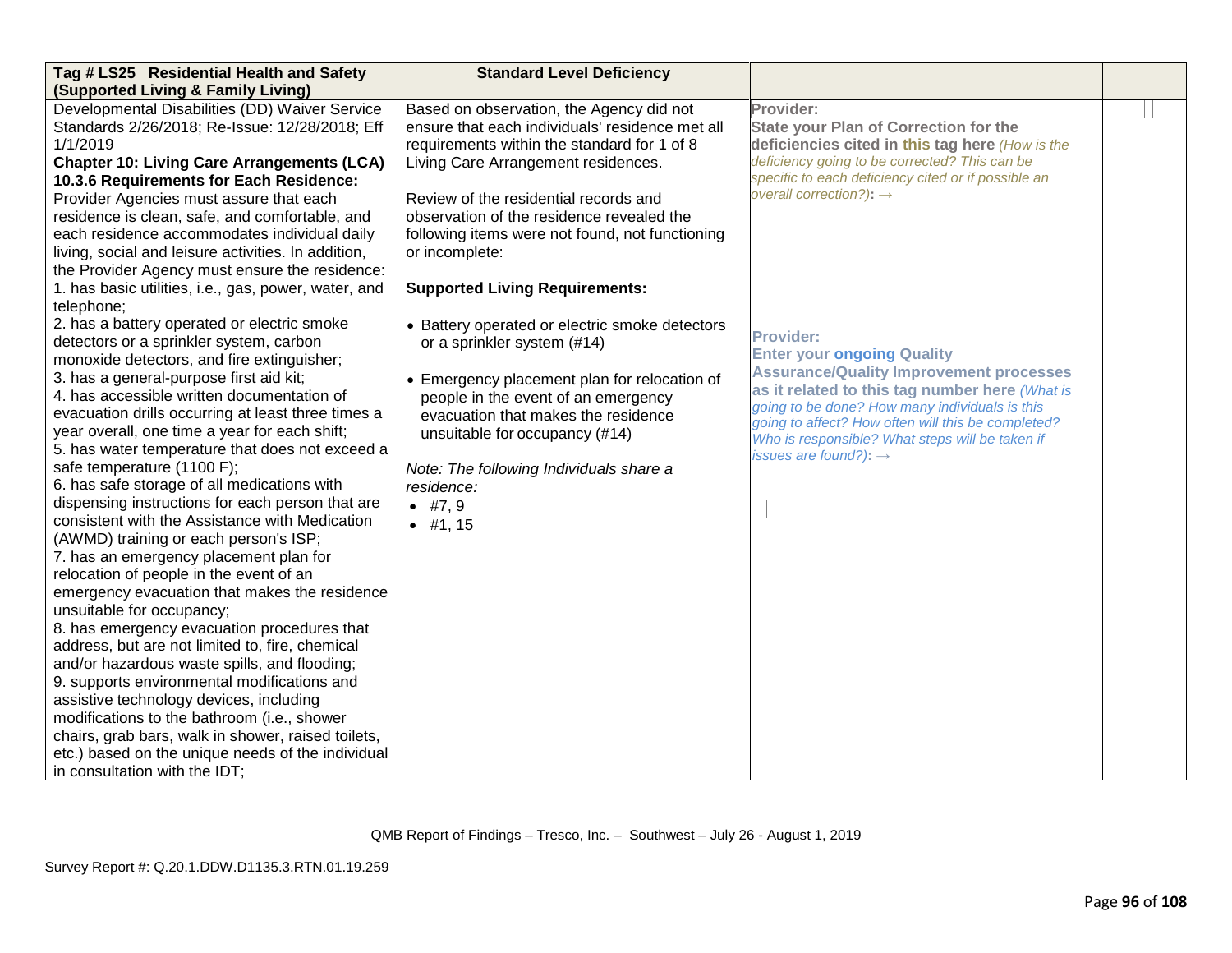| Tag # LS25 Residential Health and Safety (Supported Living & Family Living) | Standard Level Deficiency | | |
|---|---|---|---|
| Developmental Disabilities (DD) Waiver Service Standards 2/26/2018; Re-Issue: 12/28/2018; Eff 1/1/2019<br>**Chapter 10: Living Care Arrangements (LCA) 10.3.6 Requirements for Each Residence:** Provider Agencies must assure that each residence is clean, safe, and comfortable, and each residence accommodates individual daily living, social and leisure activities. In addition, the Provider Agency must ensure the residence:<br>1. has basic utilities, i.e., gas, power, water, and telephone;<br>2. has a battery operated or electric smoke detectors or a sprinkler system, carbon monoxide detectors, and fire extinguisher;<br>3. has a general-purpose first aid kit;<br>4. has accessible written documentation of evacuation drills occurring at least three times a year overall, one time a year for each shift;<br>5. has water temperature that does not exceed a safe temperature (1100 F);<br>6. has safe storage of all medications with dispensing instructions for each person that are consistent with the Assistance with Medication (AWMD) training or each person's ISP;<br>7. has an emergency placement plan for relocation of people in the event of an emergency evacuation that makes the residence unsuitable for occupancy;<br>8. has emergency evacuation procedures that address, but are not limited to, fire, chemical and/or hazardous waste spills, and flooding;<br>9. supports environmental modifications and assistive technology devices, including modifications to the bathroom (i.e., shower chairs, grab bars, walk in shower, raised toilets, etc.) based on the unique needs of the individual in consultation with the IDT; | Based on observation, the Agency did not ensure that each individuals' residence met all requirements within the standard for 1 of 8 Living Care Arrangement residences.<br><br>Review of the residential records and observation of the residence revealed the following items were not found, not functioning or incomplete:<br><br>**Supported Living Requirements:**<br><br>• Battery operated or electric smoke detectors or a sprinkler system (#14)<br><br>• Emergency placement plan for relocation of people in the event of an emergency evacuation that makes the residence unsuitable for occupancy (#14)<br><br>*Note: The following Individuals share a residence:*<br>• #7, 9<br>• #1, 15 | **Provider:**<br>**State your Plan of Correction for the deficiencies cited in this tag here** *(How is the deficiency going to be corrected? This can be specific to each deficiency cited or if possible an overall correction?)*: →<br><br>**Provider:**<br>**Enter your ongoing Quality Assurance/Quality Improvement processes as it related to this tag number here** *(What is going to be done? How many individuals is this going to affect? How often will this be completed? Who is responsible? What steps will be taken if issues are found?)*: → | |

QMB Report of Findings – Tresco, Inc. – Southwest – July 26 - August 1, 2019

Survey Report #: Q.20.1.DDW.D1135.3.RTN.01.19.259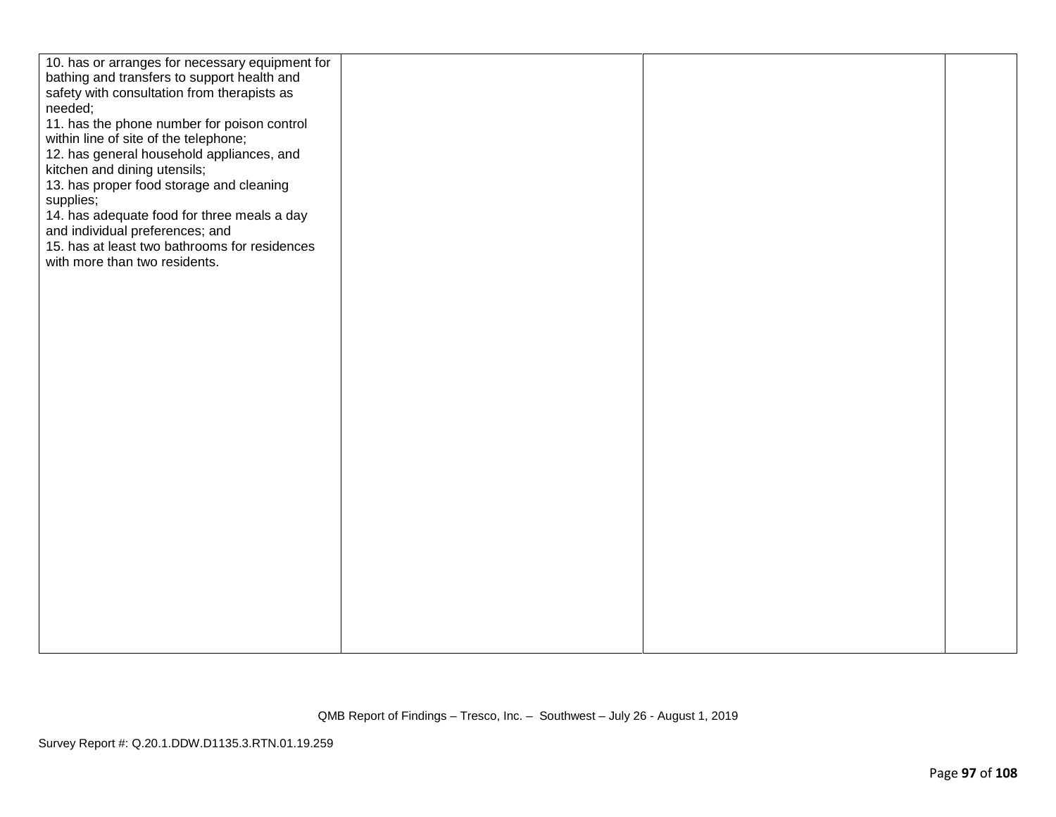| | | | |
|---|---|---|---|
| 10. has or arranges for necessary equipment for bathing and transfers to support health and safety with consultation from therapists as needed;<br>11. has the phone number for poison control within line of site of the telephone;<br>12. has general household appliances, and kitchen and dining utensils;<br>13. has proper food storage and cleaning supplies;<br>14. has adequate food for three meals a day and individual preferences; and<br>15. has at least two bathrooms for residences with more than two residents. | | | |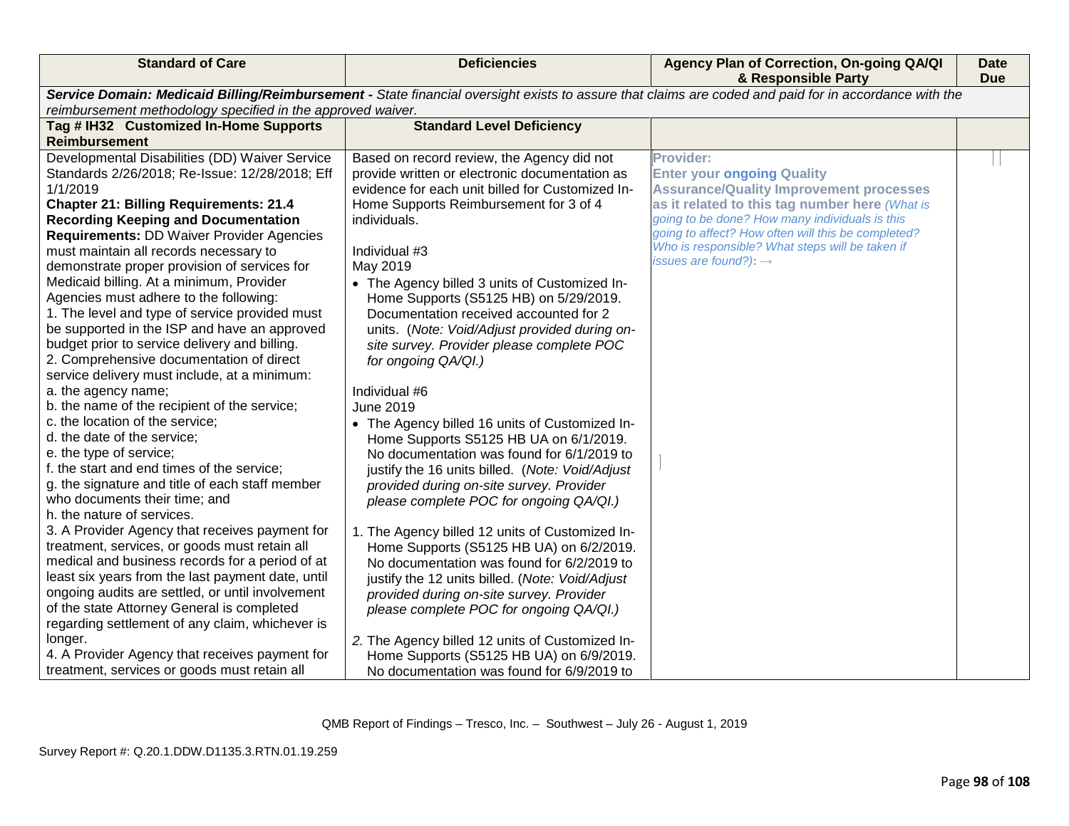| Standard of Care | Deficiencies | Agency Plan of Correction, On-going QA/QI & Responsible Party | Date Due |
|---|---|---|---|
| ***Service Domain: Medicaid Billing/Reimbursement -*** *State financial oversight exists to assure that claims are coded and paid for in accordance with the reimbursement methodology specified in the approved waiver.* | | | |
| **Tag # IH32 Customized In-Home Supports Reimbursement** | **Standard Level Deficiency** | | |
| Developmental Disabilities (DD) Waiver Service Standards 2/26/2018; Re-Issue: 12/28/2018; Eff 1/1/2019<br>**Chapter 21: Billing Requirements: 21.4 Recording Keeping and Documentation Requirements:** DD Waiver Provider Agencies must maintain all records necessary to demonstrate proper provision of services for Medicaid billing. At a minimum, Provider Agencies must adhere to the following:<br>1. The level and type of service provided must be supported in the ISP and have an approved budget prior to service delivery and billing.<br>2. Comprehensive documentation of direct service delivery must include, at a minimum:<br>a. the agency name;<br>b. the name of the recipient of the service;<br>c. the location of the service;<br>d. the date of the service;<br>e. the type of service;<br>f. the start and end times of the service;<br>g. the signature and title of each staff member who documents their time; and<br>h. the nature of services.<br>3. A Provider Agency that receives payment for treatment, services, or goods must retain all medical and business records for a period of at least six years from the last payment date, until ongoing audits are settled, or until involvement of the state Attorney General is completed regarding settlement of any claim, whichever is longer.<br>4. A Provider Agency that receives payment for treatment, services or goods must retain all | Based on record review, the Agency did not provide written or electronic documentation as evidence for each unit billed for Customized In-Home Supports Reimbursement for 3 of 4 individuals.<br><br>Individual #3<br>May 2019<br>• The Agency billed 3 units of Customized In-Home Supports (S5125 HB) on 5/29/2019. Documentation received accounted for 2 units. (*Note: Void/Adjust provided during on-site survey. Provider please complete POC for ongoing QA/QI.)*<br><br>Individual #6<br>June 2019<br>• The Agency billed 16 units of Customized In-Home Supports S5125 HB UA on 6/1/2019. No documentation was found for 6/1/2019 to justify the 16 units billed. (*Note: Void/Adjust provided during on-site survey. Provider please complete POC for ongoing QA/QI.)*<br><br>1. The Agency billed 12 units of Customized In-Home Supports (S5125 HB UA) on 6/2/2019. No documentation was found for 6/2/2019 to justify the 12 units billed. (*Note: Void/Adjust provided during on-site survey. Provider please complete POC for ongoing QA/QI.)*<br><br>2. The Agency billed 12 units of Customized In-Home Supports (S5125 HB UA) on 6/9/2019. No documentation was found for 6/9/2019 to | **Provider:**<br>**Enter your ongoing Quality Assurance/Quality Improvement processes as it related to this tag number here** *(What is going to be done? How many individuals is this going to affect? How often will this be completed? Who is responsible? What steps will be taken if issues are found?):* → | |

QMB Report of Findings – Tresco, Inc. – Southwest – July 26 - August 1, 2019

Survey Report #: Q.20.1.DDW.D1135.3.RTN.01.19.259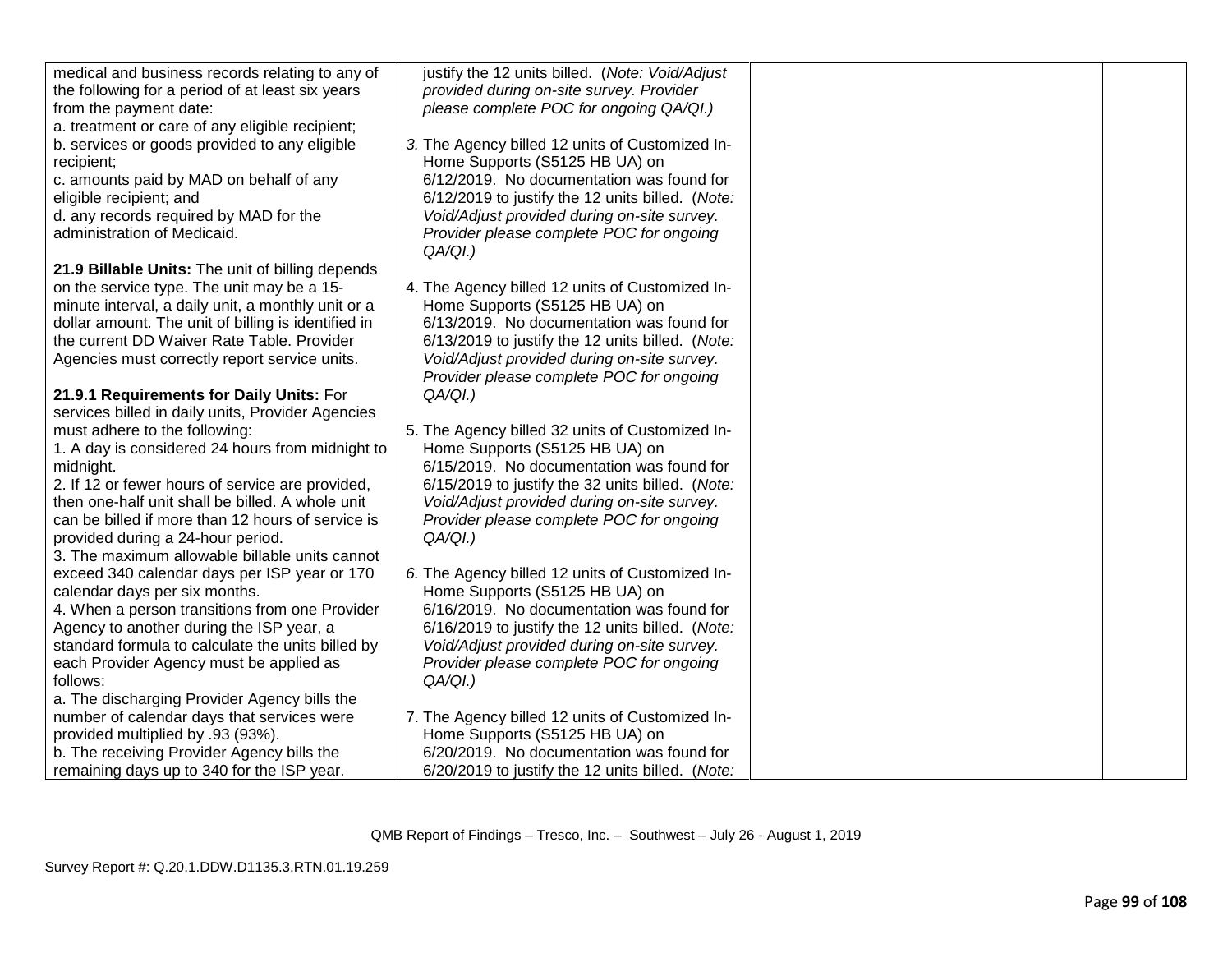| | | | |
|---|---|---|---|
| medical and business records relating to any of the following for a period of at least six years from the payment date:<br>a. treatment or care of any eligible recipient;<br>b. services or goods provided to any eligible recipient;<br>c. amounts paid by MAD on behalf of any eligible recipient; and<br>d. any records required by MAD for the administration of Medicaid.<br><br>**21.9 Billable Units:** The unit of billing depends on the service type. The unit may be a 15-minute interval, a daily unit, a monthly unit or a dollar amount. The unit of billing is identified in the current DD Waiver Rate Table. Provider Agencies must correctly report service units.<br><br>**21.9.1 Requirements for Daily Units:** For services billed in daily units, Provider Agencies must adhere to the following:<br>1. A day is considered 24 hours from midnight to midnight.<br>2. If 12 or fewer hours of service are provided, then one-half unit shall be billed. A whole unit can be billed if more than 12 hours of service is provided during a 24-hour period.<br>3. The maximum allowable billable units cannot exceed 340 calendar days per ISP year or 170 calendar days per six months.<br>4. When a person transitions from one Provider Agency to another during the ISP year, a standard formula to calculate the units billed by each Provider Agency must be applied as follows:<br>a. The discharging Provider Agency bills the number of calendar days that services were provided multiplied by .93 (93%).<br>b. The receiving Provider Agency bills the remaining days up to 340 for the ISP year. | justify the 12 units billed. (*Note: Void/Adjust provided during on-site survey. Provider please complete POC for ongoing QA/QI.)*<br><br>*3.* The Agency billed 12 units of Customized In-Home Supports (S5125 HB UA) on 6/12/2019. No documentation was found for 6/12/2019 to justify the 12 units billed. (*Note: Void/Adjust provided during on-site survey. Provider please complete POC for ongoing QA/QI.)*<br><br>4. The Agency billed 12 units of Customized In-Home Supports (S5125 HB UA) on 6/13/2019. No documentation was found for 6/13/2019 to justify the 12 units billed. (*Note: Void/Adjust provided during on-site survey. Provider please complete POC for ongoing QA/QI.)*<br><br>5. The Agency billed 32 units of Customized In-Home Supports (S5125 HB UA) on 6/15/2019. No documentation was found for 6/15/2019 to justify the 32 units billed. (*Note: Void/Adjust provided during on-site survey. Provider please complete POC for ongoing QA/QI.)*<br><br>*6.* The Agency billed 12 units of Customized In-Home Supports (S5125 HB UA) on 6/16/2019. No documentation was found for 6/16/2019 to justify the 12 units billed. (*Note: Void/Adjust provided during on-site survey. Provider please complete POC for ongoing QA/QI.)*<br><br>7. The Agency billed 12 units of Customized In-Home Supports (S5125 HB UA) on 6/20/2019. No documentation was found for 6/20/2019 to justify the 12 units billed. (*Note:* | | |

QMB Report of Findings – Tresco, Inc. – Southwest – July 26 - August 1, 2019

Survey Report #: Q.20.1.DDW.D1135.3.RTN.01.19.259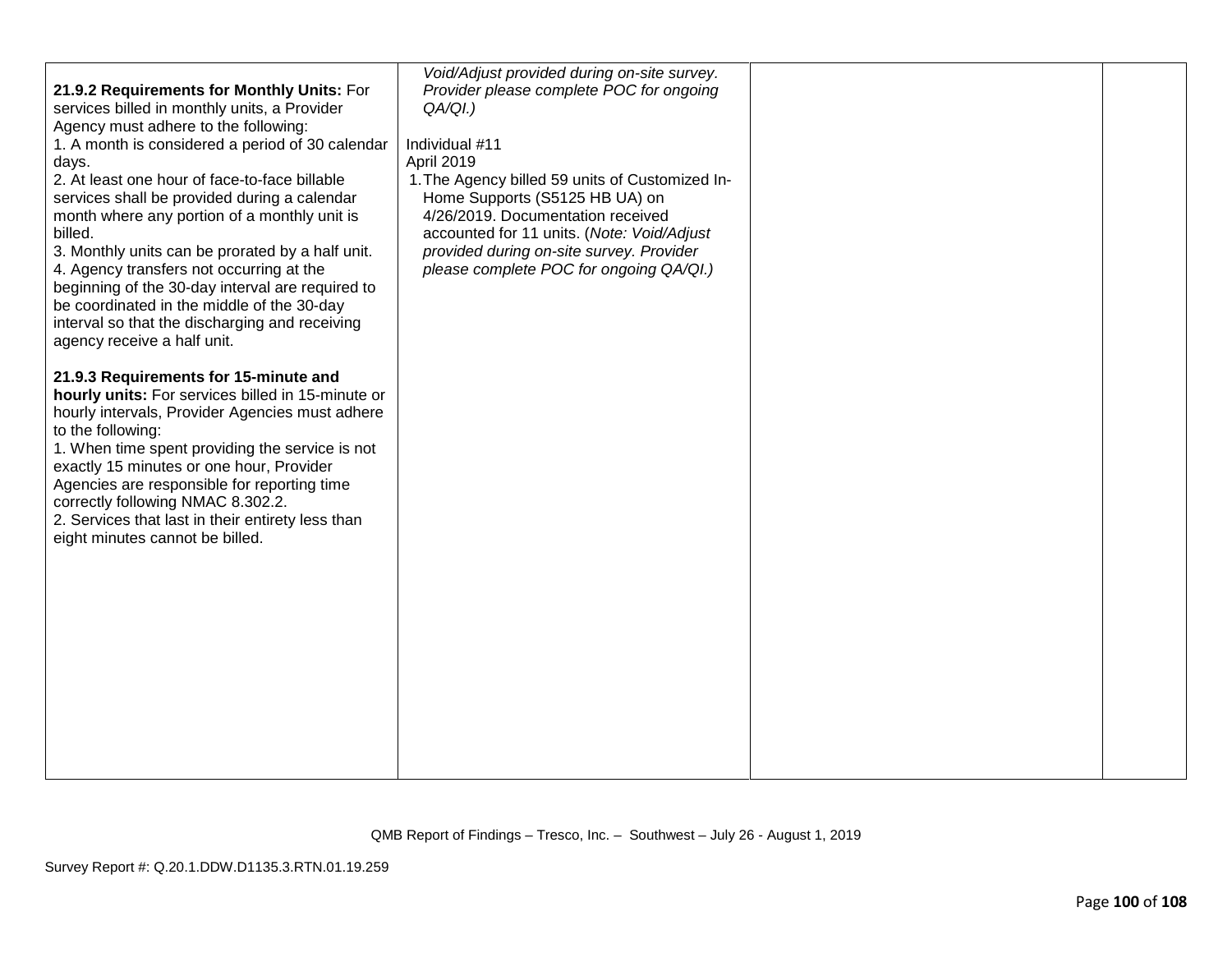| | | | |
|---|---|---|---|
| **21.9.2 Requirements for Monthly Units:** For services billed in monthly units, a Provider Agency must adhere to the following:<br>1. A month is considered a period of 30 calendar days.<br>2. At least one hour of face-to-face billable services shall be provided during a calendar month where any portion of a monthly unit is billed.<br>3. Monthly units can be prorated by a half unit.<br>4. Agency transfers not occurring at the beginning of the 30-day interval are required to be coordinated in the middle of the 30-day interval so that the discharging and receiving agency receive a half unit.<br><br>**21.9.3 Requirements for 15-minute and hourly units:** For services billed in 15-minute or hourly intervals, Provider Agencies must adhere to the following:<br>1. When time spent providing the service is not exactly 15 minutes or one hour, Provider Agencies are responsible for reporting time correctly following NMAC 8.302.2.<br>2. Services that last in their entirety less than eight minutes cannot be billed. | *Void/Adjust provided during on-site survey. Provider please complete POC for ongoing QA/QI.)*<br><br>Individual #11<br>April 2019<br>1. The Agency billed 59 units of Customized In-Home Supports (S5125 HB UA) on 4/26/2019. Documentation received accounted for 11 units. (*Note: Void/Adjust provided during on-site survey. Provider please complete POC for ongoing QA/QI.)* | | |

QMB Report of Findings – Tresco, Inc. – Southwest – July 26 - August 1, 2019

Survey Report #: Q.20.1.DDW.D1135.3.RTN.01.19.259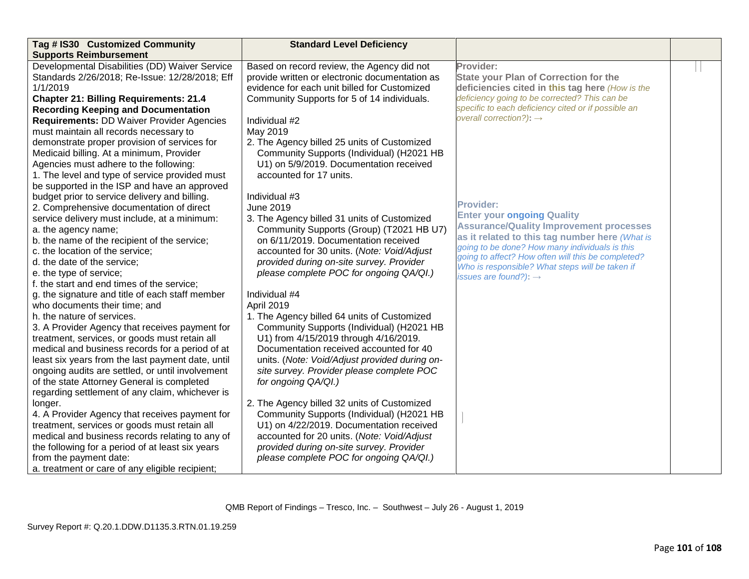| Tag # IS30 Customized Community Supports Reimbursement | Standard Level Deficiency | | |
|---|---|---|---|
| Developmental Disabilities (DD) Waiver Service Standards 2/26/2018; Re-Issue: 12/28/2018; Eff 1/1/2019<br>**Chapter 21: Billing Requirements: 21.4 Recording Keeping and Documentation Requirements:** DD Waiver Provider Agencies must maintain all records necessary to demonstrate proper provision of services for Medicaid billing. At a minimum, Provider Agencies must adhere to the following:<br>1. The level and type of service provided must be supported in the ISP and have an approved budget prior to service delivery and billing.<br>2. Comprehensive documentation of direct service delivery must include, at a minimum:<br>a. the agency name;<br>b. the name of the recipient of the service;<br>c. the location of the service;<br>d. the date of the service;<br>e. the type of service;<br>f. the start and end times of the service;<br>g. the signature and title of each staff member who documents their time; and<br>h. the nature of services.<br>3. A Provider Agency that receives payment for treatment, services, or goods must retain all medical and business records for a period of at least six years from the last payment date, until ongoing audits are settled, or until involvement of the state Attorney General is completed regarding settlement of any claim, whichever is longer.<br>4. A Provider Agency that receives payment for treatment, services or goods must retain all medical and business records relating to any of the following for a period of at least six years from the payment date:<br>a. treatment or care of any eligible recipient; | Based on record review, the Agency did not provide written or electronic documentation as evidence for each unit billed for Customized Community Supports for 5 of 14 individuals.<br><br>Individual #2<br>May 2019<br>2. The Agency billed 25 units of Customized Community Supports (Individual) (H2021 HB U1) on 5/9/2019. Documentation received accounted for 17 units.<br><br>Individual #3<br>June 2019<br>3. The Agency billed 31 units of Customized Community Supports (Group) (T2021 HB U7) on 6/11/2019. Documentation received accounted for 30 units. (*Note: Void/Adjust provided during on-site survey. Provider please complete POC for ongoing QA/QI.)*<br><br>Individual #4<br>April 2019<br>1. The Agency billed 64 units of Customized Community Supports (Individual) (H2021 HB U1) from 4/15/2019 through 4/16/2019. Documentation received accounted for 40 units. (*Note: Void/Adjust provided during on-site survey. Provider please complete POC for ongoing QA/QI.)*<br><br>2. The Agency billed 32 units of Customized Community Supports (Individual) (H2021 HB U1) on 4/22/2019. Documentation received accounted for 20 units. (*Note: Void/Adjust provided during on-site survey. Provider please complete POC for ongoing QA/QI.)* | **Provider:**<br>**State your Plan of Correction for the deficiencies cited in this tag here** *(How is the deficiency going to be corrected? This can be specific to each deficiency cited or if possible an overall correction?)*: →<br><br>**Provider:**<br>**Enter your ongoing Quality Assurance/Quality Improvement processes as it related to this tag number here** *(What is going to be done? How many individuals is this going to affect? How often will this be completed? Who is responsible? What steps will be taken if issues are found?)*: → | |

QMB Report of Findings – Tresco, Inc. – Southwest – July 26 - August 1, 2019

Survey Report #: Q.20.1.DDW.D1135.3.RTN.01.19.259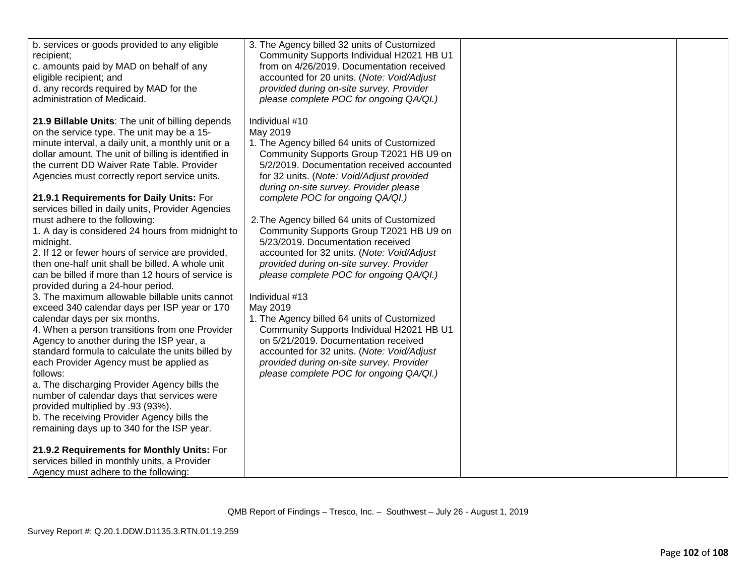| | | | |
|---|---|---|---|
| b. services or goods provided to any eligible recipient;<br>c. amounts paid by MAD on behalf of any eligible recipient; and<br>d. any records required by MAD for the administration of Medicaid.<br><br>**21.9 Billable Units**: The unit of billing depends on the service type. The unit may be a 15-minute interval, a daily unit, a monthly unit or a dollar amount. The unit of billing is identified in the current DD Waiver Rate Table. Provider Agencies must correctly report service units.<br><br>**21.9.1 Requirements for Daily Units:** For services billed in daily units, Provider Agencies must adhere to the following:<br>1. A day is considered 24 hours from midnight to midnight.<br>2. If 12 or fewer hours of service are provided, then one-half unit shall be billed. A whole unit can be billed if more than 12 hours of service is provided during a 24-hour period.<br>3. The maximum allowable billable units cannot exceed 340 calendar days per ISP year or 170 calendar days per six months.<br>4. When a person transitions from one Provider Agency to another during the ISP year, a standard formula to calculate the units billed by each Provider Agency must be applied as follows:<br>a. The discharging Provider Agency bills the number of calendar days that services were provided multiplied by .93 (93%).<br>b. The receiving Provider Agency bills the remaining days up to 340 for the ISP year.<br><br>**21.9.2 Requirements for Monthly Units:** For services billed in monthly units, a Provider Agency must adhere to the following: | 3. The Agency billed 32 units of Customized Community Supports Individual H2021 HB U1 from on 4/26/2019. Documentation received accounted for 20 units. (*Note: Void/Adjust provided during on-site survey. Provider please complete POC for ongoing QA/QI.)*<br><br>Individual #10<br>May 2019<br>1. The Agency billed 64 units of Customized Community Supports Group T2021 HB U9 on 5/2/2019. Documentation received accounted for 32 units. (*Note: Void/Adjust provided during on-site survey. Provider please complete POC for ongoing QA/QI.)*<br><br>2. The Agency billed 64 units of Customized Community Supports Group T2021 HB U9 on 5/23/2019. Documentation received accounted for 32 units. (*Note: Void/Adjust provided during on-site survey. Provider please complete POC for ongoing QA/QI.)*<br><br>Individual #13<br>May 2019<br>1. The Agency billed 64 units of Customized Community Supports Individual H2021 HB U1 on 5/21/2019. Documentation received accounted for 32 units. (*Note: Void/Adjust provided during on-site survey. Provider please complete POC for ongoing QA/QI.)* | | |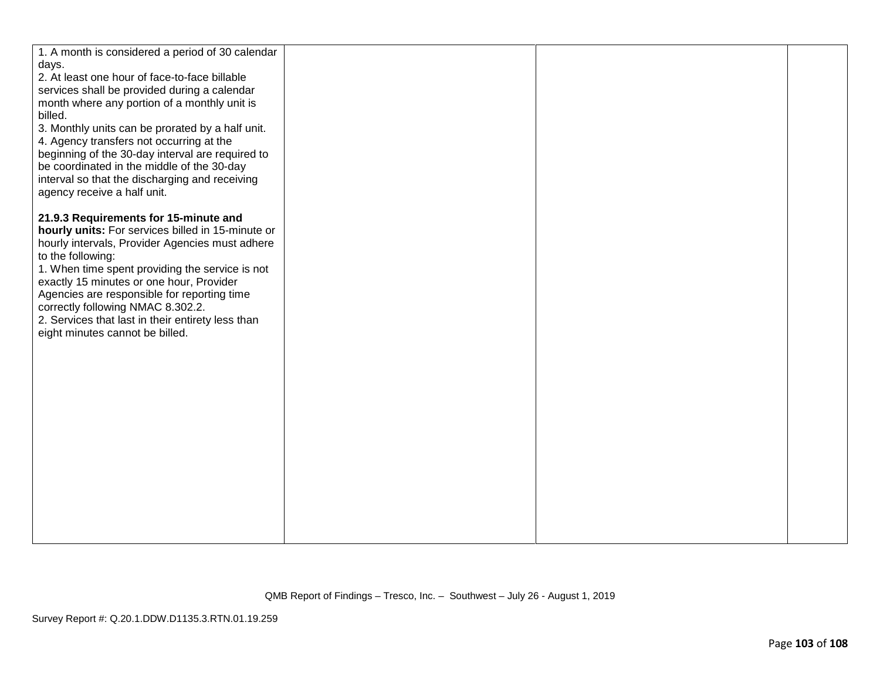| | | | |
|---|---|---|---|
| 1. A month is considered a period of 30 calendar days.<br>2. At least one hour of face-to-face billable services shall be provided during a calendar month where any portion of a monthly unit is billed.<br>3. Monthly units can be prorated by a half unit.<br>4. Agency transfers not occurring at the beginning of the 30-day interval are required to be coordinated in the middle of the 30-day interval so that the discharging and receiving agency receive a half unit.<br><br>**21.9.3 Requirements for 15-minute and hourly units:** For services billed in 15-minute or hourly intervals, Provider Agencies must adhere to the following:<br>1. When time spent providing the service is not exactly 15 minutes or one hour, Provider Agencies are responsible for reporting time correctly following NMAC 8.302.2.<br>2. Services that last in their entirety less than eight minutes cannot be billed. | | | |

QMB Report of Findings – Tresco, Inc. – Southwest – July 26 - August 1, 2019

Survey Report #: Q.20.1.DDW.D1135.3.RTN.01.19.259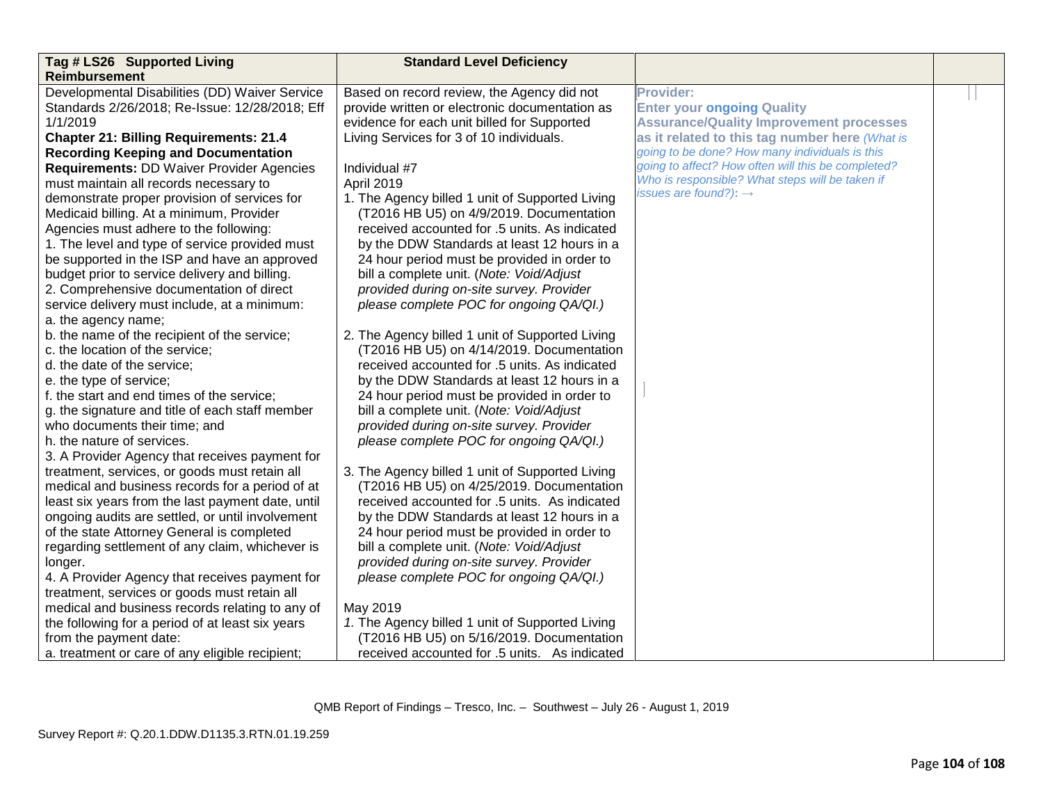| Tag # LS26 Supported Living Reimbursement | Standard Level Deficiency | | |
|---|---|---|---|
| Developmental Disabilities (DD) Waiver Service Standards 2/26/2018; Re-Issue: 12/28/2018; Eff 1/1/2019<br>**Chapter 21: Billing Requirements: 21.4 Recording Keeping and Documentation Requirements:** DD Waiver Provider Agencies must maintain all records necessary to demonstrate proper provision of services for Medicaid billing. At a minimum, Provider Agencies must adhere to the following:<br>1. The level and type of service provided must be supported in the ISP and have an approved budget prior to service delivery and billing.<br>2. Comprehensive documentation of direct service delivery must include, at a minimum:<br>a. the agency name;<br>b. the name of the recipient of the service;<br>c. the location of the service;<br>d. the date of the service;<br>e. the type of service;<br>f. the start and end times of the service;<br>g. the signature and title of each staff member who documents their time; and<br>h. the nature of services.<br>3. A Provider Agency that receives payment for treatment, services, or goods must retain all medical and business records for a period of at least six years from the last payment date, until ongoing audits are settled, or until involvement of the state Attorney General is completed regarding settlement of any claim, whichever is longer.<br>4. A Provider Agency that receives payment for treatment, services or goods must retain all medical and business records relating to any of the following for a period of at least six years from the payment date:<br>a. treatment or care of any eligible recipient; | Based on record review, the Agency did not provide written or electronic documentation as evidence for each unit billed for Supported Living Services for 3 of 10 individuals.<br><br>Individual #7<br>April 2019<br>1. The Agency billed 1 unit of Supported Living (T2016 HB U5) on 4/9/2019. Documentation received accounted for .5 units. As indicated by the DDW Standards at least 12 hours in a 24 hour period must be provided in order to bill a complete unit. (*Note: Void/Adjust provided during on-site survey. Provider please complete POC for ongoing QA/QI.)*<br><br>2. The Agency billed 1 unit of Supported Living (T2016 HB U5) on 4/14/2019. Documentation received accounted for .5 units. As indicated by the DDW Standards at least 12 hours in a 24 hour period must be provided in order to bill a complete unit. (*Note: Void/Adjust provided during on-site survey. Provider please complete POC for ongoing QA/QI.)*<br><br>3. The Agency billed 1 unit of Supported Living (T2016 HB U5) on 4/25/2019. Documentation received accounted for .5 units. As indicated by the DDW Standards at least 12 hours in a 24 hour period must be provided in order to bill a complete unit. (*Note: Void/Adjust provided during on-site survey. Provider please complete POC for ongoing QA/QI.)*<br><br>May 2019<br>1. The Agency billed 1 unit of Supported Living (T2016 HB U5) on 5/16/2019. Documentation received accounted for .5 units. As indicated | **Provider:**<br>**Enter your ongoing Quality Assurance/Quality Improvement processes as it related to this tag number here** *(What is going to be done? How many individuals is this going to affect? How often will this be completed? Who is responsible? What steps will be taken if issues are found?)*: → | |

QMB Report of Findings – Tresco, Inc. – Southwest – July 26 - August 1, 2019

Survey Report #: Q.20.1.DDW.D1135.3.RTN.01.19.259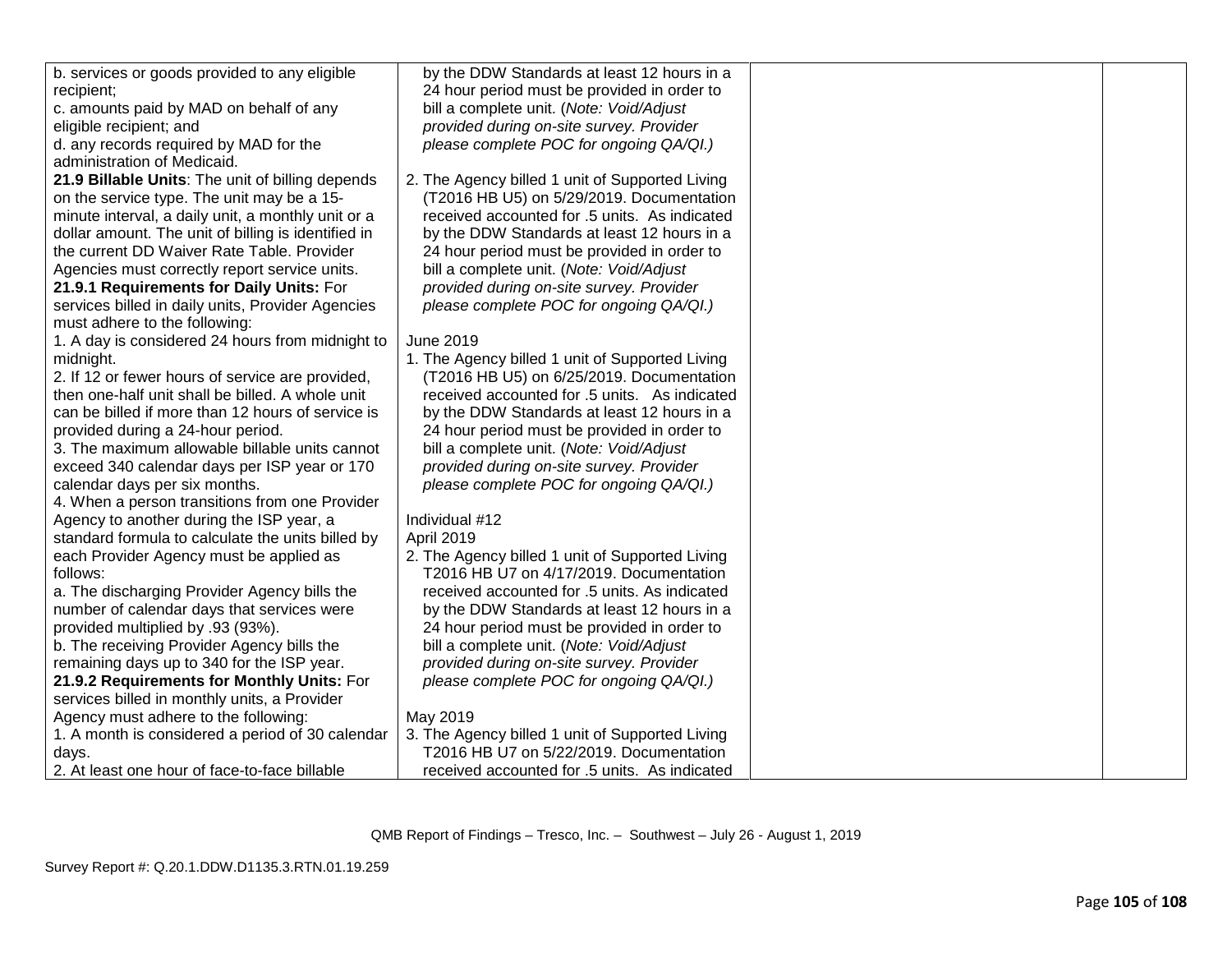| | | | |
|---|---|---|---|
| b. services or goods provided to any eligible recipient;<br>c. amounts paid by MAD on behalf of any eligible recipient; and<br>d. any records required by MAD for the administration of Medicaid.<br>**21.9 Billable Units**: The unit of billing depends on the service type. The unit may be a 15-minute interval, a daily unit, a monthly unit or a dollar amount. The unit of billing is identified in the current DD Waiver Rate Table. Provider Agencies must correctly report service units.<br>**21.9.1 Requirements for Daily Units:** For services billed in daily units, Provider Agencies must adhere to the following:<br>1. A day is considered 24 hours from midnight to midnight.<br>2. If 12 or fewer hours of service are provided, then one-half unit shall be billed. A whole unit can be billed if more than 12 hours of service is provided during a 24-hour period.<br>3. The maximum allowable billable units cannot exceed 340 calendar days per ISP year or 170 calendar days per six months.<br>4. When a person transitions from one Provider Agency to another during the ISP year, a standard formula to calculate the units billed by each Provider Agency must be applied as follows:<br>a. The discharging Provider Agency bills the number of calendar days that services were provided multiplied by .93 (93%).<br>b. The receiving Provider Agency bills the remaining days up to 340 for the ISP year.<br>**21.9.2 Requirements for Monthly Units:** For services billed in monthly units, a Provider Agency must adhere to the following:<br>1. A month is considered a period of 30 calendar days.<br>2. At least one hour of face-to-face billable | by the DDW Standards at least 12 hours in a 24 hour period must be provided in order to bill a complete unit. (*Note: Void/Adjust provided during on-site survey. Provider please complete POC for ongoing QA/QI.)*<br><br>2. The Agency billed 1 unit of Supported Living (T2016 HB U5) on 5/29/2019. Documentation received accounted for .5 units. As indicated by the DDW Standards at least 12 hours in a 24 hour period must be provided in order to bill a complete unit. (*Note: Void/Adjust provided during on-site survey. Provider please complete POC for ongoing QA/QI.)*<br><br>June 2019<br>1. The Agency billed 1 unit of Supported Living (T2016 HB U5) on 6/25/2019. Documentation received accounted for .5 units. As indicated by the DDW Standards at least 12 hours in a 24 hour period must be provided in order to bill a complete unit. (*Note: Void/Adjust provided during on-site survey. Provider please complete POC for ongoing QA/QI.)*<br><br>Individual #12<br>April 2019<br>2. The Agency billed 1 unit of Supported Living T2016 HB U7 on 4/17/2019. Documentation received accounted for .5 units. As indicated by the DDW Standards at least 12 hours in a 24 hour period must be provided in order to bill a complete unit. (*Note: Void/Adjust provided during on-site survey. Provider please complete POC for ongoing QA/QI.)*<br><br>May 2019<br>3. The Agency billed 1 unit of Supported Living T2016 HB U7 on 5/22/2019. Documentation received accounted for .5 units. As indicated | | |

QMB Report of Findings – Tresco, Inc. – Southwest – July 26 - August 1, 2019

Survey Report #: Q.20.1.DDW.D1135.3.RTN.01.19.259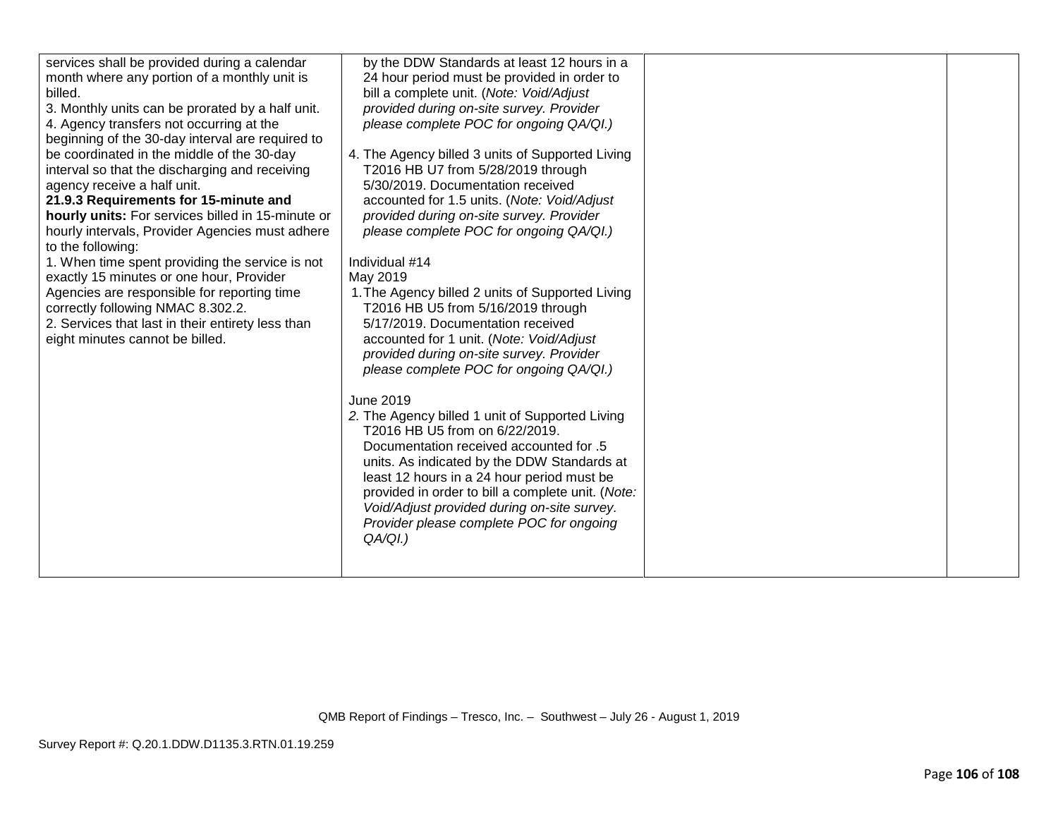| | | | |
|---|---|---|---|
| services shall be provided during a calendar month where any portion of a monthly unit is billed.<br>3. Monthly units can be prorated by a half unit.<br>4. Agency transfers not occurring at the beginning of the 30-day interval are required to be coordinated in the middle of the 30-day interval so that the discharging and receiving agency receive a half unit.<br>**21.9.3 Requirements for 15-minute and hourly units:** For services billed in 15-minute or hourly intervals, Provider Agencies must adhere to the following:<br>1. When time spent providing the service is not exactly 15 minutes or one hour, Provider Agencies are responsible for reporting time correctly following NMAC 8.302.2.<br>2. Services that last in their entirety less than eight minutes cannot be billed. | by the DDW Standards at least 12 hours in a 24 hour period must be provided in order to bill a complete unit. (*Note: Void/Adjust provided during on-site survey. Provider please complete POC for ongoing QA/QI.)*<br><br>4. The Agency billed 3 units of Supported Living T2016 HB U7 from 5/28/2019 through 5/30/2019. Documentation received accounted for 1.5 units. (*Note: Void/Adjust provided during on-site survey. Provider please complete POC for ongoing QA/QI.)*<br><br>Individual #14<br>May 2019<br>1. The Agency billed 2 units of Supported Living T2016 HB U5 from 5/16/2019 through 5/17/2019. Documentation received accounted for 1 unit. (*Note: Void/Adjust provided during on-site survey. Provider please complete POC for ongoing QA/QI.)*<br><br>June 2019<br>*2.* The Agency billed 1 unit of Supported Living T2016 HB U5 from on 6/22/2019. Documentation received accounted for .5 units. As indicated by the DDW Standards at least 12 hours in a 24 hour period must be provided in order to bill a complete unit. (*Note: Void/Adjust provided during on-site survey. Provider please complete POC for ongoing QA/QI.)* | | |

QMB Report of Findings – Tresco, Inc. – Southwest – July 26 - August 1, 2019

Survey Report #: Q.20.1.DDW.D1135.3.RTN.01.19.259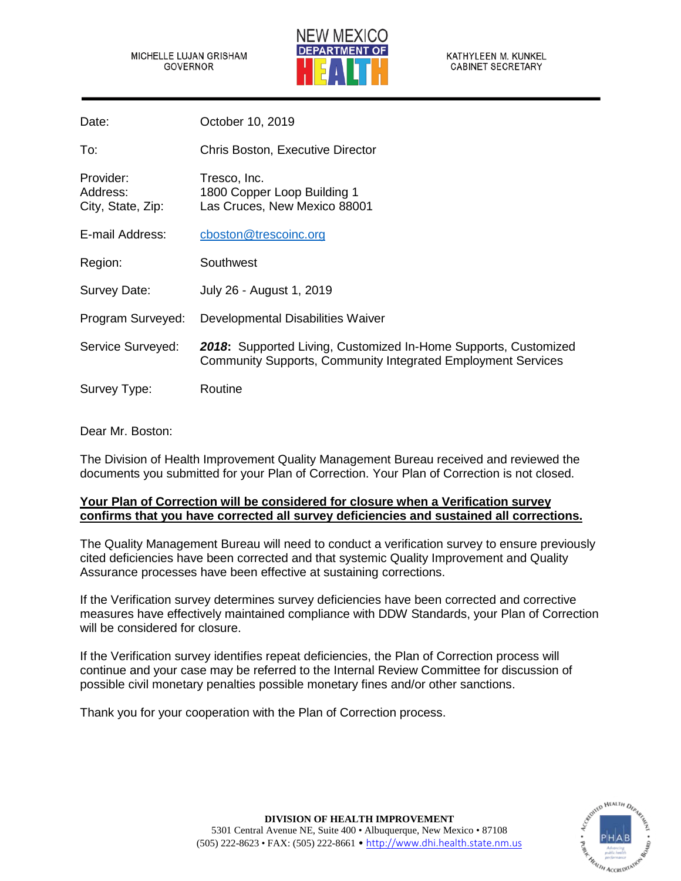MICHELLE LUJAN GRISHAM
GOVERNOR

NEW MEXICO
DEPARTMENT OF
HEALTH

KATHYLEEN M. KUNKEL
CABINET SECRETARY

| | |
|---|---|
| Date: | October 10, 2019 |
| To: | Chris Boston, Executive Director |
| Provider:<br>Address:<br>City, State, Zip: | Tresco, Inc.<br>1800 Copper Loop Building 1<br>Las Cruces, New Mexico 88001 |
| E-mail Address: | cboston@trescoinc.org |
| Region: | Southwest |
| Survey Date: | July 26 - August 1, 2019 |
| Program Surveyed: | Developmental Disabilities Waiver |
| Service Surveyed: | ***2018***: Supported Living, Customized In-Home Supports, Customized Community Supports, Community Integrated Employment Services |
| Survey Type: | Routine |

Dear Mr. Boston:

The Division of Health Improvement Quality Management Bureau received and reviewed the documents you submitted for your Plan of Correction. Your Plan of Correction is not closed.

**Your Plan of Correction will be considered for closure when a Verification survey confirms that you have corrected all survey deficiencies and sustained all corrections.**

The Quality Management Bureau will need to conduct a verification survey to ensure previously cited deficiencies have been corrected and that systemic Quality Improvement and Quality Assurance processes have been effective at sustaining corrections.

If the Verification survey determines survey deficiencies have been corrected and corrective measures have effectively maintained compliance with DDW Standards, your Plan of Correction will be considered for closure.

If the Verification survey identifies repeat deficiencies, the Plan of Correction process will continue and your case may be referred to the Internal Review Committee for discussion of possible civil monetary penalties possible monetary fines and/or other sanctions.

Thank you for your cooperation with the Plan of Correction process.

**DIVISION OF HEALTH IMPROVEMENT**
5301 Central Avenue NE, Suite 400 • Albuquerque, New Mexico • 87108
(505) 222-8623 • FAX: (505) 222-8661 • http://www.dhi.health.state.nm.us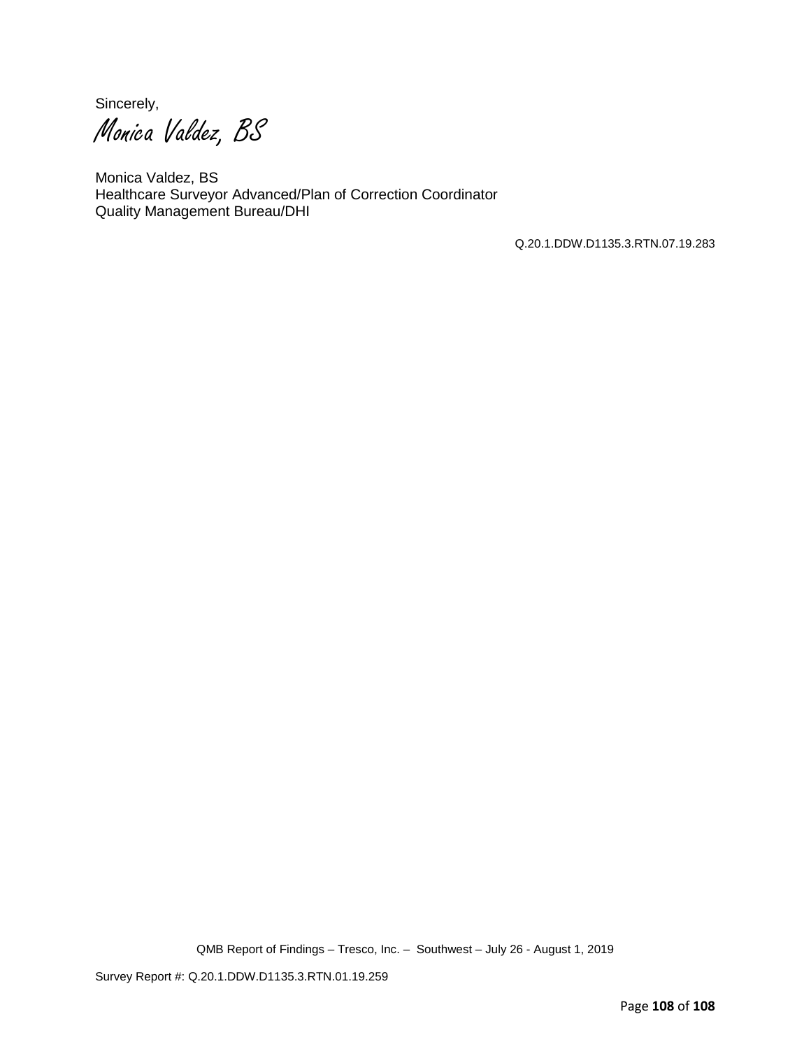Sincerely,

*Monica Valdez, BS*

Monica Valdez, BS
Healthcare Surveyor Advanced/Plan of Correction Coordinator
Quality Management Bureau/DHI

Q.20.1.DDW.D1135.3.RTN.07.19.283